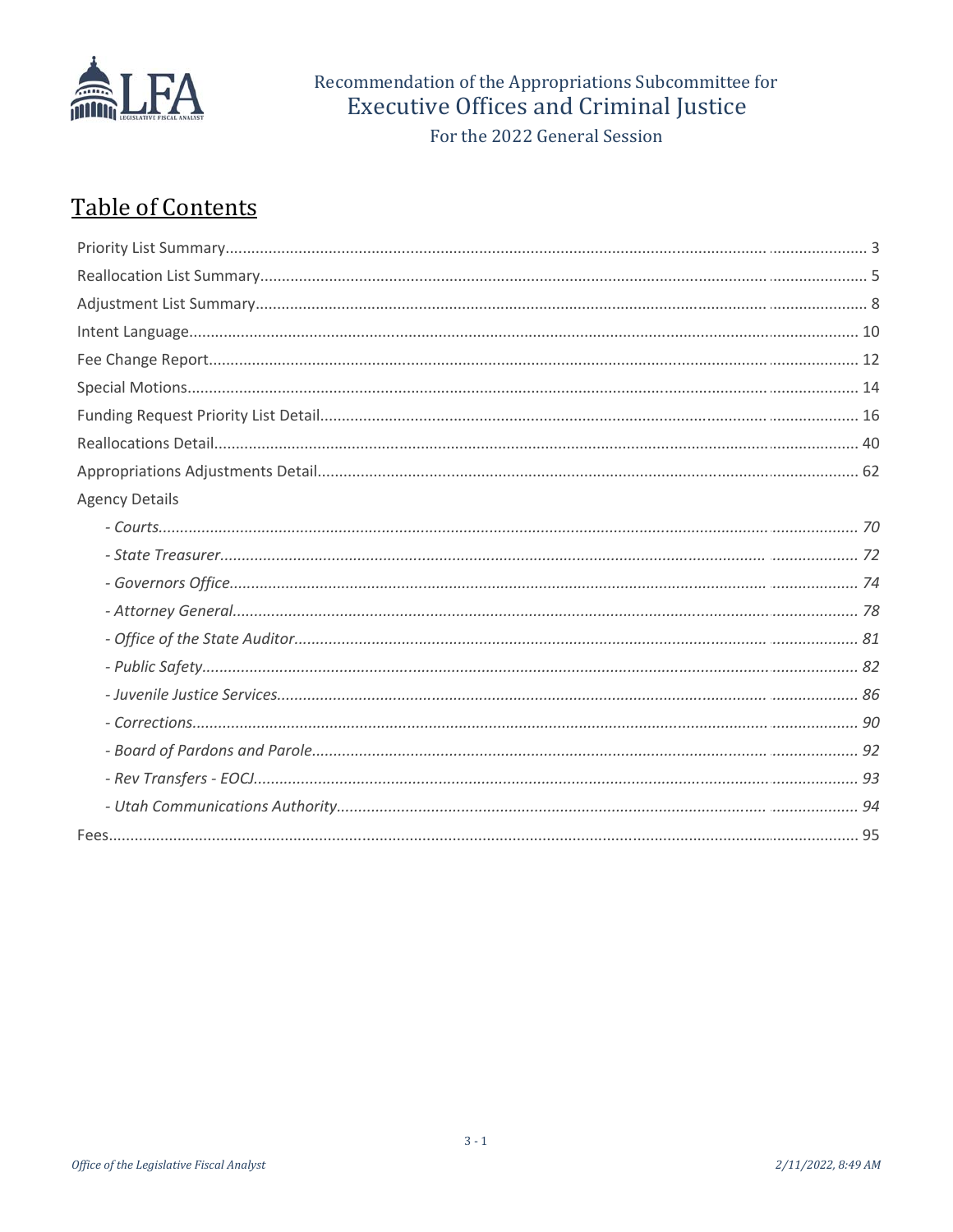Recommendation of the Appropriations Subcommittee for

# Executive Offices and Criminal Justice

For the 2022 General Session

## Table of Contents

| | |
|---|---|
| Priority List Summary | 3 |
| Reallocation List Summary | 5 |
| Adjustment List Summary | 8 |
| Intent Language | 10 |
| Fee Change Report | 12 |
| Special Motions | 14 |
| Funding Request Priority List Detail | 16 |
| Reallocations Detail | 40 |
| Appropriations Adjustments Detail | 62 |
| Agency Details | |
| *- Courts* | *70* |
| *- State Treasurer* | *72* |
| *- Governors Office* | *74* |
| *- Attorney General* | *78* |
| *- Office of the State Auditor* | *81* |
| *- Public Safety* | *82* |
| *- Juvenile Justice Services* | *86* |
| *- Corrections* | *90* |
| *- Board of Pardons and Parole* | *92* |
| *- Rev Transfers - EOCJ* | *93* |
| *- Utah Communications Authority* | *94* |
| Fees | 95 |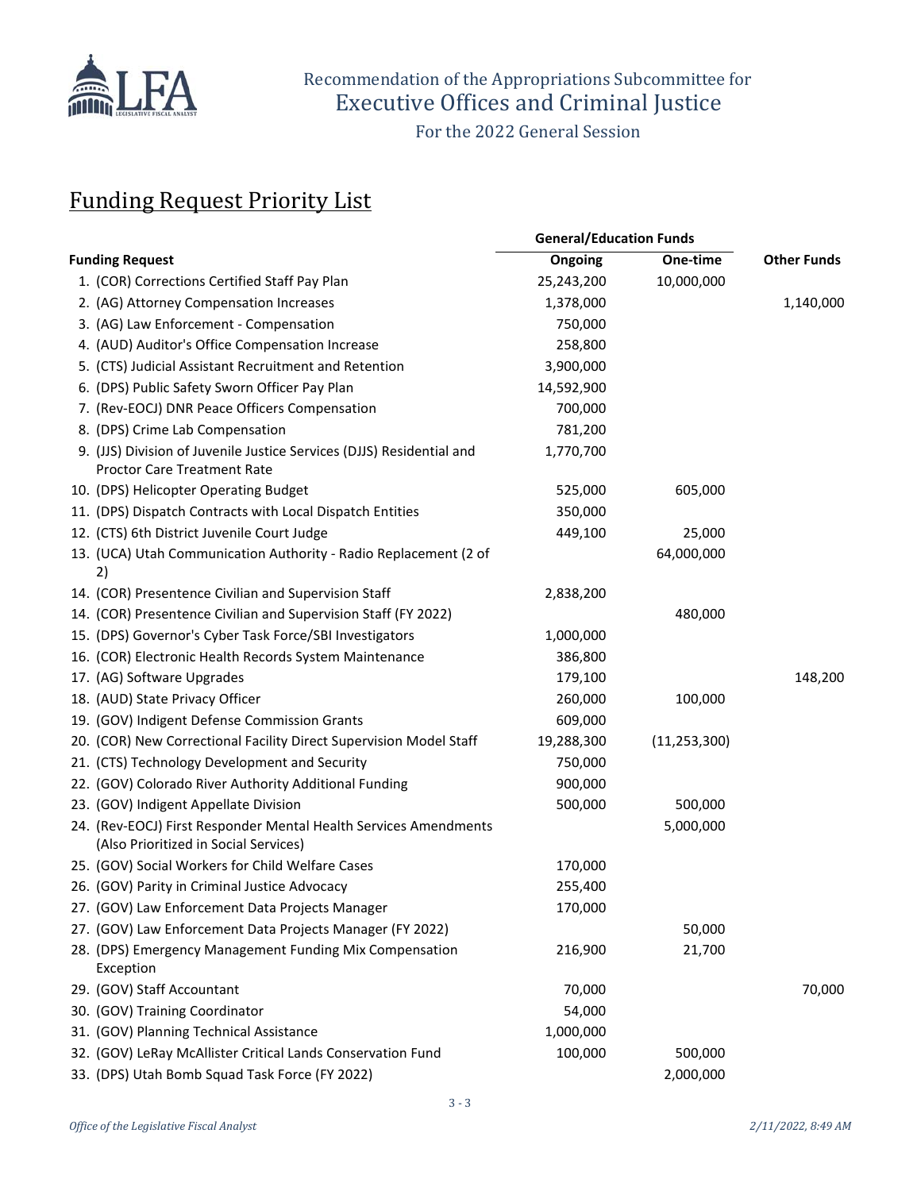Recommendation of the Appropriations Subcommittee for
# Executive Offices and Criminal Justice
For the 2022 General Session

## Funding Request Priority List

| Funding Request | General/Education Funds Ongoing | General/Education Funds One-time | Other Funds |
|---|---|---|---|
| 1. (COR) Corrections Certified Staff Pay Plan | 25,243,200 | 10,000,000 | |
| 2. (AG) Attorney Compensation Increases | 1,378,000 | | 1,140,000 |
| 3. (AG) Law Enforcement - Compensation | 750,000 | | |
| 4. (AUD) Auditor's Office Compensation Increase | 258,800 | | |
| 5. (CTS) Judicial Assistant Recruitment and Retention | 3,900,000 | | |
| 6. (DPS) Public Safety Sworn Officer Pay Plan | 14,592,900 | | |
| 7. (Rev-EOCJ) DNR Peace Officers Compensation | 700,000 | | |
| 8. (DPS) Crime Lab Compensation | 781,200 | | |
| 9. (JJS) Division of Juvenile Justice Services (DJJS) Residential and Proctor Care Treatment Rate | 1,770,700 | | |
| 10. (DPS) Helicopter Operating Budget | 525,000 | 605,000 | |
| 11. (DPS) Dispatch Contracts with Local Dispatch Entities | 350,000 | | |
| 12. (CTS) 6th District Juvenile Court Judge | 449,100 | 25,000 | |
| 13. (UCA) Utah Communication Authority - Radio Replacement (2 of 2) | | 64,000,000 | |
| 14. (COR) Presentence Civilian and Supervision Staff | 2,838,200 | | |
| 14. (COR) Presentence Civilian and Supervision Staff (FY 2022) | | 480,000 | |
| 15. (DPS) Governor's Cyber Task Force/SBI Investigators | 1,000,000 | | |
| 16. (COR) Electronic Health Records System Maintenance | 386,800 | | |
| 17. (AG) Software Upgrades | 179,100 | | 148,200 |
| 18. (AUD) State Privacy Officer | 260,000 | 100,000 | |
| 19. (GOV) Indigent Defense Commission Grants | 609,000 | | |
| 20. (COR) New Correctional Facility Direct Supervision Model Staff | 19,288,300 | (11,253,300) | |
| 21. (CTS) Technology Development and Security | 750,000 | | |
| 22. (GOV) Colorado River Authority Additional Funding | 900,000 | | |
| 23. (GOV) Indigent Appellate Division | 500,000 | 500,000 | |
| 24. (Rev-EOCJ) First Responder Mental Health Services Amendments (Also Prioritized in Social Services) | | 5,000,000 | |
| 25. (GOV) Social Workers for Child Welfare Cases | 170,000 | | |
| 26. (GOV) Parity in Criminal Justice Advocacy | 255,400 | | |
| 27. (GOV) Law Enforcement Data Projects Manager | 170,000 | | |
| 27. (GOV) Law Enforcement Data Projects Manager (FY 2022) | | 50,000 | |
| 28. (DPS) Emergency Management Funding Mix Compensation Exception | 216,900 | 21,700 | |
| 29. (GOV) Staff Accountant | 70,000 | | 70,000 |
| 30. (GOV) Training Coordinator | 54,000 | | |
| 31. (GOV) Planning Technical Assistance | 1,000,000 | | |
| 32. (GOV) LeRay McAllister Critical Lands Conservation Fund | 100,000 | 500,000 | |
| 33. (DPS) Utah Bomb Squad Task Force (FY 2022) | | 2,000,000 | |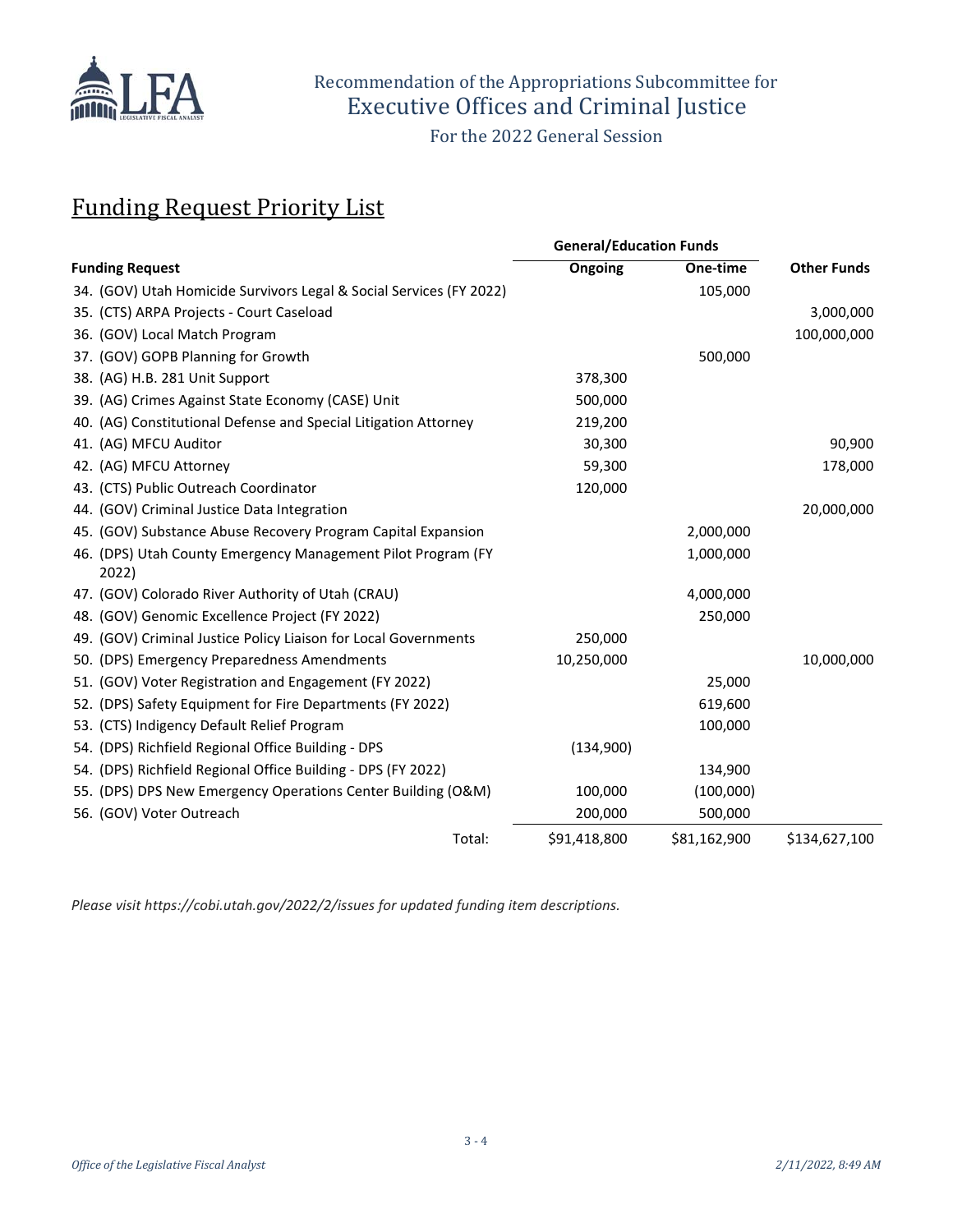Recommendation of the Appropriations Subcommittee for
Executive Offices and Criminal Justice
For the 2022 General Session

# Funding Request Priority List

| Funding Request | General/Education Funds | | Other Funds |
|---|---|---|---|
| | Ongoing | One-time | |
| 34. (GOV) Utah Homicide Survivors Legal & Social Services (FY 2022) | | 105,000 | |
| 35. (CTS) ARPA Projects - Court Caseload | | | 3,000,000 |
| 36. (GOV) Local Match Program | | | 100,000,000 |
| 37. (GOV) GOPB Planning for Growth | | 500,000 | |
| 38. (AG) H.B. 281 Unit Support | 378,300 | | |
| 39. (AG) Crimes Against State Economy (CASE) Unit | 500,000 | | |
| 40. (AG) Constitutional Defense and Special Litigation Attorney | 219,200 | | |
| 41. (AG) MFCU Auditor | 30,300 | | 90,900 |
| 42. (AG) MFCU Attorney | 59,300 | | 178,000 |
| 43. (CTS) Public Outreach Coordinator | 120,000 | | |
| 44. (GOV) Criminal Justice Data Integration | | | 20,000,000 |
| 45. (GOV) Substance Abuse Recovery Program Capital Expansion | | 2,000,000 | |
| 46. (DPS) Utah County Emergency Management Pilot Program (FY 2022) | | 1,000,000 | |
| 47. (GOV) Colorado River Authority of Utah (CRAU) | | 4,000,000 | |
| 48. (GOV) Genomic Excellence Project (FY 2022) | | 250,000 | |
| 49. (GOV) Criminal Justice Policy Liaison for Local Governments | 250,000 | | |
| 50. (DPS) Emergency Preparedness Amendments | 10,250,000 | | 10,000,000 |
| 51. (GOV) Voter Registration and Engagement (FY 2022) | | 25,000 | |
| 52. (DPS) Safety Equipment for Fire Departments (FY 2022) | | 619,600 | |
| 53. (CTS) Indigency Default Relief Program | | 100,000 | |
| 54. (DPS) Richfield Regional Office Building - DPS | (134,900) | | |
| 54. (DPS) Richfield Regional Office Building - DPS (FY 2022) | | 134,900 | |
| 55. (DPS) DPS New Emergency Operations Center Building (O&M) | 100,000 | (100,000) | |
| 56. (GOV) Voter Outreach | 200,000 | 500,000 | |
| Total: | $91,418,800 | $81,162,900 | $134,627,100 |

*Please visit https://cobi.utah.gov/2022/2/issues for updated funding item descriptions.*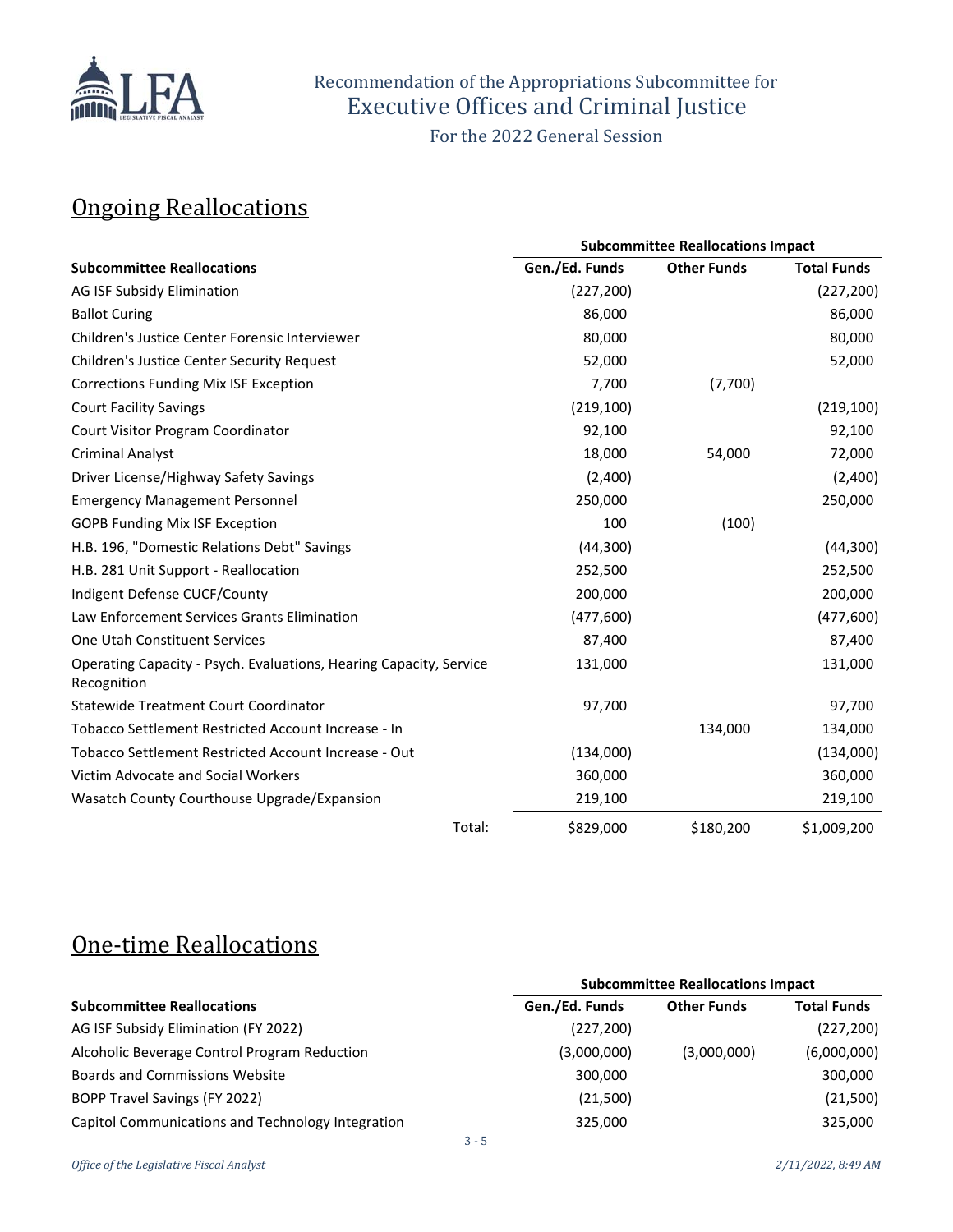# Recommendation of the Appropriations Subcommittee for Executive Offices and Criminal Justice

For the 2022 General Session

## Ongoing Reallocations

| Subcommittee Reallocations | Subcommittee Reallocations Impact | | |
|---|---|---|---|
| | **Gen./Ed. Funds** | **Other Funds** | **Total Funds** |
| AG ISF Subsidy Elimination | (227,200) | | (227,200) |
| Ballot Curing | 86,000 | | 86,000 |
| Children's Justice Center Forensic Interviewer | 80,000 | | 80,000 |
| Children's Justice Center Security Request | 52,000 | | 52,000 |
| Corrections Funding Mix ISF Exception | 7,700 | (7,700) | |
| Court Facility Savings | (219,100) | | (219,100) |
| Court Visitor Program Coordinator | 92,100 | | 92,100 |
| Criminal Analyst | 18,000 | 54,000 | 72,000 |
| Driver License/Highway Safety Savings | (2,400) | | (2,400) |
| Emergency Management Personnel | 250,000 | | 250,000 |
| GOPB Funding Mix ISF Exception | 100 | (100) | |
| H.B. 196, "Domestic Relations Debt" Savings | (44,300) | | (44,300) |
| H.B. 281 Unit Support - Reallocation | 252,500 | | 252,500 |
| Indigent Defense CUCF/County | 200,000 | | 200,000 |
| Law Enforcement Services Grants Elimination | (477,600) | | (477,600) |
| One Utah Constituent Services | 87,400 | | 87,400 |
| Operating Capacity - Psych. Evaluations, Hearing Capacity, Service Recognition | 131,000 | | 131,000 |
| Statewide Treatment Court Coordinator | 97,700 | | 97,700 |
| Tobacco Settlement Restricted Account Increase - In | | 134,000 | 134,000 |
| Tobacco Settlement Restricted Account Increase - Out | (134,000) | | (134,000) |
| Victim Advocate and Social Workers | 360,000 | | 360,000 |
| Wasatch County Courthouse Upgrade/Expansion | 219,100 | | 219,100 |
| Total: | $829,000 | $180,200 | $1,009,200 |

## One-time Reallocations

| Subcommittee Reallocations | Subcommittee Reallocations Impact | | |
|---|---|---|---|
| | **Gen./Ed. Funds** | **Other Funds** | **Total Funds** |
| AG ISF Subsidy Elimination (FY 2022) | (227,200) | | (227,200) |
| Alcoholic Beverage Control Program Reduction | (3,000,000) | (3,000,000) | (6,000,000) |
| Boards and Commissions Website | 300,000 | | 300,000 |
| BOPP Travel Savings (FY 2022) | (21,500) | | (21,500) |
| Capitol Communications and Technology Integration | 325,000 | | 325,000 |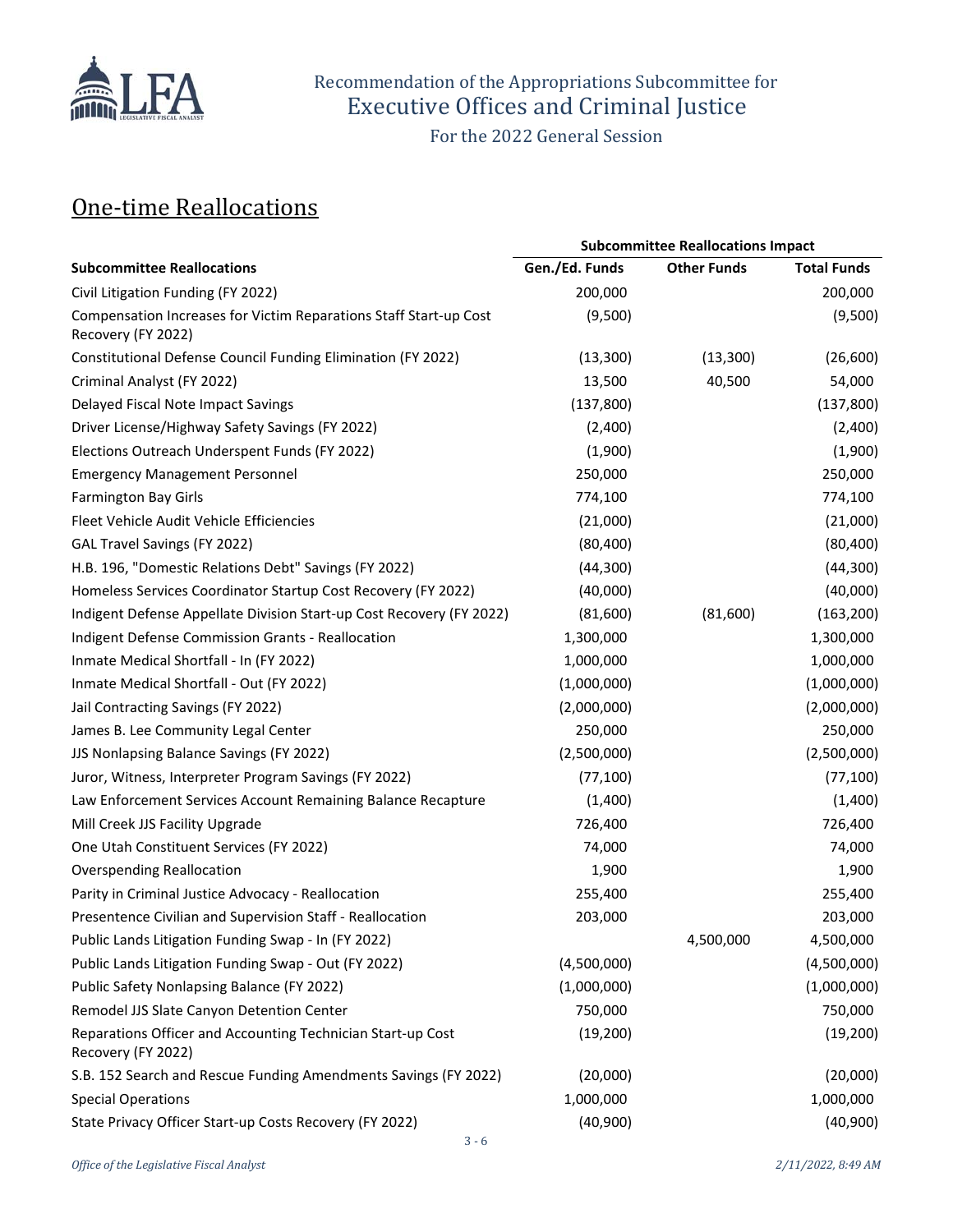Recommendation of the Appropriations Subcommittee for
Executive Offices and Criminal Justice
For the 2022 General Session

## One-time Reallocations

| Subcommittee Reallocations | Subcommittee Reallocations Impact | | |
|---|---|---|---|
| | Gen./Ed. Funds | Other Funds | Total Funds |
| Civil Litigation Funding (FY 2022) | 200,000 | | 200,000 |
| Compensation Increases for Victim Reparations Staff Start-up Cost Recovery (FY 2022) | (9,500) | | (9,500) |
| Constitutional Defense Council Funding Elimination (FY 2022) | (13,300) | (13,300) | (26,600) |
| Criminal Analyst (FY 2022) | 13,500 | 40,500 | 54,000 |
| Delayed Fiscal Note Impact Savings | (137,800) | | (137,800) |
| Driver License/Highway Safety Savings (FY 2022) | (2,400) | | (2,400) |
| Elections Outreach Underspent Funds (FY 2022) | (1,900) | | (1,900) |
| Emergency Management Personnel | 250,000 | | 250,000 |
| Farmington Bay Girls | 774,100 | | 774,100 |
| Fleet Vehicle Audit Vehicle Efficiencies | (21,000) | | (21,000) |
| GAL Travel Savings (FY 2022) | (80,400) | | (80,400) |
| H.B. 196, "Domestic Relations Debt" Savings (FY 2022) | (44,300) | | (44,300) |
| Homeless Services Coordinator Startup Cost Recovery (FY 2022) | (40,000) | | (40,000) |
| Indigent Defense Appellate Division Start-up Cost Recovery (FY 2022) | (81,600) | (81,600) | (163,200) |
| Indigent Defense Commission Grants - Reallocation | 1,300,000 | | 1,300,000 |
| Inmate Medical Shortfall - In (FY 2022) | 1,000,000 | | 1,000,000 |
| Inmate Medical Shortfall - Out (FY 2022) | (1,000,000) | | (1,000,000) |
| Jail Contracting Savings (FY 2022) | (2,000,000) | | (2,000,000) |
| James B. Lee Community Legal Center | 250,000 | | 250,000 |
| JJS Nonlapsing Balance Savings (FY 2022) | (2,500,000) | | (2,500,000) |
| Juror, Witness, Interpreter Program Savings (FY 2022) | (77,100) | | (77,100) |
| Law Enforcement Services Account Remaining Balance Recapture | (1,400) | | (1,400) |
| Mill Creek JJS Facility Upgrade | 726,400 | | 726,400 |
| One Utah Constituent Services (FY 2022) | 74,000 | | 74,000 |
| Overspending Reallocation | 1,900 | | 1,900 |
| Parity in Criminal Justice Advocacy - Reallocation | 255,400 | | 255,400 |
| Presentence Civilian and Supervision Staff - Reallocation | 203,000 | | 203,000 |
| Public Lands Litigation Funding Swap - In (FY 2022) | | 4,500,000 | 4,500,000 |
| Public Lands Litigation Funding Swap - Out (FY 2022) | (4,500,000) | | (4,500,000) |
| Public Safety Nonlapsing Balance (FY 2022) | (1,000,000) | | (1,000,000) |
| Remodel JJS Slate Canyon Detention Center | 750,000 | | 750,000 |
| Reparations Officer and Accounting Technician Start-up Cost Recovery (FY 2022) | (19,200) | | (19,200) |
| S.B. 152 Search and Rescue Funding Amendments Savings (FY 2022) | (20,000) | | (20,000) |
| Special Operations | 1,000,000 | | 1,000,000 |
| State Privacy Officer Start-up Costs Recovery (FY 2022) | (40,900) | | (40,900) |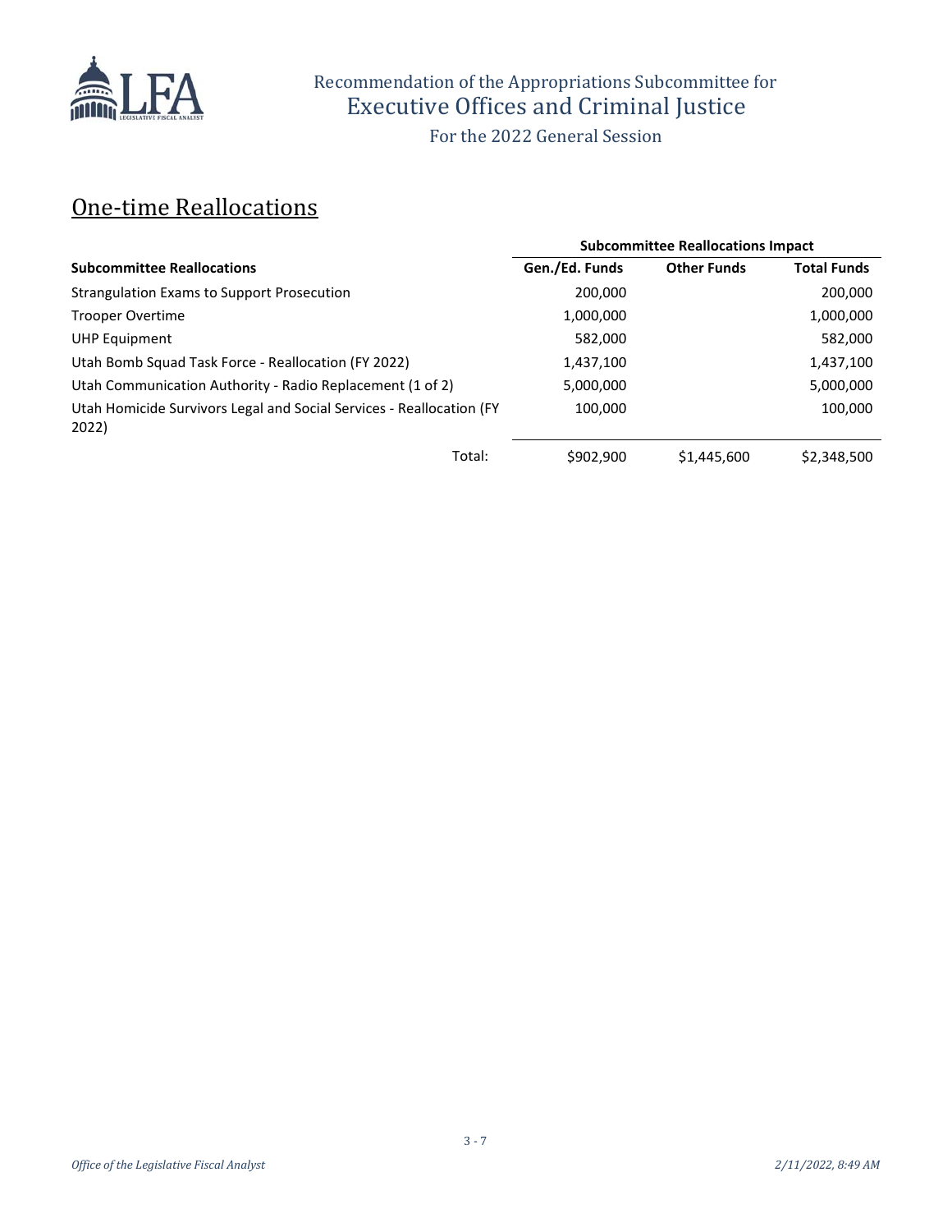# Recommendation of the Appropriations Subcommittee for Executive Offices and Criminal Justice

For the 2022 General Session

## One-time Reallocations

| | Subcommittee Reallocations Impact | | |
|---|---|---|---|
| **Subcommittee Reallocations** | **Gen./Ed. Funds** | **Other Funds** | **Total Funds** |
| Strangulation Exams to Support Prosecution | 200,000 | | 200,000 |
| Trooper Overtime | 1,000,000 | | 1,000,000 |
| UHP Equipment | 582,000 | | 582,000 |
| Utah Bomb Squad Task Force - Reallocation (FY 2022) | 1,437,100 | | 1,437,100 |
| Utah Communication Authority - Radio Replacement (1 of 2) | 5,000,000 | | 5,000,000 |
| Utah Homicide Survivors Legal and Social Services - Reallocation (FY 2022) | 100,000 | | 100,000 |
| Total: | $902,900 | $1,445,600 | $2,348,500 |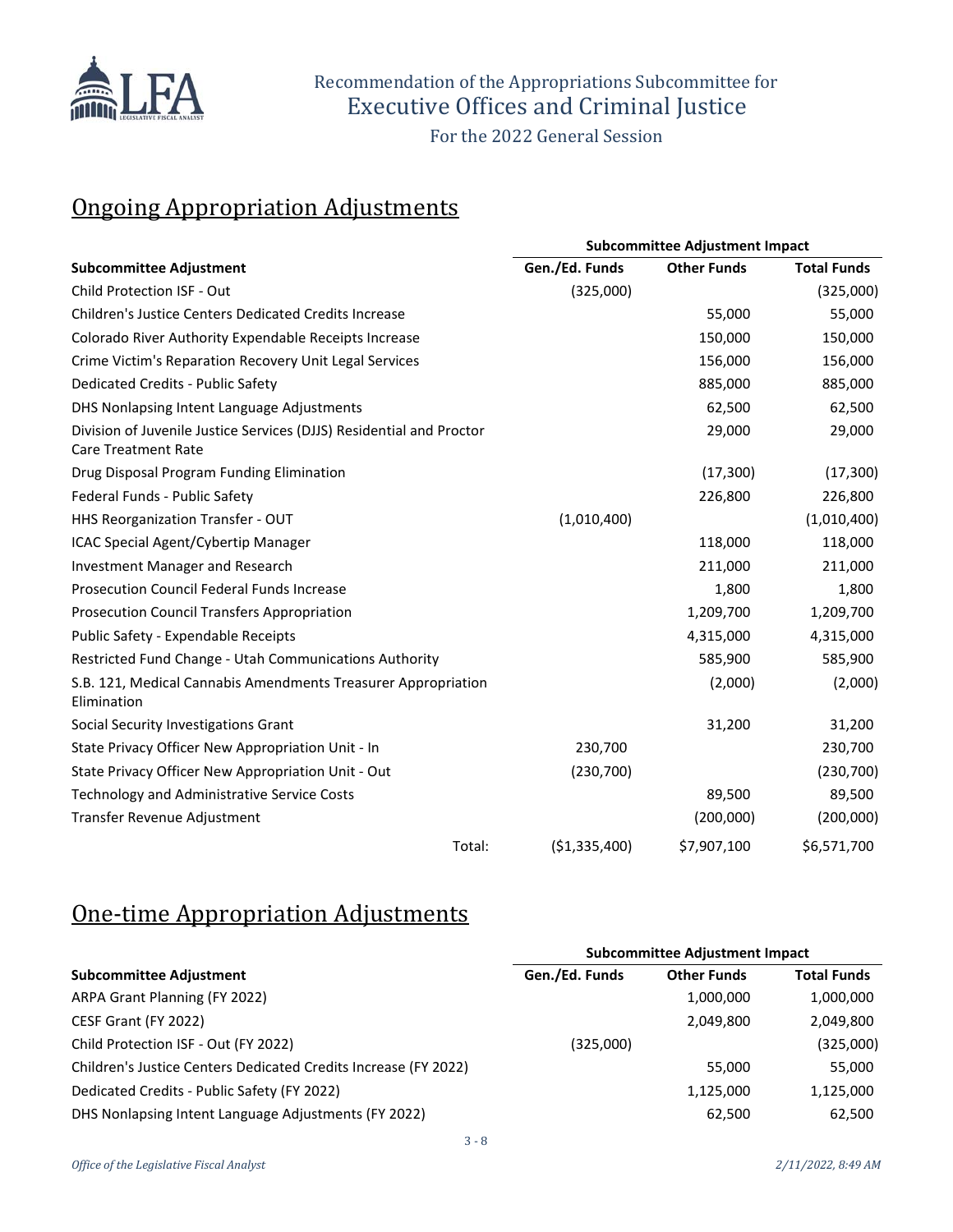Recommendation of the Appropriations Subcommittee for
Executive Offices and Criminal Justice
For the 2022 General Session

## Ongoing Appropriation Adjustments

| | Subcommittee Adjustment Impact | | |
|---|---|---|---|
| **Subcommittee Adjustment** | **Gen./Ed. Funds** | **Other Funds** | **Total Funds** |
| Child Protection ISF - Out | (325,000) | | (325,000) |
| Children's Justice Centers Dedicated Credits Increase | | 55,000 | 55,000 |
| Colorado River Authority Expendable Receipts Increase | | 150,000 | 150,000 |
| Crime Victim's Reparation Recovery Unit Legal Services | | 156,000 | 156,000 |
| Dedicated Credits - Public Safety | | 885,000 | 885,000 |
| DHS Nonlapsing Intent Language Adjustments | | 62,500 | 62,500 |
| Division of Juvenile Justice Services (DJJS) Residential and Proctor Care Treatment Rate | | 29,000 | 29,000 |
| Drug Disposal Program Funding Elimination | | (17,300) | (17,300) |
| Federal Funds - Public Safety | | 226,800 | 226,800 |
| HHS Reorganization Transfer - OUT | (1,010,400) | | (1,010,400) |
| ICAC Special Agent/Cybertip Manager | | 118,000 | 118,000 |
| Investment Manager and Research | | 211,000 | 211,000 |
| Prosecution Council Federal Funds Increase | | 1,800 | 1,800 |
| Prosecution Council Transfers Appropriation | | 1,209,700 | 1,209,700 |
| Public Safety - Expendable Receipts | | 4,315,000 | 4,315,000 |
| Restricted Fund Change - Utah Communications Authority | | 585,900 | 585,900 |
| S.B. 121, Medical Cannabis Amendments Treasurer Appropriation Elimination | | (2,000) | (2,000) |
| Social Security Investigations Grant | | 31,200 | 31,200 |
| State Privacy Officer New Appropriation Unit - In | 230,700 | | 230,700 |
| State Privacy Officer New Appropriation Unit - Out | (230,700) | | (230,700) |
| Technology and Administrative Service Costs | | 89,500 | 89,500 |
| Transfer Revenue Adjustment | | (200,000) | (200,000) |
| Total: | ($1,335,400) | $7,907,100 | $6,571,700 |

## One-time Appropriation Adjustments

| | Subcommittee Adjustment Impact | | |
|---|---|---|---|
| **Subcommittee Adjustment** | **Gen./Ed. Funds** | **Other Funds** | **Total Funds** |
| ARPA Grant Planning (FY 2022) | | 1,000,000 | 1,000,000 |
| CESF Grant (FY 2022) | | 2,049,800 | 2,049,800 |
| Child Protection ISF - Out (FY 2022) | (325,000) | | (325,000) |
| Children's Justice Centers Dedicated Credits Increase (FY 2022) | | 55,000 | 55,000 |
| Dedicated Credits - Public Safety (FY 2022) | | 1,125,000 | 1,125,000 |
| DHS Nonlapsing Intent Language Adjustments (FY 2022) | | 62,500 | 62,500 |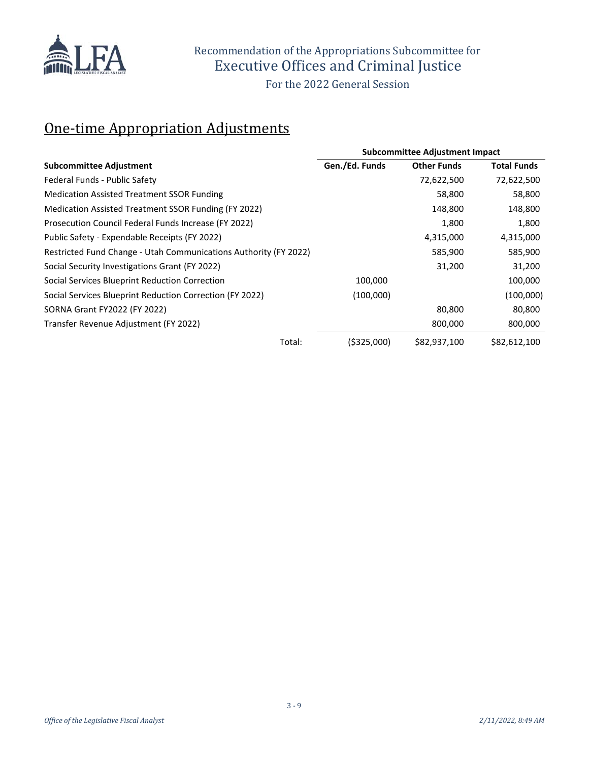Recommendation of the Appropriations Subcommittee for

Executive Offices and Criminal Justice

For the 2022 General Session

## One-time Appropriation Adjustments

| | Subcommittee Adjustment Impact | | |
|---|---|---|---|
| **Subcommittee Adjustment** | **Gen./Ed. Funds** | **Other Funds** | **Total Funds** |
| Federal Funds - Public Safety | | 72,622,500 | 72,622,500 |
| Medication Assisted Treatment SSOR Funding | | 58,800 | 58,800 |
| Medication Assisted Treatment SSOR Funding (FY 2022) | | 148,800 | 148,800 |
| Prosecution Council Federal Funds Increase (FY 2022) | | 1,800 | 1,800 |
| Public Safety - Expendable Receipts (FY 2022) | | 4,315,000 | 4,315,000 |
| Restricted Fund Change - Utah Communications Authority (FY 2022) | | 585,900 | 585,900 |
| Social Security Investigations Grant (FY 2022) | | 31,200 | 31,200 |
| Social Services Blueprint Reduction Correction | 100,000 | | 100,000 |
| Social Services Blueprint Reduction Correction (FY 2022) | (100,000) | | (100,000) |
| SORNA Grant FY2022 (FY 2022) | | 80,800 | 80,800 |
| Transfer Revenue Adjustment (FY 2022) | | 800,000 | 800,000 |
| Total: | ($325,000) | $82,937,100 | $82,612,100 |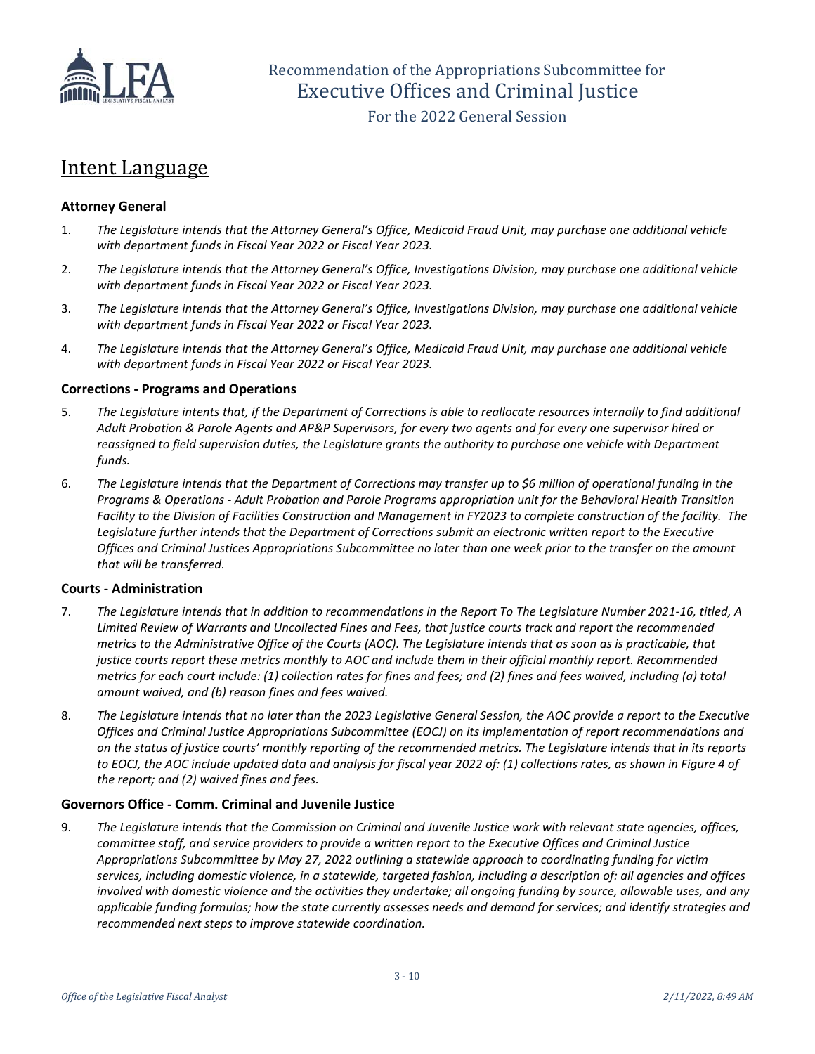# Recommendation of the Appropriations Subcommittee for Executive Offices and Criminal Justice

For the 2022 General Session

## Intent Language

### Attorney General

1. *The Legislature intends that the Attorney General's Office, Medicaid Fraud Unit, may purchase one additional vehicle with department funds in Fiscal Year 2022 or Fiscal Year 2023.*

2. *The Legislature intends that the Attorney General's Office, Investigations Division, may purchase one additional vehicle with department funds in Fiscal Year 2022 or Fiscal Year 2023.*

3. *The Legislature intends that the Attorney General's Office, Investigations Division, may purchase one additional vehicle with department funds in Fiscal Year 2022 or Fiscal Year 2023.*

4. *The Legislature intends that the Attorney General's Office, Medicaid Fraud Unit, may purchase one additional vehicle with department funds in Fiscal Year 2022 or Fiscal Year 2023.*

### Corrections - Programs and Operations

5. *The Legislature intents that, if the Department of Corrections is able to reallocate resources internally to find additional Adult Probation & Parole Agents and AP&P Supervisors, for every two agents and for every one supervisor hired or reassigned to field supervision duties, the Legislature grants the authority to purchase one vehicle with Department funds.*

6. *The Legislature intends that the Department of Corrections may transfer up to $6 million of operational funding in the Programs & Operations - Adult Probation and Parole Programs appropriation unit for the Behavioral Health Transition Facility to the Division of Facilities Construction and Management in FY2023 to complete construction of the facility. The Legislature further intends that the Department of Corrections submit an electronic written report to the Executive Offices and Criminal Justices Appropriations Subcommittee no later than one week prior to the transfer on the amount that will be transferred.*

### Courts - Administration

7. *The Legislature intends that in addition to recommendations in the Report To The Legislature Number 2021-16, titled, A Limited Review of Warrants and Uncollected Fines and Fees, that justice courts track and report the recommended metrics to the Administrative Office of the Courts (AOC). The Legislature intends that as soon as is practicable, that justice courts report these metrics monthly to AOC and include them in their official monthly report. Recommended metrics for each court include: (1) collection rates for fines and fees; and (2) fines and fees waived, including (a) total amount waived, and (b) reason fines and fees waived.*

8. *The Legislature intends that no later than the 2023 Legislative General Session, the AOC provide a report to the Executive Offices and Criminal Justice Appropriations Subcommittee (EOCJ) on its implementation of report recommendations and on the status of justice courts' monthly reporting of the recommended metrics. The Legislature intends that in its reports to EOCJ, the AOC include updated data and analysis for fiscal year 2022 of: (1) collections rates, as shown in Figure 4 of the report; and (2) waived fines and fees.*

### Governors Office - Comm. Criminal and Juvenile Justice

9. *The Legislature intends that the Commission on Criminal and Juvenile Justice work with relevant state agencies, offices, committee staff, and service providers to provide a written report to the Executive Offices and Criminal Justice Appropriations Subcommittee by May 27, 2022 outlining a statewide approach to coordinating funding for victim services, including domestic violence, in a statewide, targeted fashion, including a description of: all agencies and offices involved with domestic violence and the activities they undertake; all ongoing funding by source, allowable uses, and any applicable funding formulas; how the state currently assesses needs and demand for services; and identify strategies and recommended next steps to improve statewide coordination.*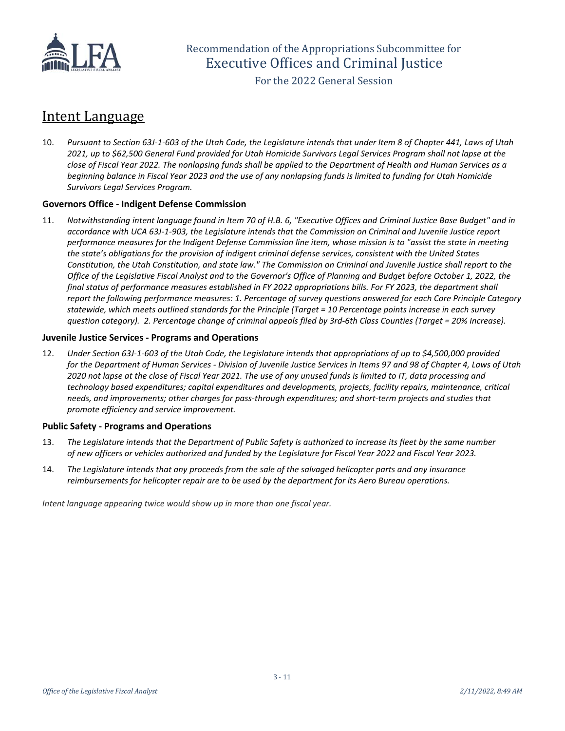## Intent Language

10. *Pursuant to Section 63J-1-603 of the Utah Code, the Legislature intends that under Item 8 of Chapter 441, Laws of Utah 2021, up to $62,500 General Fund provided for Utah Homicide Survivors Legal Services Program shall not lapse at the close of Fiscal Year 2022. The nonlapsing funds shall be applied to the Department of Health and Human Services as a beginning balance in Fiscal Year 2023 and the use of any nonlapsing funds is limited to funding for Utah Homicide Survivors Legal Services Program.*

### Governors Office - Indigent Defense Commission

11. *Notwithstanding intent language found in Item 70 of H.B. 6, "Executive Offices and Criminal Justice Base Budget" and in accordance with UCA 63J-1-903, the Legislature intends that the Commission on Criminal and Juvenile Justice report performance measures for the Indigent Defense Commission line item, whose mission is to "assist the state in meeting the state's obligations for the provision of indigent criminal defense services, consistent with the United States Constitution, the Utah Constitution, and state law." The Commission on Criminal and Juvenile Justice shall report to the Office of the Legislative Fiscal Analyst and to the Governor's Office of Planning and Budget before October 1, 2022, the final status of performance measures established in FY 2022 appropriations bills. For FY 2023, the department shall report the following performance measures: 1. Percentage of survey questions answered for each Core Principle Category statewide, which meets outlined standards for the Principle (Target = 10 Percentage points increase in each survey question category). 2. Percentage change of criminal appeals filed by 3rd-6th Class Counties (Target = 20% Increase).*

### Juvenile Justice Services - Programs and Operations

12. *Under Section 63J-1-603 of the Utah Code, the Legislature intends that appropriations of up to $4,500,000 provided for the Department of Human Services - Division of Juvenile Justice Services in Items 97 and 98 of Chapter 4, Laws of Utah 2020 not lapse at the close of Fiscal Year 2021. The use of any unused funds is limited to IT, data processing and technology based expenditures; capital expenditures and developments, projects, facility repairs, maintenance, critical needs, and improvements; other charges for pass-through expenditures; and short-term projects and studies that promote efficiency and service improvement.*

### Public Safety - Programs and Operations

13. *The Legislature intends that the Department of Public Safety is authorized to increase its fleet by the same number of new officers or vehicles authorized and funded by the Legislature for Fiscal Year 2022 and Fiscal Year 2023.*

14. *The Legislature intends that any proceeds from the sale of the salvaged helicopter parts and any insurance reimbursements for helicopter repair are to be used by the department for its Aero Bureau operations.*

*Intent language appearing twice would show up in more than one fiscal year.*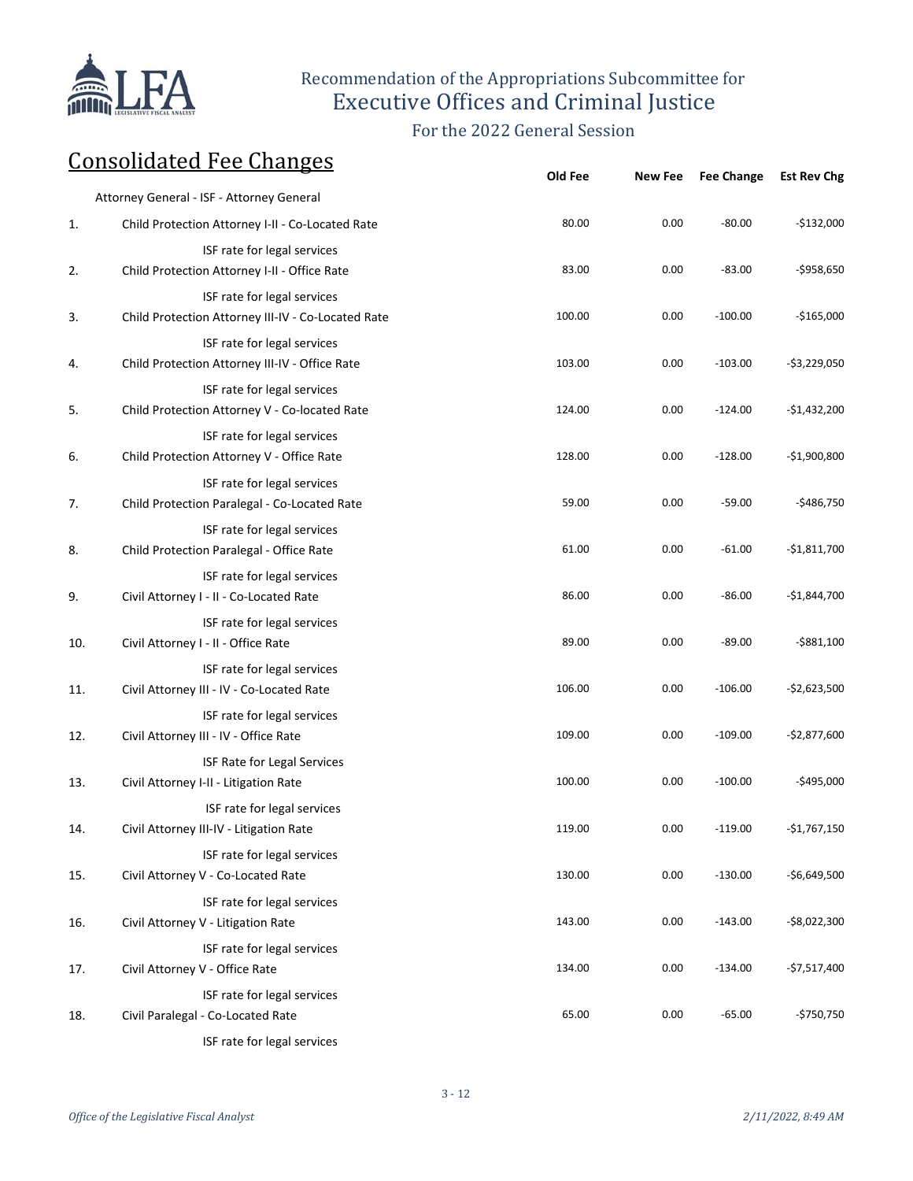Recommendation of the Appropriations Subcommittee for
Executive Offices and Criminal Justice

For the 2022 General Session

## Consolidated Fee Changes

| | | Old Fee | New Fee | Fee Change | Est Rev Chg |
|---|---|---|---|---|---|
| | Attorney General - ISF - Attorney General | | | | |
| 1. | Child Protection Attorney I-II - Co-Located Rate<br>ISF rate for legal services | 80.00 | 0.00 | -80.00 | -$132,000 |
| 2. | Child Protection Attorney I-II - Office Rate<br>ISF rate for legal services | 83.00 | 0.00 | -83.00 | -$958,650 |
| 3. | Child Protection Attorney III-IV - Co-Located Rate<br>ISF rate for legal services | 100.00 | 0.00 | -100.00 | -$165,000 |
| 4. | Child Protection Attorney III-IV - Office Rate<br>ISF rate for legal services | 103.00 | 0.00 | -103.00 | -$3,229,050 |
| 5. | Child Protection Attorney V - Co-located Rate<br>ISF rate for legal services | 124.00 | 0.00 | -124.00 | -$1,432,200 |
| 6. | Child Protection Attorney V - Office Rate<br>ISF rate for legal services | 128.00 | 0.00 | -128.00 | -$1,900,800 |
| 7. | Child Protection Paralegal - Co-Located Rate<br>ISF rate for legal services | 59.00 | 0.00 | -59.00 | -$486,750 |
| 8. | Child Protection Paralegal - Office Rate<br>ISF rate for legal services | 61.00 | 0.00 | -61.00 | -$1,811,700 |
| 9. | Civil Attorney I - II - Co-Located Rate<br>ISF rate for legal services | 86.00 | 0.00 | -86.00 | -$1,844,700 |
| 10. | Civil Attorney I - II - Office Rate<br>ISF rate for legal services | 89.00 | 0.00 | -89.00 | -$881,100 |
| 11. | Civil Attorney III - IV - Co-Located Rate<br>ISF rate for legal services | 106.00 | 0.00 | -106.00 | -$2,623,500 |
| 12. | Civil Attorney III - IV - Office Rate<br>ISF Rate for Legal Services | 109.00 | 0.00 | -109.00 | -$2,877,600 |
| 13. | Civil Attorney I-II - Litigation Rate<br>ISF rate for legal services | 100.00 | 0.00 | -100.00 | -$495,000 |
| 14. | Civil Attorney III-IV - Litigation Rate<br>ISF rate for legal services | 119.00 | 0.00 | -119.00 | -$1,767,150 |
| 15. | Civil Attorney V - Co-Located Rate<br>ISF rate for legal services | 130.00 | 0.00 | -130.00 | -$6,649,500 |
| 16. | Civil Attorney V - Litigation Rate<br>ISF rate for legal services | 143.00 | 0.00 | -143.00 | -$8,022,300 |
| 17. | Civil Attorney V - Office Rate<br>ISF rate for legal services | 134.00 | 0.00 | -134.00 | -$7,517,400 |
| 18. | Civil Paralegal - Co-Located Rate<br>ISF rate for legal services | 65.00 | 0.00 | -65.00 | -$750,750 |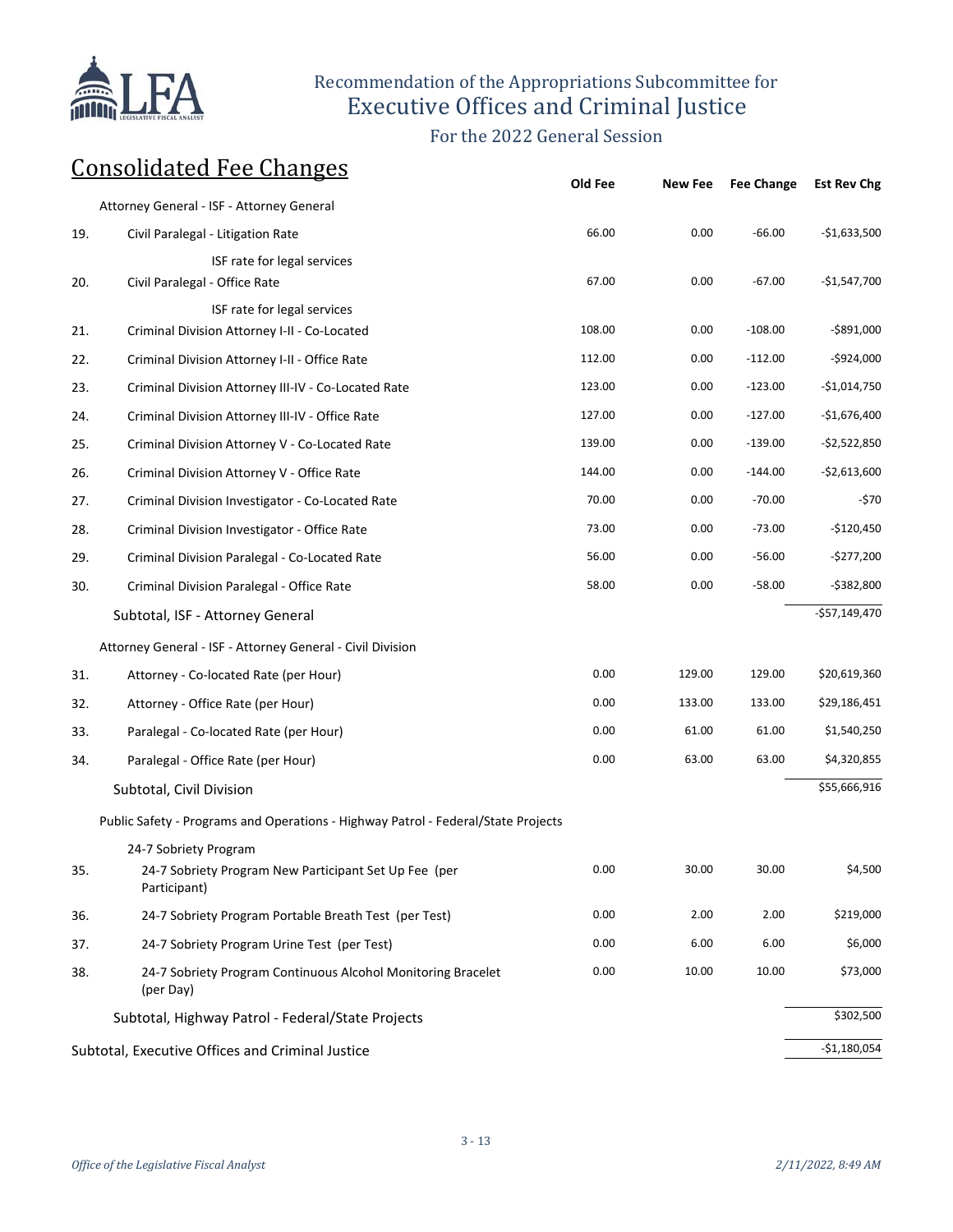Recommendation of the Appropriations Subcommittee for
Executive Offices and Criminal Justice

For the 2022 General Session

## Consolidated Fee Changes

| | | Old Fee | New Fee | Fee Change | Est Rev Chg |
|---|---|---|---|---|---|
| | Attorney General - ISF - Attorney General | | | | |
| 19. | Civil Paralegal - Litigation Rate | 66.00 | 0.00 | -66.00 | -$1,633,500 |
| | ISF rate for legal services | | | | |
| 20. | Civil Paralegal - Office Rate | 67.00 | 0.00 | -67.00 | -$1,547,700 |
| | ISF rate for legal services | | | | |
| 21. | Criminal Division Attorney I-II - Co-Located | 108.00 | 0.00 | -108.00 | -$891,000 |
| 22. | Criminal Division Attorney I-II - Office Rate | 112.00 | 0.00 | -112.00 | -$924,000 |
| 23. | Criminal Division Attorney III-IV - Co-Located Rate | 123.00 | 0.00 | -123.00 | -$1,014,750 |
| 24. | Criminal Division Attorney III-IV - Office Rate | 127.00 | 0.00 | -127.00 | -$1,676,400 |
| 25. | Criminal Division Attorney V - Co-Located Rate | 139.00 | 0.00 | -139.00 | -$2,522,850 |
| 26. | Criminal Division Attorney V - Office Rate | 144.00 | 0.00 | -144.00 | -$2,613,600 |
| 27. | Criminal Division Investigator - Co-Located Rate | 70.00 | 0.00 | -70.00 | -$70 |
| 28. | Criminal Division Investigator - Office Rate | 73.00 | 0.00 | -73.00 | -$120,450 |
| 29. | Criminal Division Paralegal - Co-Located Rate | 56.00 | 0.00 | -56.00 | -$277,200 |
| 30. | Criminal Division Paralegal - Office Rate | 58.00 | 0.00 | -58.00 | -$382,800 |
| | Subtotal, ISF - Attorney General | | | | -$57,149,470 |
| | Attorney General - ISF - Attorney General - Civil Division | | | | |
| 31. | Attorney - Co-located Rate (per Hour) | 0.00 | 129.00 | 129.00 | $20,619,360 |
| 32. | Attorney - Office Rate (per Hour) | 0.00 | 133.00 | 133.00 | $29,186,451 |
| 33. | Paralegal - Co-located Rate (per Hour) | 0.00 | 61.00 | 61.00 | $1,540,250 |
| 34. | Paralegal - Office Rate (per Hour) | 0.00 | 63.00 | 63.00 | $4,320,855 |
| | Subtotal, Civil Division | | | | $55,666,916 |
| | Public Safety - Programs and Operations - Highway Patrol - Federal/State Projects | | | | |
| | 24-7 Sobriety Program | | | | |
| 35. | 24-7 Sobriety Program New Participant Set Up Fee (per Participant) | 0.00 | 30.00 | 30.00 | $4,500 |
| 36. | 24-7 Sobriety Program Portable Breath Test (per Test) | 0.00 | 2.00 | 2.00 | $219,000 |
| 37. | 24-7 Sobriety Program Urine Test (per Test) | 0.00 | 6.00 | 6.00 | $6,000 |
| 38. | 24-7 Sobriety Program Continuous Alcohol Monitoring Bracelet (per Day) | 0.00 | 10.00 | 10.00 | $73,000 |
| | Subtotal, Highway Patrol - Federal/State Projects | | | | $302,500 |
| | Subtotal, Executive Offices and Criminal Justice | | | | -$1,180,054 |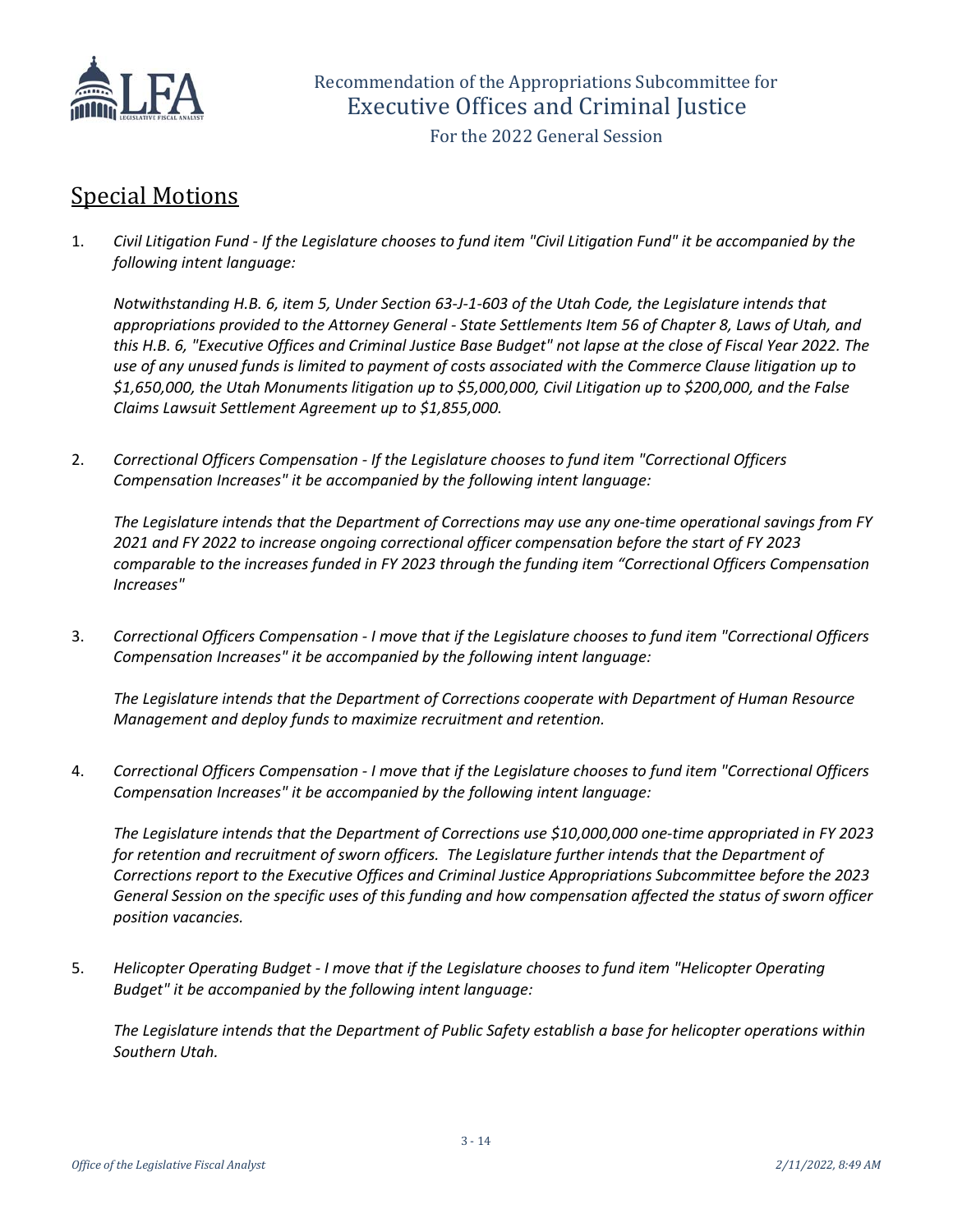# Recommendation of the Appropriations Subcommittee for Executive Offices and Criminal Justice

For the 2022 General Session

## Special Motions

1. *Civil Litigation Fund - If the Legislature chooses to fund item "Civil Litigation Fund" it be accompanied by the following intent language:*

   *Notwithstanding H.B. 6, item 5, Under Section 63-J-1-603 of the Utah Code, the Legislature intends that appropriations provided to the Attorney General - State Settlements Item 56 of Chapter 8, Laws of Utah, and this H.B. 6, "Executive Offices and Criminal Justice Base Budget" not lapse at the close of Fiscal Year 2022. The use of any unused funds is limited to payment of costs associated with the Commerce Clause litigation up to $1,650,000, the Utah Monuments litigation up to $5,000,000, Civil Litigation up to $200,000, and the False Claims Lawsuit Settlement Agreement up to $1,855,000.*

2. *Correctional Officers Compensation - If the Legislature chooses to fund item "Correctional Officers Compensation Increases" it be accompanied by the following intent language:*

   *The Legislature intends that the Department of Corrections may use any one-time operational savings from FY 2021 and FY 2022 to increase ongoing correctional officer compensation before the start of FY 2023 comparable to the increases funded in FY 2023 through the funding item "Correctional Officers Compensation Increases"*

3. *Correctional Officers Compensation - I move that if the Legislature chooses to fund item "Correctional Officers Compensation Increases" it be accompanied by the following intent language:*

   *The Legislature intends that the Department of Corrections cooperate with Department of Human Resource Management and deploy funds to maximize recruitment and retention.*

4. *Correctional Officers Compensation - I move that if the Legislature chooses to fund item "Correctional Officers Compensation Increases" it be accompanied by the following intent language:*

   *The Legislature intends that the Department of Corrections use $10,000,000 one-time appropriated in FY 2023 for retention and recruitment of sworn officers. The Legislature further intends that the Department of Corrections report to the Executive Offices and Criminal Justice Appropriations Subcommittee before the 2023 General Session on the specific uses of this funding and how compensation affected the status of sworn officer position vacancies.*

5. *Helicopter Operating Budget - I move that if the Legislature chooses to fund item "Helicopter Operating Budget" it be accompanied by the following intent language:*

   *The Legislature intends that the Department of Public Safety establish a base for helicopter operations within Southern Utah.*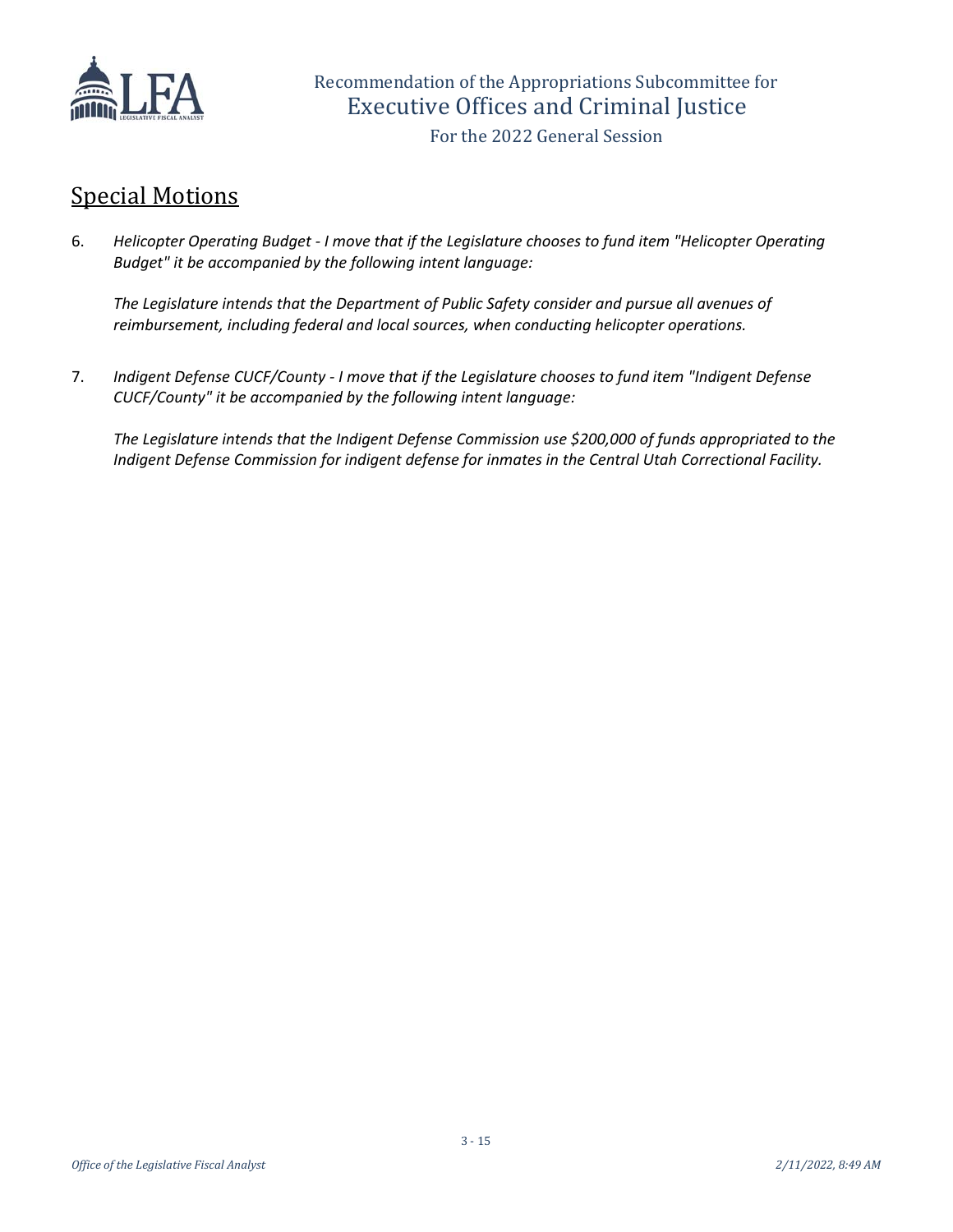## Special Motions

6. *Helicopter Operating Budget - I move that if the Legislature chooses to fund item "Helicopter Operating Budget" it be accompanied by the following intent language:*

   *The Legislature intends that the Department of Public Safety consider and pursue all avenues of reimbursement, including federal and local sources, when conducting helicopter operations.*

7. *Indigent Defense CUCF/County - I move that if the Legislature chooses to fund item "Indigent Defense CUCF/County" it be accompanied by the following intent language:*

   *The Legislature intends that the Indigent Defense Commission use $200,000 of funds appropriated to the Indigent Defense Commission for indigent defense for inmates in the Central Utah Correctional Facility.*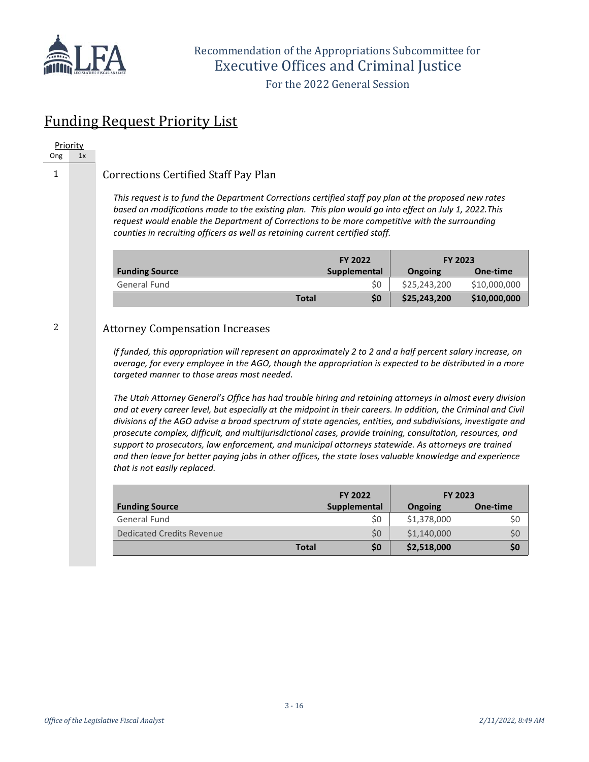Recommendation of the Appropriations Subcommittee for
Executive Offices and Criminal Justice
For the 2022 General Session

# Funding Request Priority List

| Priority | |
|---|---|
| Ong | 1x |

1 

## Corrections Certified Staff Pay Plan

*This request is to fund the Department Corrections certified staff pay plan at the proposed new rates based on modifications made to the existing plan. This plan would go into effect on July 1, 2022.This request would enable the Department of Corrections to be more competitive with the surrounding counties in recruiting officers as well as retaining current certified staff.*

| | | FY 2022 | FY 2023 | |
|---|---|---|---|---|
| **Funding Source** | | **Supplemental** | **Ongoing** | **One-time** |
| General Fund | | $0 | $25,243,200 | $10,000,000 |
| | **Total** | **$0** | **$25,243,200** | **$10,000,000** |

2 

## Attorney Compensation Increases

*If funded, this appropriation will represent an approximately 2 to 2 and a half percent salary increase, on average, for every employee in the AGO, though the appropriation is expected to be distributed in a more targeted manner to those areas most needed.*

*The Utah Attorney General's Office has had trouble hiring and retaining attorneys in almost every division and at every career level, but especially at the midpoint in their careers. In addition, the Criminal and Civil divisions of the AGO advise a broad spectrum of state agencies, entities, and subdivisions, investigate and prosecute complex, difficult, and multijurisdictional cases, provide training, consultation, resources, and support to prosecutors, law enforcement, and municipal attorneys statewide. As attorneys are trained and then leave for better paying jobs in other offices, the state loses valuable knowledge and experience that is not easily replaced.*

| | | FY 2022 | FY 2023 | |
|---|---|---|---|---|
| **Funding Source** | | **Supplemental** | **Ongoing** | **One-time** |
| General Fund | | $0 | $1,378,000 | $0 |
| Dedicated Credits Revenue | | $0 | $1,140,000 | $0 |
| | **Total** | **$0** | **$2,518,000** | **$0** |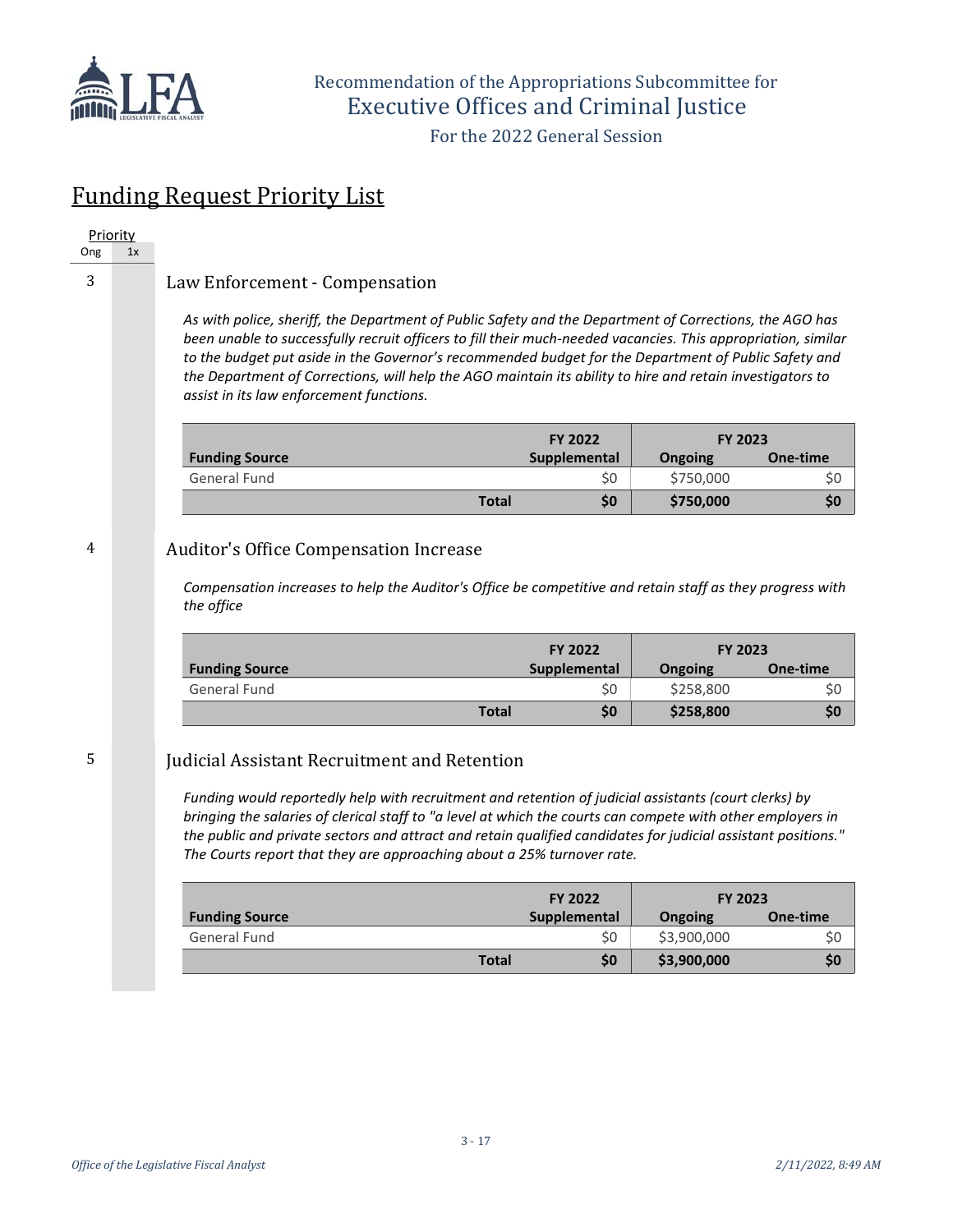Recommendation of the Appropriations Subcommittee for Executive Offices and Criminal Justice

For the 2022 General Session

# Funding Request Priority List

Priority: Ong | 1x

## 3 — Law Enforcement - Compensation

*As with police, sheriff, the Department of Public Safety and the Department of Corrections, the AGO has been unable to successfully recruit officers to fill their much-needed vacancies. This appropriation, similar to the budget put aside in the Governor's recommended budget for the Department of Public Safety and the Department of Corrections, will help the AGO maintain its ability to hire and retain investigators to assist in its law enforcement functions.*

| Funding Source | FY 2022 Supplemental | FY 2023 Ongoing | FY 2023 One-time |
|---|---|---|---|
| General Fund | $0 | $750,000 | $0 |
| **Total** | **$0** | **$750,000** | **$0** |

## 4 — Auditor's Office Compensation Increase

*Compensation increases to help the Auditor's Office be competitive and retain staff as they progress with the office*

| Funding Source | FY 2022 Supplemental | FY 2023 Ongoing | FY 2023 One-time |
|---|---|---|---|
| General Fund | $0 | $258,800 | $0 |
| **Total** | **$0** | **$258,800** | **$0** |

## 5 — Judicial Assistant Recruitment and Retention

*Funding would reportedly help with recruitment and retention of judicial assistants (court clerks) by bringing the salaries of clerical staff to "a level at which the courts can compete with other employers in the public and private sectors and attract and retain qualified candidates for judicial assistant positions." The Courts report that they are approaching about a 25% turnover rate.*

| Funding Source | FY 2022 Supplemental | FY 2023 Ongoing | FY 2023 One-time |
|---|---|---|---|
| General Fund | $0 | $3,900,000 | $0 |
| **Total** | **$0** | **$3,900,000** | **$0** |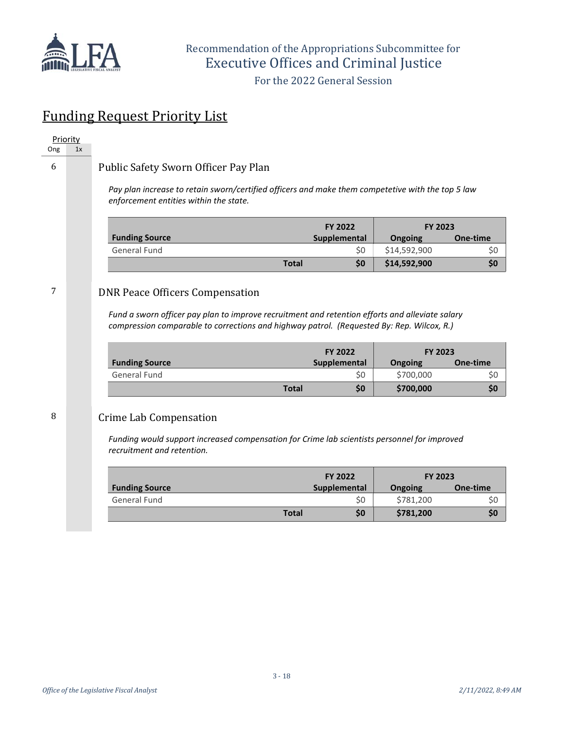Recommendation of the Appropriations Subcommittee for
Executive Offices and Criminal Justice
For the 2022 General Session

# Funding Request Priority List

| Priority | |
|---|---|
| Ong | 1x |

6

## Public Safety Sworn Officer Pay Plan

*Pay plan increase to retain sworn/certified officers and make them competetive with the top 5 law enforcement entities within the state.*

| | FY 2022 | FY 2023 | |
|---|---|---|---|
| **Funding Source** | **Supplemental** | **Ongoing** | **One-time** |
| General Fund | $0 | $14,592,900 | $0 |
| **Total** | **$0** | **$14,592,900** | **$0** |

7

## DNR Peace Officers Compensation

*Fund a sworn officer pay plan to improve recruitment and retention efforts and alleviate salary compression comparable to corrections and highway patrol. (Requested By: Rep. Wilcox, R.)*

| | FY 2022 | FY 2023 | |
|---|---|---|---|
| **Funding Source** | **Supplemental** | **Ongoing** | **One-time** |
| General Fund | $0 | $700,000 | $0 |
| **Total** | **$0** | **$700,000** | **$0** |

8

## Crime Lab Compensation

*Funding would support increased compensation for Crime lab scientists personnel for improved recruitment and retention.*

| | FY 2022 | FY 2023 | |
|---|---|---|---|
| **Funding Source** | **Supplemental** | **Ongoing** | **One-time** |
| General Fund | $0 | $781,200 | $0 |
| **Total** | **$0** | **$781,200** | **$0** |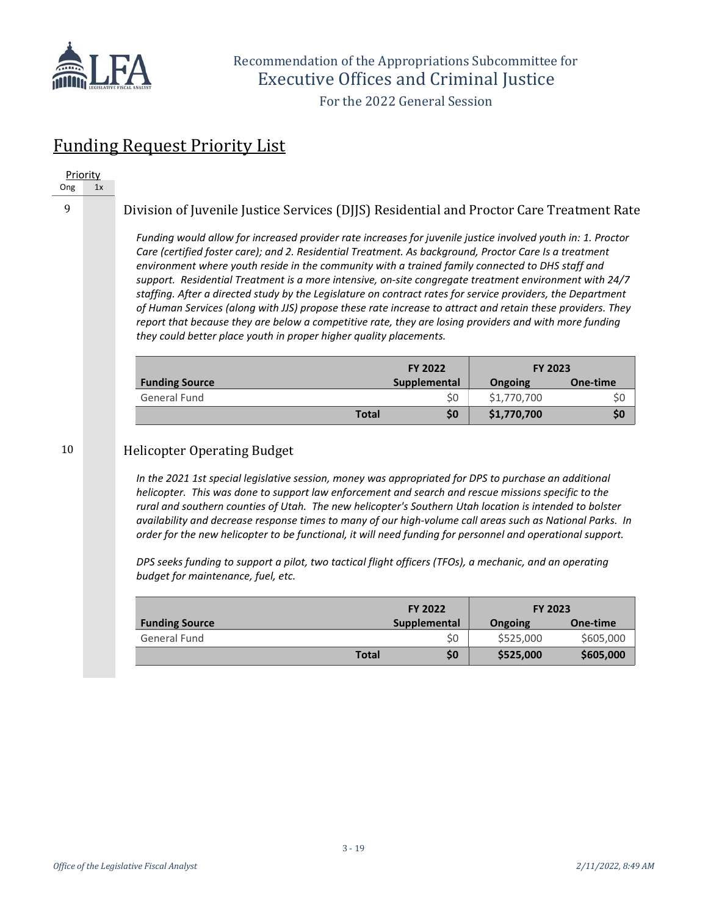# Recommendation of the Appropriations Subcommittee for Executive Offices and Criminal Justice

For the 2022 General Session

## Funding Request Priority List

| Priority Ong | Priority 1x |
|---|---|

### 9 Division of Juvenile Justice Services (DJJS) Residential and Proctor Care Treatment Rate

*Funding would allow for increased provider rate increases for juvenile justice involved youth in: 1. Proctor Care (certified foster care); and 2. Residential Treatment. As background, Proctor Care Is a treatment environment where youth reside in the community with a trained family connected to DHS staff and support. Residential Treatment is a more intensive, on-site congregate treatment environment with 24/7 staffing. After a directed study by the Legislature on contract rates for service providers, the Department of Human Services (along with JJS) propose these rate increase to attract and retain these providers. They report that because they are below a competitive rate, they are losing providers and with more funding they could better place youth in proper higher quality placements.*

| Funding Source | FY 2022 Supplemental | FY 2023 Ongoing | FY 2023 One-time |
|---|---|---|---|
| General Fund | $0 | $1,770,700 | $0 |
| **Total** | **$0** | **$1,770,700** | **$0** |

### 10 Helicopter Operating Budget

*In the 2021 1st special legislative session, money was appropriated for DPS to purchase an additional helicopter. This was done to support law enforcement and search and rescue missions specific to the rural and southern counties of Utah. The new helicopter's Southern Utah location is intended to bolster availability and decrease response times to many of our high-volume call areas such as National Parks. In order for the new helicopter to be functional, it will need funding for personnel and operational support.*

*DPS seeks funding to support a pilot, two tactical flight officers (TFOs), a mechanic, and an operating budget for maintenance, fuel, etc.*

| Funding Source | FY 2022 Supplemental | FY 2023 Ongoing | FY 2023 One-time |
|---|---|---|---|
| General Fund | $0 | $525,000 | $605,000 |
| **Total** | **$0** | **$525,000** | **$605,000** |

*Office of the Legislative Fiscal Analyst* *2/11/2022, 8:49 AM*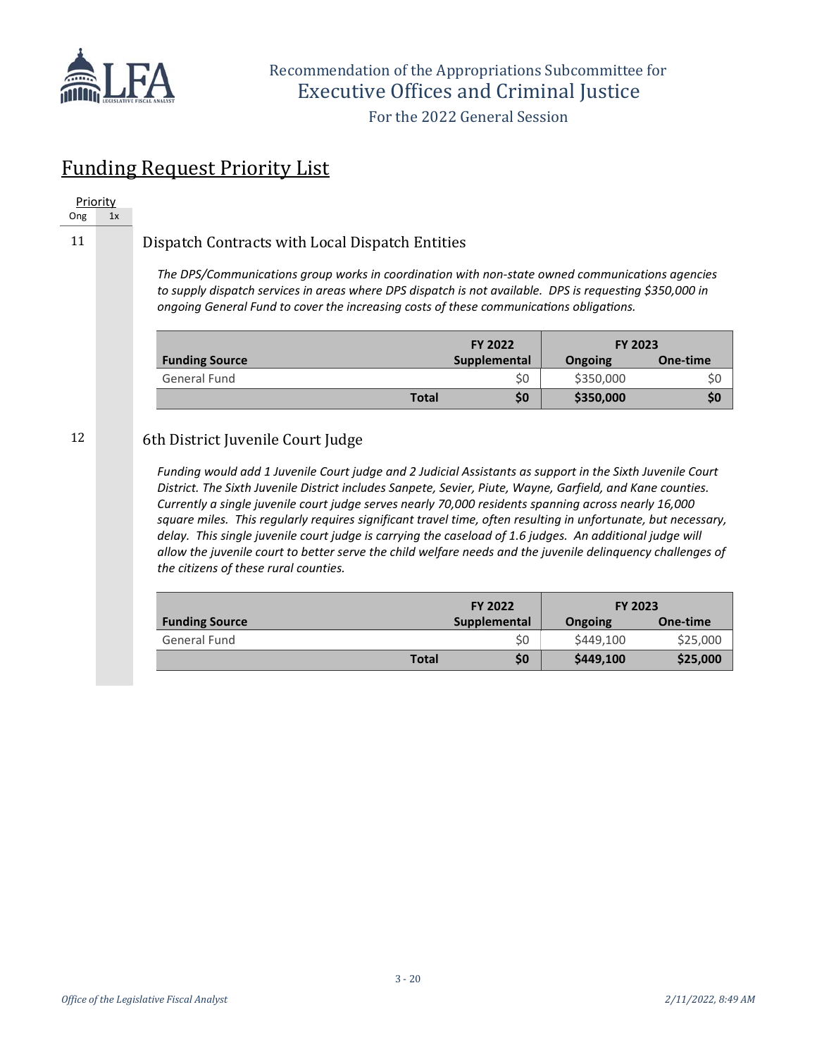# Funding Request Priority List

Priority

| Ong | 1x |
|---|---|

11

## Dispatch Contracts with Local Dispatch Entities

*The DPS/Communications group works in coordination with non-state owned communications agencies to supply dispatch services in areas where DPS dispatch is not available. DPS is requesting $350,000 in ongoing General Fund to cover the increasing costs of these communications obligations.*

| Funding Source | FY 2022 Supplemental | FY 2023 Ongoing | FY 2023 One-time |
|---|---|---|---|
| General Fund | $0 | $350,000 | $0 |
| **Total** | **$0** | **$350,000** | **$0** |

12

## 6th District Juvenile Court Judge

*Funding would add 1 Juvenile Court judge and 2 Judicial Assistants as support in the Sixth Juvenile Court District. The Sixth Juvenile District includes Sanpete, Sevier, Piute, Wayne, Garfield, and Kane counties. Currently a single juvenile court judge serves nearly 70,000 residents spanning across nearly 16,000 square miles. This regularly requires significant travel time, often resulting in unfortunate, but necessary, delay. This single juvenile court judge is carrying the caseload of 1.6 judges. An additional judge will allow the juvenile court to better serve the child welfare needs and the juvenile delinquency challenges of the citizens of these rural counties.*

| Funding Source | FY 2022 Supplemental | FY 2023 Ongoing | FY 2023 One-time |
|---|---|---|---|
| General Fund | $0 | $449,100 | $25,000 |
| **Total** | **$0** | **$449,100** | **$25,000** |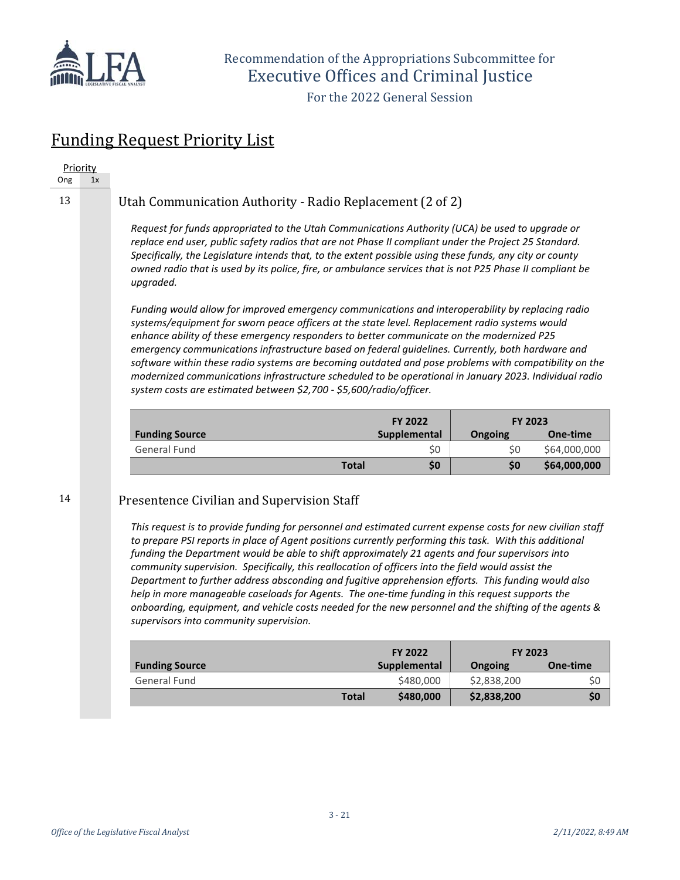Recommendation of the Appropriations Subcommittee for
Executive Offices and Criminal Justice

For the 2022 General Session

## Funding Request Priority List

Priority
Ong | 1x

13

### Utah Communication Authority - Radio Replacement (2 of 2)

*Request for funds appropriated to the Utah Communications Authority (UCA) be used to upgrade or replace end user, public safety radios that are not Phase II compliant under the Project 25 Standard. Specifically, the Legislature intends that, to the extent possible using these funds, any city or county owned radio that is used by its police, fire, or ambulance services that is not P25 Phase II compliant be upgraded.*

*Funding would allow for improved emergency communications and interoperability by replacing radio systems/equipment for sworn peace officers at the state level. Replacement radio systems would enhance ability of these emergency responders to better communicate on the modernized P25 emergency communications infrastructure based on federal guidelines. Currently, both hardware and software within these radio systems are becoming outdated and pose problems with compatibility on the modernized communications infrastructure scheduled to be operational in January 2023. Individual radio system costs are estimated between $2,700 - $5,600/radio/officer.*

| Funding Source | FY 2022 Supplemental | FY 2023 Ongoing | FY 2023 One-time |
|---|---|---|---|
| General Fund | $0 | $0 | $64,000,000 |
| **Total** | **$0** | **$0** | **$64,000,000** |

14

### Presentence Civilian and Supervision Staff

*This request is to provide funding for personnel and estimated current expense costs for new civilian staff to prepare PSI reports in place of Agent positions currently performing this task. With this additional funding the Department would be able to shift approximately 21 agents and four supervisors into community supervision. Specifically, this reallocation of officers into the field would assist the Department to further address absconding and fugitive apprehension efforts. This funding would also help in more manageable caseloads for Agents. The one-time funding in this request supports the onboarding, equipment, and vehicle costs needed for the new personnel and the shifting of the agents & supervisors into community supervision.*

| Funding Source | FY 2022 Supplemental | FY 2023 Ongoing | FY 2023 One-time |
|---|---|---|---|
| General Fund | $480,000 | $2,838,200 | $0 |
| **Total** | **$480,000** | **$2,838,200** | **$0** |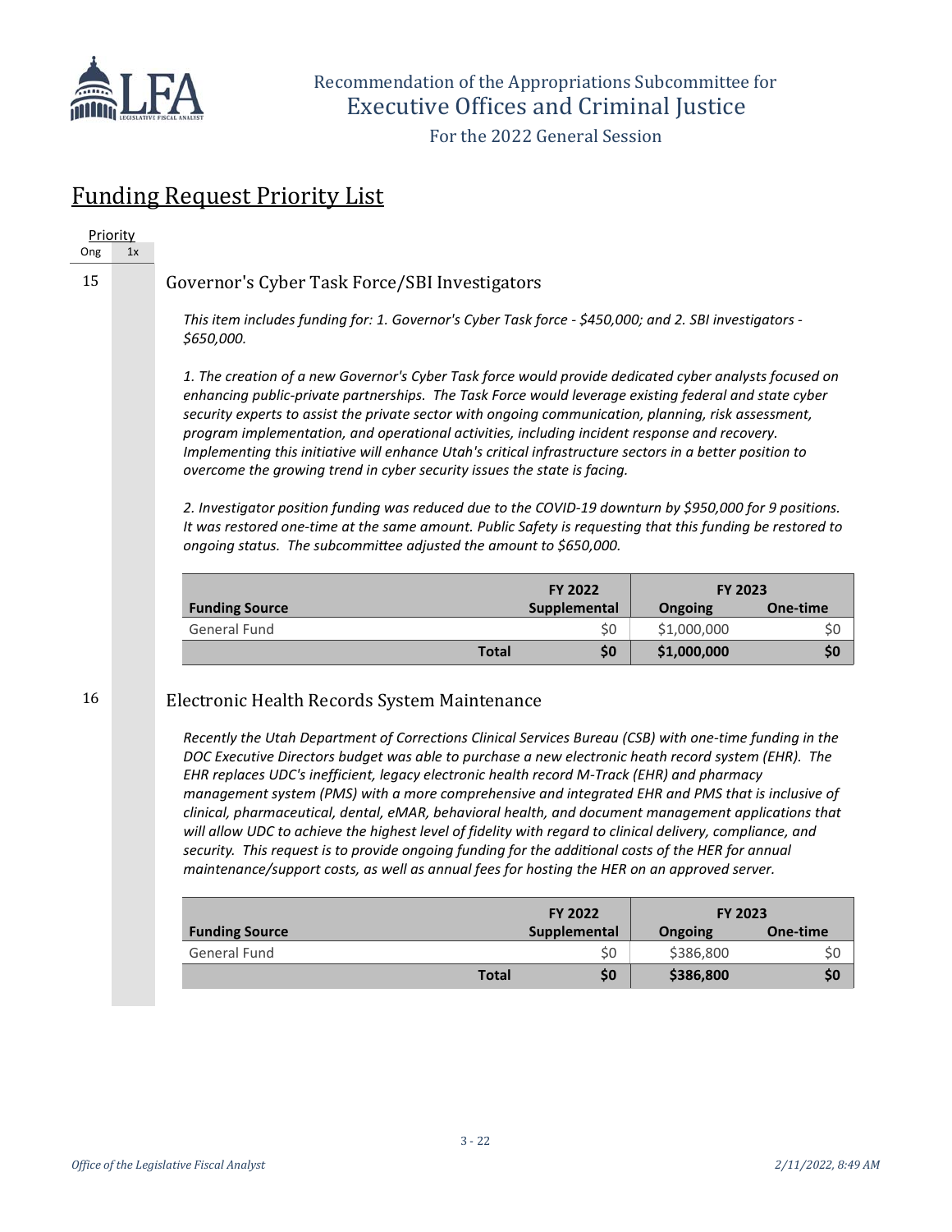Recommendation of the Appropriations Subcommittee for
Executive Offices and Criminal Justice

For the 2022 General Session

## Funding Request Priority List

| Priority | |
|---|---|
| Ong | 1x |

### 15 Governor's Cyber Task Force/SBI Investigators

*This item includes funding for: 1. Governor's Cyber Task force - $450,000; and 2. SBI investigators - $650,000.*

*1. The creation of a new Governor's Cyber Task force would provide dedicated cyber analysts focused on enhancing public-private partnerships. The Task Force would leverage existing federal and state cyber security experts to assist the private sector with ongoing communication, planning, risk assessment, program implementation, and operational activities, including incident response and recovery. Implementing this initiative will enhance Utah's critical infrastructure sectors in a better position to overcome the growing trend in cyber security issues the state is facing.*

*2. Investigator position funding was reduced due to the COVID-19 downturn by $950,000 for 9 positions. It was restored one-time at the same amount. Public Safety is requesting that this funding be restored to ongoing status. The subcommittee adjusted the amount to $650,000.*

| Funding Source | FY 2022 Supplemental | FY 2023 Ongoing | FY 2023 One-time |
|---|---|---|---|
| General Fund | $0 | $1,000,000 | $0 |
| **Total** | **$0** | **$1,000,000** | **$0** |

### 16 Electronic Health Records System Maintenance

*Recently the Utah Department of Corrections Clinical Services Bureau (CSB) with one-time funding in the DOC Executive Directors budget was able to purchase a new electronic heath record system (EHR). The EHR replaces UDC's inefficient, legacy electronic health record M-Track (EHR) and pharmacy management system (PMS) with a more comprehensive and integrated EHR and PMS that is inclusive of clinical, pharmaceutical, dental, eMAR, behavioral health, and document management applications that will allow UDC to achieve the highest level of fidelity with regard to clinical delivery, compliance, and security. This request is to provide ongoing funding for the additional costs of the HER for annual maintenance/support costs, as well as annual fees for hosting the HER on an approved server.*

| Funding Source | FY 2022 Supplemental | FY 2023 Ongoing | FY 2023 One-time |
|---|---|---|---|
| General Fund | $0 | $386,800 | $0 |
| **Total** | **$0** | **$386,800** | **$0** |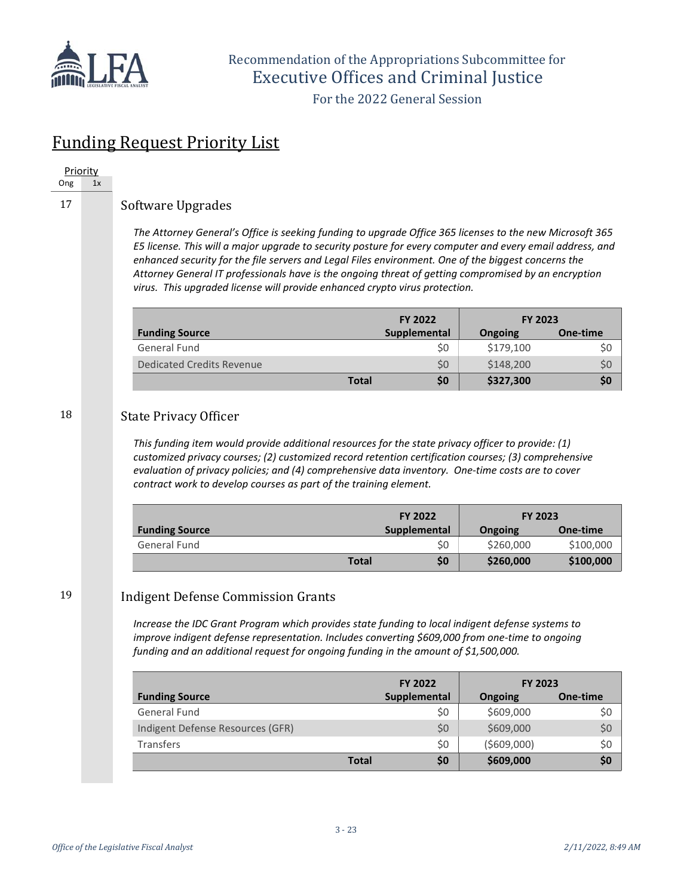# Recommendation of the Appropriations Subcommittee for Executive Offices and Criminal Justice

For the 2022 General Session

## Funding Request Priority List

| Priority | |
|---|---|
| Ong | 1x |

**17**

### Software Upgrades

*The Attorney General's Office is seeking funding to upgrade Office 365 licenses to the new Microsoft 365 E5 license. This will a major upgrade to security posture for every computer and every email address, and enhanced security for the file servers and Legal Files environment. One of the biggest concerns the Attorney General IT professionals have is the ongoing threat of getting compromised by an encryption virus. This upgraded license will provide enhanced crypto virus protection.*

| Funding Source | FY 2022 Supplemental | FY 2023 Ongoing | FY 2023 One-time |
|---|---|---|---|
| General Fund | $0 | $179,100 | $0 |
| Dedicated Credits Revenue | $0 | $148,200 | $0 |
| **Total** | **$0** | **$327,300** | **$0** |

**18**

### State Privacy Officer

*This funding item would provide additional resources for the state privacy officer to provide: (1) customized privacy courses; (2) customized record retention certification courses; (3) comprehensive evaluation of privacy policies; and (4) comprehensive data inventory. One-time costs are to cover contract work to develop courses as part of the training element.*

| Funding Source | FY 2022 Supplemental | FY 2023 Ongoing | FY 2023 One-time |
|---|---|---|---|
| General Fund | $0 | $260,000 | $100,000 |
| **Total** | **$0** | **$260,000** | **$100,000** |

**19**

### Indigent Defense Commission Grants

*Increase the IDC Grant Program which provides state funding to local indigent defense systems to improve indigent defense representation. Includes converting $609,000 from one-time to ongoing funding and an additional request for ongoing funding in the amount of $1,500,000.*

| Funding Source | FY 2022 Supplemental | FY 2023 Ongoing | FY 2023 One-time |
|---|---|---|---|
| General Fund | $0 | $609,000 | $0 |
| Indigent Defense Resources (GFR) | $0 | $609,000 | $0 |
| Transfers | $0 | ($609,000) | $0 |
| **Total** | **$0** | **$609,000** | **$0** |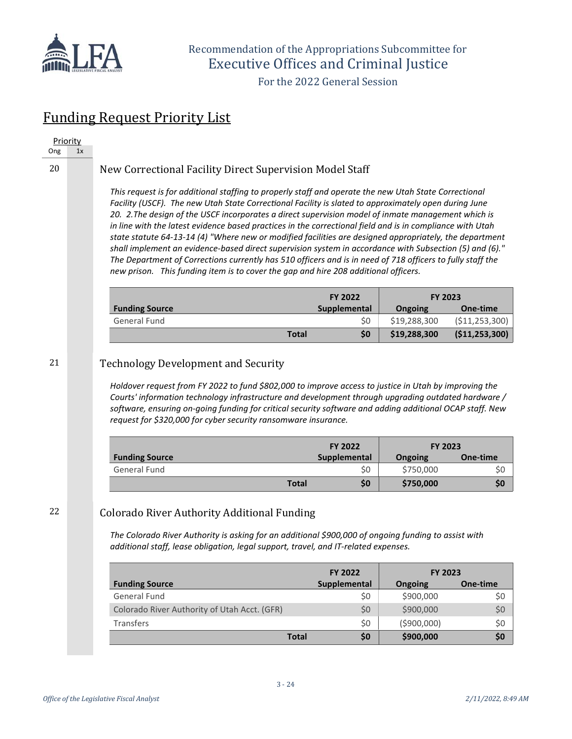Recommendation of the Appropriations Subcommittee for Executive Offices and Criminal Justice

For the 2022 General Session

# Funding Request Priority List

| Priority Ong | 1x |
|---|---|

## 20 New Correctional Facility Direct Supervision Model Staff

*This request is for additional staffing to properly staff and operate the new Utah State Correctional Facility (USCF). The new Utah State Correctional Facility is slated to approximately open during June 20. 2.The design of the USCF incorporates a direct supervision model of inmate management which is in line with the latest evidence based practices in the correctional field and is in compliance with Utah state statute 64-13-14 (4) "Where new or modified facilities are designed appropriately, the department shall implement an evidence-based direct supervision system in accordance with Subsection (5) and (6)." The Department of Corrections currently has 510 officers and is in need of 718 officers to fully staff the new prison. This funding item is to cover the gap and hire 208 additional officers.*

| Funding Source | FY 2022 Supplemental | FY 2023 Ongoing | FY 2023 One-time |
|---|---|---|---|
| General Fund | $0 | $19,288,300 | ($11,253,300) |
| **Total** | **$0** | **$19,288,300** | **($11,253,300)** |

## 21 Technology Development and Security

*Holdover request from FY 2022 to fund $802,000 to improve access to justice in Utah by improving the Courts' information technology infrastructure and development through upgrading outdated hardware / software, ensuring on-going funding for critical security software and adding additional OCAP staff. New request for $320,000 for cyber security ransomware insurance.*

| Funding Source | FY 2022 Supplemental | FY 2023 Ongoing | FY 2023 One-time |
|---|---|---|---|
| General Fund | $0 | $750,000 | $0 |
| **Total** | **$0** | **$750,000** | **$0** |

## 22 Colorado River Authority Additional Funding

*The Colorado River Authority is asking for an additional $900,000 of ongoing funding to assist with additional staff, lease obligation, legal support, travel, and IT-related expenses.*

| Funding Source | FY 2022 Supplemental | FY 2023 Ongoing | FY 2023 One-time |
|---|---|---|---|
| General Fund | $0 | $900,000 | $0 |
| Colorado River Authority of Utah Acct. (GFR) | $0 | $900,000 | $0 |
| Transfers | $0 | ($900,000) | $0 |
| **Total** | **$0** | **$900,000** | **$0** |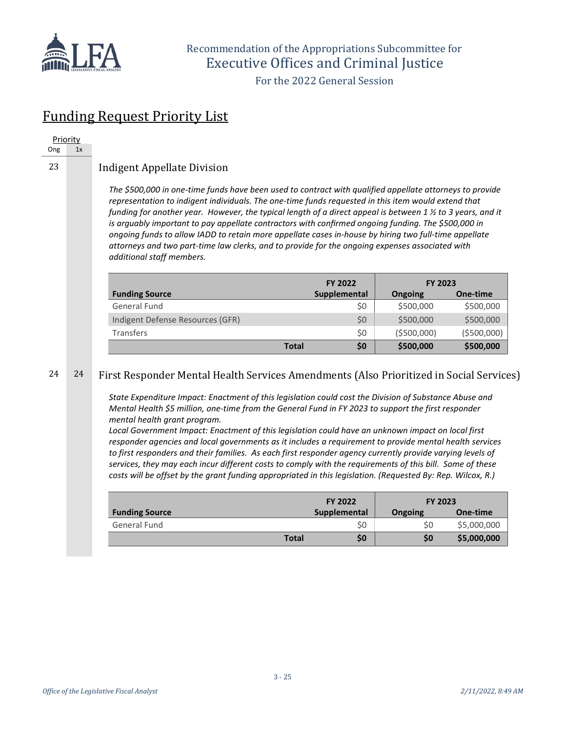# Recommendation of the Appropriations Subcommittee for Executive Offices and Criminal Justice

For the 2022 General Session

## Funding Request Priority List

| Priority Ong | Priority 1x |
|---|---|

23 | 

### Indigent Appellate Division

*The $500,000 in one-time funds have been used to contract with qualified appellate attorneys to provide representation to indigent individuals. The one-time funds requested in this item would extend that funding for another year. However, the typical length of a direct appeal is between 1 ½ to 3 years, and it is arguably important to pay appellate contractors with confirmed ongoing funding. The $500,000 in ongoing funds to allow IADD to retain more appellate cases in-house by hiring two full-time appellate attorneys and two part-time law clerks, and to provide for the ongoing expenses associated with additional staff members.*

| Funding Source | FY 2022 Supplemental | FY 2023 Ongoing | FY 2023 One-time |
|---|---|---|---|
| General Fund | $0 | $500,000 | $500,000 |
| Indigent Defense Resources (GFR) | $0 | $500,000 | $500,000 |
| Transfers | $0 | ($500,000) | ($500,000) |
| **Total** | **$0** | **$500,000** | **$500,000** |

24 | 24

### First Responder Mental Health Services Amendments (Also Prioritized in Social Services)

*State Expenditure Impact: Enactment of this legislation could cost the Division of Substance Abuse and Mental Health $5 million, one-time from the General Fund in FY 2023 to support the first responder mental health grant program.*
*Local Government Impact: Enactment of this legislation could have an unknown impact on local first responder agencies and local governments as it includes a requirement to provide mental health services to first responders and their families. As each first responder agency currently provide varying levels of services, they may each incur different costs to comply with the requirements of this bill. Some of these costs will be offset by the grant funding appropriated in this legislation. (Requested By: Rep. Wilcox, R.)*

| Funding Source | FY 2022 Supplemental | FY 2023 Ongoing | FY 2023 One-time |
|---|---|---|---|
| General Fund | $0 | $0 | $5,000,000 |
| **Total** | **$0** | **$0** | **$5,000,000** |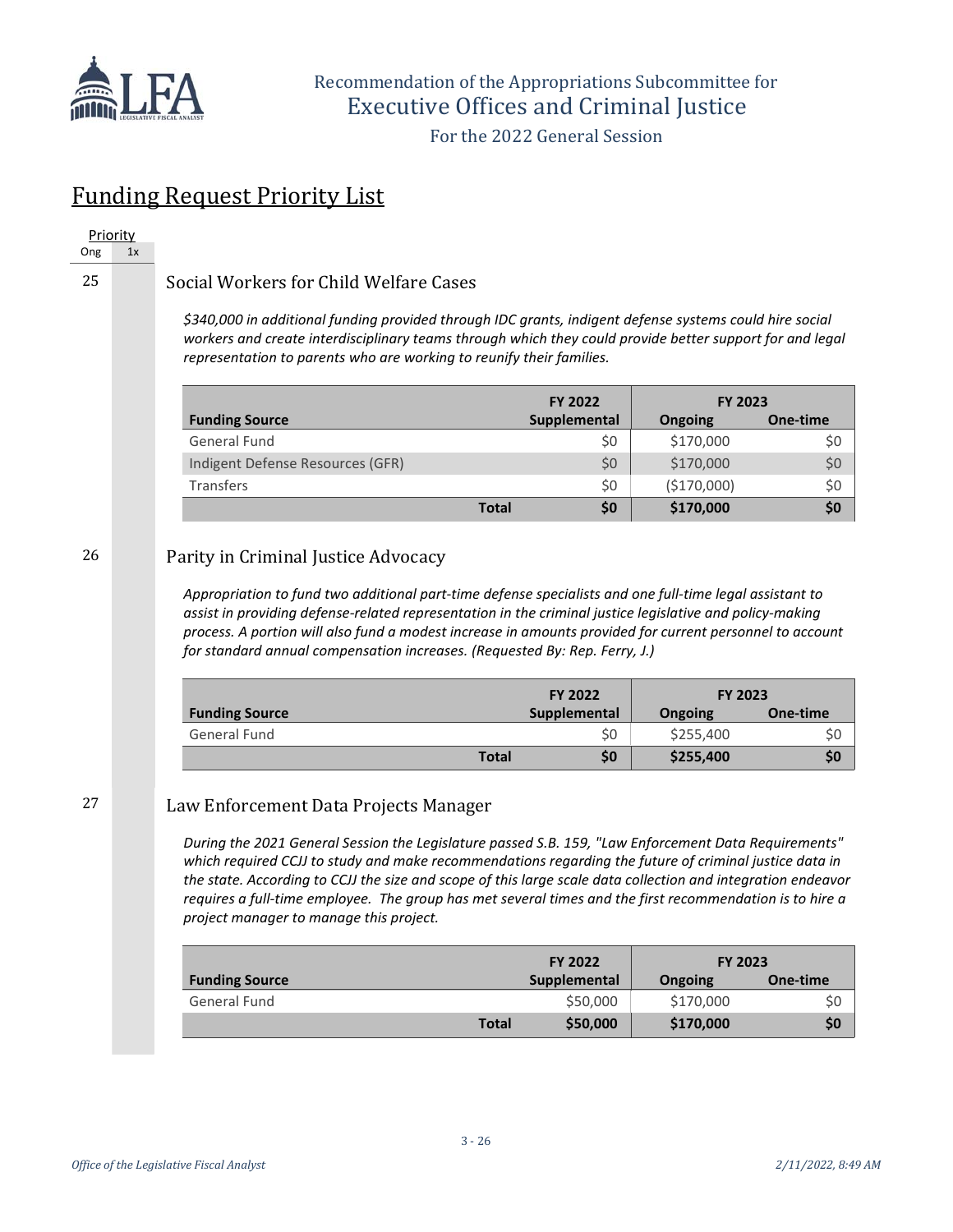## Funding Request Priority List

Priority

| Ong | 1x |
|---|---|

**25**

### Social Workers for Child Welfare Cases

*$340,000 in additional funding provided through IDC grants, indigent defense systems could hire social workers and create interdisciplinary teams through which they could provide better support for and legal representation to parents who are working to reunify their families.*

| Funding Source | FY 2022 Supplemental | FY 2023 Ongoing | FY 2023 One-time |
|---|---|---|---|
| General Fund | $0 | $170,000 | $0 |
| Indigent Defense Resources (GFR) | $0 | $170,000 | $0 |
| Transfers | $0 | ($170,000) | $0 |
| **Total** | **$0** | **$170,000** | **$0** |

**26**

### Parity in Criminal Justice Advocacy

*Appropriation to fund two additional part-time defense specialists and one full-time legal assistant to assist in providing defense-related representation in the criminal justice legislative and policy-making process. A portion will also fund a modest increase in amounts provided for current personnel to account for standard annual compensation increases. (Requested By: Rep. Ferry, J.)*

| Funding Source | FY 2022 Supplemental | FY 2023 Ongoing | FY 2023 One-time |
|---|---|---|---|
| General Fund | $0 | $255,400 | $0 |
| **Total** | **$0** | **$255,400** | **$0** |

**27**

### Law Enforcement Data Projects Manager

*During the 2021 General Session the Legislature passed S.B. 159, "Law Enforcement Data Requirements" which required CCJJ to study and make recommendations regarding the future of criminal justice data in the state. According to CCJJ the size and scope of this large scale data collection and integration endeavor requires a full-time employee. The group has met several times and the first recommendation is to hire a project manager to manage this project.*

| Funding Source | FY 2022 Supplemental | FY 2023 Ongoing | FY 2023 One-time |
|---|---|---|---|
| General Fund | $50,000 | $170,000 | $0 |
| **Total** | **$50,000** | **$170,000** | **$0** |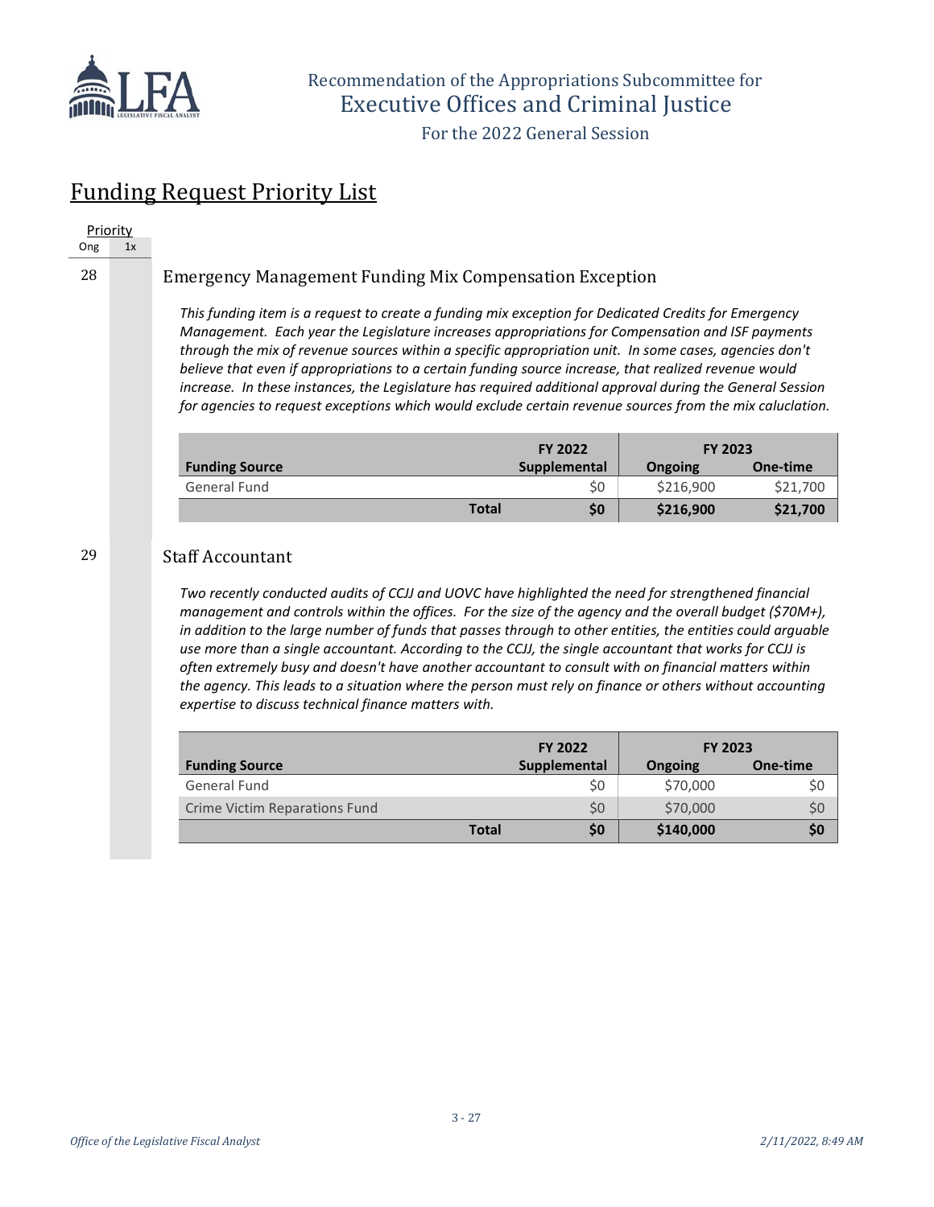# Funding Request Priority List

Priority

| Ong | 1x |
|---|---|

## 28 Emergency Management Funding Mix Compensation Exception

*This funding item is a request to create a funding mix exception for Dedicated Credits for Emergency Management. Each year the Legislature increases appropriations for Compensation and ISF payments through the mix of revenue sources within a specific appropriation unit. In some cases, agencies don't believe that even if appropriations to a certain funding source increase, that realized revenue would increase. In these instances, the Legislature has required additional approval during the General Session for agencies to request exceptions which would exclude certain revenue sources from the mix caluclation.*

| Funding Source | FY 2022 Supplemental | FY 2023 Ongoing | FY 2023 One-time |
|---|---|---|---|
| General Fund | $0 | $216,900 | $21,700 |
| **Total** | **$0** | **$216,900** | **$21,700** |

## 29 Staff Accountant

*Two recently conducted audits of CCJJ and UOVC have highlighted the need for strengthened financial management and controls within the offices. For the size of the agency and the overall budget ($70M+), in addition to the large number of funds that passes through to other entities, the entities could arguable use more than a single accountant. According to the CCJJ, the single accountant that works for CCJJ is often extremely busy and doesn't have another accountant to consult with on financial matters within the agency. This leads to a situation where the person must rely on finance or others without accounting expertise to discuss technical finance matters with.*

| Funding Source | FY 2022 Supplemental | FY 2023 Ongoing | FY 2023 One-time |
|---|---|---|---|
| General Fund | $0 | $70,000 | $0 |
| Crime Victim Reparations Fund | $0 | $70,000 | $0 |
| **Total** | **$0** | **$140,000** | **$0** |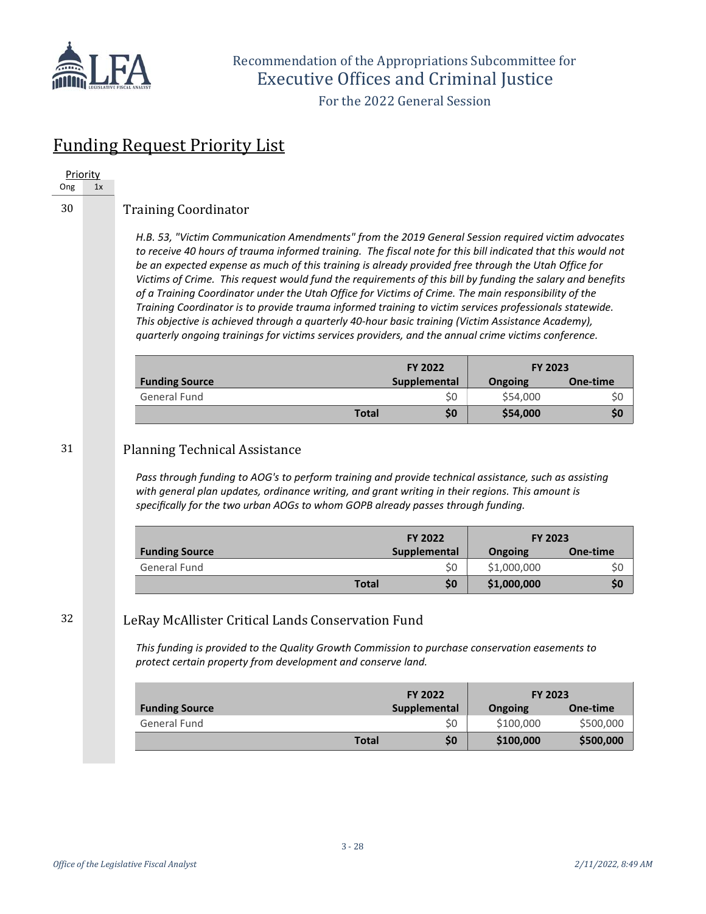## Funding Request Priority List

| Priority | |
|---|---|
| Ong | 1x |

30 Training Coordinator

*H.B. 53, "Victim Communication Amendments" from the 2019 General Session required victim advocates to receive 40 hours of trauma informed training. The fiscal note for this bill indicated that this would not be an expected expense as much of this training is already provided free through the Utah Office for Victims of Crime. This request would fund the requirements of this bill by funding the salary and benefits of a Training Coordinator under the Utah Office for Victims of Crime. The main responsibility of the Training Coordinator is to provide trauma informed training to victim services professionals statewide. This objective is achieved through a quarterly 40-hour basic training (Victim Assistance Academy), quarterly ongoing trainings for victims services providers, and the annual crime victims conference.*

| Funding Source | FY 2022 Supplemental | FY 2023 Ongoing | FY 2023 One-time |
|---|---|---|---|
| General Fund | $0 | $54,000 | $0 |
| **Total** | **$0** | **$54,000** | **$0** |

31 Planning Technical Assistance

*Pass through funding to AOG's to perform training and provide technical assistance, such as assisting with general plan updates, ordinance writing, and grant writing in their regions. This amount is specifically for the two urban AOGs to whom GOPB already passes through funding.*

| Funding Source | FY 2022 Supplemental | FY 2023 Ongoing | FY 2023 One-time |
|---|---|---|---|
| General Fund | $0 | $1,000,000 | $0 |
| **Total** | **$0** | **$1,000,000** | **$0** |

32 LeRay McAllister Critical Lands Conservation Fund

*This funding is provided to the Quality Growth Commission to purchase conservation easements to protect certain property from development and conserve land.*

| Funding Source | FY 2022 Supplemental | FY 2023 Ongoing | FY 2023 One-time |
|---|---|---|---|
| General Fund | $0 | $100,000 | $500,000 |
| **Total** | **$0** | **$100,000** | **$500,000** |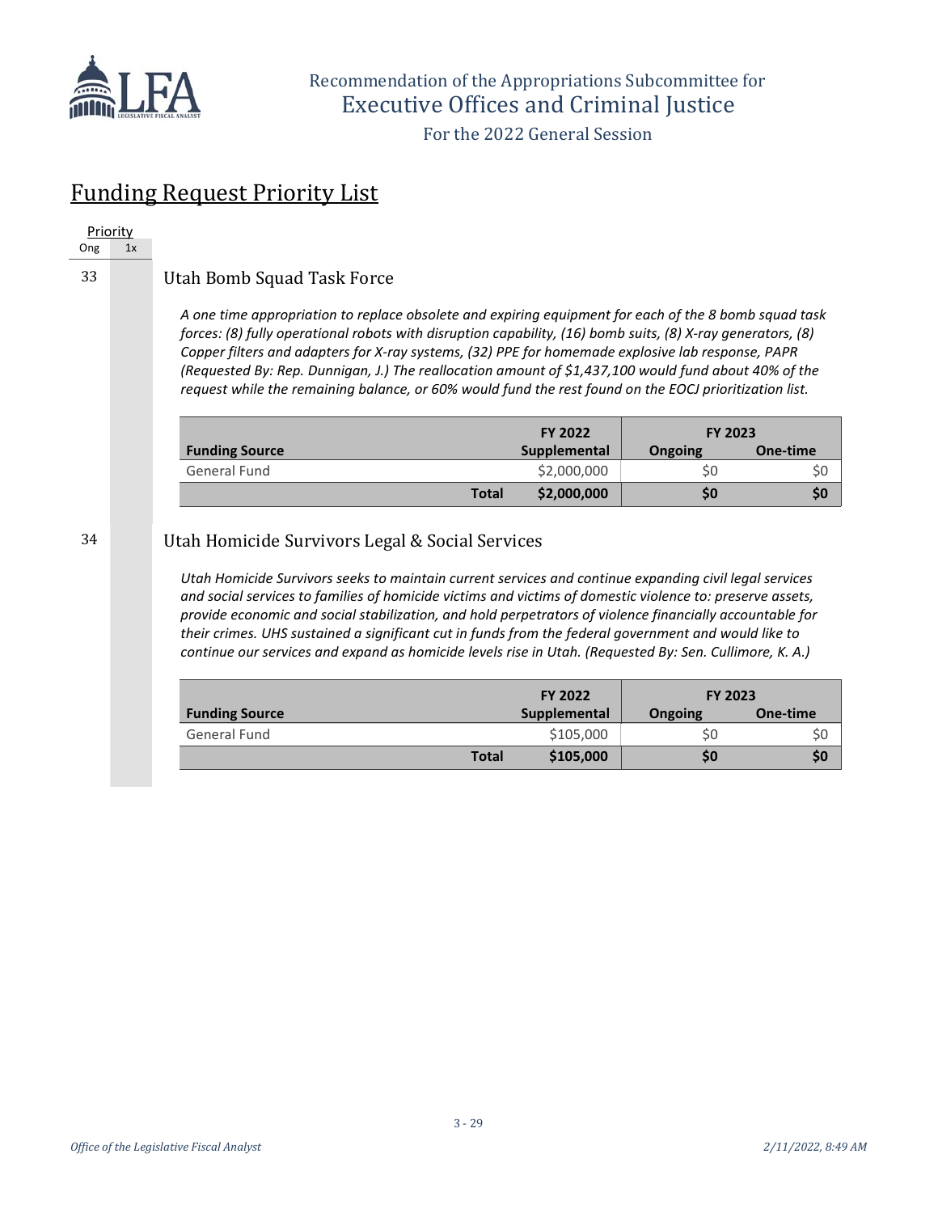# Recommendation of the Appropriations Subcommittee for Executive Offices and Criminal Justice

For the 2022 General Session

## Funding Request Priority List

| Priority | |
|---|---|
| Ong | 1x |

33

### Utah Bomb Squad Task Force

*A one time appropriation to replace obsolete and expiring equipment for each of the 8 bomb squad task forces: (8) fully operational robots with disruption capability, (16) bomb suits, (8) X-ray generators, (8) Copper filters and adapters for X-ray systems, (32) PPE for homemade explosive lab response, PAPR (Requested By: Rep. Dunnigan, J.) The reallocation amount of $1,437,100 would fund about 40% of the request while the remaining balance, or 60% would fund the rest found on the EOCJ prioritization list.*

| Funding Source | FY 2022 Supplemental | FY 2023 Ongoing | FY 2023 One-time |
|---|---|---|---|
| General Fund | $2,000,000 | $0 | $0 |
| **Total** | **$2,000,000** | **$0** | **$0** |

34

### Utah Homicide Survivors Legal & Social Services

*Utah Homicide Survivors seeks to maintain current services and continue expanding civil legal services and social services to families of homicide victims and victims of domestic violence to: preserve assets, provide economic and social stabilization, and hold perpetrators of violence financially accountable for their crimes. UHS sustained a significant cut in funds from the federal government and would like to continue our services and expand as homicide levels rise in Utah. (Requested By: Sen. Cullimore, K. A.)*

| Funding Source | FY 2022 Supplemental | FY 2023 Ongoing | FY 2023 One-time |
|---|---|---|---|
| General Fund | $105,000 | $0 | $0 |
| **Total** | **$105,000** | **$0** | **$0** |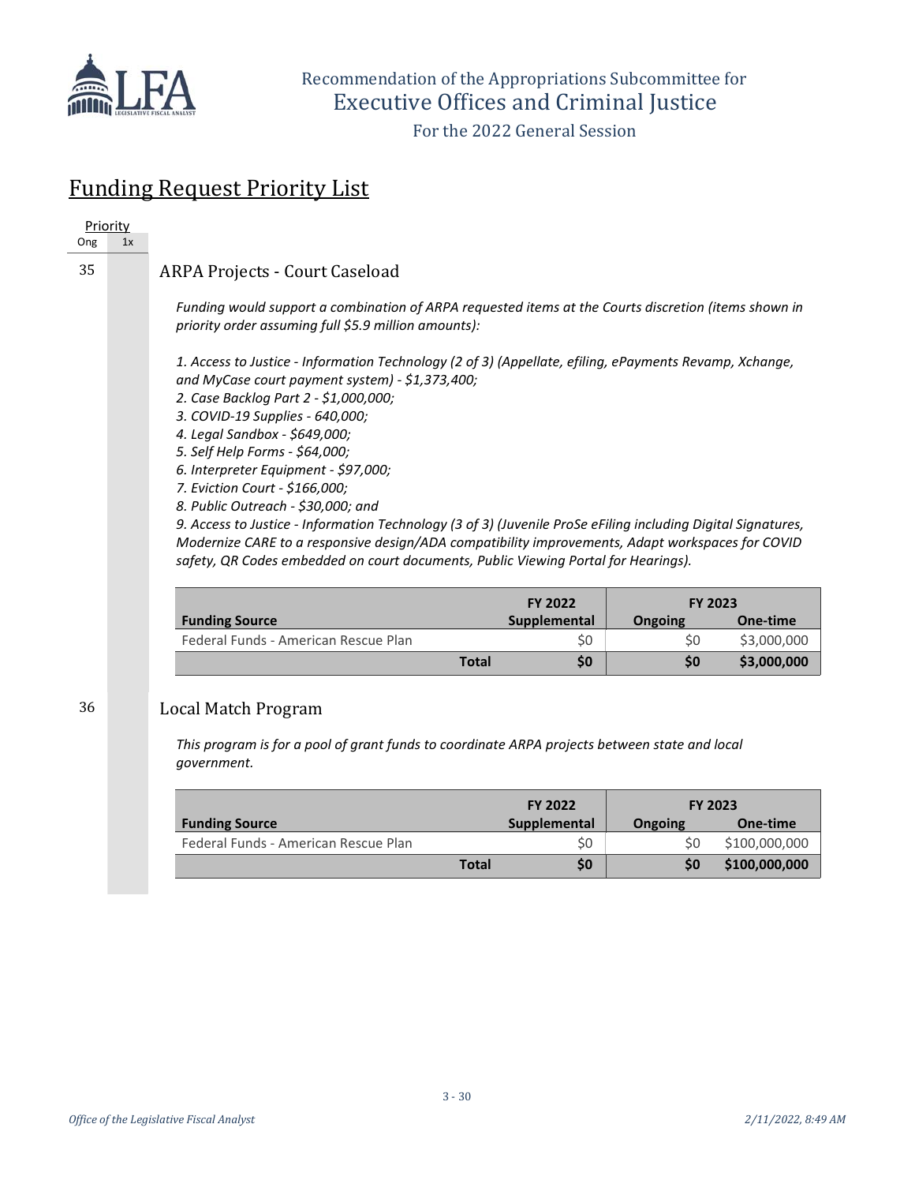## Funding Request Priority List

Priority
Ong | 1x

35

### ARPA Projects - Court Caseload

*Funding would support a combination of ARPA requested items at the Courts discretion (items shown in priority order assuming full $5.9 million amounts):*

*1. Access to Justice - Information Technology (2 of 3) (Appellate, efiling, ePayments Revamp, Xchange, and MyCase court payment system) - $1,373,400;*
*2. Case Backlog Part 2 - $1,000,000;*
*3. COVID-19 Supplies - 640,000;*
*4. Legal Sandbox - $649,000;*
*5. Self Help Forms - $64,000;*
*6. Interpreter Equipment - $97,000;*
*7. Eviction Court - $166,000;*
*8. Public Outreach - $30,000; and*
*9. Access to Justice - Information Technology (3 of 3) (Juvenile ProSe eFiling including Digital Signatures, Modernize CARE to a responsive design/ADA compatibility improvements, Adapt workspaces for COVID safety, QR Codes embedded on court documents, Public Viewing Portal for Hearings).*

| | FY 2022 | FY 2023 | |
|---|---|---|---|
| **Funding Source** | **Supplemental** | **Ongoing** | **One-time** |
| Federal Funds - American Rescue Plan | $0 | $0 | $3,000,000 |
| **Total** | **$0** | **$0** | **$3,000,000** |

36

### Local Match Program

*This program is for a pool of grant funds to coordinate ARPA projects between state and local government.*

| | FY 2022 | FY 2023 | |
|---|---|---|---|
| **Funding Source** | **Supplemental** | **Ongoing** | **One-time** |
| Federal Funds - American Rescue Plan | $0 | $0 | $100,000,000 |
| **Total** | **$0** | **$0** | **$100,000,000** |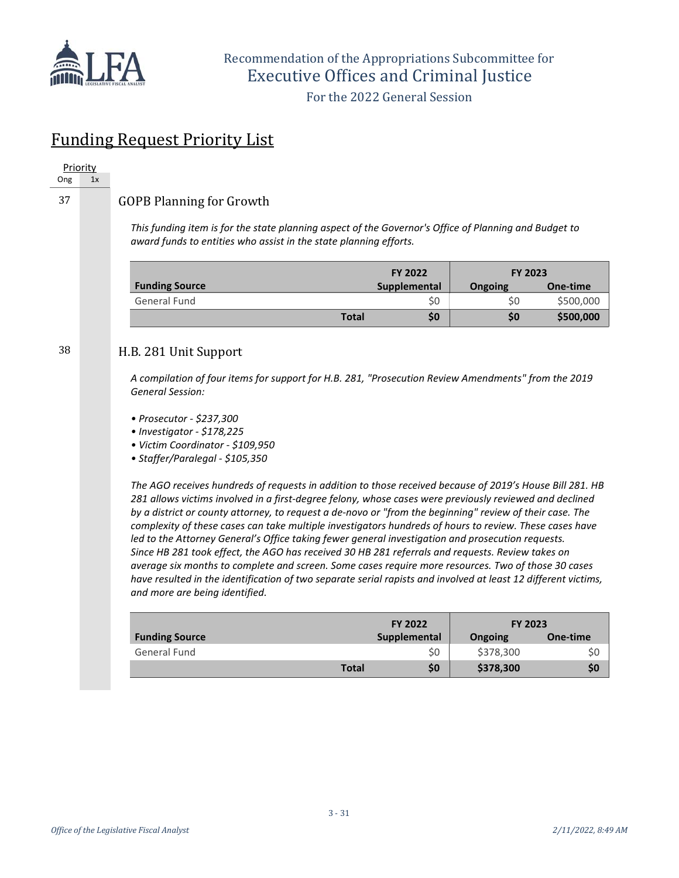Recommendation of the Appropriations Subcommittee for
Executive Offices and Criminal Justice

For the 2022 General Session

## Funding Request Priority List

| Priority | |
|---|---|
| Ong | 1x |

37

### GOPB Planning for Growth

*This funding item is for the state planning aspect of the Governor's Office of Planning and Budget to award funds to entities who assist in the state planning efforts.*

| | FY 2022 | FY 2023 | |
|---|---|---|---|
| **Funding Source** | **Supplemental** | **Ongoing** | **One-time** |
| General Fund | $0 | $0 | $500,000 |
| **Total** | **$0** | **$0** | **$500,000** |

38

### H.B. 281 Unit Support

*A compilation of four items for support for H.B. 281, "Prosecution Review Amendments" from the 2019 General Session:*

- *Prosecutor - $237,300*
- *Investigator - $178,225*
- *Victim Coordinator - $109,950*
- *Staffer/Paralegal - $105,350*

*The AGO receives hundreds of requests in addition to those received because of 2019's House Bill 281. HB 281 allows victims involved in a first-degree felony, whose cases were previously reviewed and declined by a district or county attorney, to request a de-novo or "from the beginning" review of their case. The complexity of these cases can take multiple investigators hundreds of hours to review. These cases have led to the Attorney General's Office taking fewer general investigation and prosecution requests. Since HB 281 took effect, the AGO has received 30 HB 281 referrals and requests. Review takes on average six months to complete and screen. Some cases require more resources. Two of those 30 cases have resulted in the identification of two separate serial rapists and involved at least 12 different victims, and more are being identified.*

| | FY 2022 | FY 2023 | |
|---|---|---|---|
| **Funding Source** | **Supplemental** | **Ongoing** | **One-time** |
| General Fund | $0 | $378,300 | $0 |
| **Total** | **$0** | **$378,300** | **$0** |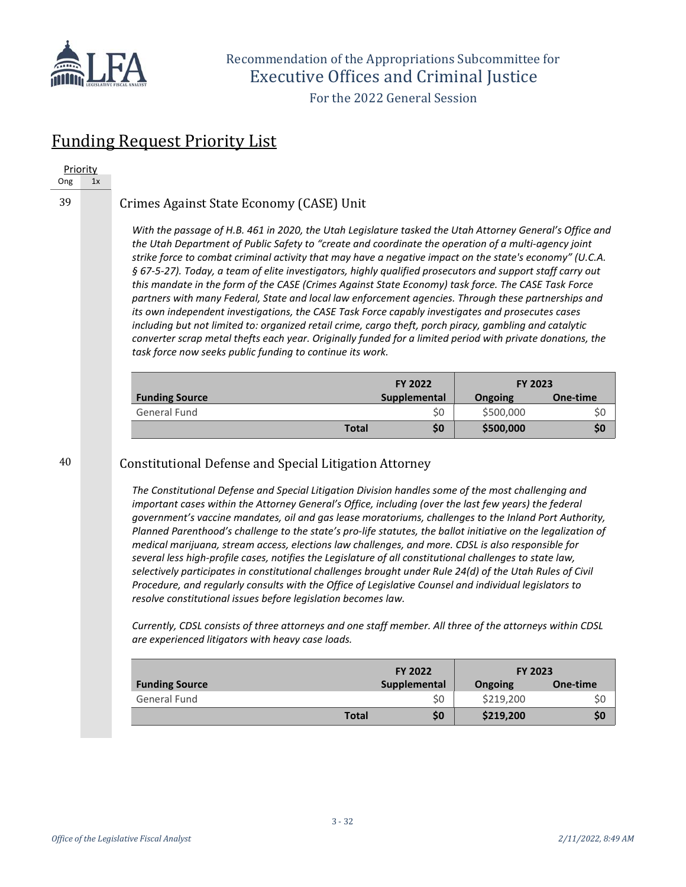Recommendation of the Appropriations Subcommittee for
Executive Offices and Criminal Justice
For the 2022 General Session

# Funding Request Priority List

| Priority | |
|---|---|
| Ong | 1x |

39

## Crimes Against State Economy (CASE) Unit

*With the passage of H.B. 461 in 2020, the Utah Legislature tasked the Utah Attorney General's Office and the Utah Department of Public Safety to "create and coordinate the operation of a multi-agency joint strike force to combat criminal activity that may have a negative impact on the state's economy" (U.C.A. § 67-5-27). Today, a team of elite investigators, highly qualified prosecutors and support staff carry out this mandate in the form of the CASE (Crimes Against State Economy) task force. The CASE Task Force partners with many Federal, State and local law enforcement agencies. Through these partnerships and its own independent investigations, the CASE Task Force capably investigates and prosecutes cases including but not limited to: organized retail crime, cargo theft, porch piracy, gambling and catalytic converter scrap metal thefts each year. Originally funded for a limited period with private donations, the task force now seeks public funding to continue its work.*

| | FY 2022 | FY 2023 | |
|---|---|---|---|
| **Funding Source** | **Supplemental** | **Ongoing** | **One-time** |
| General Fund | $0 | $500,000 | $0 |
| **Total** | **$0** | **$500,000** | **$0** |

40

## Constitutional Defense and Special Litigation Attorney

*The Constitutional Defense and Special Litigation Division handles some of the most challenging and important cases within the Attorney General's Office, including (over the last few years) the federal government's vaccine mandates, oil and gas lease moratoriums, challenges to the Inland Port Authority, Planned Parenthood's challenge to the state's pro-life statutes, the ballot initiative on the legalization of medical marijuana, stream access, elections law challenges, and more. CDSL is also responsible for several less high-profile cases, notifies the Legislature of all constitutional challenges to state law, selectively participates in constitutional challenges brought under Rule 24(d) of the Utah Rules of Civil Procedure, and regularly consults with the Office of Legislative Counsel and individual legislators to resolve constitutional issues before legislation becomes law.*

*Currently, CDSL consists of three attorneys and one staff member. All three of the attorneys within CDSL are experienced litigators with heavy case loads.*

| | FY 2022 | FY 2023 | |
|---|---|---|---|
| **Funding Source** | **Supplemental** | **Ongoing** | **One-time** |
| General Fund | $0 | $219,200 | $0 |
| **Total** | **$0** | **$219,200** | **$0** |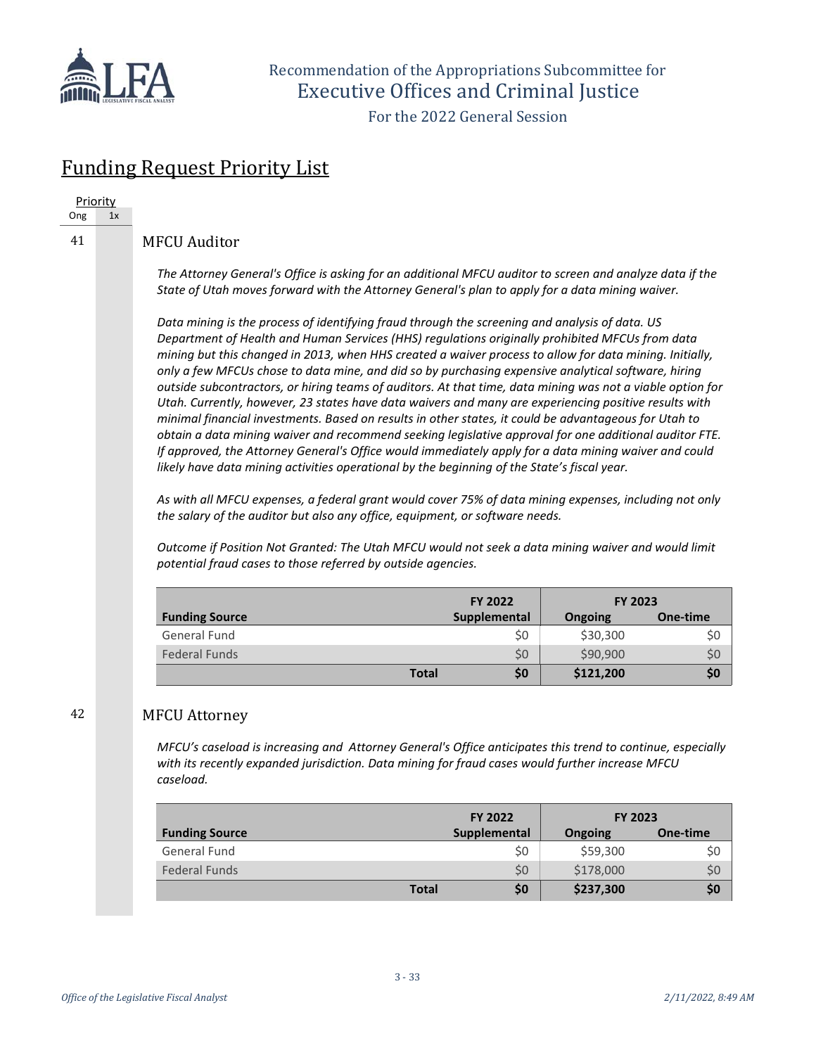Recommendation of the Appropriations Subcommittee for
Executive Offices and Criminal Justice
For the 2022 General Session

## Funding Request Priority List

| Priority | |
|---|---|
| Ong | 1x |

41

### MFCU Auditor

*The Attorney General's Office is asking for an additional MFCU auditor to screen and analyze data if the State of Utah moves forward with the Attorney General's plan to apply for a data mining waiver.*

*Data mining is the process of identifying fraud through the screening and analysis of data. US Department of Health and Human Services (HHS) regulations originally prohibited MFCUs from data mining but this changed in 2013, when HHS created a waiver process to allow for data mining. Initially, only a few MFCUs chose to data mine, and did so by purchasing expensive analytical software, hiring outside subcontractors, or hiring teams of auditors. At that time, data mining was not a viable option for Utah. Currently, however, 23 states have data waivers and many are experiencing positive results with minimal financial investments. Based on results in other states, it could be advantageous for Utah to obtain a data mining waiver and recommend seeking legislative approval for one additional auditor FTE. If approved, the Attorney General's Office would immediately apply for a data mining waiver and could likely have data mining activities operational by the beginning of the State's fiscal year.*

*As with all MFCU expenses, a federal grant would cover 75% of data mining expenses, including not only the salary of the auditor but also any office, equipment, or software needs.*

*Outcome if Position Not Granted: The Utah MFCU would not seek a data mining waiver and would limit potential fraud cases to those referred by outside agencies.*

| Funding Source | FY 2022 Supplemental | FY 2023 Ongoing | FY 2023 One-time |
|---|---|---|---|
| General Fund | $0 | $30,300 | $0 |
| Federal Funds | $0 | $90,900 | $0 |
| **Total** | **$0** | **$121,200** | **$0** |

42

### MFCU Attorney

*MFCU's caseload is increasing and Attorney General's Office anticipates this trend to continue, especially with its recently expanded jurisdiction. Data mining for fraud cases would further increase MFCU caseload.*

| Funding Source | FY 2022 Supplemental | FY 2023 Ongoing | FY 2023 One-time |
|---|---|---|---|
| General Fund | $0 | $59,300 | $0 |
| Federal Funds | $0 | $178,000 | $0 |
| **Total** | **$0** | **$237,300** | **$0** |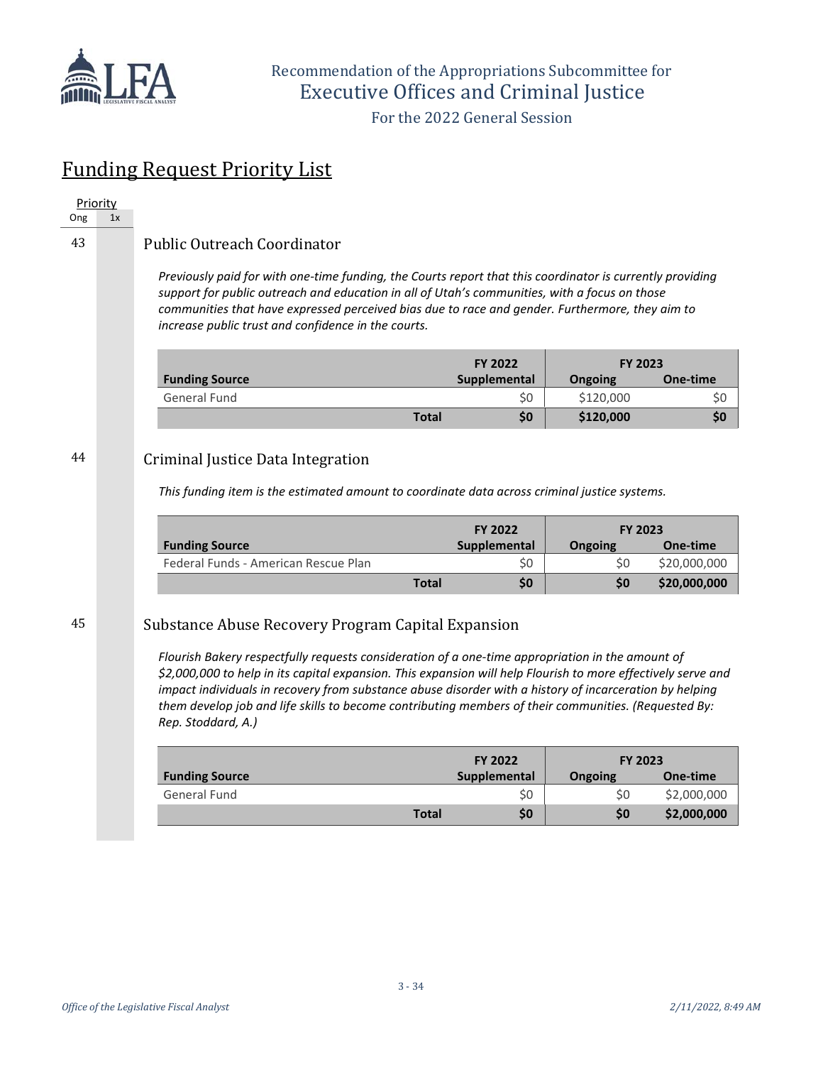Recommendation of the Appropriations Subcommittee for
Executive Offices and Criminal Justice
For the 2022 General Session

## Funding Request Priority List

| Priority | |
|---|---|
| Ong | 1x |

### 43 Public Outreach Coordinator

*Previously paid for with one-time funding, the Courts report that this coordinator is currently providing support for public outreach and education in all of Utah's communities, with a focus on those communities that have expressed perceived bias due to race and gender. Furthermore, they aim to increase public trust and confidence in the courts.*

| | FY 2022 | FY 2023 | |
|---|---|---|---|
| **Funding Source** | **Supplemental** | **Ongoing** | **One-time** |
| General Fund | $0 | $120,000 | $0 |
| **Total** | **$0** | **$120,000** | **$0** |

### 44 Criminal Justice Data Integration

*This funding item is the estimated amount to coordinate data across criminal justice systems.*

| | FY 2022 | FY 2023 | |
|---|---|---|---|
| **Funding Source** | **Supplemental** | **Ongoing** | **One-time** |
| Federal Funds - American Rescue Plan | $0 | $0 | $20,000,000 |
| **Total** | **$0** | **$0** | **$20,000,000** |

### 45 Substance Abuse Recovery Program Capital Expansion

*Flourish Bakery respectfully requests consideration of a one-time appropriation in the amount of $2,000,000 to help in its capital expansion. This expansion will help Flourish to more effectively serve and impact individuals in recovery from substance abuse disorder with a history of incarceration by helping them develop job and life skills to become contributing members of their communities. (Requested By: Rep. Stoddard, A.)*

| | FY 2022 | FY 2023 | |
|---|---|---|---|
| **Funding Source** | **Supplemental** | **Ongoing** | **One-time** |
| General Fund | $0 | $0 | $2,000,000 |
| **Total** | **$0** | **$0** | **$2,000,000** |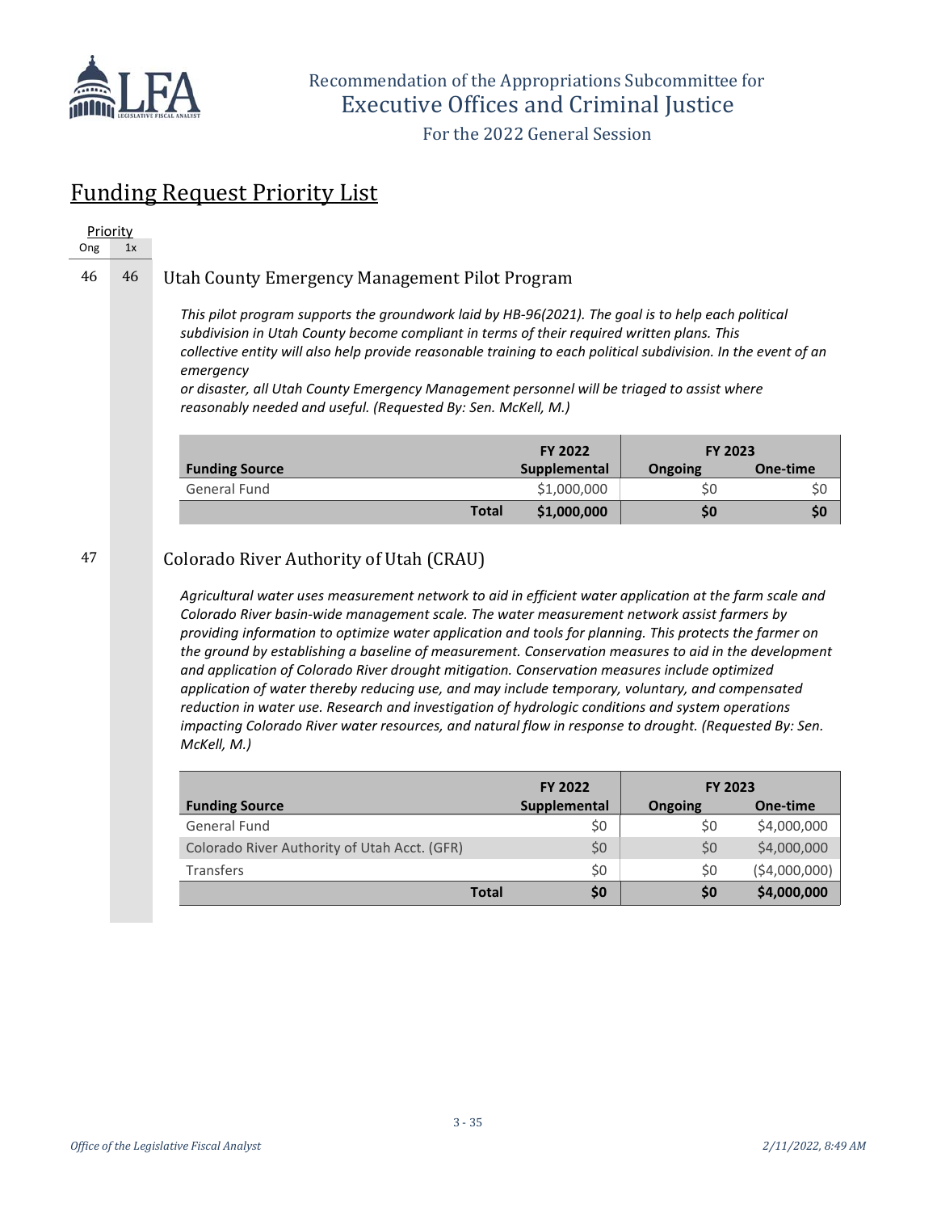Recommendation of the Appropriations Subcommittee for
Executive Offices and Criminal Justice
For the 2022 General Session

## Funding Request Priority List

| Priority Ong | Priority 1x |
|---|---|
| 46 | 46 |

### Utah County Emergency Management Pilot Program

*This pilot program supports the groundwork laid by HB-96(2021). The goal is to help each political subdivision in Utah County become compliant in terms of their required written plans. This collective entity will also help provide reasonable training to each political subdivision. In the event of an emergency or disaster, all Utah County Emergency Management personnel will be triaged to assist where reasonably needed and useful. (Requested By: Sen. McKell, M.)*

| Funding Source | FY 2022 Supplemental | FY 2023 Ongoing | FY 2023 One-time |
|---|---|---|---|
| General Fund | $1,000,000 | $0 | $0 |
| **Total** | **$1,000,000** | **$0** | **$0** |

| Priority Ong | Priority 1x |
|---|---|
| 47 | |

### Colorado River Authority of Utah (CRAU)

*Agricultural water uses measurement network to aid in efficient water application at the farm scale and Colorado River basin-wide management scale. The water measurement network assist farmers by providing information to optimize water application and tools for planning. This protects the farmer on the ground by establishing a baseline of measurement. Conservation measures to aid in the development and application of Colorado River drought mitigation. Conservation measures include optimized application of water thereby reducing use, and may include temporary, voluntary, and compensated reduction in water use. Research and investigation of hydrologic conditions and system operations impacting Colorado River water resources, and natural flow in response to drought. (Requested By: Sen. McKell, M.)*

| Funding Source | FY 2022 Supplemental | FY 2023 Ongoing | FY 2023 One-time |
|---|---|---|---|
| General Fund | $0 | $0 | $4,000,000 |
| Colorado River Authority of Utah Acct. (GFR) | $0 | $0 | $4,000,000 |
| Transfers | $0 | $0 | ($4,000,000) |
| **Total** | **$0** | **$0** | **$4,000,000** |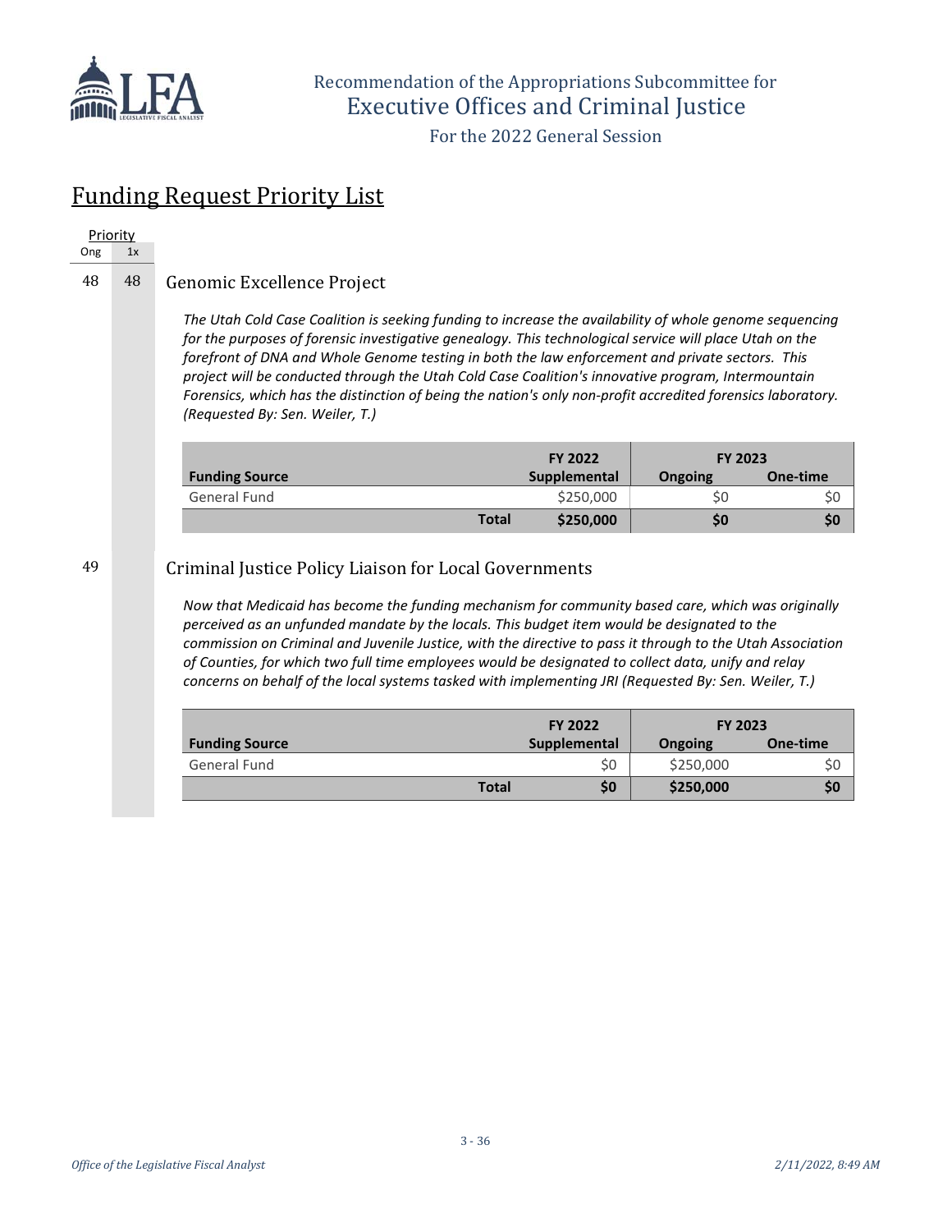## Funding Request Priority List

| Priority Ong | Priority 1x | |
|---|---|---|
| 48 | 48 | Genomic Excellence Project |

### Genomic Excellence Project

*The Utah Cold Case Coalition is seeking funding to increase the availability of whole genome sequencing for the purposes of forensic investigative genealogy. This technological service will place Utah on the forefront of DNA and Whole Genome testing in both the law enforcement and private sectors. This project will be conducted through the Utah Cold Case Coalition's innovative program, Intermountain Forensics, which has the distinction of being the nation's only non-profit accredited forensics laboratory. (Requested By: Sen. Weiler, T.)*

| Funding Source | FY 2022 Supplemental | FY 2023 Ongoing | FY 2023 One-time |
|---|---|---|---|
| General Fund | $250,000 | $0 | $0 |
| **Total** | **$250,000** | **$0** | **$0** |

| Priority Ong | Priority 1x | |
|---|---|---|
| 49 | | Criminal Justice Policy Liaison for Local Governments |

### Criminal Justice Policy Liaison for Local Governments

*Now that Medicaid has become the funding mechanism for community based care, which was originally perceived as an unfunded mandate by the locals. This budget item would be designated to the commission on Criminal and Juvenile Justice, with the directive to pass it through to the Utah Association of Counties, for which two full time employees would be designated to collect data, unify and relay concerns on behalf of the local systems tasked with implementing JRI (Requested By: Sen. Weiler, T.)*

| Funding Source | FY 2022 Supplemental | FY 2023 Ongoing | FY 2023 One-time |
|---|---|---|---|
| General Fund | $0 | $250,000 | $0 |
| **Total** | **$0** | **$250,000** | **$0** |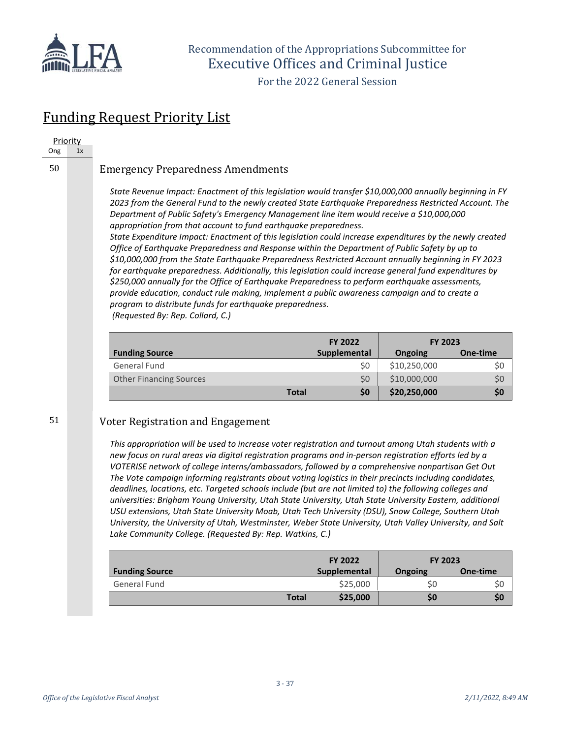Recommendation of the Appropriations Subcommittee for
Executive Offices and Criminal Justice
For the 2022 General Session

## Funding Request Priority List

| Priority Ong | Priority 1x |
|---|---|

50

### Emergency Preparedness Amendments

*State Revenue Impact: Enactment of this legislation would transfer $10,000,000 annually beginning in FY 2023 from the General Fund to the newly created State Earthquake Preparedness Restricted Account. The Department of Public Safety's Emergency Management line item would receive a $10,000,000 appropriation from that account to fund earthquake preparedness.*
*State Expenditure Impact: Enactment of this legislation could increase expenditures by the newly created Office of Earthquake Preparedness and Response within the Department of Public Safety by up to $10,000,000 from the State Earthquake Preparedness Restricted Account annually beginning in FY 2023 for earthquake preparedness. Additionally, this legislation could increase general fund expenditures by $250,000 annually for the Office of Earthquake Preparedness to perform earthquake assessments, provide education, conduct rule making, implement a public awareness campaign and to create a program to distribute funds for earthquake preparedness.*
*(Requested By: Rep. Collard, C.)*

| Funding Source | | FY 2022 Supplemental | FY 2023 Ongoing | FY 2023 One-time |
|---|---|---|---|---|
| General Fund | | $0 | $10,250,000 | $0 |
| Other Financing Sources | | $0 | $10,000,000 | $0 |
| | **Total** | **$0** | **$20,250,000** | **$0** |

51

### Voter Registration and Engagement

*This appropriation will be used to increase voter registration and turnout among Utah students with a new focus on rural areas via digital registration programs and in-person registration efforts led by a VOTERISE network of college interns/ambassadors, followed by a comprehensive nonpartisan Get Out The Vote campaign informing registrants about voting logistics in their precincts including candidates, deadlines, locations, etc. Targeted schools include (but are not limited to) the following colleges and universities: Brigham Young University, Utah State University, Utah State University Eastern, additional USU extensions, Utah State University Moab, Utah Tech University (DSU), Snow College, Southern Utah University, the University of Utah, Westminster, Weber State University, Utah Valley University, and Salt Lake Community College. (Requested By: Rep. Watkins, C.)*

| Funding Source | | FY 2022 Supplemental | FY 2023 Ongoing | FY 2023 One-time |
|---|---|---|---|---|
| General Fund | | $25,000 | $0 | $0 |
| | **Total** | **$25,000** | **$0** | **$0** |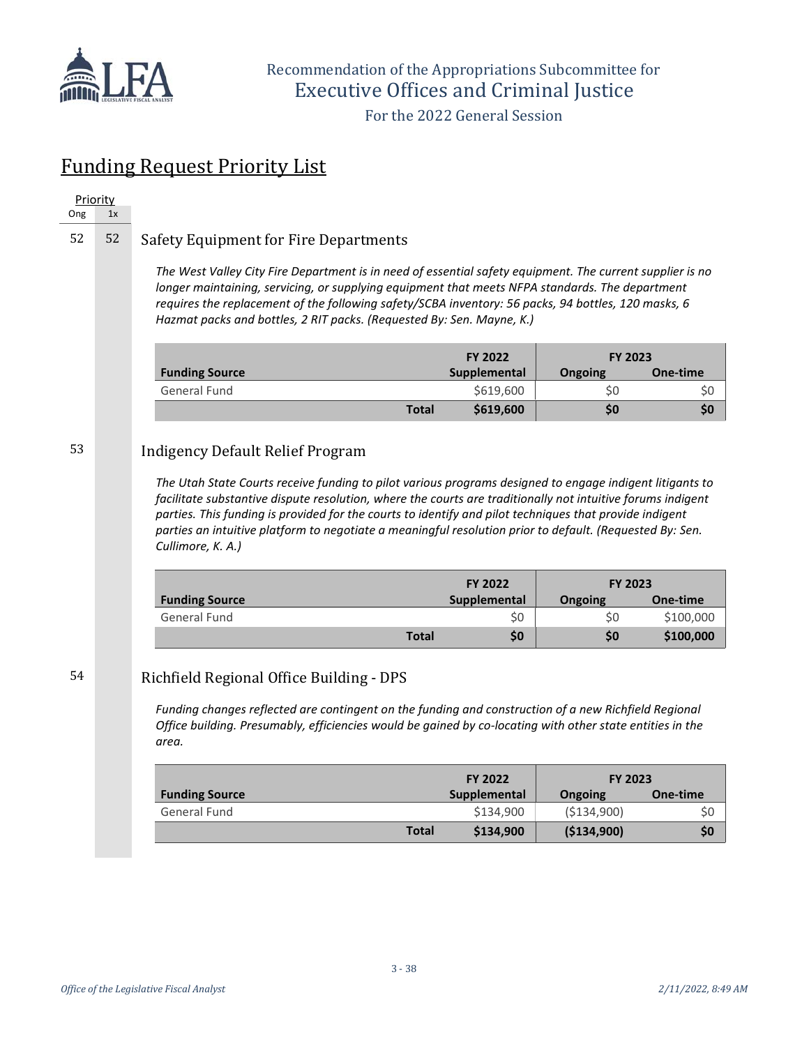Recommendation of the Appropriations Subcommittee for
Executive Offices and Criminal Justice
For the 2022 General Session

# Funding Request Priority List

| Priority Ong | Priority 1x |
|---|---|

## 52 | 52 Safety Equipment for Fire Departments

*The West Valley City Fire Department is in need of essential safety equipment. The current supplier is no longer maintaining, servicing, or supplying equipment that meets NFPA standards. The department requires the replacement of the following safety/SCBA inventory: 56 packs, 94 bottles, 120 masks, 6 Hazmat packs and bottles, 2 RIT packs. (Requested By: Sen. Mayne, K.)*

| Funding Source | | FY 2022 Supplemental | FY 2023 Ongoing | FY 2023 One-time |
|---|---|---|---|---|
| General Fund | | $619,600 | $0 | $0 |
| | **Total** | **$619,600** | **$0** | **$0** |

## 53 Indigency Default Relief Program

*The Utah State Courts receive funding to pilot various programs designed to engage indigent litigants to facilitate substantive dispute resolution, where the courts are traditionally not intuitive forums indigent parties. This funding is provided for the courts to identify and pilot techniques that provide indigent parties an intuitive platform to negotiate a meaningful resolution prior to default. (Requested By: Sen. Cullimore, K. A.)*

| Funding Source | | FY 2022 Supplemental | FY 2023 Ongoing | FY 2023 One-time |
|---|---|---|---|---|
| General Fund | | $0 | $0 | $100,000 |
| | **Total** | **$0** | **$0** | **$100,000** |

## 54 Richfield Regional Office Building - DPS

*Funding changes reflected are contingent on the funding and construction of a new Richfield Regional Office building. Presumably, efficiencies would be gained by co-locating with other state entities in the area.*

| Funding Source | | FY 2022 Supplemental | FY 2023 Ongoing | FY 2023 One-time |
|---|---|---|---|---|
| General Fund | | $134,900 | ($134,900) | $0 |
| | **Total** | **$134,900** | **($134,900)** | **$0** |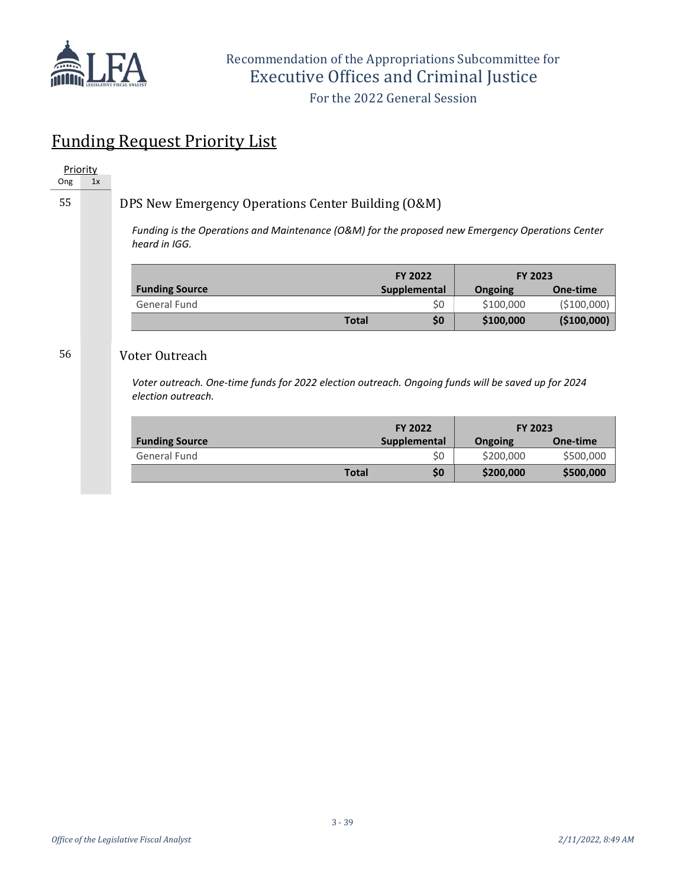Recommendation of the Appropriations Subcommittee for Executive Offices and Criminal Justice

For the 2022 General Session

# Funding Request Priority List

| Priority | |
|---|---|
| Ong | 1x |

55 — **DPS New Emergency Operations Center Building (O&M)**

*Funding is the Operations and Maintenance (O&M) for the proposed new Emergency Operations Center heard in IGG.*

| | FY 2022 | FY 2023 | |
|---|---|---|---|
| Funding Source | Supplemental | Ongoing | One-time |
| General Fund | $0 | $100,000 | ($100,000) |
| **Total** | **$0** | **$100,000** | **($100,000)** |

56 — **Voter Outreach**

*Voter outreach. One-time funds for 2022 election outreach. Ongoing funds will be saved up for 2024 election outreach.*

| | FY 2022 | FY 2023 | |
|---|---|---|---|
| Funding Source | Supplemental | Ongoing | One-time |
| General Fund | $0 | $200,000 | $500,000 |
| **Total** | **$0** | **$200,000** | **$500,000** |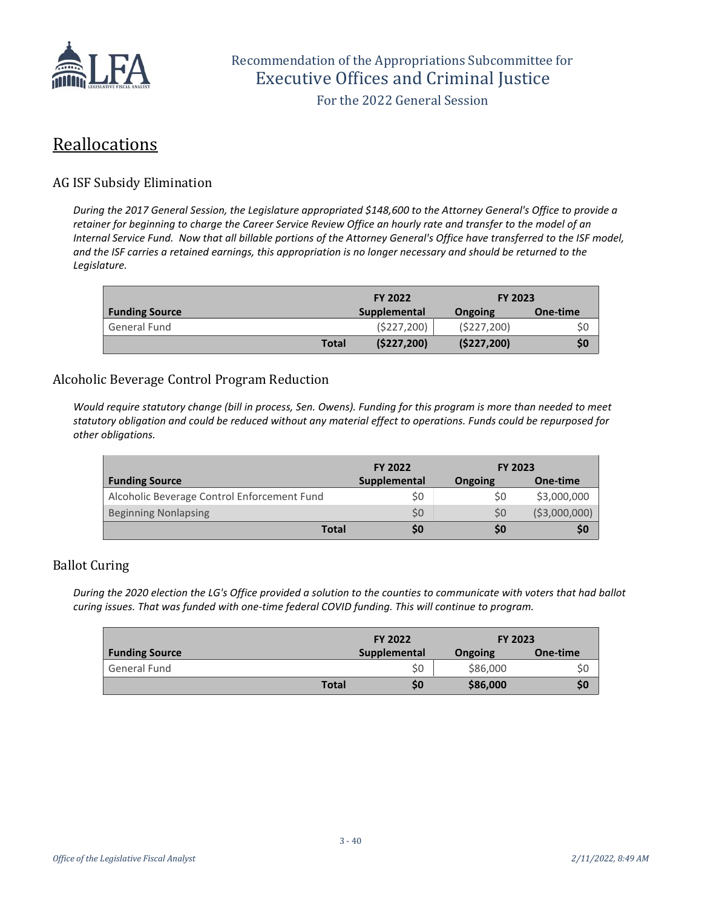## Reallocations

### AG ISF Subsidy Elimination

*During the 2017 General Session, the Legislature appropriated $148,600 to the Attorney General's Office to provide a retainer for beginning to charge the Career Service Review Office an hourly rate and transfer to the model of an Internal Service Fund. Now that all billable portions of the Attorney General's Office have transferred to the ISF model, and the ISF carries a retained earnings, this appropriation is no longer necessary and should be returned to the Legislature.*

| | FY 2022 | FY 2023 | |
|---|---|---|---|
| **Funding Source** | **Supplemental** | **Ongoing** | **One-time** |
| General Fund | ($227,200) | ($227,200) | $0 |
| **Total** | **($227,200)** | **($227,200)** | **$0** |

### Alcoholic Beverage Control Program Reduction

*Would require statutory change (bill in process, Sen. Owens). Funding for this program is more than needed to meet statutory obligation and could be reduced without any material effect to operations. Funds could be repurposed for other obligations.*

| | FY 2022 | FY 2023 | |
|---|---|---|---|
| **Funding Source** | **Supplemental** | **Ongoing** | **One-time** |
| Alcoholic Beverage Control Enforcement Fund | $0 | $0 | $3,000,000 |
| Beginning Nonlapsing | $0 | $0 | ($3,000,000) |
| **Total** | **$0** | **$0** | **$0** |

### Ballot Curing

*During the 2020 election the LG's Office provided a solution to the counties to communicate with voters that had ballot curing issues. That was funded with one-time federal COVID funding. This will continue to program.*

| | FY 2022 | FY 2023 | |
|---|---|---|---|
| **Funding Source** | **Supplemental** | **Ongoing** | **One-time** |
| General Fund | $0 | $86,000 | $0 |
| **Total** | **$0** | **$86,000** | **$0** |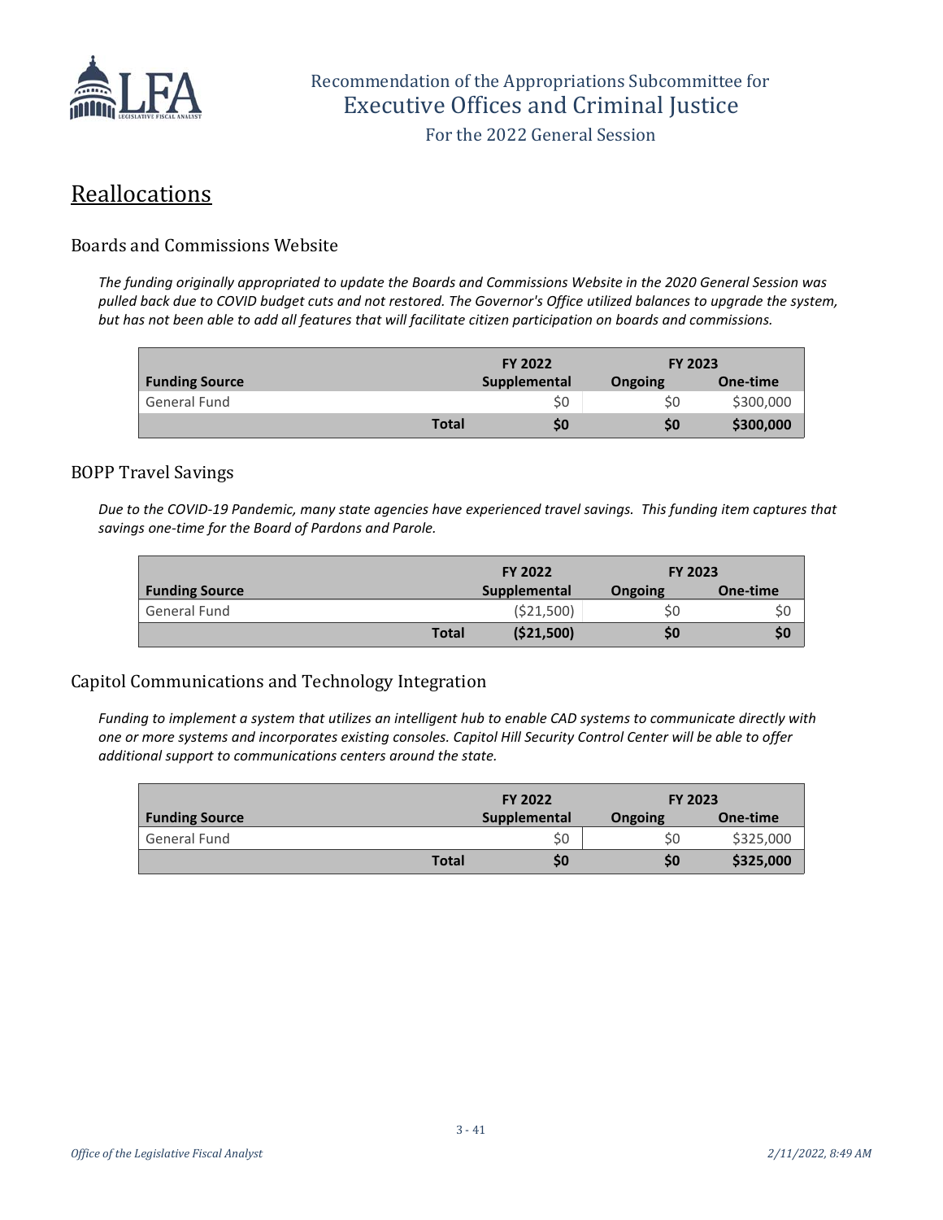## Reallocations

### Boards and Commissions Website

*The funding originally appropriated to update the Boards and Commissions Website in the 2020 General Session was pulled back due to COVID budget cuts and not restored. The Governor's Office utilized balances to upgrade the system, but has not been able to add all features that will facilitate citizen participation on boards and commissions.*

| | | FY 2022 | FY 2023 | |
|---|---|---|---|---|
| **Funding Source** | | **Supplemental** | **Ongoing** | **One-time** |
| General Fund | | $0 | $0 | $300,000 |
| | **Total** | **$0** | **$0** | **$300,000** |

### BOPP Travel Savings

*Due to the COVID-19 Pandemic, many state agencies have experienced travel savings. This funding item captures that savings one-time for the Board of Pardons and Parole.*

| | | FY 2022 | FY 2023 | |
|---|---|---|---|---|
| **Funding Source** | | **Supplemental** | **Ongoing** | **One-time** |
| General Fund | | ($21,500) | $0 | $0 |
| | **Total** | **($21,500)** | **$0** | **$0** |

### Capitol Communications and Technology Integration

*Funding to implement a system that utilizes an intelligent hub to enable CAD systems to communicate directly with one or more systems and incorporates existing consoles. Capitol Hill Security Control Center will be able to offer additional support to communications centers around the state.*

| | | FY 2022 | FY 2023 | |
|---|---|---|---|---|
| **Funding Source** | | **Supplemental** | **Ongoing** | **One-time** |
| General Fund | | $0 | $0 | $325,000 |
| | **Total** | **$0** | **$0** | **$325,000** |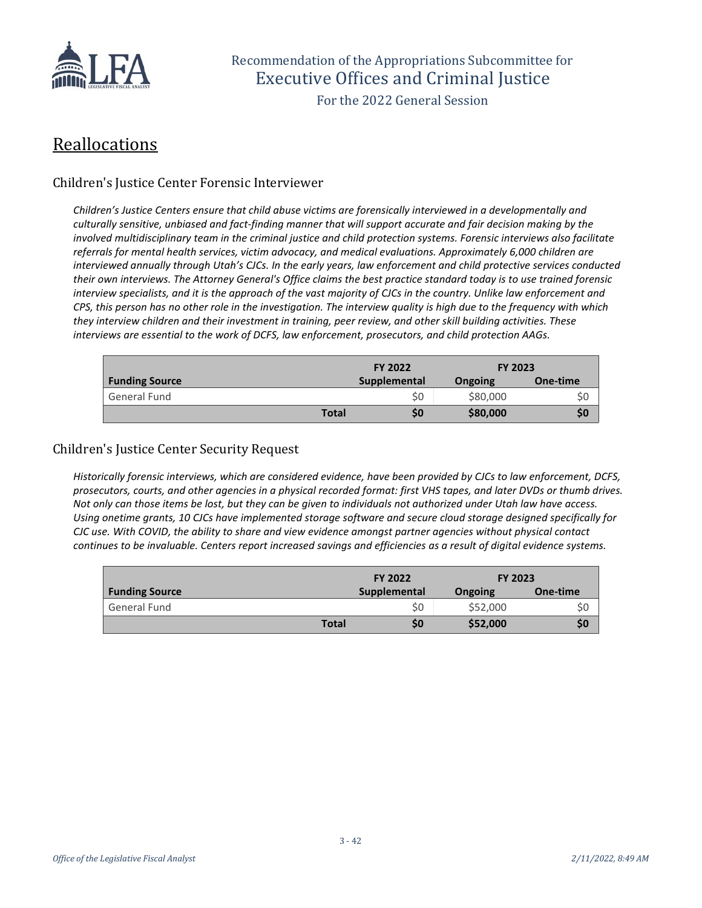## Reallocations

### Children's Justice Center Forensic Interviewer

*Children's Justice Centers ensure that child abuse victims are forensically interviewed in a developmentally and culturally sensitive, unbiased and fact-finding manner that will support accurate and fair decision making by the involved multidisciplinary team in the criminal justice and child protection systems. Forensic interviews also facilitate referrals for mental health services, victim advocacy, and medical evaluations. Approximately 6,000 children are interviewed annually through Utah's CJCs. In the early years, law enforcement and child protective services conducted their own interviews. The Attorney General's Office claims the best practice standard today is to use trained forensic interview specialists, and it is the approach of the vast majority of CJCs in the country. Unlike law enforcement and CPS, this person has no other role in the investigation. The interview quality is high due to the frequency with which they interview children and their investment in training, peer review, and other skill building activities. These interviews are essential to the work of DCFS, law enforcement, prosecutors, and child protection AAGs.*

| | FY 2022 | FY 2023 | |
|---|---|---|---|
| **Funding Source** | **Supplemental** | **Ongoing** | **One-time** |
| General Fund | $0 | $80,000 | $0 |
| **Total** | **$0** | **$80,000** | **$0** |

### Children's Justice Center Security Request

*Historically forensic interviews, which are considered evidence, have been provided by CJCs to law enforcement, DCFS, prosecutors, courts, and other agencies in a physical recorded format: first VHS tapes, and later DVDs or thumb drives. Not only can those items be lost, but they can be given to individuals not authorized under Utah law have access. Using onetime grants, 10 CJCs have implemented storage software and secure cloud storage designed specifically for CJC use. With COVID, the ability to share and view evidence amongst partner agencies without physical contact continues to be invaluable. Centers report increased savings and efficiencies as a result of digital evidence systems.*

| | FY 2022 | FY 2023 | |
|---|---|---|---|
| **Funding Source** | **Supplemental** | **Ongoing** | **One-time** |
| General Fund | $0 | $52,000 | $0 |
| **Total** | **$0** | **$52,000** | **$0** |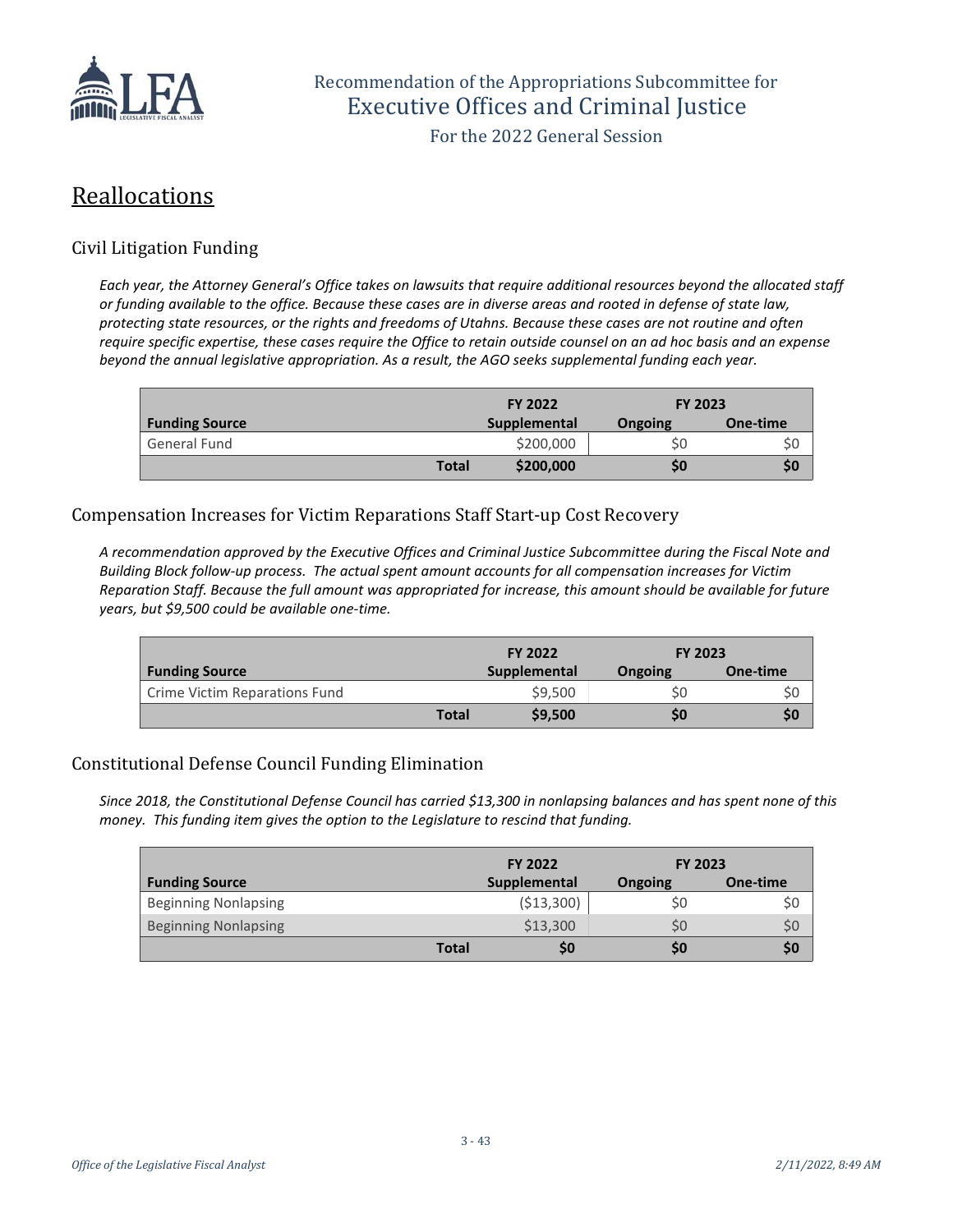## Reallocations

### Civil Litigation Funding

*Each year, the Attorney General's Office takes on lawsuits that require additional resources beyond the allocated staff or funding available to the office. Because these cases are in diverse areas and rooted in defense of state law, protecting state resources, or the rights and freedoms of Utahns. Because these cases are not routine and often require specific expertise, these cases require the Office to retain outside counsel on an ad hoc basis and an expense beyond the annual legislative appropriation. As a result, the AGO seeks supplemental funding each year.*

| | FY 2022 | FY 2023 | |
|---|---|---|---|
| **Funding Source** | **Supplemental** | **Ongoing** | **One-time** |
| General Fund | $200,000 | $0 | $0 |
| **Total** | **$200,000** | **$0** | **$0** |

### Compensation Increases for Victim Reparations Staff Start-up Cost Recovery

*A recommendation approved by the Executive Offices and Criminal Justice Subcommittee during the Fiscal Note and Building Block follow-up process. The actual spent amount accounts for all compensation increases for Victim Reparation Staff. Because the full amount was appropriated for increase, this amount should be available for future years, but $9,500 could be available one-time.*

| | FY 2022 | FY 2023 | |
|---|---|---|---|
| **Funding Source** | **Supplemental** | **Ongoing** | **One-time** |
| Crime Victim Reparations Fund | $9,500 | $0 | $0 |
| **Total** | **$9,500** | **$0** | **$0** |

### Constitutional Defense Council Funding Elimination

*Since 2018, the Constitutional Defense Council has carried $13,300 in nonlapsing balances and has spent none of this money. This funding item gives the option to the Legislature to rescind that funding.*

| | FY 2022 | FY 2023 | |
|---|---|---|---|
| **Funding Source** | **Supplemental** | **Ongoing** | **One-time** |
| Beginning Nonlapsing | ($13,300) | $0 | $0 |
| Beginning Nonlapsing | $13,300 | $0 | $0 |
| **Total** | **$0** | **$0** | **$0** |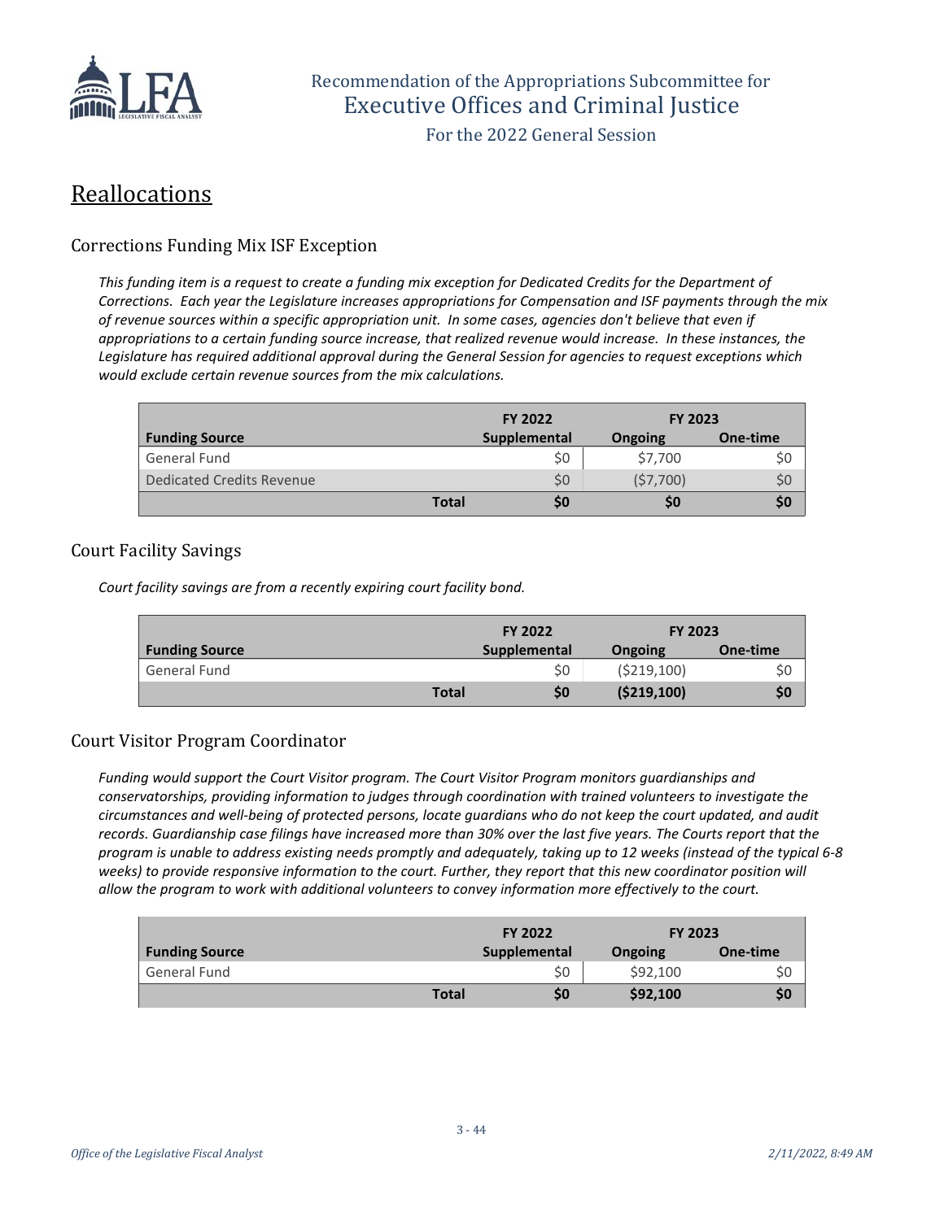## Reallocations

### Corrections Funding Mix ISF Exception

*This funding item is a request to create a funding mix exception for Dedicated Credits for the Department of Corrections. Each year the Legislature increases appropriations for Compensation and ISF payments through the mix of revenue sources within a specific appropriation unit. In some cases, agencies don't believe that even if appropriations to a certain funding source increase, that realized revenue would increase. In these instances, the Legislature has required additional approval during the General Session for agencies to request exceptions which would exclude certain revenue sources from the mix calculations.*

| | FY 2022 | FY 2023 | |
|---|---|---|---|
| **Funding Source** | **Supplemental** | **Ongoing** | **One-time** |
| General Fund | $0 | $7,700 | $0 |
| Dedicated Credits Revenue | $0 | ($7,700) | $0 |
| **Total** | **$0** | **$0** | **$0** |

### Court Facility Savings

*Court facility savings are from a recently expiring court facility bond.*

| | FY 2022 | FY 2023 | |
|---|---|---|---|
| **Funding Source** | **Supplemental** | **Ongoing** | **One-time** |
| General Fund | $0 | ($219,100) | $0 |
| **Total** | **$0** | **($219,100)** | **$0** |

### Court Visitor Program Coordinator

*Funding would support the Court Visitor program. The Court Visitor Program monitors guardianships and conservatorships, providing information to judges through coordination with trained volunteers to investigate the circumstances and well-being of protected persons, locate guardians who do not keep the court updated, and audit records. Guardianship case filings have increased more than 30% over the last five years. The Courts report that the program is unable to address existing needs promptly and adequately, taking up to 12 weeks (instead of the typical 6-8 weeks) to provide responsive information to the court. Further, they report that this new coordinator position will allow the program to work with additional volunteers to convey information more effectively to the court.*

| | FY 2022 | FY 2023 | |
|---|---|---|---|
| **Funding Source** | **Supplemental** | **Ongoing** | **One-time** |
| General Fund | $0 | $92,100 | $0 |
| **Total** | **$0** | **$92,100** | **$0** |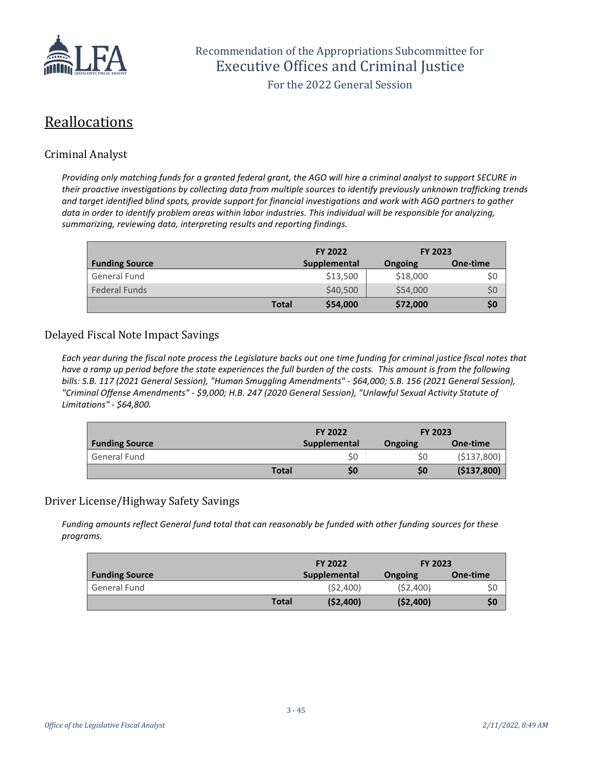## Reallocations

### Criminal Analyst

*Providing only matching funds for a granted federal grant, the AGO will hire a criminal analyst to support SECURE in their proactive investigations by collecting data from multiple sources to identify previously unknown trafficking trends and target identified blind spots, provide support for financial investigations and work with AGO partners to gather data in order to identify problem areas within labor industries. This individual will be responsible for analyzing, summarizing, reviewing data, interpreting results and reporting findings.*

| | FY 2022 | FY 2023 | |
|---|---|---|---|
| **Funding Source** | **Supplemental** | **Ongoing** | **One-time** |
| General Fund | $13,500 | $18,000 | $0 |
| Federal Funds | $40,500 | $54,000 | $0 |
| **Total** | **$54,000** | **$72,000** | **$0** |

### Delayed Fiscal Note Impact Savings

*Each year during the fiscal note process the Legislature backs out one time funding for criminal justice fiscal notes that have a ramp up period before the state experiences the full burden of the costs. This amount is from the following bills: S.B. 117 (2021 General Session), "Human Smuggling Amendments" - $64,000; S.B. 156 (2021 General Session), "Criminal Offense Amendments" - $9,000; H.B. 247 (2020 General Session), "Unlawful Sexual Activity Statute of Limitations" - $64,800.*

| | FY 2022 | FY 2023 | |
|---|---|---|---|
| **Funding Source** | **Supplemental** | **Ongoing** | **One-time** |
| General Fund | $0 | $0 | ($137,800) |
| **Total** | **$0** | **$0** | **($137,800)** |

### Driver License/Highway Safety Savings

*Funding amounts reflect General fund total that can reasonably be funded with other funding sources for these programs.*

| | FY 2022 | FY 2023 | |
|---|---|---|---|
| **Funding Source** | **Supplemental** | **Ongoing** | **One-time** |
| General Fund | ($2,400) | ($2,400) | $0 |
| **Total** | **($2,400)** | **($2,400)** | **$0** |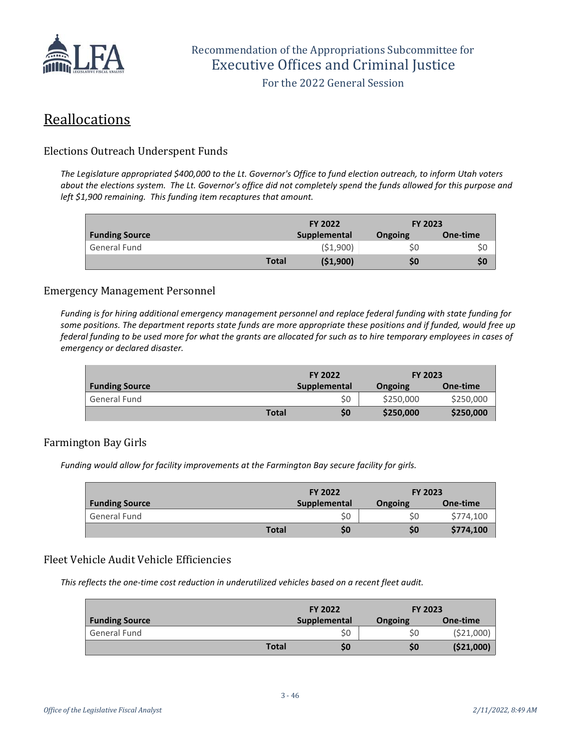## Reallocations

### Elections Outreach Underspent Funds

*The Legislature appropriated $400,000 to the Lt. Governor's Office to fund election outreach, to inform Utah voters about the elections system. The Lt. Governor's office did not completely spend the funds allowed for this purpose and left $1,900 remaining. This funding item recaptures that amount.*

| Funding Source | FY 2022 Supplemental | FY 2023 Ongoing | FY 2023 One-time |
|---|---|---|---|
| General Fund | ($1,900) | $0 | $0 |
| **Total** | **($1,900)** | **$0** | **$0** |

### Emergency Management Personnel

*Funding is for hiring additional emergency management personnel and replace federal funding with state funding for some positions. The department reports state funds are more appropriate these positions and if funded, would free up federal funding to be used more for what the grants are allocated for such as to hire temporary employees in cases of emergency or declared disaster.*

| Funding Source | FY 2022 Supplemental | FY 2023 Ongoing | FY 2023 One-time |
|---|---|---|---|
| General Fund | $0 | $250,000 | $250,000 |
| **Total** | **$0** | **$250,000** | **$250,000** |

### Farmington Bay Girls

*Funding would allow for facility improvements at the Farmington Bay secure facility for girls.*

| Funding Source | FY 2022 Supplemental | FY 2023 Ongoing | FY 2023 One-time |
|---|---|---|---|
| General Fund | $0 | $0 | $774,100 |
| **Total** | **$0** | **$0** | **$774,100** |

### Fleet Vehicle Audit Vehicle Efficiencies

*This reflects the one-time cost reduction in underutilized vehicles based on a recent fleet audit.*

| Funding Source | FY 2022 Supplemental | FY 2023 Ongoing | FY 2023 One-time |
|---|---|---|---|
| General Fund | $0 | $0 | ($21,000) |
| **Total** | **$0** | **$0** | **($21,000)** |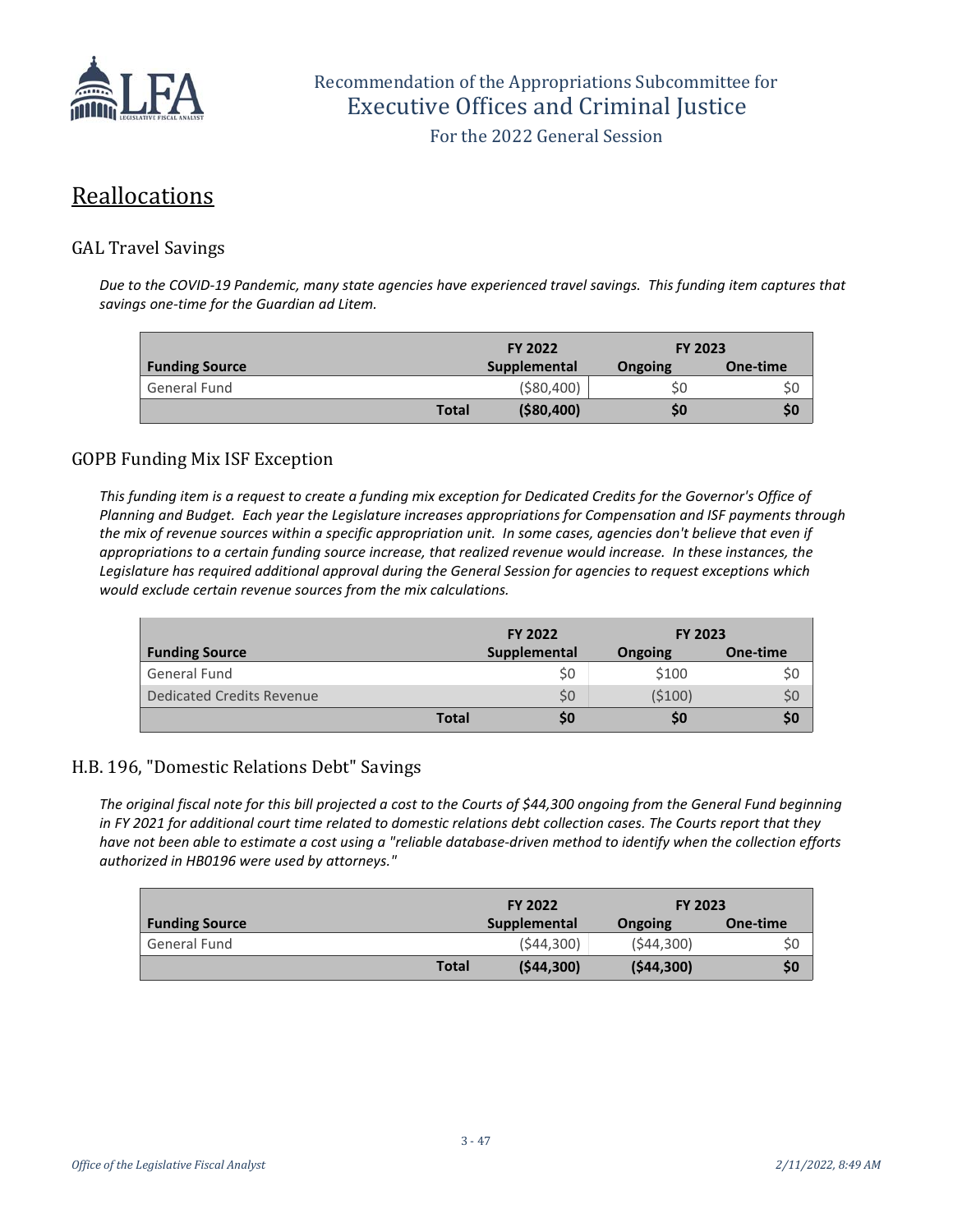## Reallocations

### GAL Travel Savings

*Due to the COVID-19 Pandemic, many state agencies have experienced travel savings. This funding item captures that savings one-time for the Guardian ad Litem.*

| | | FY 2022 | FY 2023 | |
|---|---|---|---|---|
| **Funding Source** | | **Supplemental** | **Ongoing** | **One-time** |
| General Fund | | ($80,400) | $0 | $0 |
| | **Total** | **($80,400)** | **$0** | **$0** |

### GOPB Funding Mix ISF Exception

*This funding item is a request to create a funding mix exception for Dedicated Credits for the Governor's Office of Planning and Budget. Each year the Legislature increases appropriations for Compensation and ISF payments through the mix of revenue sources within a specific appropriation unit. In some cases, agencies don't believe that even if appropriations to a certain funding source increase, that realized revenue would increase. In these instances, the Legislature has required additional approval during the General Session for agencies to request exceptions which would exclude certain revenue sources from the mix calculations.*

| | | FY 2022 | FY 2023 | |
|---|---|---|---|---|
| **Funding Source** | | **Supplemental** | **Ongoing** | **One-time** |
| General Fund | | $0 | $100 | $0 |
| Dedicated Credits Revenue | | $0 | ($100) | $0 |
| | **Total** | **$0** | **$0** | **$0** |

### H.B. 196, "Domestic Relations Debt" Savings

*The original fiscal note for this bill projected a cost to the Courts of $44,300 ongoing from the General Fund beginning in FY 2021 for additional court time related to domestic relations debt collection cases. The Courts report that they have not been able to estimate a cost using a "reliable database-driven method to identify when the collection efforts authorized in HB0196 were used by attorneys."*

| | | FY 2022 | FY 2023 | |
|---|---|---|---|---|
| **Funding Source** | | **Supplemental** | **Ongoing** | **One-time** |
| General Fund | | ($44,300) | ($44,300) | $0 |
| | **Total** | **($44,300)** | **($44,300)** | **$0** |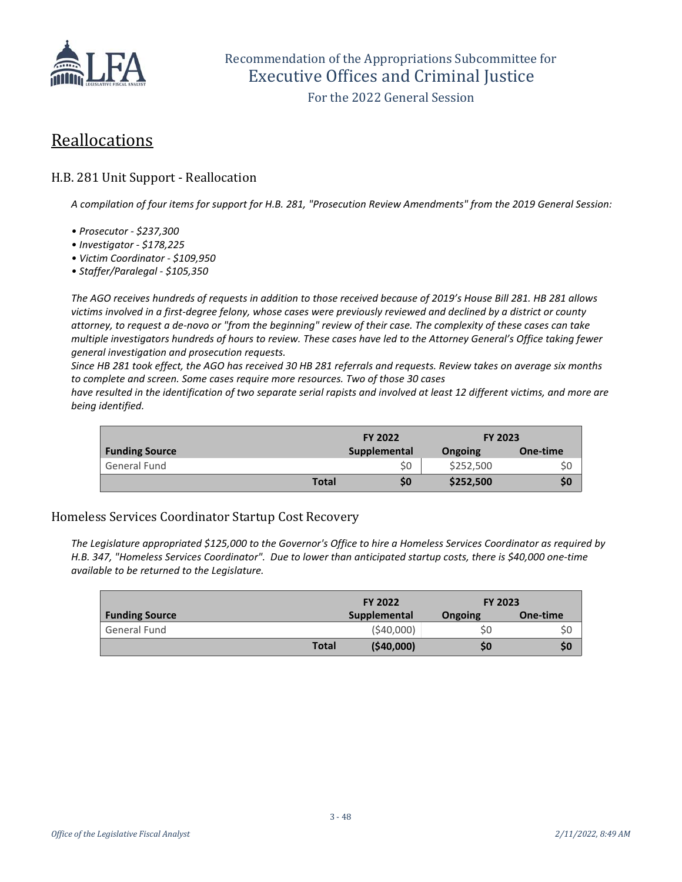## Reallocations

### H.B. 281 Unit Support - Reallocation

*A compilation of four items for support for H.B. 281, "Prosecution Review Amendments" from the 2019 General Session:*

- *Prosecutor - $237,300*
- *Investigator - $178,225*
- *Victim Coordinator - $109,950*
- *Staffer/Paralegal - $105,350*

*The AGO receives hundreds of requests in addition to those received because of 2019's House Bill 281. HB 281 allows victims involved in a first-degree felony, whose cases were previously reviewed and declined by a district or county attorney, to request a de-novo or "from the beginning" review of their case. The complexity of these cases can take multiple investigators hundreds of hours to review. These cases have led to the Attorney General's Office taking fewer general investigation and prosecution requests.*
*Since HB 281 took effect, the AGO has received 30 HB 281 referrals and requests. Review takes on average six months to complete and screen. Some cases require more resources. Two of those 30 cases have resulted in the identification of two separate serial rapists and involved at least 12 different victims, and more are being identified.*

| | | FY 2022 | FY 2023 | |
|---|---|---|---|---|
| **Funding Source** | | **Supplemental** | **Ongoing** | **One-time** |
| General Fund | | $0 | $252,500 | $0 |
| | **Total** | **$0** | **$252,500** | **$0** |

### Homeless Services Coordinator Startup Cost Recovery

*The Legislature appropriated $125,000 to the Governor's Office to hire a Homeless Services Coordinator as required by H.B. 347, "Homeless Services Coordinator". Due to lower than anticipated startup costs, there is $40,000 one-time available to be returned to the Legislature.*

| | | FY 2022 | FY 2023 | |
|---|---|---|---|---|
| **Funding Source** | | **Supplemental** | **Ongoing** | **One-time** |
| General Fund | | ($40,000) | $0 | $0 |
| | **Total** | **($40,000)** | **$0** | **$0** |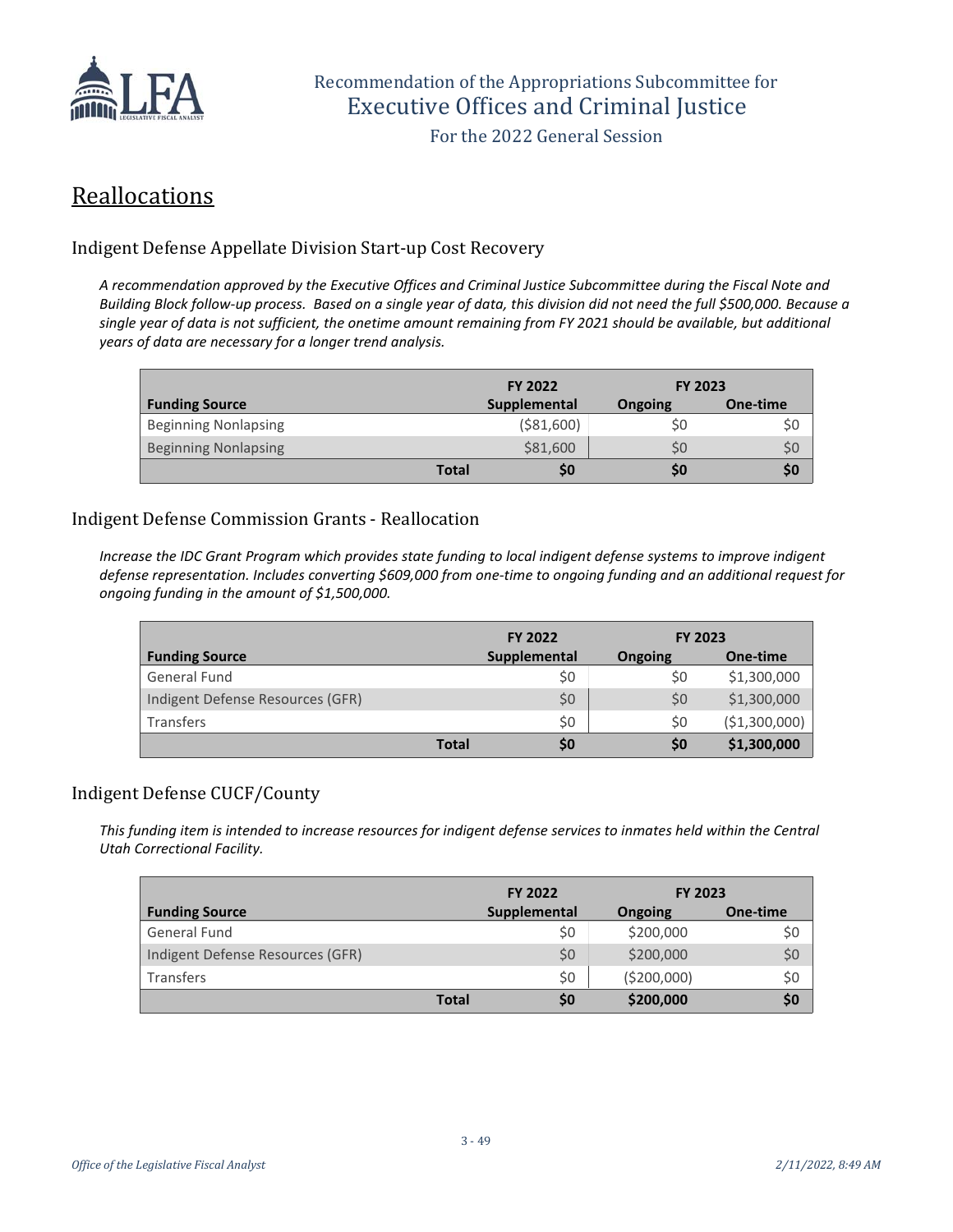# Reallocations

## Indigent Defense Appellate Division Start-up Cost Recovery

*A recommendation approved by the Executive Offices and Criminal Justice Subcommittee during the Fiscal Note and Building Block follow-up process. Based on a single year of data, this division did not need the full $500,000. Because a single year of data is not sufficient, the onetime amount remaining from FY 2021 should be available, but additional years of data are necessary for a longer trend analysis.*

| | FY 2022 | FY 2023 | |
|---|---|---|---|
| **Funding Source** | **Supplemental** | **Ongoing** | **One-time** |
| Beginning Nonlapsing | ($81,600) | $0 | $0 |
| Beginning Nonlapsing | $81,600 | $0 | $0 |
| **Total** | **$0** | **$0** | **$0** |

## Indigent Defense Commission Grants - Reallocation

*Increase the IDC Grant Program which provides state funding to local indigent defense systems to improve indigent defense representation. Includes converting $609,000 from one-time to ongoing funding and an additional request for ongoing funding in the amount of $1,500,000.*

| | FY 2022 | FY 2023 | |
|---|---|---|---|
| **Funding Source** | **Supplemental** | **Ongoing** | **One-time** |
| General Fund | $0 | $0 | $1,300,000 |
| Indigent Defense Resources (GFR) | $0 | $0 | $1,300,000 |
| Transfers | $0 | $0 | ($1,300,000) |
| **Total** | **$0** | **$0** | **$1,300,000** |

## Indigent Defense CUCF/County

*This funding item is intended to increase resources for indigent defense services to inmates held within the Central Utah Correctional Facility.*

| | FY 2022 | FY 2023 | |
|---|---|---|---|
| **Funding Source** | **Supplemental** | **Ongoing** | **One-time** |
| General Fund | $0 | $200,000 | $0 |
| Indigent Defense Resources (GFR) | $0 | $200,000 | $0 |
| Transfers | $0 | ($200,000) | $0 |
| **Total** | **$0** | **$200,000** | **$0** |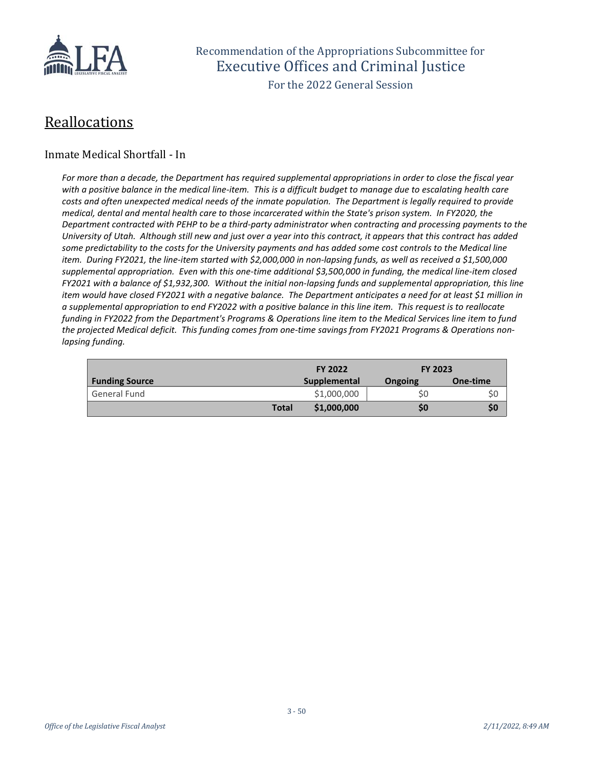## Reallocations

### Inmate Medical Shortfall - In

*For more than a decade, the Department has required supplemental appropriations in order to close the fiscal year with a positive balance in the medical line-item. This is a difficult budget to manage due to escalating health care costs and often unexpected medical needs of the inmate population. The Department is legally required to provide medical, dental and mental health care to those incarcerated within the State's prison system. In FY2020, the Department contracted with PEHP to be a third-party administrator when contracting and processing payments to the University of Utah. Although still new and just over a year into this contract, it appears that this contract has added some predictability to the costs for the University payments and has added some cost controls to the Medical line item. During FY2021, the line-item started with $2,000,000 in non-lapsing funds, as well as received a $1,500,000 supplemental appropriation. Even with this one-time additional $3,500,000 in funding, the medical line-item closed FY2021 with a balance of $1,932,300. Without the initial non-lapsing funds and supplemental appropriation, this line item would have closed FY2021 with a negative balance. The Department anticipates a need for at least $1 million in a supplemental appropriation to end FY2022 with a positive balance in this line item. This request is to reallocate funding in FY2022 from the Department's Programs & Operations line item to the Medical Services line item to fund the projected Medical deficit. This funding comes from one-time savings from FY2021 Programs & Operations non-lapsing funding.*

| | | FY 2022 | FY 2023 | |
|---|---|---|---|---|
| **Funding Source** | | **Supplemental** | **Ongoing** | **One-time** |
| General Fund | | $1,000,000 | $0 | $0 |
| | **Total** | **$1,000,000** | **$0** | **$0** |

*Office of the Legislative Fiscal Analyst*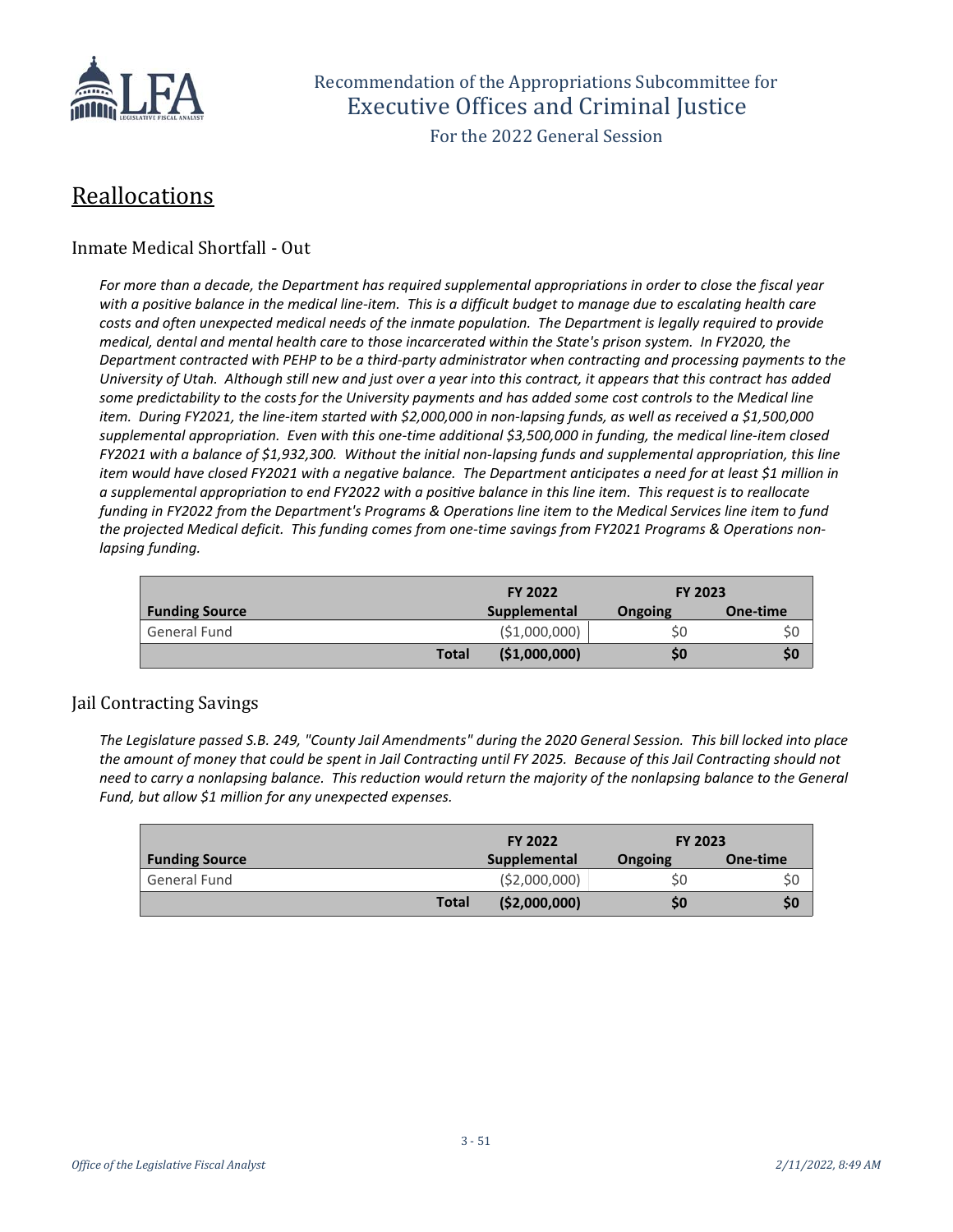## Reallocations

### Inmate Medical Shortfall - Out

*For more than a decade, the Department has required supplemental appropriations in order to close the fiscal year with a positive balance in the medical line-item. This is a difficult budget to manage due to escalating health care costs and often unexpected medical needs of the inmate population. The Department is legally required to provide medical, dental and mental health care to those incarcerated within the State's prison system. In FY2020, the Department contracted with PEHP to be a third-party administrator when contracting and processing payments to the University of Utah. Although still new and just over a year into this contract, it appears that this contract has added some predictability to the costs for the University payments and has added some cost controls to the Medical line item. During FY2021, the line-item started with $2,000,000 in non-lapsing funds, as well as received a $1,500,000 supplemental appropriation. Even with this one-time additional $3,500,000 in funding, the medical line-item closed FY2021 with a balance of $1,932,300. Without the initial non-lapsing funds and supplemental appropriation, this line item would have closed FY2021 with a negative balance. The Department anticipates a need for at least $1 million in a supplemental appropriation to end FY2022 with a positive balance in this line item. This request is to reallocate funding in FY2022 from the Department's Programs & Operations line item to the Medical Services line item to fund the projected Medical deficit. This funding comes from one-time savings from FY2021 Programs & Operations non-lapsing funding.*

| | | FY 2022 | FY 2023 | |
|---|---|---|---|---|
| **Funding Source** | | **Supplemental** | **Ongoing** | **One-time** |
| General Fund | | ($1,000,000) | $0 | $0 |
| | **Total** | **($1,000,000)** | **$0** | **$0** |

### Jail Contracting Savings

*The Legislature passed S.B. 249, "County Jail Amendments" during the 2020 General Session. This bill locked into place the amount of money that could be spent in Jail Contracting until FY 2025. Because of this Jail Contracting should not need to carry a nonlapsing balance. This reduction would return the majority of the nonlapsing balance to the General Fund, but allow $1 million for any unexpected expenses.*

| | | FY 2022 | FY 2023 | |
|---|---|---|---|---|
| **Funding Source** | | **Supplemental** | **Ongoing** | **One-time** |
| General Fund | | ($2,000,000) | $0 | $0 |
| | **Total** | **($2,000,000)** | **$0** | **$0** |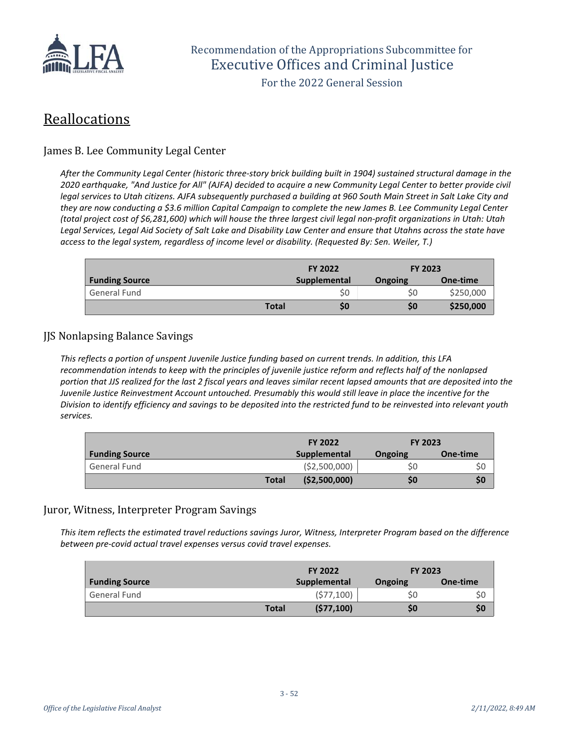## Reallocations

### James B. Lee Community Legal Center

*After the Community Legal Center (historic three-story brick building built in 1904) sustained structural damage in the 2020 earthquake, "And Justice for All" (AJFA) decided to acquire a new Community Legal Center to better provide civil legal services to Utah citizens. AJFA subsequently purchased a building at 960 South Main Street in Salt Lake City and they are now conducting a $3.6 million Capital Campaign to complete the new James B. Lee Community Legal Center (total project cost of $6,281,600) which will house the three largest civil legal non-profit organizations in Utah: Utah Legal Services, Legal Aid Society of Salt Lake and Disability Law Center and ensure that Utahns across the state have access to the legal system, regardless of income level or disability. (Requested By: Sen. Weiler, T.)*

| | FY 2022 | FY 2023 | |
|---|---|---|---|
| **Funding Source** | **Supplemental** | **Ongoing** | **One-time** |
| General Fund | $0 | $0 | $250,000 |
| **Total** | **$0** | **$0** | **$250,000** |

### JJS Nonlapsing Balance Savings

*This reflects a portion of unspent Juvenile Justice funding based on current trends. In addition, this LFA recommendation intends to keep with the principles of juvenile justice reform and reflects half of the nonlapsed portion that JJS realized for the last 2 fiscal years and leaves similar recent lapsed amounts that are deposited into the Juvenile Justice Reinvestment Account untouched. Presumably this would still leave in place the incentive for the Division to identify efficiency and savings to be deposited into the restricted fund to be reinvested into relevant youth services.*

| | FY 2022 | FY 2023 | |
|---|---|---|---|
| **Funding Source** | **Supplemental** | **Ongoing** | **One-time** |
| General Fund | ($2,500,000) | $0 | $0 |
| **Total** | **($2,500,000)** | **$0** | **$0** |

### Juror, Witness, Interpreter Program Savings

*This item reflects the estimated travel reductions savings Juror, Witness, Interpreter Program based on the difference between pre-covid actual travel expenses versus covid travel expenses.*

| | FY 2022 | FY 2023 | |
|---|---|---|---|
| **Funding Source** | **Supplemental** | **Ongoing** | **One-time** |
| General Fund | ($77,100) | $0 | $0 |
| **Total** | **($77,100)** | **$0** | **$0** |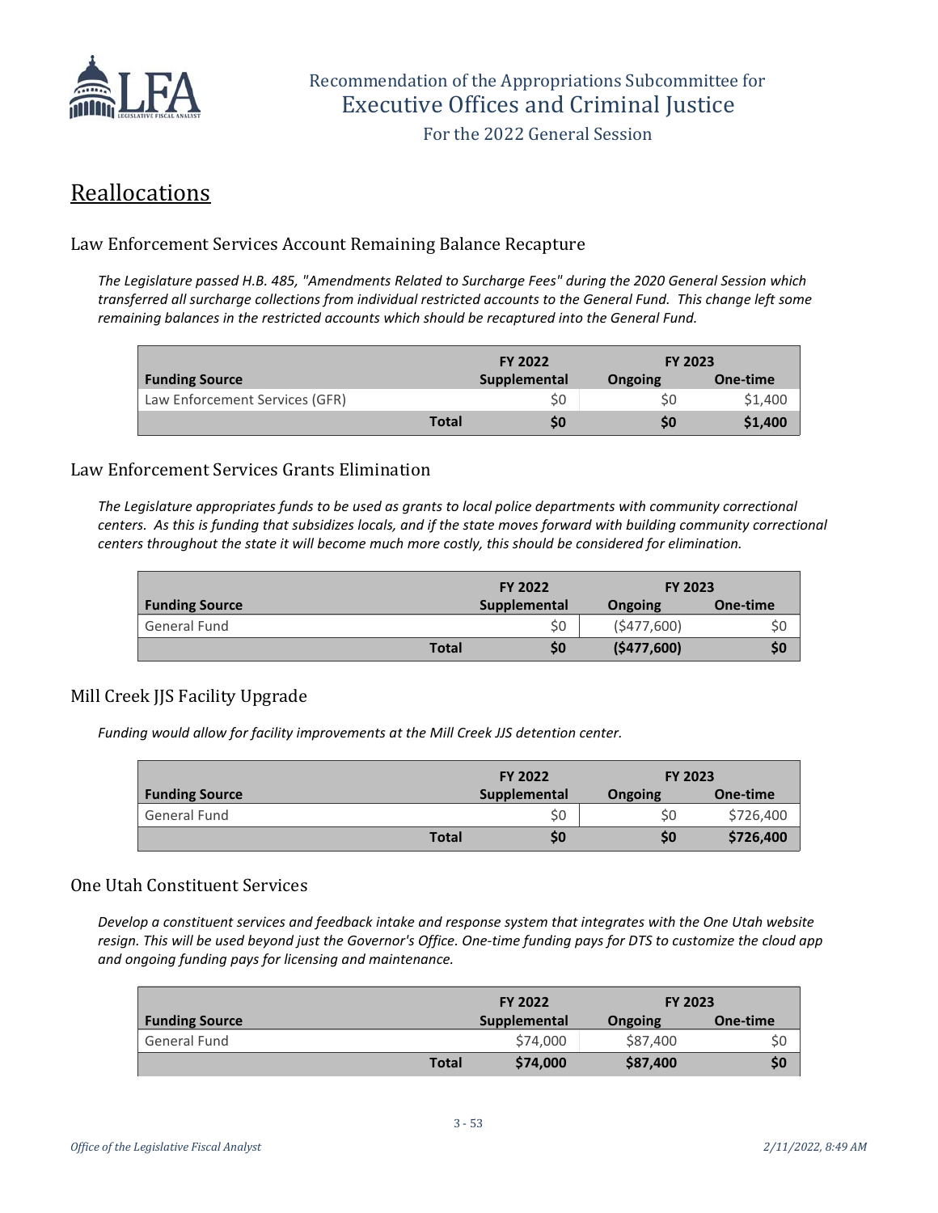## Reallocations

### Law Enforcement Services Account Remaining Balance Recapture

*The Legislature passed H.B. 485, "Amendments Related to Surcharge Fees" during the 2020 General Session which transferred all surcharge collections from individual restricted accounts to the General Fund. This change left some remaining balances in the restricted accounts which should be recaptured into the General Fund.*

| Funding Source | FY 2022 Supplemental | FY 2023 Ongoing | FY 2023 One-time |
|---|---|---|---|
| Law Enforcement Services (GFR) | $0 | $0 | $1,400 |
| **Total** | **$0** | **$0** | **$1,400** |

### Law Enforcement Services Grants Elimination

*The Legislature appropriates funds to be used as grants to local police departments with community correctional centers. As this is funding that subsidizes locals, and if the state moves forward with building community correctional centers throughout the state it will become much more costly, this should be considered for elimination.*

| Funding Source | FY 2022 Supplemental | FY 2023 Ongoing | FY 2023 One-time |
|---|---|---|---|
| General Fund | $0 | ($477,600) | $0 |
| **Total** | **$0** | **($477,600)** | **$0** |

### Mill Creek JJS Facility Upgrade

*Funding would allow for facility improvements at the Mill Creek JJS detention center.*

| Funding Source | FY 2022 Supplemental | FY 2023 Ongoing | FY 2023 One-time |
|---|---|---|---|
| General Fund | $0 | $0 | $726,400 |
| **Total** | **$0** | **$0** | **$726,400** |

### One Utah Constituent Services

*Develop a constituent services and feedback intake and response system that integrates with the One Utah website resign. This will be used beyond just the Governor's Office. One-time funding pays for DTS to customize the cloud app and ongoing funding pays for licensing and maintenance.*

| Funding Source | FY 2022 Supplemental | FY 2023 Ongoing | FY 2023 One-time |
|---|---|---|---|
| General Fund | $74,000 | $87,400 | $0 |
| **Total** | **$74,000** | **$87,400** | **$0** |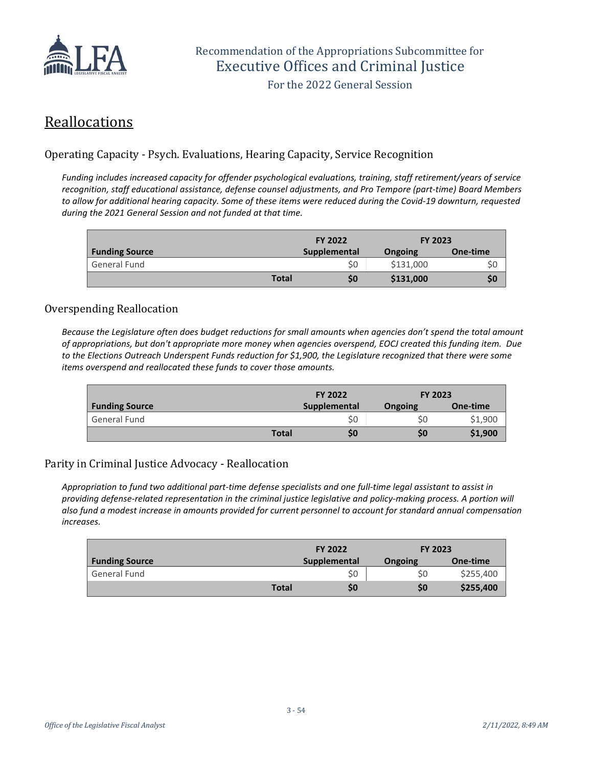## Reallocations

### Operating Capacity - Psych. Evaluations, Hearing Capacity, Service Recognition

*Funding includes increased capacity for offender psychological evaluations, training, staff retirement/years of service recognition, staff educational assistance, defense counsel adjustments, and Pro Tempore (part-time) Board Members to allow for additional hearing capacity. Some of these items were reduced during the Covid-19 downturn, requested during the 2021 General Session and not funded at that time.*

| | FY 2022 | FY 2023 | |
|---|---|---|---|
| **Funding Source** | **Supplemental** | **Ongoing** | **One-time** |
| General Fund | $0 | $131,000 | $0 |
| **Total** | **$0** | **$131,000** | **$0** |

### Overspending Reallocation

*Because the Legislature often does budget reductions for small amounts when agencies don't spend the total amount of appropriations, but don't appropriate more money when agencies overspend, EOCJ created this funding item. Due to the Elections Outreach Underspent Funds reduction for $1,900, the Legislature recognized that there were some items overspend and reallocated these funds to cover those amounts.*

| | FY 2022 | FY 2023 | |
|---|---|---|---|
| **Funding Source** | **Supplemental** | **Ongoing** | **One-time** |
| General Fund | $0 | $0 | $1,900 |
| **Total** | **$0** | **$0** | **$1,900** |

### Parity in Criminal Justice Advocacy - Reallocation

*Appropriation to fund two additional part-time defense specialists and one full-time legal assistant to assist in providing defense-related representation in the criminal justice legislative and policy-making process. A portion will also fund a modest increase in amounts provided for current personnel to account for standard annual compensation increases.*

| | FY 2022 | FY 2023 | |
|---|---|---|---|
| **Funding Source** | **Supplemental** | **Ongoing** | **One-time** |
| General Fund | $0 | $0 | $255,400 |
| **Total** | **$0** | **$0** | **$255,400** |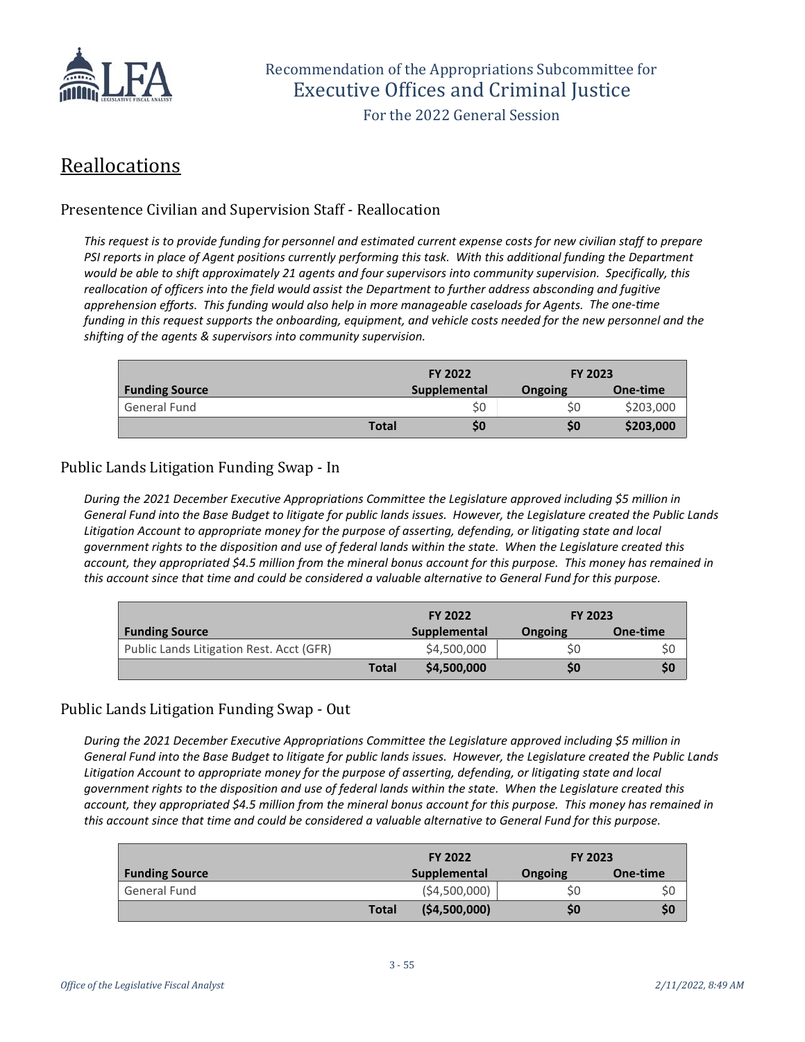## Reallocations

### Presentence Civilian and Supervision Staff - Reallocation

*This request is to provide funding for personnel and estimated current expense costs for new civilian staff to prepare PSI reports in place of Agent positions currently performing this task. With this additional funding the Department would be able to shift approximately 21 agents and four supervisors into community supervision. Specifically, this reallocation of officers into the field would assist the Department to further address absconding and fugitive apprehension efforts. This funding would also help in more manageable caseloads for Agents. The one-time funding in this request supports the onboarding, equipment, and vehicle costs needed for the new personnel and the shifting of the agents & supervisors into community supervision.*

| | FY 2022 | FY 2023 | |
|---|---|---|---|
| **Funding Source** | **Supplemental** | **Ongoing** | **One-time** |
| General Fund | $0 | $0 | $203,000 |
| **Total** | **$0** | **$0** | **$203,000** |

### Public Lands Litigation Funding Swap - In

*During the 2021 December Executive Appropriations Committee the Legislature approved including $5 million in General Fund into the Base Budget to litigate for public lands issues. However, the Legislature created the Public Lands Litigation Account to appropriate money for the purpose of asserting, defending, or litigating state and local government rights to the disposition and use of federal lands within the state. When the Legislature created this account, they appropriated $4.5 million from the mineral bonus account for this purpose. This money has remained in this account since that time and could be considered a valuable alternative to General Fund for this purpose.*

| | FY 2022 | FY 2023 | |
|---|---|---|---|
| **Funding Source** | **Supplemental** | **Ongoing** | **One-time** |
| Public Lands Litigation Rest. Acct (GFR) | $4,500,000 | $0 | $0 |
| **Total** | **$4,500,000** | **$0** | **$0** |

### Public Lands Litigation Funding Swap - Out

*During the 2021 December Executive Appropriations Committee the Legislature approved including $5 million in General Fund into the Base Budget to litigate for public lands issues. However, the Legislature created the Public Lands Litigation Account to appropriate money for the purpose of asserting, defending, or litigating state and local government rights to the disposition and use of federal lands within the state. When the Legislature created this account, they appropriated $4.5 million from the mineral bonus account for this purpose. This money has remained in this account since that time and could be considered a valuable alternative to General Fund for this purpose.*

| | FY 2022 | FY 2023 | |
|---|---|---|---|
| **Funding Source** | **Supplemental** | **Ongoing** | **One-time** |
| General Fund | ($4,500,000) | $0 | $0 |
| **Total** | **($4,500,000)** | **$0** | **$0** |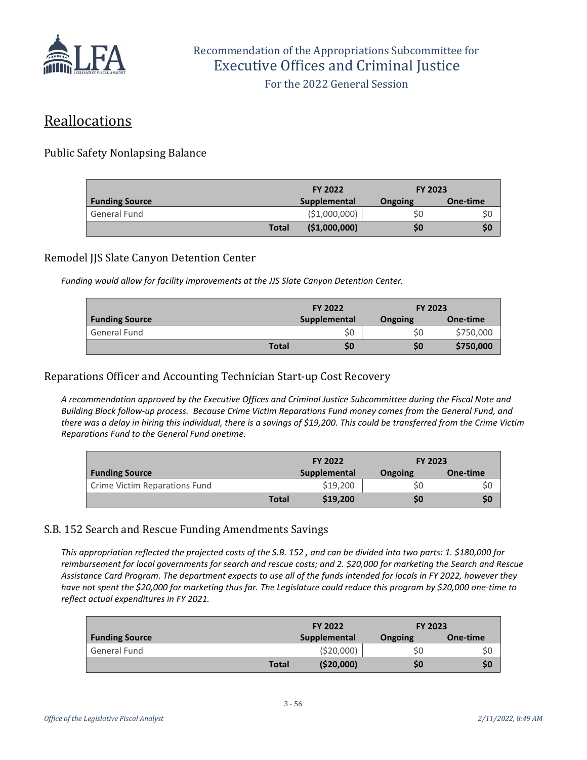Recommendation of the Appropriations Subcommittee for
Executive Offices and Criminal Justice
For the 2022 General Session

# Reallocations

## Public Safety Nonlapsing Balance

| | | FY 2022 | FY 2023 | |
|---|---|---|---|---|
| **Funding Source** | | **Supplemental** | **Ongoing** | **One-time** |
| General Fund | | ($1,000,000) | $0 | $0 |
| | **Total** | **($1,000,000)** | **$0** | **$0** |

## Remodel JJS Slate Canyon Detention Center

*Funding would allow for facility improvements at the JJS Slate Canyon Detention Center.*

| | | FY 2022 | FY 2023 | |
|---|---|---|---|---|
| **Funding Source** | | **Supplemental** | **Ongoing** | **One-time** |
| General Fund | | $0 | $0 | $750,000 |
| | **Total** | **$0** | **$0** | **$750,000** |

## Reparations Officer and Accounting Technician Start-up Cost Recovery

*A recommendation approved by the Executive Offices and Criminal Justice Subcommittee during the Fiscal Note and Building Block follow-up process. Because Crime Victim Reparations Fund money comes from the General Fund, and there was a delay in hiring this individual, there is a savings of $19,200. This could be transferred from the Crime Victim Reparations Fund to the General Fund onetime.*

| | | FY 2022 | FY 2023 | |
|---|---|---|---|---|
| **Funding Source** | | **Supplemental** | **Ongoing** | **One-time** |
| Crime Victim Reparations Fund | | $19,200 | $0 | $0 |
| | **Total** | **$19,200** | **$0** | **$0** |

## S.B. 152 Search and Rescue Funding Amendments Savings

*This appropriation reflected the projected costs of the S.B. 152 , and can be divided into two parts: 1. $180,000 for reimbursement for local governments for search and rescue costs; and 2. $20,000 for marketing the Search and Rescue Assistance Card Program. The department expects to use all of the funds intended for locals in FY 2022, however they have not spent the $20,000 for marketing thus far. The Legislature could reduce this program by $20,000 one-time to reflect actual expenditures in FY 2021.*

| | | FY 2022 | FY 2023 | |
|---|---|---|---|---|
| **Funding Source** | | **Supplemental** | **Ongoing** | **One-time** |
| General Fund | | ($20,000) | $0 | $0 |
| | **Total** | **($20,000)** | **$0** | **$0** |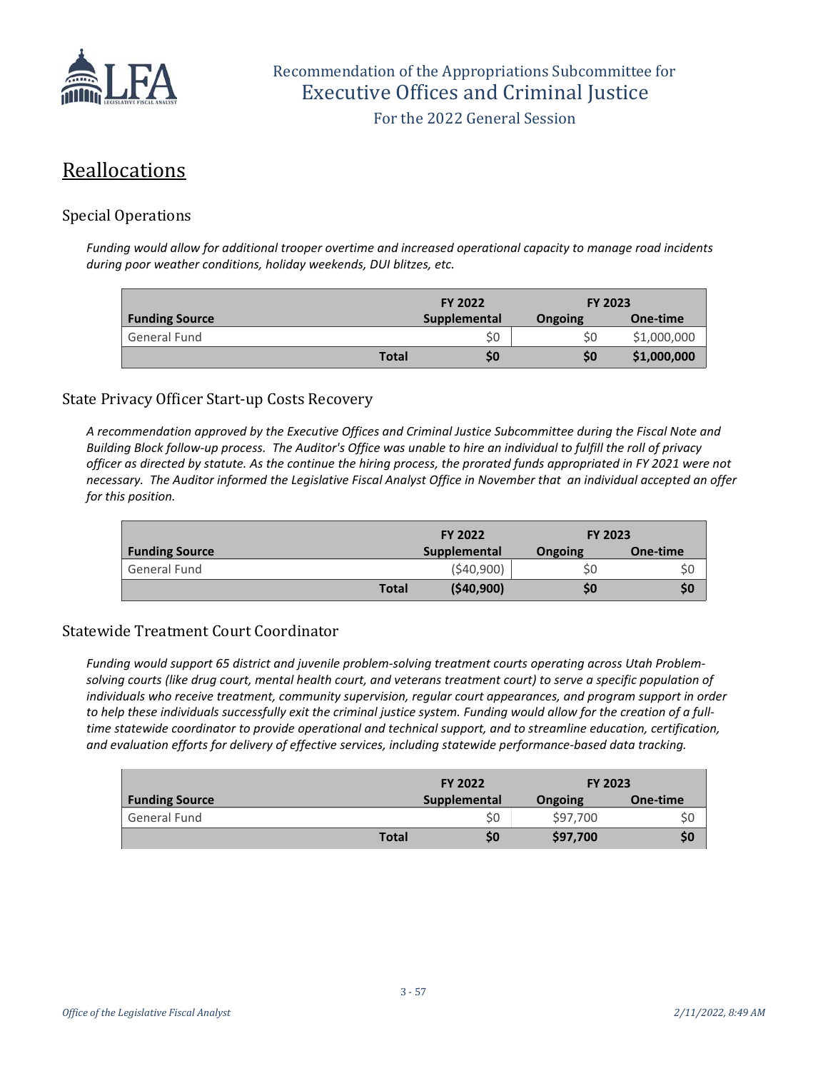## Reallocations

### Special Operations

*Funding would allow for additional trooper overtime and increased operational capacity to manage road incidents during poor weather conditions, holiday weekends, DUI blitzes, etc.*

| | FY 2022 | FY 2023 | |
|---|---|---|---|
| **Funding Source** | **Supplemental** | **Ongoing** | **One-time** |
| General Fund | $0 | $0 | $1,000,000 |
| **Total** | **$0** | **$0** | **$1,000,000** |

### State Privacy Officer Start-up Costs Recovery

*A recommendation approved by the Executive Offices and Criminal Justice Subcommittee during the Fiscal Note and Building Block follow-up process. The Auditor's Office was unable to hire an individual to fulfill the roll of privacy officer as directed by statute. As the continue the hiring process, the prorated funds appropriated in FY 2021 were not necessary. The Auditor informed the Legislative Fiscal Analyst Office in November that an individual accepted an offer for this position.*

| | FY 2022 | FY 2023 | |
|---|---|---|---|
| **Funding Source** | **Supplemental** | **Ongoing** | **One-time** |
| General Fund | ($40,900) | $0 | $0 |
| **Total** | **($40,900)** | **$0** | **$0** |

### Statewide Treatment Court Coordinator

*Funding would support 65 district and juvenile problem-solving treatment courts operating across Utah Problem-solving courts (like drug court, mental health court, and veterans treatment court) to serve a specific population of individuals who receive treatment, community supervision, regular court appearances, and program support in order to help these individuals successfully exit the criminal justice system. Funding would allow for the creation of a full-time statewide coordinator to provide operational and technical support, and to streamline education, certification, and evaluation efforts for delivery of effective services, including statewide performance-based data tracking.*

| | FY 2022 | FY 2023 | |
|---|---|---|---|
| **Funding Source** | **Supplemental** | **Ongoing** | **One-time** |
| General Fund | $0 | $97,700 | $0 |
| **Total** | **$0** | **$97,700** | **$0** |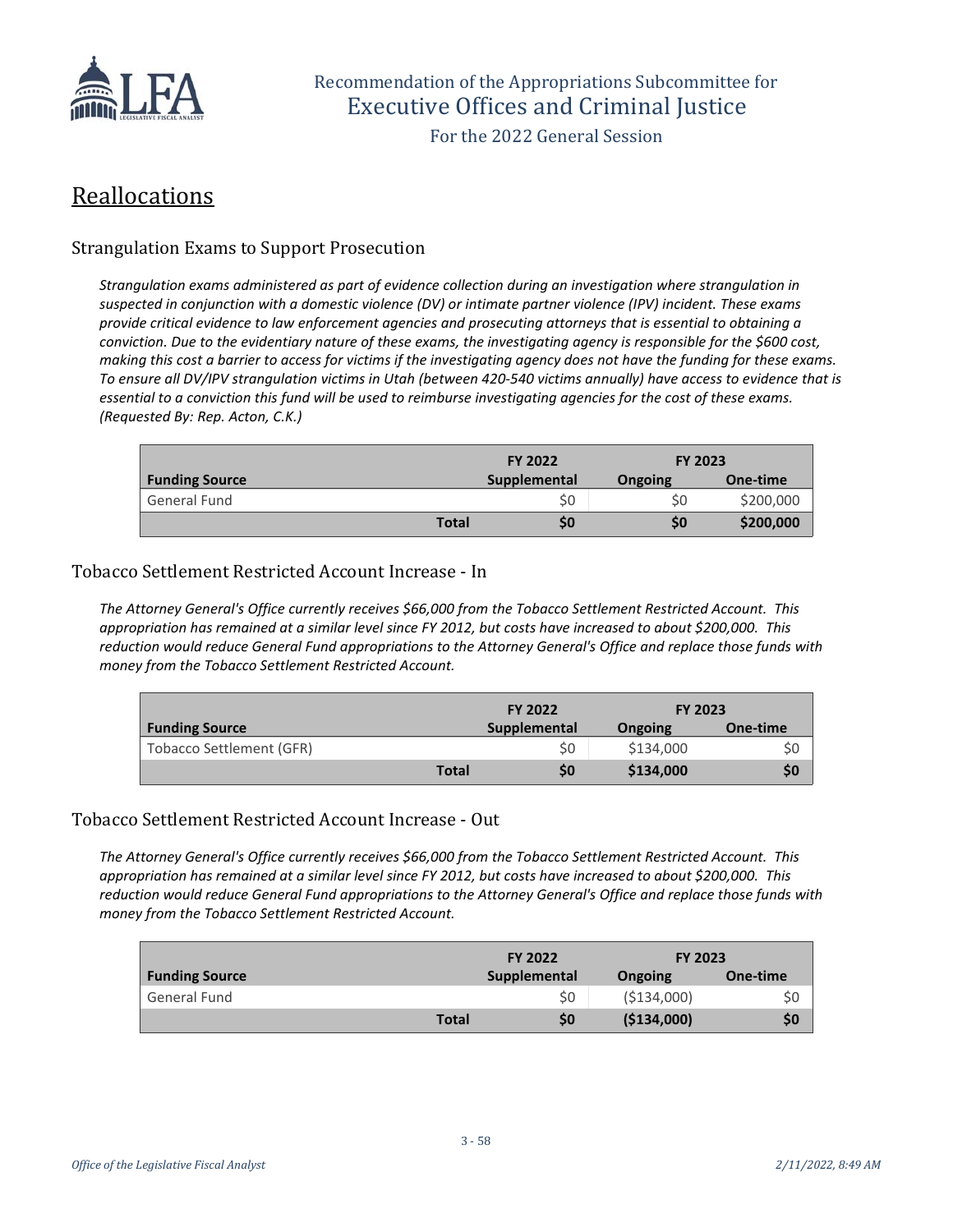## Reallocations

### Strangulation Exams to Support Prosecution

*Strangulation exams administered as part of evidence collection during an investigation where strangulation in suspected in conjunction with a domestic violence (DV) or intimate partner violence (IPV) incident. These exams provide critical evidence to law enforcement agencies and prosecuting attorneys that is essential to obtaining a conviction. Due to the evidentiary nature of these exams, the investigating agency is responsible for the $600 cost, making this cost a barrier to access for victims if the investigating agency does not have the funding for these exams. To ensure all DV/IPV strangulation victims in Utah (between 420-540 victims annually) have access to evidence that is essential to a conviction this fund will be used to reimburse investigating agencies for the cost of these exams. (Requested By: Rep. Acton, C.K.)*

| | FY 2022 | FY 2023 | |
|---|---|---|---|
| **Funding Source** | **Supplemental** | **Ongoing** | **One-time** |
| General Fund | $0 | $0 | $200,000 |
| **Total** | **$0** | **$0** | **$200,000** |

### Tobacco Settlement Restricted Account Increase - In

*The Attorney General's Office currently receives $66,000 from the Tobacco Settlement Restricted Account. This appropriation has remained at a similar level since FY 2012, but costs have increased to about $200,000. This reduction would reduce General Fund appropriations to the Attorney General's Office and replace those funds with money from the Tobacco Settlement Restricted Account.*

| | FY 2022 | FY 2023 | |
|---|---|---|---|
| **Funding Source** | **Supplemental** | **Ongoing** | **One-time** |
| Tobacco Settlement (GFR) | $0 | $134,000 | $0 |
| **Total** | **$0** | **$134,000** | **$0** |

### Tobacco Settlement Restricted Account Increase - Out

*The Attorney General's Office currently receives $66,000 from the Tobacco Settlement Restricted Account. This appropriation has remained at a similar level since FY 2012, but costs have increased to about $200,000. This reduction would reduce General Fund appropriations to the Attorney General's Office and replace those funds with money from the Tobacco Settlement Restricted Account.*

| | FY 2022 | FY 2023 | |
|---|---|---|---|
| **Funding Source** | **Supplemental** | **Ongoing** | **One-time** |
| General Fund | $0 | ($134,000) | $0 |
| **Total** | **$0** | **($134,000)** | **$0** |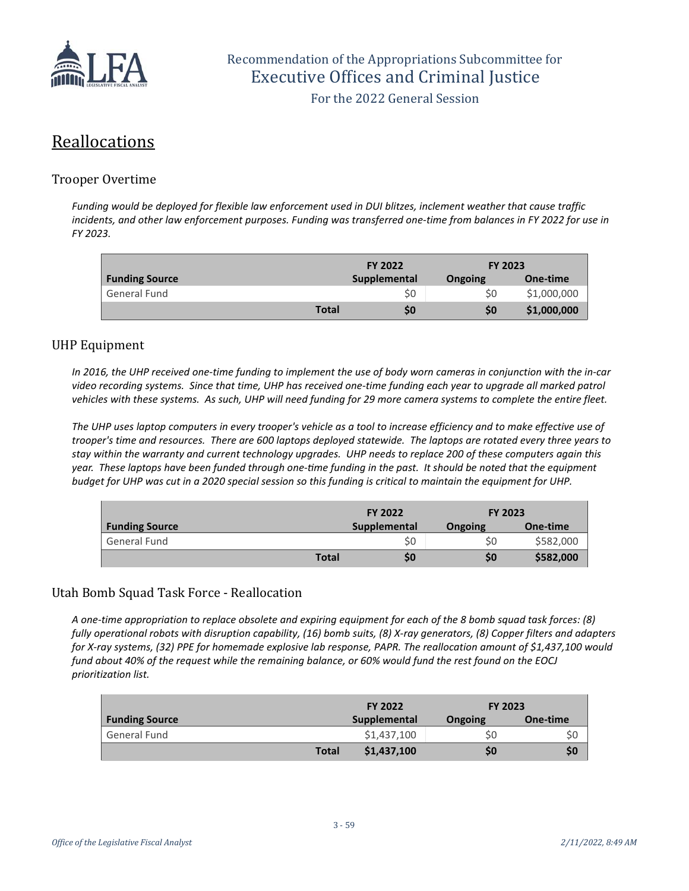# Reallocations

## Trooper Overtime

*Funding would be deployed for flexible law enforcement used in DUI blitzes, inclement weather that cause traffic incidents, and other law enforcement purposes. Funding was transferred one-time from balances in FY 2022 for use in FY 2023.*

| | FY 2022 | FY 2023 | |
|---|---|---|---|
| **Funding Source** | **Supplemental** | **Ongoing** | **One-time** |
| General Fund | $0 | $0 | $1,000,000 |
| **Total** | **$0** | **$0** | **$1,000,000** |

## UHP Equipment

*In 2016, the UHP received one-time funding to implement the use of body worn cameras in conjunction with the in-car video recording systems. Since that time, UHP has received one-time funding each year to upgrade all marked patrol vehicles with these systems. As such, UHP will need funding for 29 more camera systems to complete the entire fleet.*

*The UHP uses laptop computers in every trooper's vehicle as a tool to increase efficiency and to make effective use of trooper's time and resources. There are 600 laptops deployed statewide. The laptops are rotated every three years to stay within the warranty and current technology upgrades. UHP needs to replace 200 of these computers again this year. These laptops have been funded through one-time funding in the past. It should be noted that the equipment budget for UHP was cut in a 2020 special session so this funding is critical to maintain the equipment for UHP.*

| | FY 2022 | FY 2023 | |
|---|---|---|---|
| **Funding Source** | **Supplemental** | **Ongoing** | **One-time** |
| General Fund | $0 | $0 | $582,000 |
| **Total** | **$0** | **$0** | **$582,000** |

## Utah Bomb Squad Task Force - Reallocation

*A one-time appropriation to replace obsolete and expiring equipment for each of the 8 bomb squad task forces: (8) fully operational robots with disruption capability, (16) bomb suits, (8) X-ray generators, (8) Copper filters and adapters for X-ray systems, (32) PPE for homemade explosive lab response, PAPR. The reallocation amount of $1,437,100 would fund about 40% of the request while the remaining balance, or 60% would fund the rest found on the EOCJ prioritization list.*

| | FY 2022 | FY 2023 | |
|---|---|---|---|
| **Funding Source** | **Supplemental** | **Ongoing** | **One-time** |
| General Fund | $1,437,100 | $0 | $0 |
| **Total** | **$1,437,100** | **$0** | **$0** |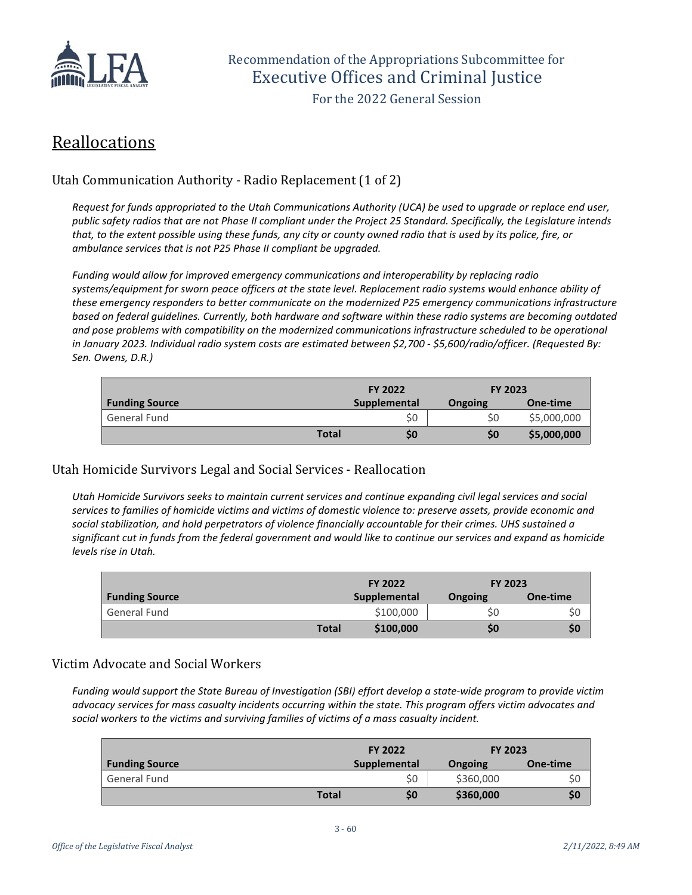# Reallocations

## Utah Communication Authority - Radio Replacement (1 of 2)

*Request for funds appropriated to the Utah Communications Authority (UCA) be used to upgrade or replace end user, public safety radios that are not Phase II compliant under the Project 25 Standard. Specifically, the Legislature intends that, to the extent possible using these funds, any city or county owned radio that is used by its police, fire, or ambulance services that is not P25 Phase II compliant be upgraded.*

*Funding would allow for improved emergency communications and interoperability by replacing radio systems/equipment for sworn peace officers at the state level. Replacement radio systems would enhance ability of these emergency responders to better communicate on the modernized P25 emergency communications infrastructure based on federal guidelines. Currently, both hardware and software within these radio systems are becoming outdated and pose problems with compatibility on the modernized communications infrastructure scheduled to be operational in January 2023. Individual radio system costs are estimated between $2,700 - $5,600/radio/officer. (Requested By: Sen. Owens, D.R.)*

| | FY 2022 | FY 2023 | |
|---|---|---|---|
| **Funding Source** | **Supplemental** | **Ongoing** | **One-time** |
| General Fund | $0 | $0 | $5,000,000 |
| **Total** | **$0** | **$0** | **$5,000,000** |

## Utah Homicide Survivors Legal and Social Services - Reallocation

*Utah Homicide Survivors seeks to maintain current services and continue expanding civil legal services and social services to families of homicide victims and victims of domestic violence to: preserve assets, provide economic and social stabilization, and hold perpetrators of violence financially accountable for their crimes. UHS sustained a significant cut in funds from the federal government and would like to continue our services and expand as homicide levels rise in Utah.*

| | FY 2022 | FY 2023 | |
|---|---|---|---|
| **Funding Source** | **Supplemental** | **Ongoing** | **One-time** |
| General Fund | $100,000 | $0 | $0 |
| **Total** | **$100,000** | **$0** | **$0** |

## Victim Advocate and Social Workers

*Funding would support the State Bureau of Investigation (SBI) effort develop a state-wide program to provide victim advocacy services for mass casualty incidents occurring within the state. This program offers victim advocates and social workers to the victims and surviving families of victims of a mass casualty incident.*

| | FY 2022 | FY 2023 | |
|---|---|---|---|
| **Funding Source** | **Supplemental** | **Ongoing** | **One-time** |
| General Fund | $0 | $360,000 | $0 |
| **Total** | **$0** | **$360,000** | **$0** |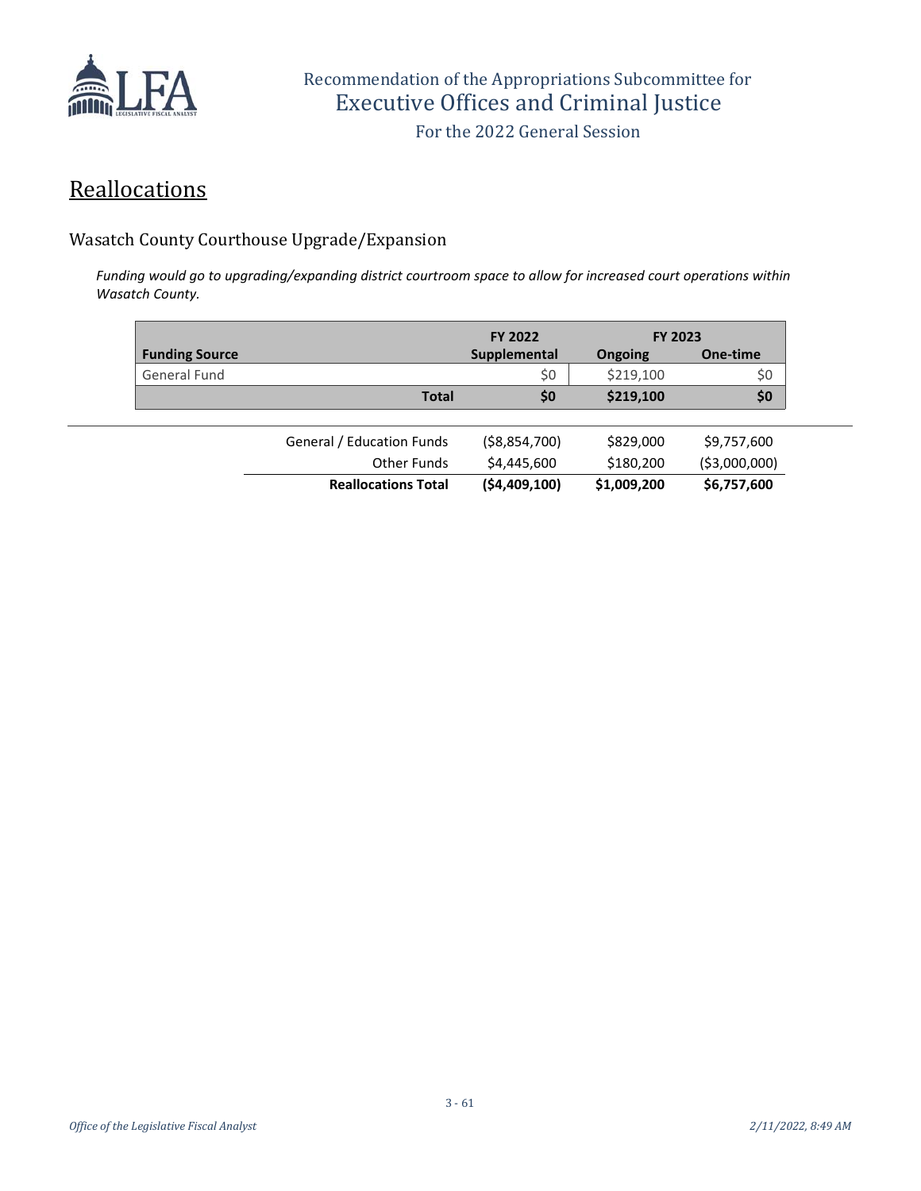# Reallocations

## Wasatch County Courthouse Upgrade/Expansion

*Funding would go to upgrading/expanding district courtroom space to allow for increased court operations within Wasatch County.*

| Funding Source | FY 2022 Supplemental | FY 2023 Ongoing | FY 2023 One-time |
|---|---|---|---|
| General Fund | $0 | $219,100 | $0 |
| **Total** | **$0** | **$219,100** | **$0** |

| | FY 2022 Supplemental | FY 2023 Ongoing | FY 2023 One-time |
|---|---|---|---|
| General / Education Funds | ($8,854,700) | $829,000 | $9,757,600 |
| Other Funds | $4,445,600 | $180,200 | ($3,000,000) |
| **Reallocations Total** | **($4,409,100)** | **$1,009,200** | **$6,757,600** |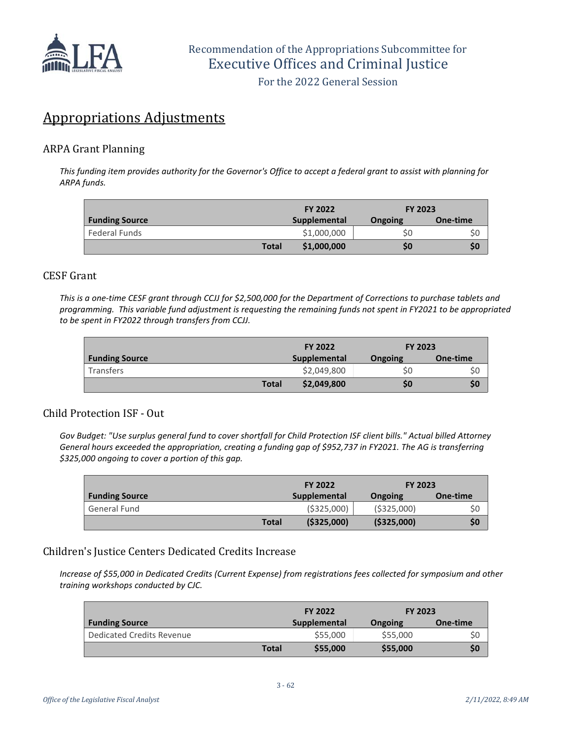# Appropriations Adjustments

## ARPA Grant Planning

*This funding item provides authority for the Governor's Office to accept a federal grant to assist with planning for ARPA funds.*

| Funding Source | FY 2022 Supplemental | FY 2023 Ongoing | FY 2023 One-time |
|---|---|---|---|
| Federal Funds | $1,000,000 | $0 | $0 |
| **Total** | **$1,000,000** | **$0** | **$0** |

## CESF Grant

*This is a one-time CESF grant through CCJJ for $2,500,000 for the Department of Corrections to purchase tablets and programming. This variable fund adjustment is requesting the remaining funds not spent in FY2021 to be appropriated to be spent in FY2022 through transfers from CCJJ.*

| Funding Source | FY 2022 Supplemental | FY 2023 Ongoing | FY 2023 One-time |
|---|---|---|---|
| Transfers | $2,049,800 | $0 | $0 |
| **Total** | **$2,049,800** | **$0** | **$0** |

## Child Protection ISF - Out

*Gov Budget: "Use surplus general fund to cover shortfall for Child Protection ISF client bills." Actual billed Attorney General hours exceeded the appropriation, creating a funding gap of $952,737 in FY2021. The AG is transferring $325,000 ongoing to cover a portion of this gap.*

| Funding Source | FY 2022 Supplemental | FY 2023 Ongoing | FY 2023 One-time |
|---|---|---|---|
| General Fund | ($325,000) | ($325,000) | $0 |
| **Total** | **($325,000)** | **($325,000)** | **$0** |

## Children's Justice Centers Dedicated Credits Increase

*Increase of $55,000 in Dedicated Credits (Current Expense) from registrations fees collected for symposium and other training workshops conducted by CJC.*

| Funding Source | FY 2022 Supplemental | FY 2023 Ongoing | FY 2023 One-time |
|---|---|---|---|
| Dedicated Credits Revenue | $55,000 | $55,000 | $0 |
| **Total** | **$55,000** | **$55,000** | **$0** |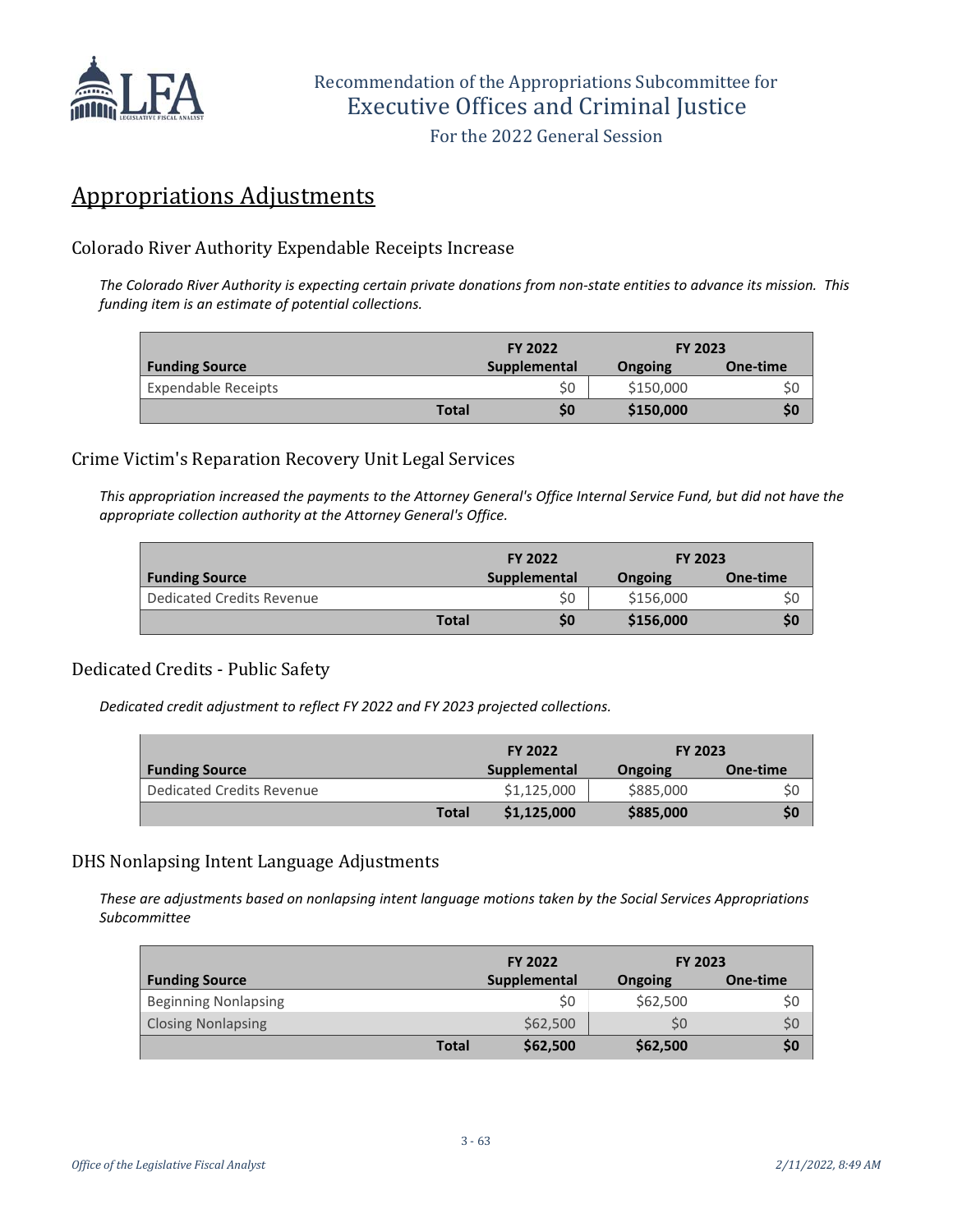# Appropriations Adjustments

## Colorado River Authority Expendable Receipts Increase

*The Colorado River Authority is expecting certain private donations from non-state entities to advance its mission. This funding item is an estimate of potential collections.*

| | FY 2022 | FY 2023 | |
|---|---|---|---|
| **Funding Source** | **Supplemental** | **Ongoing** | **One-time** |
| Expendable Receipts | $0 | $150,000 | $0 |
| **Total** | **$0** | **$150,000** | **$0** |

## Crime Victim's Reparation Recovery Unit Legal Services

*This appropriation increased the payments to the Attorney General's Office Internal Service Fund, but did not have the appropriate collection authority at the Attorney General's Office.*

| | FY 2022 | FY 2023 | |
|---|---|---|---|
| **Funding Source** | **Supplemental** | **Ongoing** | **One-time** |
| Dedicated Credits Revenue | $0 | $156,000 | $0 |
| **Total** | **$0** | **$156,000** | **$0** |

## Dedicated Credits - Public Safety

*Dedicated credit adjustment to reflect FY 2022 and FY 2023 projected collections.*

| | FY 2022 | FY 2023 | |
|---|---|---|---|
| **Funding Source** | **Supplemental** | **Ongoing** | **One-time** |
| Dedicated Credits Revenue | $1,125,000 | $885,000 | $0 |
| **Total** | **$1,125,000** | **$885,000** | **$0** |

## DHS Nonlapsing Intent Language Adjustments

*These are adjustments based on nonlapsing intent language motions taken by the Social Services Appropriations Subcommittee*

| | FY 2022 | FY 2023 | |
|---|---|---|---|
| **Funding Source** | **Supplemental** | **Ongoing** | **One-time** |
| Beginning Nonlapsing | $0 | $62,500 | $0 |
| Closing Nonlapsing | $62,500 | $0 | $0 |
| **Total** | **$62,500** | **$62,500** | **$0** |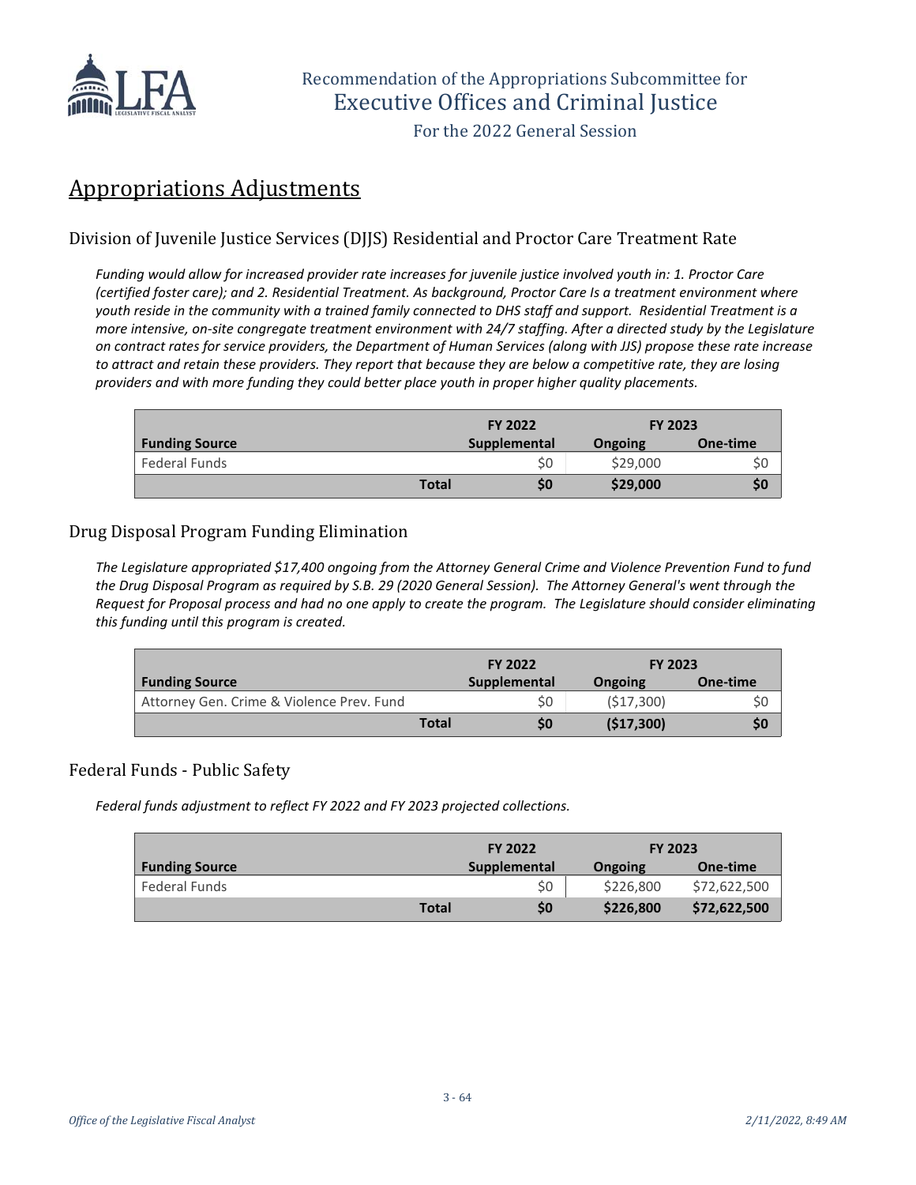## Appropriations Adjustments

### Division of Juvenile Justice Services (DJJS) Residential and Proctor Care Treatment Rate

*Funding would allow for increased provider rate increases for juvenile justice involved youth in: 1. Proctor Care (certified foster care); and 2. Residential Treatment. As background, Proctor Care Is a treatment environment where youth reside in the community with a trained family connected to DHS staff and support. Residential Treatment is a more intensive, on-site congregate treatment environment with 24/7 staffing. After a directed study by the Legislature on contract rates for service providers, the Department of Human Services (along with JJS) propose these rate increase to attract and retain these providers. They report that because they are below a competitive rate, they are losing providers and with more funding they could better place youth in proper higher quality placements.*

| | FY 2022 | FY 2023 | |
|---|---|---|---|
| **Funding Source** | **Supplemental** | **Ongoing** | **One-time** |
| Federal Funds | $0 | $29,000 | $0 |
| **Total** | **$0** | **$29,000** | **$0** |

### Drug Disposal Program Funding Elimination

*The Legislature appropriated $17,400 ongoing from the Attorney General Crime and Violence Prevention Fund to fund the Drug Disposal Program as required by S.B. 29 (2020 General Session). The Attorney General's went through the Request for Proposal process and had no one apply to create the program. The Legislature should consider eliminating this funding until this program is created.*

| | FY 2022 | FY 2023 | |
|---|---|---|---|
| **Funding Source** | **Supplemental** | **Ongoing** | **One-time** |
| Attorney Gen. Crime & Violence Prev. Fund | $0 | ($17,300) | $0 |
| **Total** | **$0** | **($17,300)** | **$0** |

### Federal Funds - Public Safety

*Federal funds adjustment to reflect FY 2022 and FY 2023 projected collections.*

| | FY 2022 | FY 2023 | |
|---|---|---|---|
| **Funding Source** | **Supplemental** | **Ongoing** | **One-time** |
| Federal Funds | $0 | $226,800 | $72,622,500 |
| **Total** | **$0** | **$226,800** | **$72,622,500** |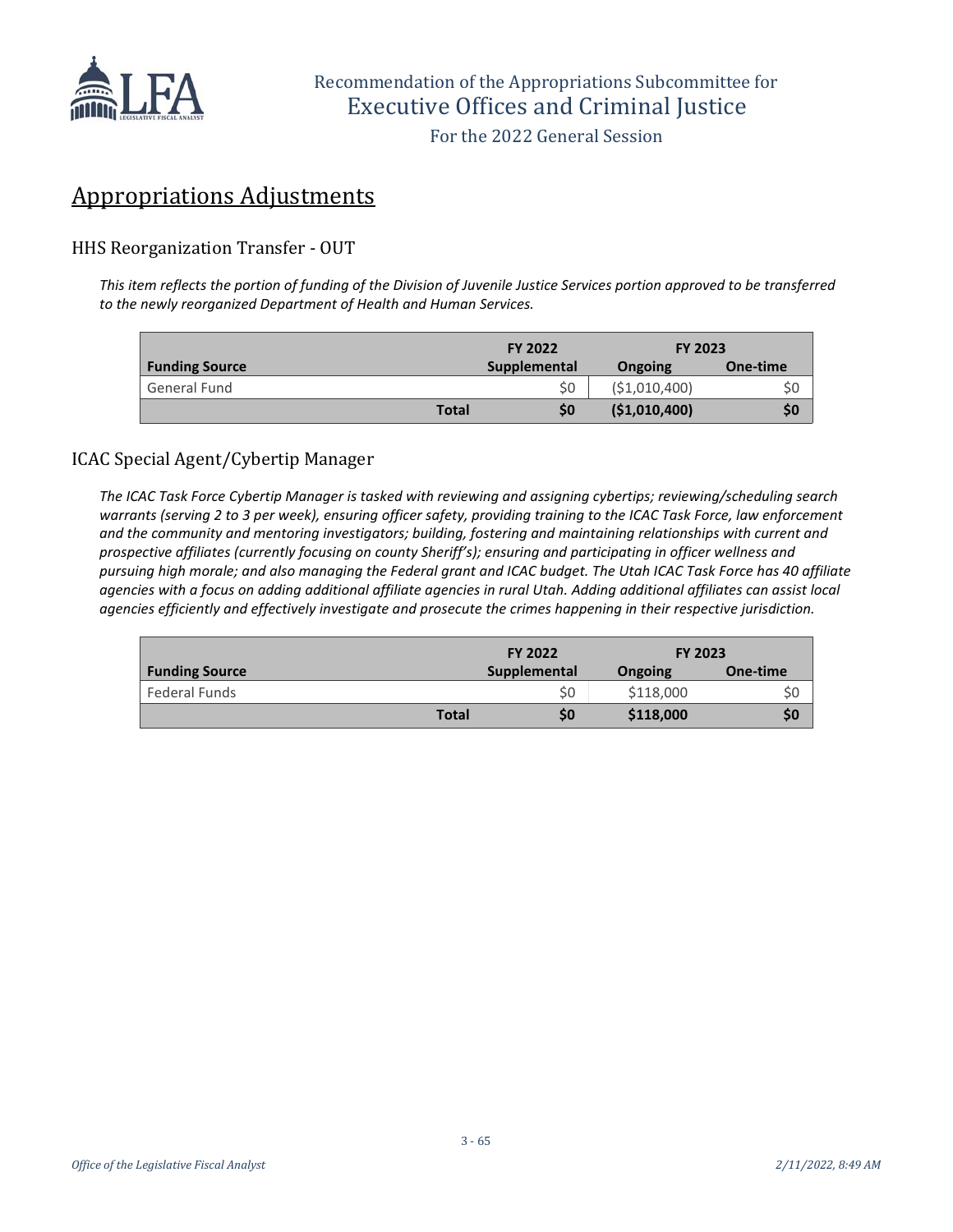## Appropriations Adjustments

### HHS Reorganization Transfer - OUT

*This item reflects the portion of funding of the Division of Juvenile Justice Services portion approved to be transferred to the newly reorganized Department of Health and Human Services.*

| | FY 2022 | FY 2023 | |
|---|---|---|---|
| **Funding Source** | **Supplemental** | **Ongoing** | **One-time** |
| General Fund | $0 | ($1,010,400) | $0 |
| **Total** | **$0** | **($1,010,400)** | **$0** |

### ICAC Special Agent/Cybertip Manager

*The ICAC Task Force Cybertip Manager is tasked with reviewing and assigning cybertips; reviewing/scheduling search warrants (serving 2 to 3 per week), ensuring officer safety, providing training to the ICAC Task Force, law enforcement and the community and mentoring investigators; building, fostering and maintaining relationships with current and prospective affiliates (currently focusing on county Sheriff's); ensuring and participating in officer wellness and pursuing high morale; and also managing the Federal grant and ICAC budget. The Utah ICAC Task Force has 40 affiliate agencies with a focus on adding additional affiliate agencies in rural Utah. Adding additional affiliates can assist local agencies efficiently and effectively investigate and prosecute the crimes happening in their respective jurisdiction.*

| | FY 2022 | FY 2023 | |
|---|---|---|---|
| **Funding Source** | **Supplemental** | **Ongoing** | **One-time** |
| Federal Funds | $0 | $118,000 | $0 |
| **Total** | **$0** | **$118,000** | **$0** |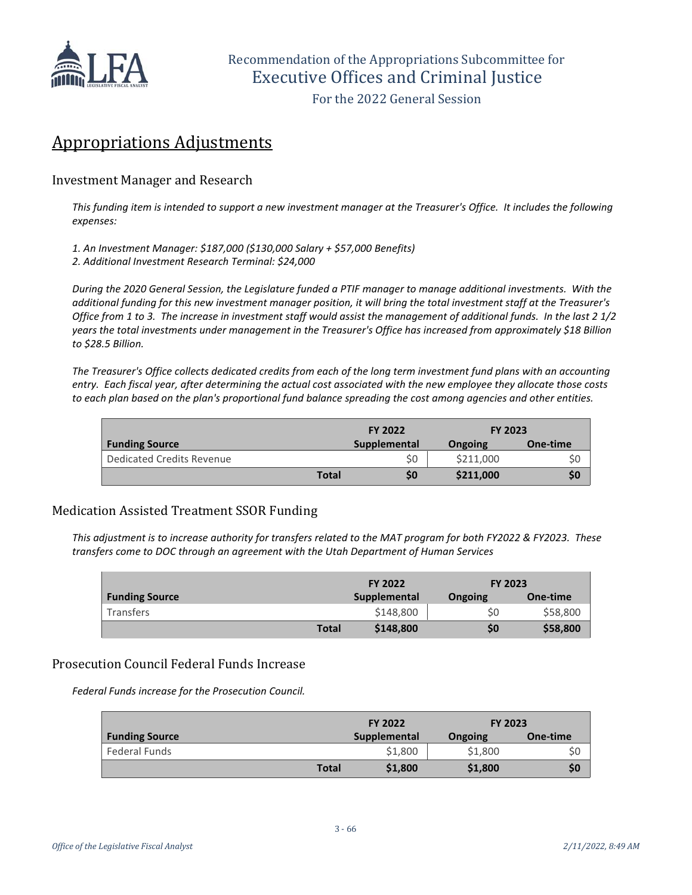## Appropriations Adjustments

### Investment Manager and Research

*This funding item is intended to support a new investment manager at the Treasurer's Office. It includes the following expenses:*

*1. An Investment Manager: $187,000 ($130,000 Salary + $57,000 Benefits)*
*2. Additional Investment Research Terminal: $24,000*

*During the 2020 General Session, the Legislature funded a PTIF manager to manage additional investments. With the additional funding for this new investment manager position, it will bring the total investment staff at the Treasurer's Office from 1 to 3. The increase in investment staff would assist the management of additional funds. In the last 2 1/2 years the total investments under management in the Treasurer's Office has increased from approximately $18 Billion to $28.5 Billion.*

*The Treasurer's Office collects dedicated credits from each of the long term investment fund plans with an accounting entry. Each fiscal year, after determining the actual cost associated with the new employee they allocate those costs to each plan based on the plan's proportional fund balance spreading the cost among agencies and other entities.*

| | FY 2022 | FY 2023 | |
|---|---|---|---|
| **Funding Source** | **Supplemental** | **Ongoing** | **One-time** |
| Dedicated Credits Revenue | $0 | $211,000 | $0 |
| **Total** | **$0** | **$211,000** | **$0** |

### Medication Assisted Treatment SSOR Funding

*This adjustment is to increase authority for transfers related to the MAT program for both FY2022 & FY2023. These transfers come to DOC through an agreement with the Utah Department of Human Services*

| | FY 2022 | FY 2023 | |
|---|---|---|---|
| **Funding Source** | **Supplemental** | **Ongoing** | **One-time** |
| Transfers | $148,800 | $0 | $58,800 |
| **Total** | **$148,800** | **$0** | **$58,800** |

### Prosecution Council Federal Funds Increase

*Federal Funds increase for the Prosecution Council.*

| | FY 2022 | FY 2023 | |
|---|---|---|---|
| **Funding Source** | **Supplemental** | **Ongoing** | **One-time** |
| Federal Funds | $1,800 | $1,800 | $0 |
| **Total** | **$1,800** | **$1,800** | **$0** |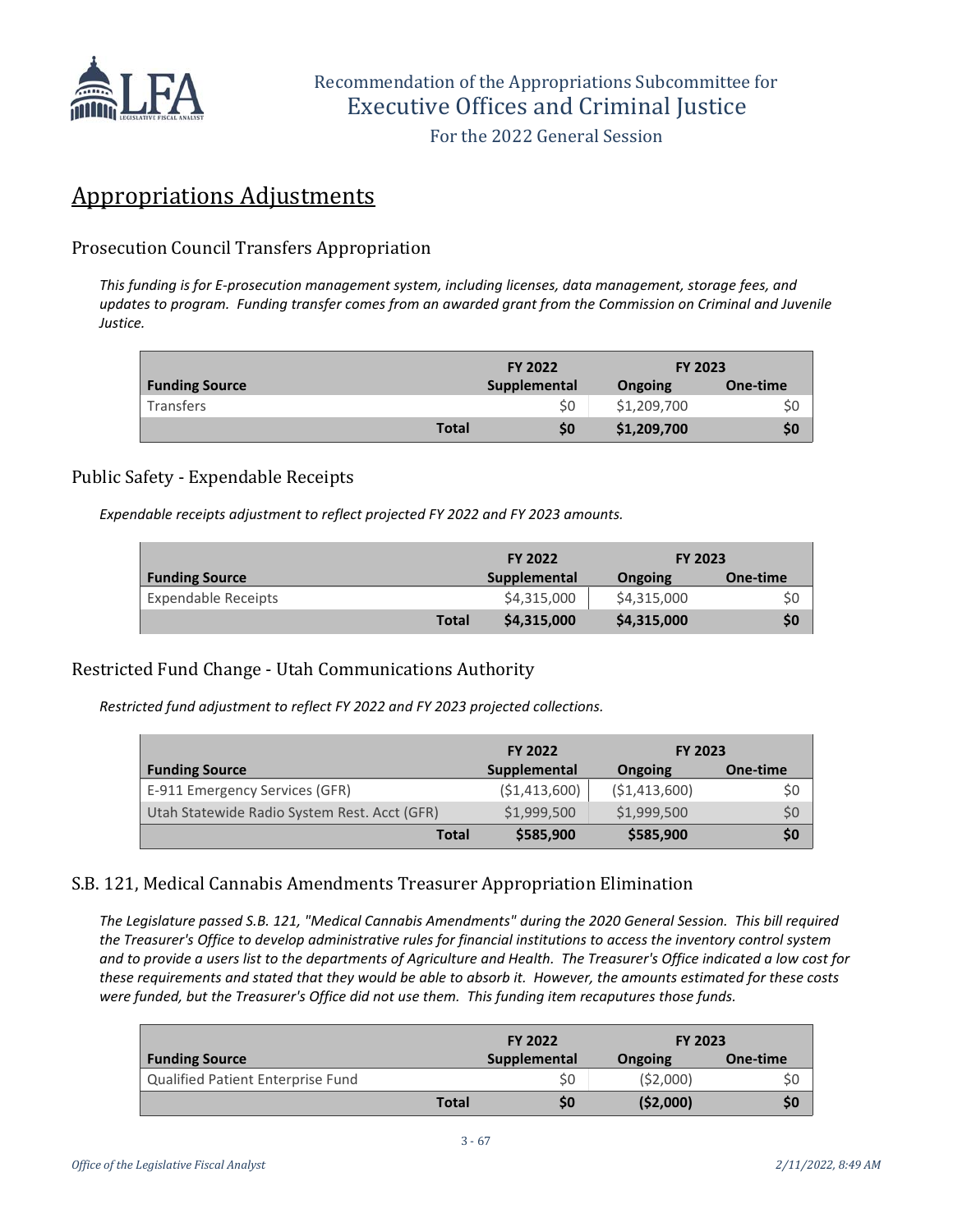## Appropriations Adjustments

### Prosecution Council Transfers Appropriation

*This funding is for E-prosecution management system, including licenses, data management, storage fees, and updates to program. Funding transfer comes from an awarded grant from the Commission on Criminal and Juvenile Justice.*

| | FY 2022 | FY 2023 | |
|---|---|---|---|
| **Funding Source** | **Supplemental** | **Ongoing** | **One-time** |
| Transfers | $0 | $1,209,700 | $0 |
| **Total** | **$0** | **$1,209,700** | **$0** |

### Public Safety - Expendable Receipts

*Expendable receipts adjustment to reflect projected FY 2022 and FY 2023 amounts.*

| | FY 2022 | FY 2023 | |
|---|---|---|---|
| **Funding Source** | **Supplemental** | **Ongoing** | **One-time** |
| Expendable Receipts | $4,315,000 | $4,315,000 | $0 |
| **Total** | **$4,315,000** | **$4,315,000** | **$0** |

### Restricted Fund Change - Utah Communications Authority

*Restricted fund adjustment to reflect FY 2022 and FY 2023 projected collections.*

| | FY 2022 | FY 2023 | |
|---|---|---|---|
| **Funding Source** | **Supplemental** | **Ongoing** | **One-time** |
| E-911 Emergency Services (GFR) | ($1,413,600) | ($1,413,600) | $0 |
| Utah Statewide Radio System Rest. Acct (GFR) | $1,999,500 | $1,999,500 | $0 |
| **Total** | **$585,900** | **$585,900** | **$0** |

### S.B. 121, Medical Cannabis Amendments Treasurer Appropriation Elimination

*The Legislature passed S.B. 121, "Medical Cannabis Amendments" during the 2020 General Session. This bill required the Treasurer's Office to develop administrative rules for financial institutions to access the inventory control system and to provide a users list to the departments of Agriculture and Health. The Treasurer's Office indicated a low cost for these requirements and stated that they would be able to absorb it. However, the amounts estimated for these costs were funded, but the Treasurer's Office did not use them. This funding item recaptures those funds.*

| | FY 2022 | FY 2023 | |
|---|---|---|---|
| **Funding Source** | **Supplemental** | **Ongoing** | **One-time** |
| Qualified Patient Enterprise Fund | $0 | ($2,000) | $0 |
| **Total** | **$0** | **($2,000)** | **$0** |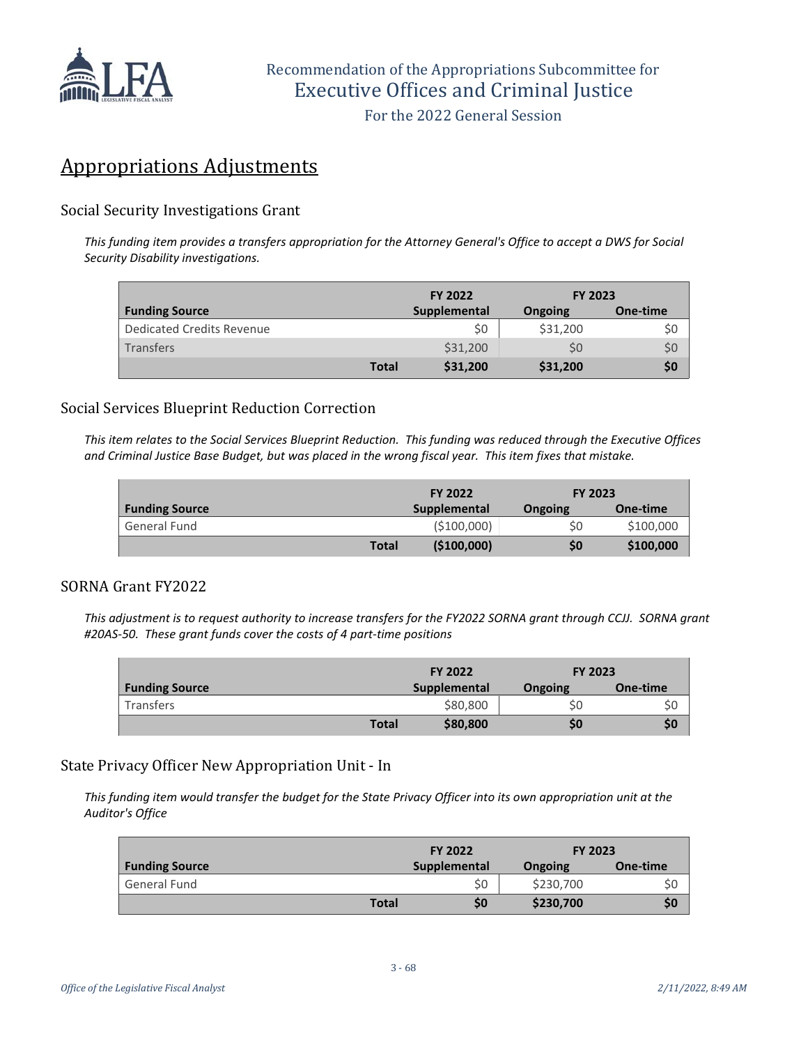## Appropriations Adjustments

### Social Security Investigations Grant

*This funding item provides a transfers appropriation for the Attorney General's Office to accept a DWS for Social Security Disability investigations.*

| | FY 2022 | FY 2023 | |
|---|---|---|---|
| **Funding Source** | **Supplemental** | **Ongoing** | **One-time** |
| Dedicated Credits Revenue | $0 | $31,200 | $0 |
| Transfers | $31,200 | $0 | $0 |
| **Total** | **$31,200** | **$31,200** | **$0** |

### Social Services Blueprint Reduction Correction

*This item relates to the Social Services Blueprint Reduction. This funding was reduced through the Executive Offices and Criminal Justice Base Budget, but was placed in the wrong fiscal year. This item fixes that mistake.*

| | FY 2022 | FY 2023 | |
|---|---|---|---|
| **Funding Source** | **Supplemental** | **Ongoing** | **One-time** |
| General Fund | ($100,000) | $0 | $100,000 |
| **Total** | **($100,000)** | **$0** | **$100,000** |

### SORNA Grant FY2022

*This adjustment is to request authority to increase transfers for the FY2022 SORNA grant through CCJJ. SORNA grant #20AS-50. These grant funds cover the costs of 4 part-time positions*

| | FY 2022 | FY 2023 | |
|---|---|---|---|
| **Funding Source** | **Supplemental** | **Ongoing** | **One-time** |
| Transfers | $80,800 | $0 | $0 |
| **Total** | **$80,800** | **$0** | **$0** |

### State Privacy Officer New Appropriation Unit - In

*This funding item would transfer the budget for the State Privacy Officer into its own appropriation unit at the Auditor's Office*

| | FY 2022 | FY 2023 | |
|---|---|---|---|
| **Funding Source** | **Supplemental** | **Ongoing** | **One-time** |
| General Fund | $0 | $230,700 | $0 |
| **Total** | **$0** | **$230,700** | **$0** |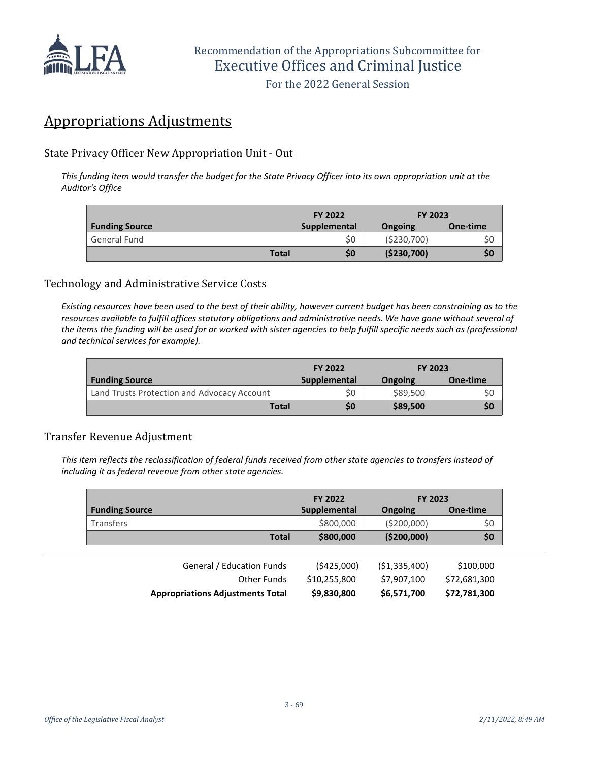## Appropriations Adjustments

### State Privacy Officer New Appropriation Unit - Out

*This funding item would transfer the budget for the State Privacy Officer into its own appropriation unit at the Auditor's Office*

| | FY 2022 | FY 2023 | |
|---|---|---|---|
| **Funding Source** | **Supplemental** | **Ongoing** | **One-time** |
| General Fund | $0 | ($230,700) | $0 |
| **Total** | **$0** | **($230,700)** | **$0** |

### Technology and Administrative Service Costs

*Existing resources have been used to the best of their ability, however current budget has been constraining as to the resources available to fulfill offices statutory obligations and administrative needs. We have gone without several of the items the funding will be used for or worked with sister agencies to help fulfill specific needs such as (professional and technical services for example).*

| | FY 2022 | FY 2023 | |
|---|---|---|---|
| **Funding Source** | **Supplemental** | **Ongoing** | **One-time** |
| Land Trusts Protection and Advocacy Account | $0 | $89,500 | $0 |
| **Total** | **$0** | **$89,500** | **$0** |

### Transfer Revenue Adjustment

*This item reflects the reclassification of federal funds received from other state agencies to transfers instead of including it as federal revenue from other state agencies.*

| | FY 2022 | FY 2023 | |
|---|---|---|---|
| **Funding Source** | **Supplemental** | **Ongoing** | **One-time** |
| Transfers | $800,000 | ($200,000) | $0 |
| **Total** | **$800,000** | **($200,000)** | **$0** |

| | | | |
|---|---|---|---|
| General / Education Funds | ($425,000) | ($1,335,400) | $100,000 |
| Other Funds | $10,255,800 | $7,907,100 | $72,681,300 |
| **Appropriations Adjustments Total** | **$9,830,800** | **$6,571,700** | **$72,781,300** |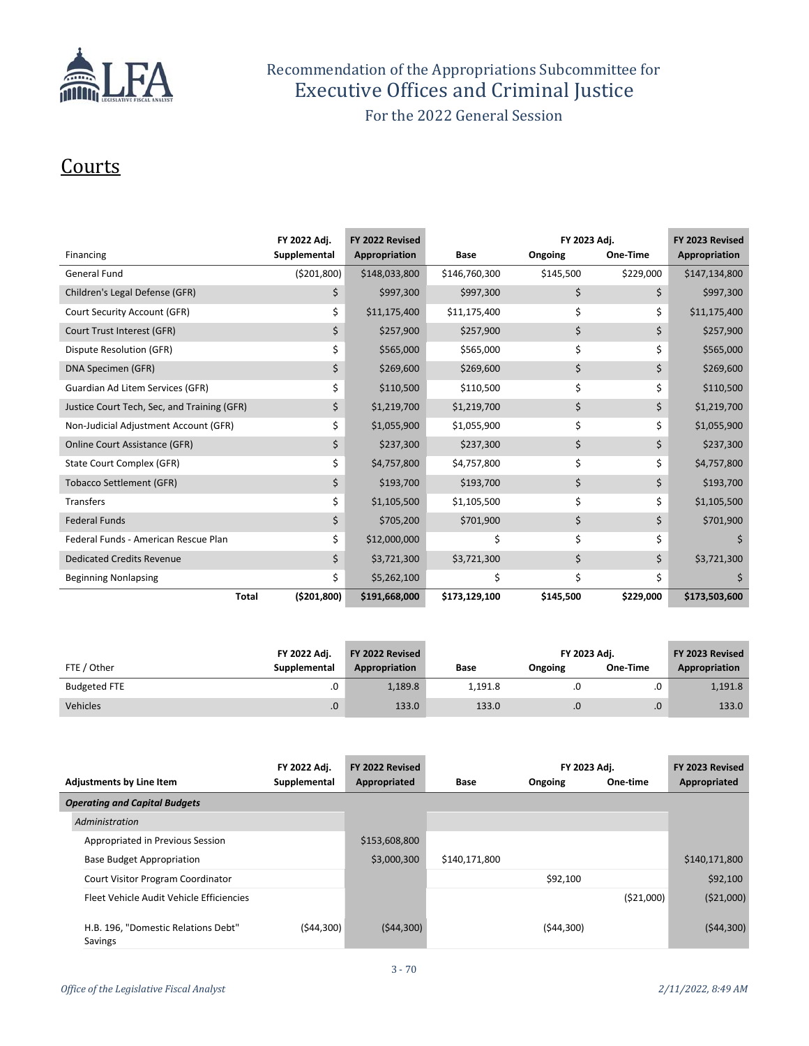Recommendation of the Appropriations Subcommittee for
Executive Offices and Criminal Justice
For the 2022 General Session

# Courts

| Financing | FY 2022 Adj. Supplemental | FY 2022 Revised Appropriation | Base | FY 2023 Adj. Ongoing | FY 2023 Adj. One-Time | FY 2023 Revised Appropriation |
|---|---|---|---|---|---|---|
| General Fund | ($201,800) | $148,033,800 | $146,760,300 | $145,500 | $229,000 | $147,134,800 |
| Children's Legal Defense (GFR) | $ | $997,300 | $997,300 | $ | $ | $997,300 |
| Court Security Account (GFR) | $ | $11,175,400 | $11,175,400 | $ | $ | $11,175,400 |
| Court Trust Interest (GFR) | $ | $257,900 | $257,900 | $ | $ | $257,900 |
| Dispute Resolution (GFR) | $ | $565,000 | $565,000 | $ | $ | $565,000 |
| DNA Specimen (GFR) | $ | $269,600 | $269,600 | $ | $ | $269,600 |
| Guardian Ad Litem Services (GFR) | $ | $110,500 | $110,500 | $ | $ | $110,500 |
| Justice Court Tech, Sec, and Training (GFR) | $ | $1,219,700 | $1,219,700 | $ | $ | $1,219,700 |
| Non-Judicial Adjustment Account (GFR) | $ | $1,055,900 | $1,055,900 | $ | $ | $1,055,900 |
| Online Court Assistance (GFR) | $ | $237,300 | $237,300 | $ | $ | $237,300 |
| State Court Complex (GFR) | $ | $4,757,800 | $4,757,800 | $ | $ | $4,757,800 |
| Tobacco Settlement (GFR) | $ | $193,700 | $193,700 | $ | $ | $193,700 |
| Transfers | $ | $1,105,500 | $1,105,500 | $ | $ | $1,105,500 |
| Federal Funds | $ | $705,200 | $701,900 | $ | $ | $701,900 |
| Federal Funds - American Rescue Plan | $ | $12,000,000 | $ | $ | $ | $ |
| Dedicated Credits Revenue | $ | $3,721,300 | $3,721,300 | $ | $ | $3,721,300 |
| Beginning Nonlapsing | $ | $5,262,100 | $ | $ | $ | $ |
| **Total** | **($201,800)** | **$191,668,000** | **$173,129,100** | **$145,500** | **$229,000** | **$173,503,600** |

| FTE / Other | FY 2022 Adj. Supplemental | FY 2022 Revised Appropriation | Base | FY 2023 Adj. Ongoing | FY 2023 Adj. One-Time | FY 2023 Revised Appropriation |
|---|---|---|---|---|---|---|
| Budgeted FTE | .0 | 1,189.8 | 1,191.8 | .0 | .0 | 1,191.8 |
| Vehicles | .0 | 133.0 | 133.0 | .0 | .0 | 133.0 |

| Adjustments by Line Item | FY 2022 Adj. Supplemental | FY 2022 Revised Appropriated | Base | FY 2023 Adj. Ongoing | FY 2023 Adj. One-time | FY 2023 Revised Appropriated |
|---|---|---|---|---|---|---|
| ***Operating and Capital Budgets*** | | | | | | |
| *Administration* | | | | | | |
| Appropriated in Previous Session | | $153,608,800 | | | | |
| Base Budget Appropriation | | $3,000,300 | $140,171,800 | | | $140,171,800 |
| Court Visitor Program Coordinator | | | | $92,100 | | $92,100 |
| Fleet Vehicle Audit Vehicle Efficiencies | | | | | ($21,000) | ($21,000) |
| H.B. 196, "Domestic Relations Debt" Savings | ($44,300) | ($44,300) | | ($44,300) | | ($44,300) |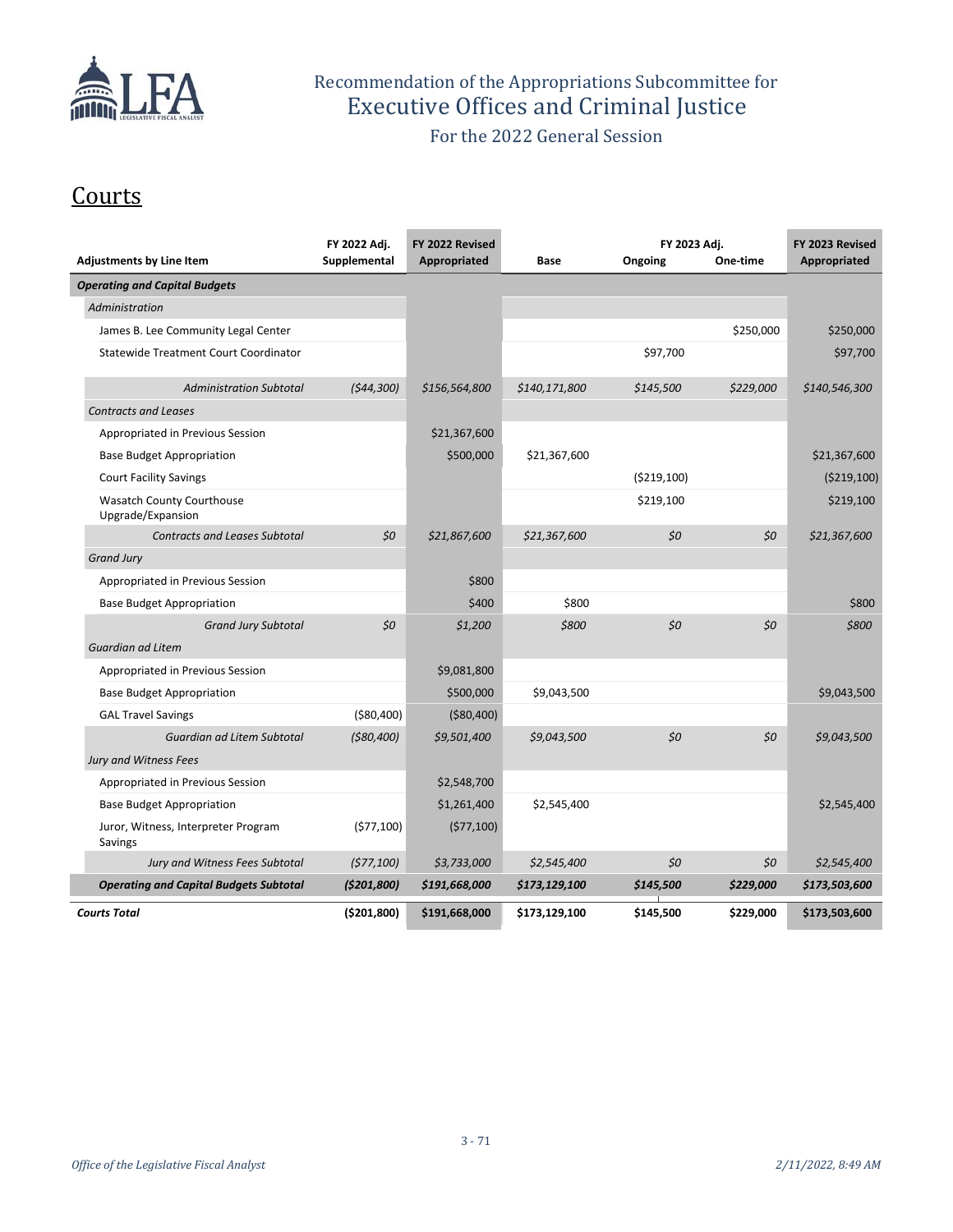# Recommendation of the Appropriations Subcommittee for Executive Offices and Criminal Justice

For the 2022 General Session

## Courts

| Adjustments by Line Item | FY 2022 Adj. Supplemental | FY 2022 Revised Appropriated | Base | FY 2023 Adj. Ongoing | FY 2023 Adj. One-time | FY 2023 Revised Appropriated |
|---|---|---|---|---|---|---|
| ***Operating and Capital Budgets*** | | | | | | |
| *Administration* | | | | | | |
| James B. Lee Community Legal Center | | | | | $250,000 | $250,000 |
| Statewide Treatment Court Coordinator | | | | $97,700 | | $97,700 |
| *Administration Subtotal* | *($44,300)* | *$156,564,800* | *$140,171,800* | *$145,500* | *$229,000* | *$140,546,300* |
| *Contracts and Leases* | | | | | | |
| Appropriated in Previous Session | | $21,367,600 | | | | |
| Base Budget Appropriation | | $500,000 | $21,367,600 | | | $21,367,600 |
| Court Facility Savings | | | | ($219,100) | | ($219,100) |
| Wasatch County Courthouse Upgrade/Expansion | | | | $219,100 | | $219,100 |
| *Contracts and Leases Subtotal* | *$0* | *$21,867,600* | *$21,367,600* | *$0* | *$0* | *$21,367,600* |
| *Grand Jury* | | | | | | |
| Appropriated in Previous Session | | $800 | | | | |
| Base Budget Appropriation | | $400 | $800 | | | $800 |
| *Grand Jury Subtotal* | *$0* | *$1,200* | *$800* | *$0* | *$0* | *$800* |
| *Guardian ad Litem* | | | | | | |
| Appropriated in Previous Session | | $9,081,800 | | | | |
| Base Budget Appropriation | | $500,000 | $9,043,500 | | | $9,043,500 |
| GAL Travel Savings | ($80,400) | ($80,400) | | | | |
| *Guardian ad Litem Subtotal* | *($80,400)* | *$9,501,400* | *$9,043,500* | *$0* | *$0* | *$9,043,500* |
| *Jury and Witness Fees* | | | | | | |
| Appropriated in Previous Session | | $2,548,700 | | | | |
| Base Budget Appropriation | | $1,261,400 | $2,545,400 | | | $2,545,400 |
| Juror, Witness, Interpreter Program Savings | ($77,100) | ($77,100) | | | | |
| *Jury and Witness Fees Subtotal* | *($77,100)* | *$3,733,000* | *$2,545,400* | *$0* | *$0* | *$2,545,400* |
| ***Operating and Capital Budgets Subtotal*** | ***($201,800)*** | ***$191,668,000*** | ***$173,129,100*** | ***$145,500*** | ***$229,000*** | ***$173,503,600*** |
| ***Courts Total*** | **($201,800)** | **$191,668,000** | **$173,129,100** | **$145,500** | **$229,000** | **$173,503,600** |

*Office of the Legislative Fiscal Analyst* *2/11/2022, 8:49 AM*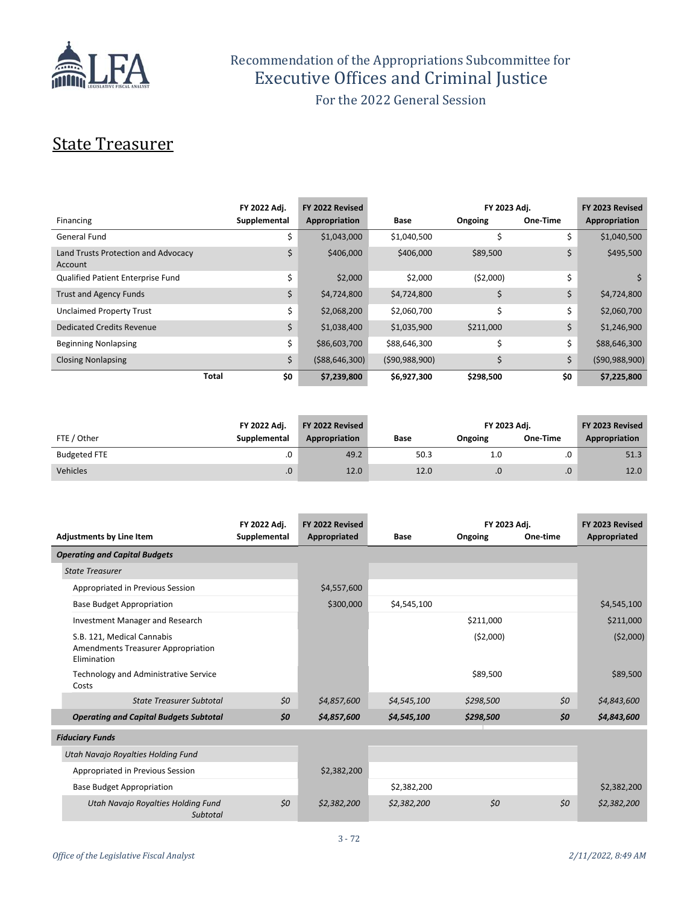Recommendation of the Appropriations Subcommittee for
Executive Offices and Criminal Justice
For the 2022 General Session

# State Treasurer

| Financing | FY 2022 Adj. Supplemental | FY 2022 Revised Appropriation | Base | FY 2023 Adj. Ongoing | FY 2023 Adj. One-Time | FY 2023 Revised Appropriation |
|---|---|---|---|---|---|---|
| General Fund | $ | $1,043,000 | $1,040,500 | $ | $ | $1,040,500 |
| Land Trusts Protection and Advocacy Account | $ | $406,000 | $406,000 | $89,500 | $ | $495,500 |
| Qualified Patient Enterprise Fund | $ | $2,000 | $2,000 | ($2,000) | $ | $ |
| Trust and Agency Funds | $ | $4,724,800 | $4,724,800 | $ | $ | $4,724,800 |
| Unclaimed Property Trust | $ | $2,068,200 | $2,060,700 | $ | $ | $2,060,700 |
| Dedicated Credits Revenue | $ | $1,038,400 | $1,035,900 | $211,000 | $ | $1,246,900 |
| Beginning Nonlapsing | $ | $86,603,700 | $88,646,300 | $ | $ | $88,646,300 |
| Closing Nonlapsing | $ | ($88,646,300) | ($90,988,900) | $ | $ | ($90,988,900) |
| **Total** | **$0** | **$7,239,800** | **$6,927,300** | **$298,500** | **$0** | **$7,225,800** |

| FTE / Other | FY 2022 Adj. Supplemental | FY 2022 Revised Appropriation | Base | FY 2023 Adj. Ongoing | FY 2023 Adj. One-Time | FY 2023 Revised Appropriation |
|---|---|---|---|---|---|---|
| Budgeted FTE | .0 | 49.2 | 50.3 | 1.0 | .0 | 51.3 |
| Vehicles | .0 | 12.0 | 12.0 | .0 | .0 | 12.0 |

| Adjustments by Line Item | FY 2022 Adj. Supplemental | FY 2022 Revised Appropriated | Base | FY 2023 Adj. Ongoing | FY 2023 Adj. One-time | FY 2023 Revised Appropriated |
|---|---|---|---|---|---|---|
| ***Operating and Capital Budgets*** | | | | | | |
| *State Treasurer* | | | | | | |
| Appropriated in Previous Session | | $4,557,600 | | | | |
| Base Budget Appropriation | | $300,000 | $4,545,100 | | | $4,545,100 |
| Investment Manager and Research | | | | $211,000 | | $211,000 |
| S.B. 121, Medical Cannabis Amendments Treasurer Appropriation Elimination | | | | ($2,000) | | ($2,000) |
| Technology and Administrative Service Costs | | | | $89,500 | | $89,500 |
| *State Treasurer Subtotal* | *$0* | *$4,857,600* | *$4,545,100* | *$298,500* | *$0* | *$4,843,600* |
| ***Operating and Capital Budgets Subtotal*** | ***$0*** | ***$4,857,600*** | ***$4,545,100*** | ***$298,500*** | ***$0*** | ***$4,843,600*** |
| ***Fiduciary Funds*** | | | | | | |
| *Utah Navajo Royalties Holding Fund* | | | | | | |
| Appropriated in Previous Session | | $2,382,200 | | | | |
| Base Budget Appropriation | | | $2,382,200 | | | $2,382,200 |
| *Utah Navajo Royalties Holding Fund Subtotal* | *$0* | *$2,382,200* | *$2,382,200* | *$0* | *$0* | *$2,382,200* |

*Office of the Legislative Fiscal Analyst* — *2/11/2022, 8:49 AM*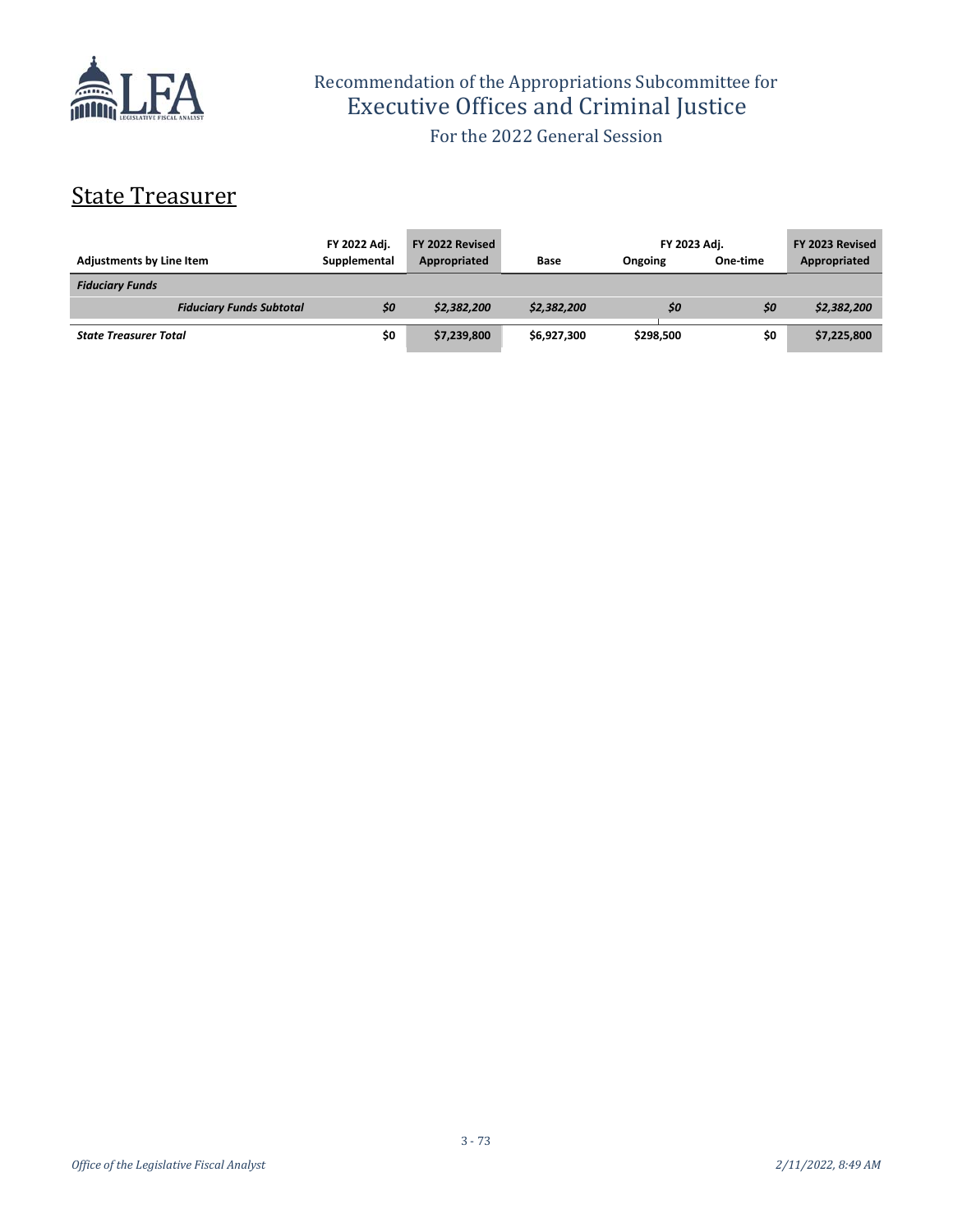Recommendation of the Appropriations Subcommittee for
Executive Offices and Criminal Justice
For the 2022 General Session

## State Treasurer

| Adjustments by Line Item | FY 2022 Adj. Supplemental | FY 2022 Revised Appropriated | Base | FY 2023 Adj. Ongoing | FY 2023 Adj. One-time | FY 2023 Revised Appropriated |
|---|---|---|---|---|---|---|
| ***Fiduciary Funds*** | | | | | | |
| ***Fiduciary Funds Subtotal*** | ***$0*** | ***$2,382,200*** | ***$2,382,200*** | ***$0*** | ***$0*** | ***$2,382,200*** |
| ***State Treasurer Total*** | **$0** | **$7,239,800** | **$6,927,300** | **$298,500** | **$0** | **$7,225,800** |

*Office of the Legislative Fiscal Analyst* *2/11/2022, 8:49 AM*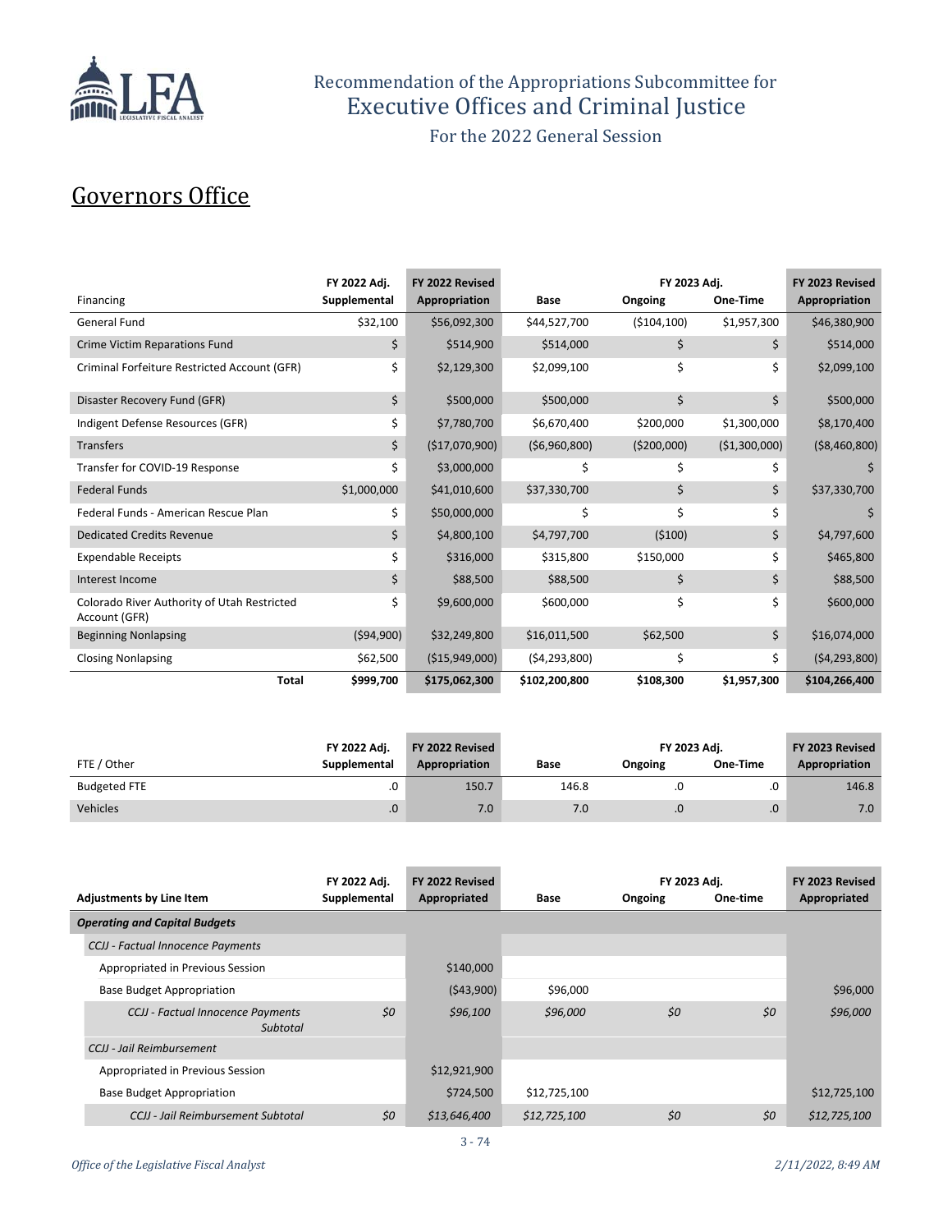Recommendation of the Appropriations Subcommittee for
Executive Offices and Criminal Justice
For the 2022 General Session

## Governors Office

| Financing | FY 2022 Adj. Supplemental | FY 2022 Revised Appropriation | Base | FY 2023 Adj. Ongoing | FY 2023 Adj. One-Time | FY 2023 Revised Appropriation |
|---|---|---|---|---|---|---|
| General Fund | $32,100 | $56,092,300 | $44,527,700 | ($104,100) | $1,957,300 | $46,380,900 |
| Crime Victim Reparations Fund | $ | $514,900 | $514,000 | $ | $ | $514,000 |
| Criminal Forfeiture Restricted Account (GFR) | $ | $2,129,300 | $2,099,100 | $ | $ | $2,099,100 |
| Disaster Recovery Fund (GFR) | $ | $500,000 | $500,000 | $ | $ | $500,000 |
| Indigent Defense Resources (GFR) | $ | $7,780,700 | $6,670,400 | $200,000 | $1,300,000 | $8,170,400 |
| Transfers | $ | ($17,070,900) | ($6,960,800) | ($200,000) | ($1,300,000) | ($8,460,800) |
| Transfer for COVID-19 Response | $ | $3,000,000 | $ | $ | $ | $ |
| Federal Funds | $1,000,000 | $41,010,600 | $37,330,700 | $ | $ | $37,330,700 |
| Federal Funds - American Rescue Plan | $ | $50,000,000 | $ | $ | $ | $ |
| Dedicated Credits Revenue | $ | $4,800,100 | $4,797,700 | ($100) | $ | $4,797,600 |
| Expendable Receipts | $ | $316,000 | $315,800 | $150,000 | $ | $465,800 |
| Interest Income | $ | $88,500 | $88,500 | $ | $ | $88,500 |
| Colorado River Authority of Utah Restricted Account (GFR) | $ | $9,600,000 | $600,000 | $ | $ | $600,000 |
| Beginning Nonlapsing | ($94,900) | $32,249,800 | $16,011,500 | $62,500 | $ | $16,074,000 |
| Closing Nonlapsing | $62,500 | ($15,949,000) | ($4,293,800) | $ | $ | ($4,293,800) |
| **Total** | **$999,700** | **$175,062,300** | **$102,200,800** | **$108,300** | **$1,957,300** | **$104,266,400** |

| FTE / Other | FY 2022 Adj. Supplemental | FY 2022 Revised Appropriation | Base | FY 2023 Adj. Ongoing | FY 2023 Adj. One-Time | FY 2023 Revised Appropriation |
|---|---|---|---|---|---|---|
| Budgeted FTE | .0 | 150.7 | 146.8 | .0 | .0 | 146.8 |
| Vehicles | .0 | 7.0 | 7.0 | .0 | .0 | 7.0 |

| Adjustments by Line Item | FY 2022 Adj. Supplemental | FY 2022 Revised Appropriated | Base | FY 2023 Adj. Ongoing | FY 2023 Adj. One-time | FY 2023 Revised Appropriated |
|---|---|---|---|---|---|---|
| ***Operating and Capital Budgets*** | | | | | | |
| *CCJJ - Factual Innocence Payments* | | | | | | |
| Appropriated in Previous Session | | $140,000 | | | | |
| Base Budget Appropriation | | ($43,900) | $96,000 | | | $96,000 |
| *CCJJ - Factual Innocence Payments Subtotal* | *$0* | *$96,100* | *$96,000* | *$0* | *$0* | *$96,000* |
| *CCJJ - Jail Reimbursement* | | | | | | |
| Appropriated in Previous Session | | $12,921,900 | | | | |
| Base Budget Appropriation | | $724,500 | $12,725,100 | | | $12,725,100 |
| *CCJJ - Jail Reimbursement Subtotal* | *$0* | *$13,646,400* | *$12,725,100* | *$0* | *$0* | *$12,725,100* |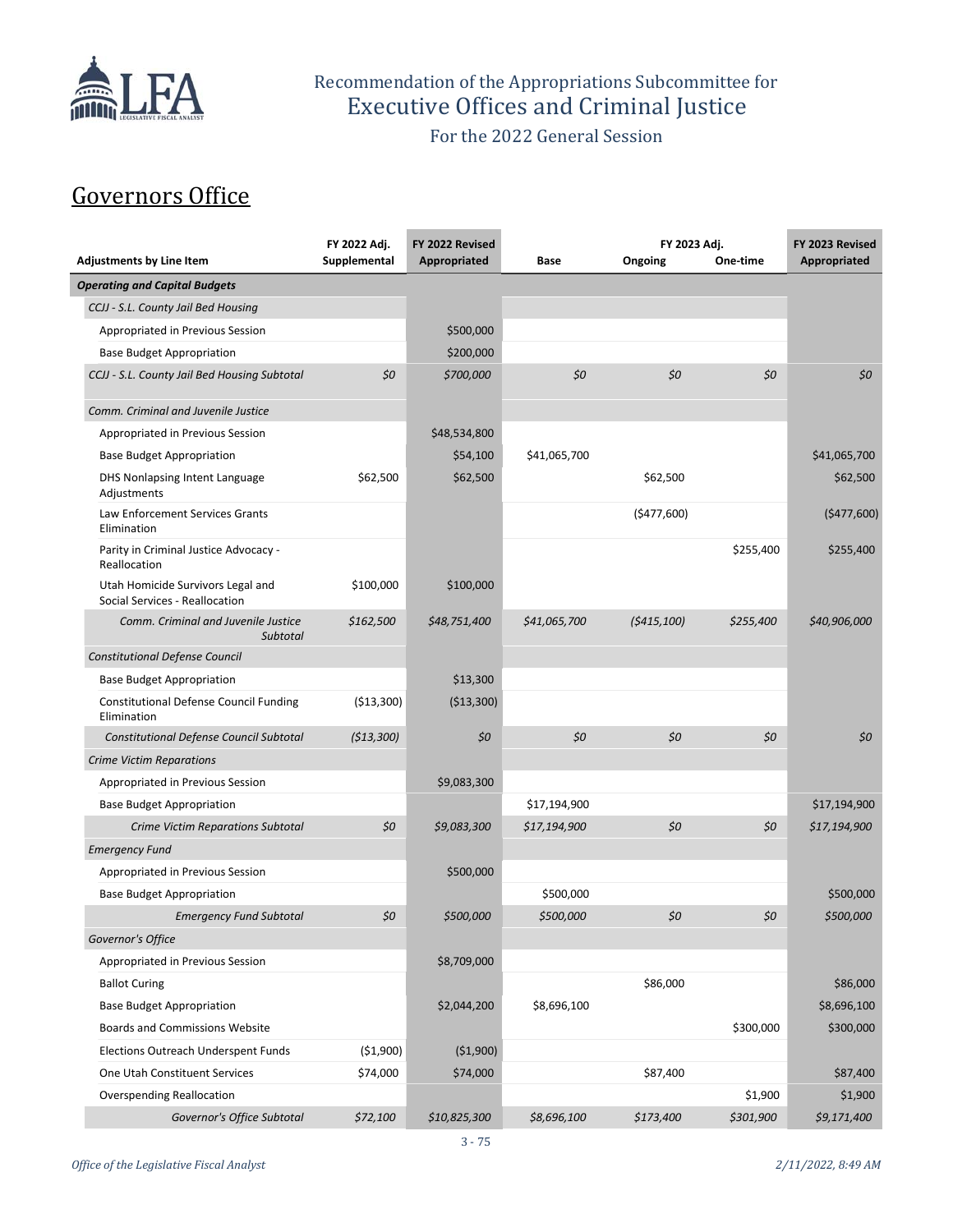Recommendation of the Appropriations Subcommittee for
Executive Offices and Criminal Justice
For the 2022 General Session

# Governors Office

| Adjustments by Line Item | FY 2022 Adj. Supplemental | FY 2022 Revised Appropriated | Base | FY 2023 Adj. Ongoing | FY 2023 Adj. One-time | FY 2023 Revised Appropriated |
|---|---|---|---|---|---|---|
| ***Operating and Capital Budgets*** | | | | | | |
| *CCJJ - S.L. County Jail Bed Housing* | | | | | | |
| Appropriated in Previous Session | | $500,000 | | | | |
| Base Budget Appropriation | | $200,000 | | | | |
| *CCJJ - S.L. County Jail Bed Housing Subtotal* | *$0* | *$700,000* | *$0* | *$0* | *$0* | *$0* |
| *Comm. Criminal and Juvenile Justice* | | | | | | |
| Appropriated in Previous Session | | $48,534,800 | | | | |
| Base Budget Appropriation | | $54,100 | $41,065,700 | | | $41,065,700 |
| DHS Nonlapsing Intent Language Adjustments | $62,500 | $62,500 | | $62,500 | | $62,500 |
| Law Enforcement Services Grants Elimination | | | | ($477,600) | | ($477,600) |
| Parity in Criminal Justice Advocacy - Reallocation | | | | | $255,400 | $255,400 |
| Utah Homicide Survivors Legal and Social Services - Reallocation | $100,000 | $100,000 | | | | |
| *Comm. Criminal and Juvenile Justice Subtotal* | *$162,500* | *$48,751,400* | *$41,065,700* | *($415,100)* | *$255,400* | *$40,906,000* |
| *Constitutional Defense Council* | | | | | | |
| Base Budget Appropriation | | $13,300 | | | | |
| Constitutional Defense Council Funding Elimination | ($13,300) | ($13,300) | | | | |
| *Constitutional Defense Council Subtotal* | *($13,300)* | *$0* | *$0* | *$0* | *$0* | *$0* |
| *Crime Victim Reparations* | | | | | | |
| Appropriated in Previous Session | | $9,083,300 | | | | |
| Base Budget Appropriation | | | $17,194,900 | | | $17,194,900 |
| *Crime Victim Reparations Subtotal* | *$0* | *$9,083,300* | *$17,194,900* | *$0* | *$0* | *$17,194,900* |
| *Emergency Fund* | | | | | | |
| Appropriated in Previous Session | | $500,000 | | | | |
| Base Budget Appropriation | | | $500,000 | | | $500,000 |
| *Emergency Fund Subtotal* | *$0* | *$500,000* | *$500,000* | *$0* | *$0* | *$500,000* |
| *Governor's Office* | | | | | | |
| Appropriated in Previous Session | | $8,709,000 | | | | |
| Ballot Curing | | | | $86,000 | | $86,000 |
| Base Budget Appropriation | | $2,044,200 | $8,696,100 | | | $8,696,100 |
| Boards and Commissions Website | | | | | $300,000 | $300,000 |
| Elections Outreach Underspent Funds | ($1,900) | ($1,900) | | | | |
| One Utah Constituent Services | $74,000 | $74,000 | | $87,400 | | $87,400 |
| Overspending Reallocation | | | | | $1,900 | $1,900 |
| *Governor's Office Subtotal* | *$72,100* | *$10,825,300* | *$8,696,100* | *$173,400* | *$301,900* | *$9,171,400* |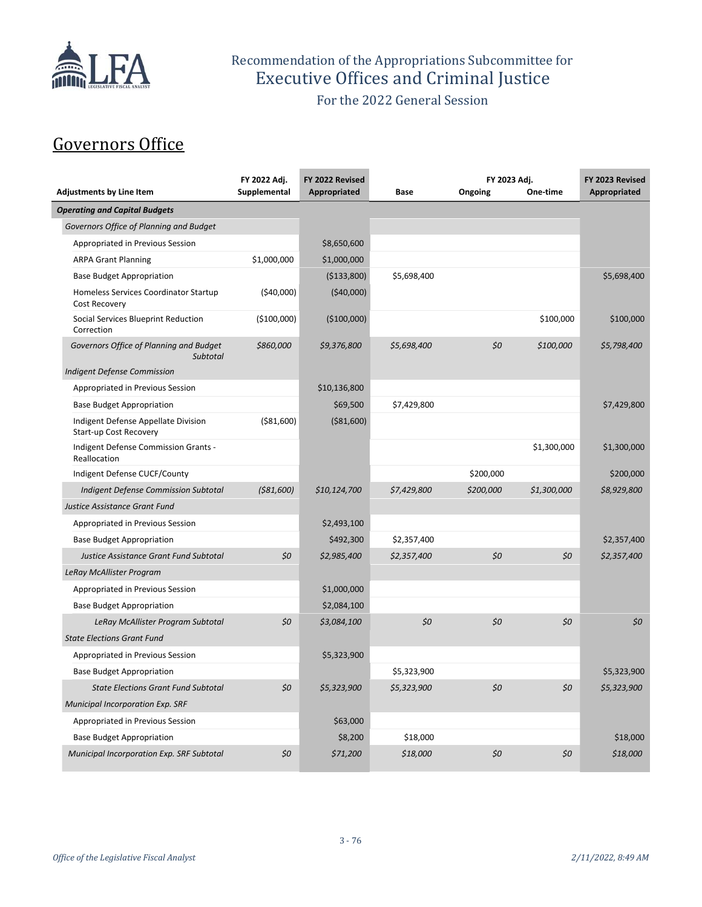# Recommendation of the Appropriations Subcommittee for Executive Offices and Criminal Justice

For the 2022 General Session

## Governors Office

| Adjustments by Line Item | FY 2022 Adj. Supplemental | FY 2022 Revised Appropriated | Base | FY 2023 Adj. Ongoing | FY 2023 Adj. One-time | FY 2023 Revised Appropriated |
|---|---|---|---|---|---|---|
| ***Operating and Capital Budgets*** | | | | | | |
| *Governors Office of Planning and Budget* | | | | | | |
| Appropriated in Previous Session | | $8,650,600 | | | | |
| ARPA Grant Planning | $1,000,000 | $1,000,000 | | | | |
| Base Budget Appropriation | | ($133,800) | $5,698,400 | | | $5,698,400 |
| Homeless Services Coordinator Startup Cost Recovery | ($40,000) | ($40,000) | | | | |
| Social Services Blueprint Reduction Correction | ($100,000) | ($100,000) | | | $100,000 | $100,000 |
| *Governors Office of Planning and Budget Subtotal* | *$860,000* | *$9,376,800* | *$5,698,400* | *$0* | *$100,000* | *$5,798,400* |
| *Indigent Defense Commission* | | | | | | |
| Appropriated in Previous Session | | $10,136,800 | | | | |
| Base Budget Appropriation | | $69,500 | $7,429,800 | | | $7,429,800 |
| Indigent Defense Appellate Division Start-up Cost Recovery | ($81,600) | ($81,600) | | | | |
| Indigent Defense Commission Grants - Reallocation | | | | | $1,300,000 | $1,300,000 |
| Indigent Defense CUCF/County | | | | $200,000 | | $200,000 |
| *Indigent Defense Commission Subtotal* | *($81,600)* | *$10,124,700* | *$7,429,800* | *$200,000* | *$1,300,000* | *$8,929,800* |
| *Justice Assistance Grant Fund* | | | | | | |
| Appropriated in Previous Session | | $2,493,100 | | | | |
| Base Budget Appropriation | | $492,300 | $2,357,400 | | | $2,357,400 |
| *Justice Assistance Grant Fund Subtotal* | *$0* | *$2,985,400* | *$2,357,400* | *$0* | *$0* | *$2,357,400* |
| *LeRay McAllister Program* | | | | | | |
| Appropriated in Previous Session | | $1,000,000 | | | | |
| Base Budget Appropriation | | $2,084,100 | | | | |
| *LeRay McAllister Program Subtotal* | *$0* | *$3,084,100* | *$0* | *$0* | *$0* | *$0* |
| *State Elections Grant Fund* | | | | | | |
| Appropriated in Previous Session | | $5,323,900 | | | | |
| Base Budget Appropriation | | | $5,323,900 | | | $5,323,900 |
| *State Elections Grant Fund Subtotal* | *$0* | *$5,323,900* | *$5,323,900* | *$0* | *$0* | *$5,323,900* |
| *Municipal Incorporation Exp. SRF* | | | | | | |
| Appropriated in Previous Session | | $63,000 | | | | |
| Base Budget Appropriation | | $8,200 | $18,000 | | | $18,000 |
| *Municipal Incorporation Exp. SRF Subtotal* | *$0* | *$71,200* | *$18,000* | *$0* | *$0* | *$18,000* |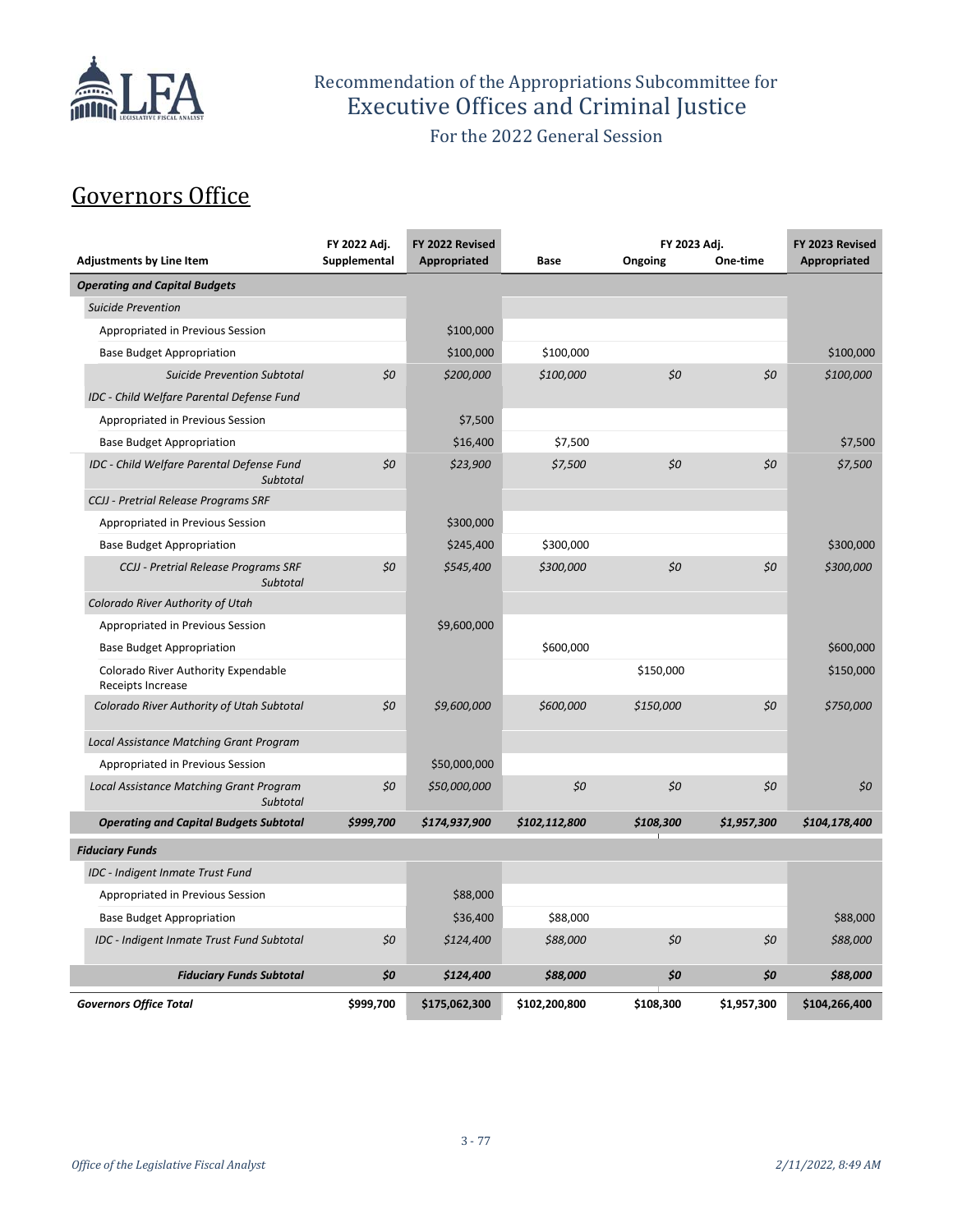Recommendation of the Appropriations Subcommittee for
Executive Offices and Criminal Justice
For the 2022 General Session

## Governors Office

| Adjustments by Line Item | FY 2022 Adj. Supplemental | FY 2022 Revised Appropriated | Base | FY 2023 Adj. Ongoing | One-time | FY 2023 Revised Appropriated |
|---|---|---|---|---|---|---|
| ***Operating and Capital Budgets*** | | | | | | |
| *Suicide Prevention* | | | | | | |
| Appropriated in Previous Session | | $100,000 | | | | |
| Base Budget Appropriation | | $100,000 | $100,000 | | | $100,000 |
| *Suicide Prevention Subtotal* | *$0* | *$200,000* | *$100,000* | *$0* | *$0* | *$100,000* |
| *IDC - Child Welfare Parental Defense Fund* | | | | | | |
| Appropriated in Previous Session | | $7,500 | | | | |
| Base Budget Appropriation | | $16,400 | $7,500 | | | $7,500 |
| *IDC - Child Welfare Parental Defense Fund Subtotal* | *$0* | *$23,900* | *$7,500* | *$0* | *$0* | *$7,500* |
| *CCJJ - Pretrial Release Programs SRF* | | | | | | |
| Appropriated in Previous Session | | $300,000 | | | | |
| Base Budget Appropriation | | $245,400 | $300,000 | | | $300,000 |
| *CCJJ - Pretrial Release Programs SRF Subtotal* | *$0* | *$545,400* | *$300,000* | *$0* | *$0* | *$300,000* |
| *Colorado River Authority of Utah* | | | | | | |
| Appropriated in Previous Session | | $9,600,000 | | | | |
| Base Budget Appropriation | | | $600,000 | | | $600,000 |
| Colorado River Authority Expendable Receipts Increase | | | | $150,000 | | $150,000 |
| *Colorado River Authority of Utah Subtotal* | *$0* | *$9,600,000* | *$600,000* | *$150,000* | *$0* | *$750,000* |
| *Local Assistance Matching Grant Program* | | | | | | |
| Appropriated in Previous Session | | $50,000,000 | | | | |
| *Local Assistance Matching Grant Program Subtotal* | *$0* | *$50,000,000* | *$0* | *$0* | *$0* | *$0* |
| ***Operating and Capital Budgets Subtotal*** | ***$999,700*** | ***$174,937,900*** | ***$102,112,800*** | ***$108,300*** | ***$1,957,300*** | ***$104,178,400*** |
| ***Fiduciary Funds*** | | | | | | |
| *IDC - Indigent Inmate Trust Fund* | | | | | | |
| Appropriated in Previous Session | | $88,000 | | | | |
| Base Budget Appropriation | | $36,400 | $88,000 | | | $88,000 |
| *IDC - Indigent Inmate Trust Fund Subtotal* | *$0* | *$124,400* | *$88,000* | *$0* | *$0* | *$88,000* |
| ***Fiduciary Funds Subtotal*** | ***$0*** | ***$124,400*** | ***$88,000*** | ***$0*** | ***$0*** | ***$88,000*** |
| ***Governors Office Total*** | **$999,700** | **$175,062,300** | **$102,200,800** | **$108,300** | **$1,957,300** | **$104,266,400** |

*Office of the Legislative Fiscal Analyst* *2/11/2022, 8:49 AM*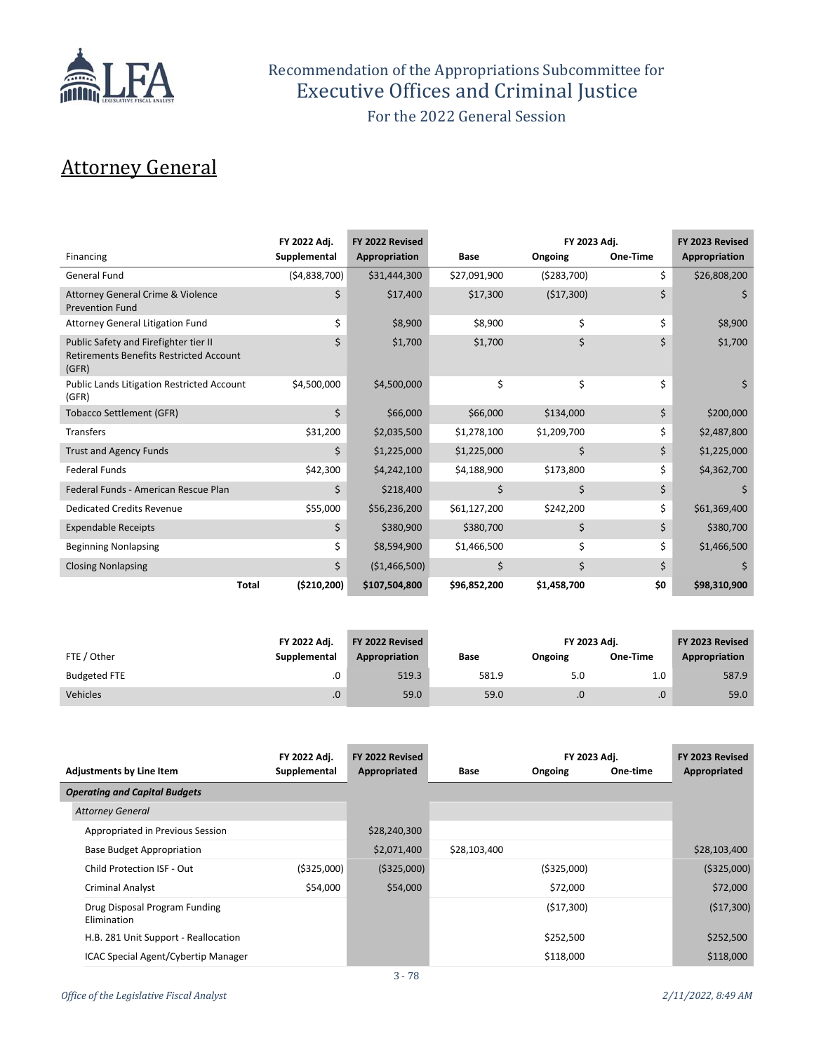# Recommendation of the Appropriations Subcommittee for Executive Offices and Criminal Justice

For the 2022 General Session

## Attorney General

| Financing | FY 2022 Adj. Supplemental | FY 2022 Revised Appropriation | Base | FY 2023 Adj. Ongoing | FY 2023 Adj. One-Time | FY 2023 Revised Appropriation |
|---|---|---|---|---|---|---|
| General Fund | ($4,838,700) | $31,444,300 | $27,091,900 | ($283,700) | $ | $26,808,200 |
| Attorney General Crime & Violence Prevention Fund | $ | $17,400 | $17,300 | ($17,300) | $ | $ |
| Attorney General Litigation Fund | $ | $8,900 | $8,900 | $ | $ | $8,900 |
| Public Safety and Firefighter tier II Retirements Benefits Restricted Account (GFR) | $ | $1,700 | $1,700 | $ | $ | $1,700 |
| Public Lands Litigation Restricted Account (GFR) | $4,500,000 | $4,500,000 | $ | $ | $ | $ |
| Tobacco Settlement (GFR) | $ | $66,000 | $66,000 | $134,000 | $ | $200,000 |
| Transfers | $31,200 | $2,035,500 | $1,278,100 | $1,209,700 | $ | $2,487,800 |
| Trust and Agency Funds | $ | $1,225,000 | $1,225,000 | $ | $ | $1,225,000 |
| Federal Funds | $42,300 | $4,242,100 | $4,188,900 | $173,800 | $ | $4,362,700 |
| Federal Funds - American Rescue Plan | $ | $218,400 | $ | $ | $ | $ |
| Dedicated Credits Revenue | $55,000 | $56,236,200 | $61,127,200 | $242,200 | $ | $61,369,400 |
| Expendable Receipts | $ | $380,900 | $380,700 | $ | $ | $380,700 |
| Beginning Nonlapsing | $ | $8,594,900 | $1,466,500 | $ | $ | $1,466,500 |
| Closing Nonlapsing | $ | ($1,466,500) | $ | $ | $ | $ |
| **Total** | **($210,200)** | **$107,504,800** | **$96,852,200** | **$1,458,700** | **$0** | **$98,310,900** |

| FTE / Other | FY 2022 Adj. Supplemental | FY 2022 Revised Appropriation | Base | FY 2023 Adj. Ongoing | FY 2023 Adj. One-Time | FY 2023 Revised Appropriation |
|---|---|---|---|---|---|---|
| Budgeted FTE | .0 | 519.3 | 581.9 | 5.0 | 1.0 | 587.9 |
| Vehicles | .0 | 59.0 | 59.0 | .0 | .0 | 59.0 |

| Adjustments by Line Item | FY 2022 Adj. Supplemental | FY 2022 Revised Appropriated | Base | FY 2023 Adj. Ongoing | FY 2023 Adj. One-time | FY 2023 Revised Appropriated |
|---|---|---|---|---|---|---|
| ***Operating and Capital Budgets*** | | | | | | |
| *Attorney General* | | | | | | |
| Appropriated in Previous Session | | $28,240,300 | | | | |
| Base Budget Appropriation | | $2,071,400 | $28,103,400 | | | $28,103,400 |
| Child Protection ISF - Out | ($325,000) | ($325,000) | | ($325,000) | | ($325,000) |
| Criminal Analyst | $54,000 | $54,000 | | $72,000 | | $72,000 |
| Drug Disposal Program Funding Elimination | | | | ($17,300) | | ($17,300) |
| H.B. 281 Unit Support - Reallocation | | | | $252,500 | | $252,500 |
| ICAC Special Agent/Cybertip Manager | | | | $118,000 | | $118,000 |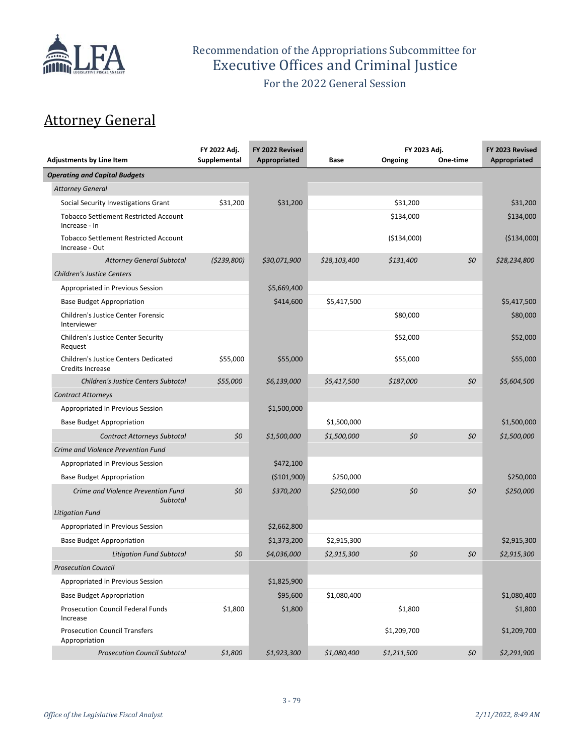# Recommendation of the Appropriations Subcommittee for Executive Offices and Criminal Justice

For the 2022 General Session

## Attorney General

| Adjustments by Line Item | FY 2022 Adj. Supplemental | FY 2022 Revised Appropriated | Base | FY 2023 Adj. Ongoing | One-time | FY 2023 Revised Appropriated |
|---|---|---|---|---|---|---|
| ***Operating and Capital Budgets*** | | | | | | |
| *Attorney General* | | | | | | |
| Social Security Investigations Grant | $31,200 | $31,200 | | $31,200 | | $31,200 |
| Tobacco Settlement Restricted Account Increase - In | | | | $134,000 | | $134,000 |
| Tobacco Settlement Restricted Account Increase - Out | | | | ($134,000) | | ($134,000) |
| *Attorney General Subtotal* | *($239,800)* | *$30,071,900* | *$28,103,400* | *$131,400* | *$0* | *$28,234,800* |
| *Children's Justice Centers* | | | | | | |
| Appropriated in Previous Session | | $5,669,400 | | | | |
| Base Budget Appropriation | | $414,600 | $5,417,500 | | | $5,417,500 |
| Children's Justice Center Forensic Interviewer | | | | $80,000 | | $80,000 |
| Children's Justice Center Security Request | | | | $52,000 | | $52,000 |
| Children's Justice Centers Dedicated Credits Increase | $55,000 | $55,000 | | $55,000 | | $55,000 |
| *Children's Justice Centers Subtotal* | *$55,000* | *$6,139,000* | *$5,417,500* | *$187,000* | *$0* | *$5,604,500* |
| *Contract Attorneys* | | | | | | |
| Appropriated in Previous Session | | $1,500,000 | | | | |
| Base Budget Appropriation | | | $1,500,000 | | | $1,500,000 |
| *Contract Attorneys Subtotal* | *$0* | *$1,500,000* | *$1,500,000* | *$0* | *$0* | *$1,500,000* |
| *Crime and Violence Prevention Fund* | | | | | | |
| Appropriated in Previous Session | | $472,100 | | | | |
| Base Budget Appropriation | | ($101,900) | $250,000 | | | $250,000 |
| *Crime and Violence Prevention Fund Subtotal* | *$0* | *$370,200* | *$250,000* | *$0* | *$0* | *$250,000* |
| *Litigation Fund* | | | | | | |
| Appropriated in Previous Session | | $2,662,800 | | | | |
| Base Budget Appropriation | | $1,373,200 | $2,915,300 | | | $2,915,300 |
| *Litigation Fund Subtotal* | *$0* | *$4,036,000* | *$2,915,300* | *$0* | *$0* | *$2,915,300* |
| *Prosecution Council* | | | | | | |
| Appropriated in Previous Session | | $1,825,900 | | | | |
| Base Budget Appropriation | | $95,600 | $1,080,400 | | | $1,080,400 |
| Prosecution Council Federal Funds Increase | $1,800 | $1,800 | | $1,800 | | $1,800 |
| Prosecution Council Transfers Appropriation | | | | $1,209,700 | | $1,209,700 |
| *Prosecution Council Subtotal* | *$1,800* | *$1,923,300* | *$1,080,400* | *$1,211,500* | *$0* | *$2,291,900* |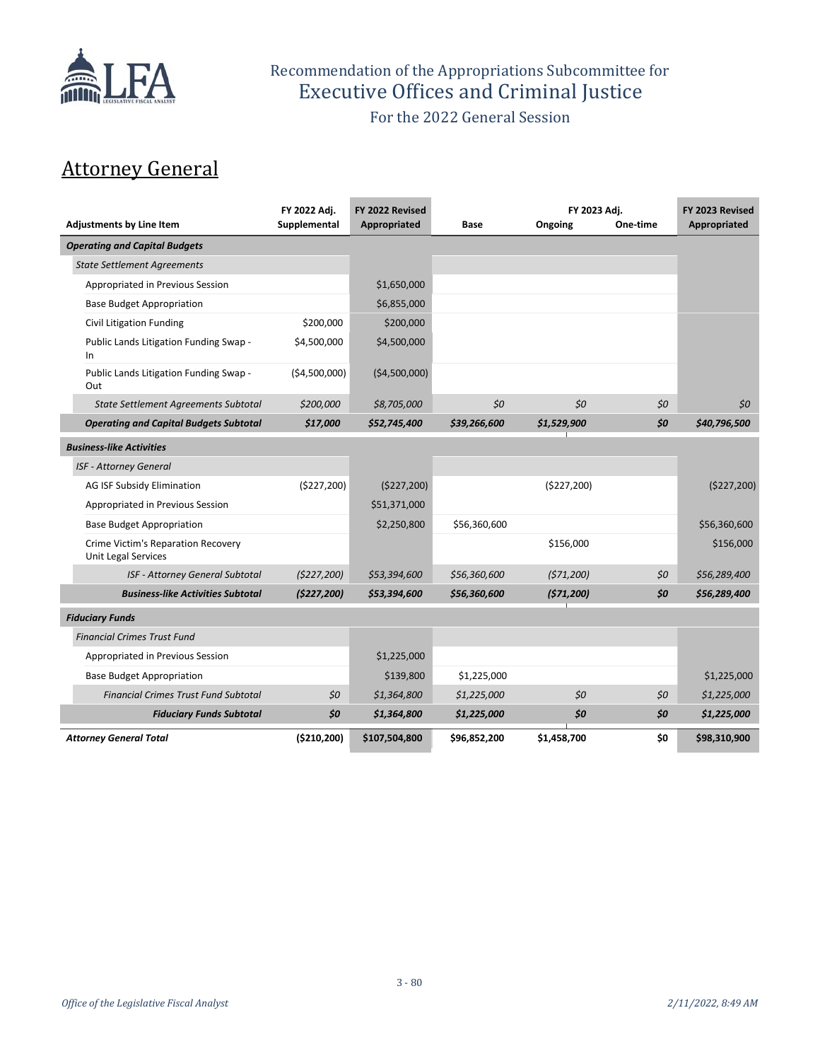# Recommendation of the Appropriations Subcommittee for Executive Offices and Criminal Justice

For the 2022 General Session

## Attorney General

| Adjustments by Line Item | FY 2022 Adj. Supplemental | FY 2022 Revised Appropriated | Base | FY 2023 Adj. Ongoing | FY 2023 Adj. One-time | FY 2023 Revised Appropriated |
|---|---|---|---|---|---|---|
| ***Operating and Capital Budgets*** | | | | | | |
| *State Settlement Agreements* | | | | | | |
| Appropriated in Previous Session | | $1,650,000 | | | | |
| Base Budget Appropriation | | $6,855,000 | | | | |
| Civil Litigation Funding | $200,000 | $200,000 | | | | |
| Public Lands Litigation Funding Swap - In | $4,500,000 | $4,500,000 | | | | |
| Public Lands Litigation Funding Swap - Out | ($4,500,000) | ($4,500,000) | | | | |
| *State Settlement Agreements Subtotal* | *$200,000* | *$8,705,000* | *$0* | *$0* | *$0* | *$0* |
| ***Operating and Capital Budgets Subtotal*** | ***$17,000*** | ***$52,745,400*** | ***$39,266,600*** | ***$1,529,900*** | ***$0*** | ***$40,796,500*** |
| ***Business-like Activities*** | | | | | | |
| *ISF - Attorney General* | | | | | | |
| AG ISF Subsidy Elimination | ($227,200) | ($227,200) | | ($227,200) | | ($227,200) |
| Appropriated in Previous Session | | $51,371,000 | | | | |
| Base Budget Appropriation | | $2,250,800 | $56,360,600 | | | $56,360,600 |
| Crime Victim's Reparation Recovery Unit Legal Services | | | | $156,000 | | $156,000 |
| *ISF - Attorney General Subtotal* | *($227,200)* | *$53,394,600* | *$56,360,600* | *($71,200)* | *$0* | *$56,289,400* |
| ***Business-like Activities Subtotal*** | ***($227,200)*** | ***$53,394,600*** | ***$56,360,600*** | ***($71,200)*** | ***$0*** | ***$56,289,400*** |
| ***Fiduciary Funds*** | | | | | | |
| *Financial Crimes Trust Fund* | | | | | | |
| Appropriated in Previous Session | | $1,225,000 | | | | |
| Base Budget Appropriation | | $139,800 | $1,225,000 | | | $1,225,000 |
| *Financial Crimes Trust Fund Subtotal* | *$0* | *$1,364,800* | *$1,225,000* | *$0* | *$0* | *$1,225,000* |
| ***Fiduciary Funds Subtotal*** | ***$0*** | ***$1,364,800*** | ***$1,225,000*** | ***$0*** | ***$0*** | ***$1,225,000*** |
| ***Attorney General Total*** | **($210,200)** | **$107,504,800** | **$96,852,200** | **$1,458,700** | **$0** | **$98,310,900** |

*Office of the Legislative Fiscal Analyst* *2/11/2022, 8:49 AM*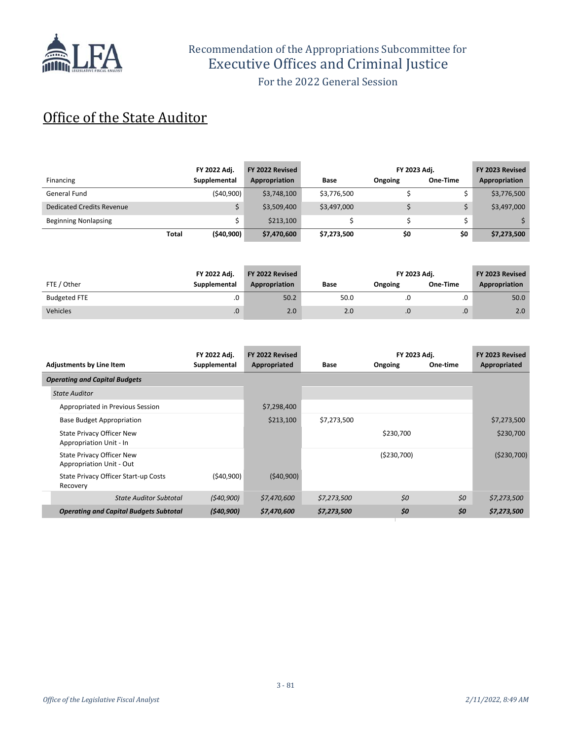# Office of the State Auditor

| Financing | FY 2022 Adj. Supplemental | FY 2022 Revised Appropriation | Base | FY 2023 Adj. Ongoing | FY 2023 Adj. One-Time | FY 2023 Revised Appropriation |
|---|---|---|---|---|---|---|
| General Fund | ($40,900) | $3,748,100 | $3,776,500 | $ | $ | $3,776,500 |
| Dedicated Credits Revenue | $ | $3,509,400 | $3,497,000 | $ | $ | $3,497,000 |
| Beginning Nonlapsing | $ | $213,100 | $ | $ | $ | $ |
| **Total** | **($40,900)** | **$7,470,600** | **$7,273,500** | **$0** | **$0** | **$7,273,500** |

| FTE / Other | FY 2022 Adj. Supplemental | FY 2022 Revised Appropriation | Base | FY 2023 Adj. Ongoing | FY 2023 Adj. One-Time | FY 2023 Revised Appropriation |
|---|---|---|---|---|---|---|
| Budgeted FTE | .0 | 50.2 | 50.0 | .0 | .0 | 50.0 |
| Vehicles | .0 | 2.0 | 2.0 | .0 | .0 | 2.0 |

| Adjustments by Line Item | FY 2022 Adj. Supplemental | FY 2022 Revised Appropriated | Base | FY 2023 Adj. Ongoing | FY 2023 Adj. One-time | FY 2023 Revised Appropriated |
|---|---|---|---|---|---|---|
| ***Operating and Capital Budgets*** | | | | | | |
| *State Auditor* | | | | | | |
| Appropriated in Previous Session | | $7,298,400 | | | | |
| Base Budget Appropriation | | $213,100 | $7,273,500 | | | $7,273,500 |
| State Privacy Officer New Appropriation Unit - In | | | | $230,700 | | $230,700 |
| State Privacy Officer New Appropriation Unit - Out | | | | ($230,700) | | ($230,700) |
| State Privacy Officer Start-up Costs Recovery | ($40,900) | ($40,900) | | | | |
| *State Auditor Subtotal* | *($40,900)* | *$7,470,600* | *$7,273,500* | *$0* | *$0* | *$7,273,500* |
| ***Operating and Capital Budgets Subtotal*** | ***($40,900)*** | ***$7,470,600*** | ***$7,273,500*** | ***$0*** | ***$0*** | ***$7,273,500*** |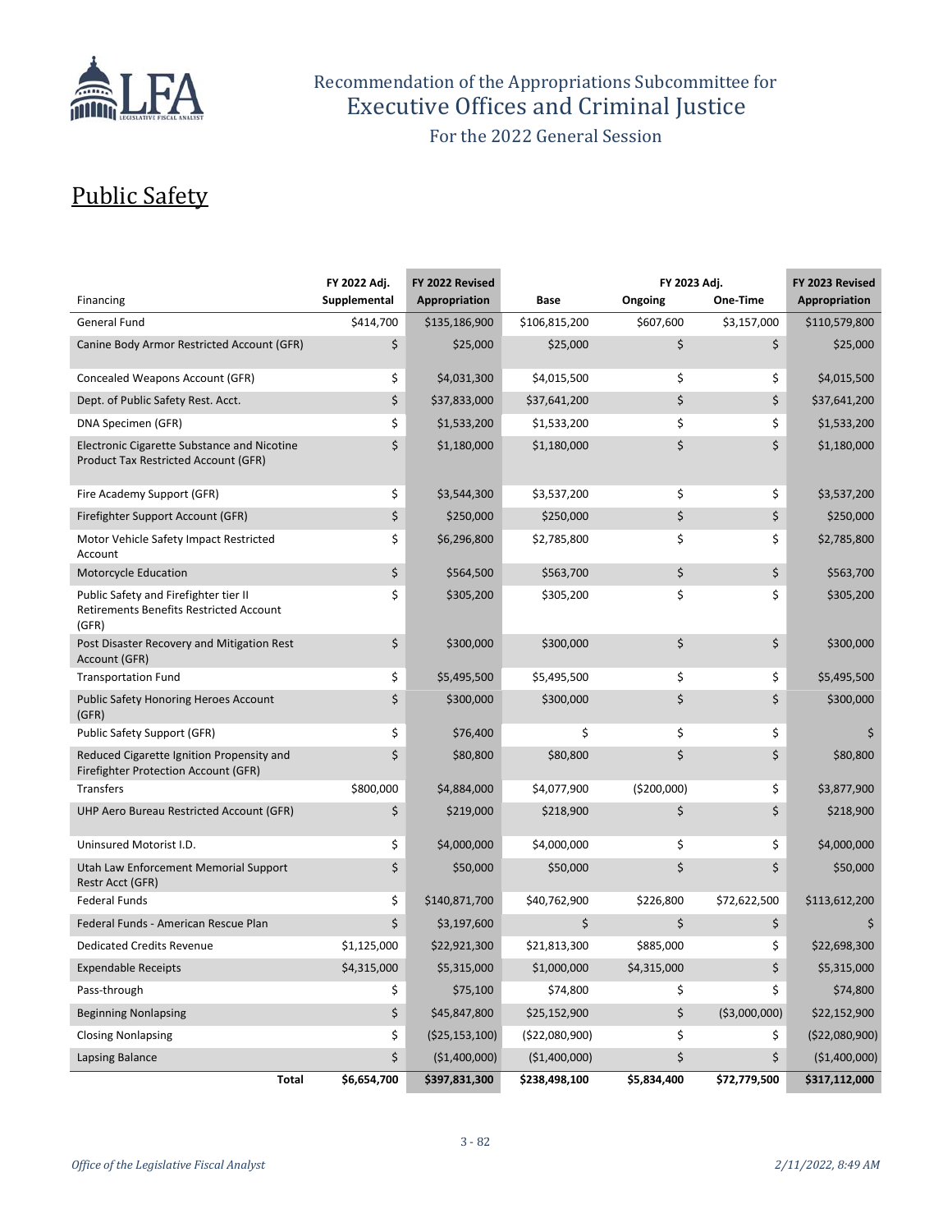Recommendation of the Appropriations Subcommittee for
Executive Offices and Criminal Justice
For the 2022 General Session

# Public Safety

| Financing | FY 2022 Adj. Supplemental | FY 2022 Revised Appropriation | Base | FY 2023 Adj. Ongoing | FY 2023 Adj. One-Time | FY 2023 Revised Appropriation |
|---|---|---|---|---|---|---|
| General Fund | $414,700 | $135,186,900 | $106,815,200 | $607,600 | $3,157,000 | $110,579,800 |
| Canine Body Armor Restricted Account (GFR) | $ | $25,000 | $25,000 | $ | $ | $25,000 |
| Concealed Weapons Account (GFR) | $ | $4,031,300 | $4,015,500 | $ | $ | $4,015,500 |
| Dept. of Public Safety Rest. Acct. | $ | $37,833,000 | $37,641,200 | $ | $ | $37,641,200 |
| DNA Specimen (GFR) | $ | $1,533,200 | $1,533,200 | $ | $ | $1,533,200 |
| Electronic Cigarette Substance and Nicotine Product Tax Restricted Account (GFR) | $ | $1,180,000 | $1,180,000 | $ | $ | $1,180,000 |
| Fire Academy Support (GFR) | $ | $3,544,300 | $3,537,200 | $ | $ | $3,537,200 |
| Firefighter Support Account (GFR) | $ | $250,000 | $250,000 | $ | $ | $250,000 |
| Motor Vehicle Safety Impact Restricted Account | $ | $6,296,800 | $2,785,800 | $ | $ | $2,785,800 |
| Motorcycle Education | $ | $564,500 | $563,700 | $ | $ | $563,700 |
| Public Safety and Firefighter tier II Retirements Benefits Restricted Account (GFR) | $ | $305,200 | $305,200 | $ | $ | $305,200 |
| Post Disaster Recovery and Mitigation Rest Account (GFR) | $ | $300,000 | $300,000 | $ | $ | $300,000 |
| Transportation Fund | $ | $5,495,500 | $5,495,500 | $ | $ | $5,495,500 |
| Public Safety Honoring Heroes Account (GFR) | $ | $300,000 | $300,000 | $ | $ | $300,000 |
| Public Safety Support (GFR) | $ | $76,400 | $ | $ | $ | $ |
| Reduced Cigarette Ignition Propensity and Firefighter Protection Account (GFR) | $ | $80,800 | $80,800 | $ | $ | $80,800 |
| Transfers | $800,000 | $4,884,000 | $4,077,900 | ($200,000) | $ | $3,877,900 |
| UHP Aero Bureau Restricted Account (GFR) | $ | $219,000 | $218,900 | $ | $ | $218,900 |
| Uninsured Motorist I.D. | $ | $4,000,000 | $4,000,000 | $ | $ | $4,000,000 |
| Utah Law Enforcement Memorial Support Restr Acct (GFR) | $ | $50,000 | $50,000 | $ | $ | $50,000 |
| Federal Funds | $ | $140,871,700 | $40,762,900 | $226,800 | $72,622,500 | $113,612,200 |
| Federal Funds - American Rescue Plan | $ | $3,197,600 | $ | $ | $ | $ |
| Dedicated Credits Revenue | $1,125,000 | $22,921,300 | $21,813,300 | $885,000 | $ | $22,698,300 |
| Expendable Receipts | $4,315,000 | $5,315,000 | $1,000,000 | $4,315,000 | $ | $5,315,000 |
| Pass-through | $ | $75,100 | $74,800 | $ | $ | $74,800 |
| Beginning Nonlapsing | $ | $45,847,800 | $25,152,900 | $ | ($3,000,000) | $22,152,900 |
| Closing Nonlapsing | $ | ($25,153,100) | ($22,080,900) | $ | $ | ($22,080,900) |
| Lapsing Balance | $ | ($1,400,000) | ($1,400,000) | $ | $ | ($1,400,000) |
| **Total** | **$6,654,700** | **$397,831,300** | **$238,498,100** | **$5,834,400** | **$72,779,500** | **$317,112,000** |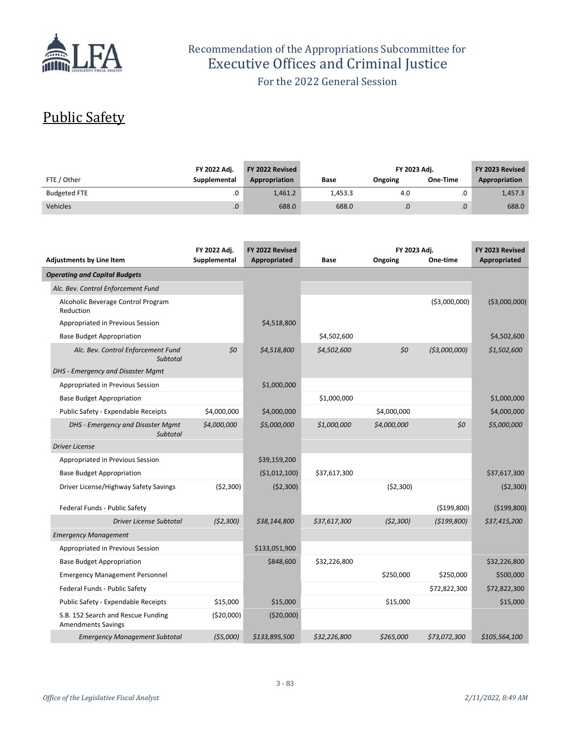Recommendation of the Appropriations Subcommittee for
Executive Offices and Criminal Justice
For the 2022 General Session

# Public Safety

| FTE / Other | FY 2022 Adj. Supplemental | FY 2022 Revised Appropriation | Base | FY 2023 Adj. Ongoing | FY 2023 Adj. One-Time | FY 2023 Revised Appropriation |
|---|---|---|---|---|---|---|
| Budgeted FTE | .0 | 1,461.2 | 1,453.3 | 4.0 | .0 | 1,457.3 |
| Vehicles | .0 | 688.0 | 688.0 | .0 | .0 | 688.0 |

| Adjustments by Line Item | FY 2022 Adj. Supplemental | FY 2022 Revised Appropriated | Base | FY 2023 Adj. Ongoing | FY 2023 Adj. One-time | FY 2023 Revised Appropriated |
|---|---|---|---|---|---|---|
| ***Operating and Capital Budgets*** | | | | | | |
| *Alc. Bev. Control Enforcement Fund* | | | | | | |
| Alcoholic Beverage Control Program Reduction | | | | | ($3,000,000) | ($3,000,000) |
| Appropriated in Previous Session | | $4,518,800 | | | | |
| Base Budget Appropriation | | | $4,502,600 | | | $4,502,600 |
| *Alc. Bev. Control Enforcement Fund Subtotal* | *$0* | *$4,518,800* | *$4,502,600* | *$0* | *($3,000,000)* | *$1,502,600* |
| *DHS - Emergency and Disaster Mgmt* | | | | | | |
| Appropriated in Previous Session | | $1,000,000 | | | | |
| Base Budget Appropriation | | | $1,000,000 | | | $1,000,000 |
| Public Safety - Expendable Receipts | $4,000,000 | $4,000,000 | | $4,000,000 | | $4,000,000 |
| *DHS - Emergency and Disaster Mgmt Subtotal* | *$4,000,000* | *$5,000,000* | *$1,000,000* | *$4,000,000* | *$0* | *$5,000,000* |
| *Driver License* | | | | | | |
| Appropriated in Previous Session | | $39,159,200 | | | | |
| Base Budget Appropriation | | ($1,012,100) | $37,617,300 | | | $37,617,300 |
| Driver License/Highway Safety Savings | ($2,300) | ($2,300) | | ($2,300) | | ($2,300) |
| Federal Funds - Public Safety | | | | | ($199,800) | ($199,800) |
| *Driver License Subtotal* | *($2,300)* | *$38,144,800* | *$37,617,300* | *($2,300)* | *($199,800)* | *$37,415,200* |
| *Emergency Management* | | | | | | |
| Appropriated in Previous Session | | $133,051,900 | | | | |
| Base Budget Appropriation | | $848,600 | $32,226,800 | | | $32,226,800 |
| Emergency Management Personnel | | | | $250,000 | $250,000 | $500,000 |
| Federal Funds - Public Safety | | | | | $72,822,300 | $72,822,300 |
| Public Safety - Expendable Receipts | $15,000 | $15,000 | | $15,000 | | $15,000 |
| S.B. 152 Search and Rescue Funding Amendments Savings | ($20,000) | ($20,000) | | | | |
| *Emergency Management Subtotal* | *($5,000)* | *$133,895,500* | *$32,226,800* | *$265,000* | *$73,072,300* | *$105,564,100* |

*Office of the Legislative Fiscal Analyst* *2/11/2022, 8:49 AM*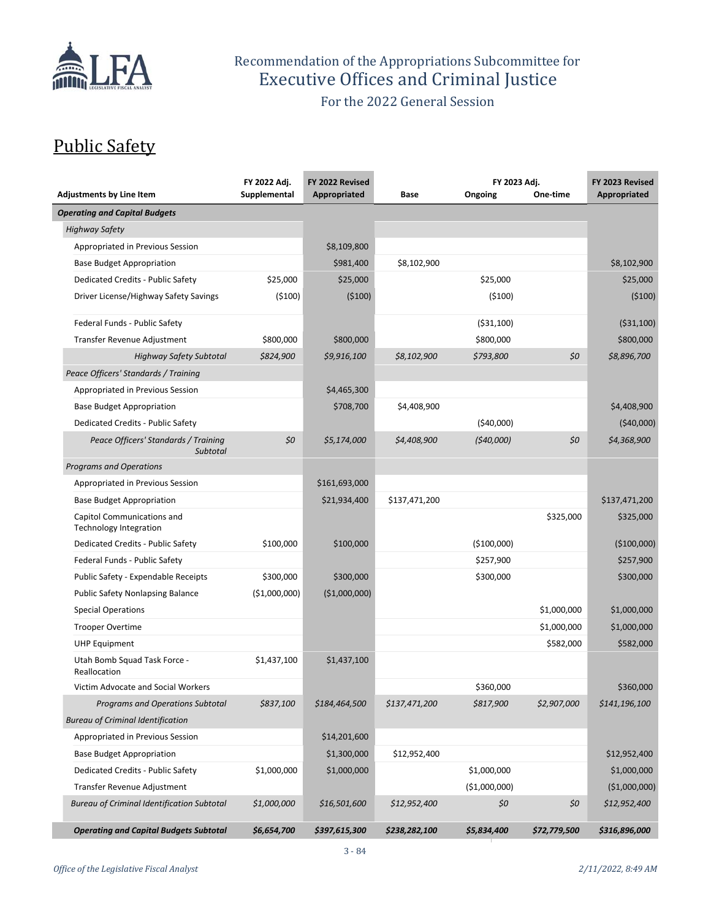Recommendation of the Appropriations Subcommittee for
Executive Offices and Criminal Justice
For the 2022 General Session

# Public Safety

| Adjustments by Line Item | FY 2022 Adj. Supplemental | FY 2022 Revised Appropriated | Base | FY 2023 Adj. Ongoing | FY 2023 Adj. One-time | FY 2023 Revised Appropriated |
|---|---|---|---|---|---|---|
| ***Operating and Capital Budgets*** | | | | | | |
| *Highway Safety* | | | | | | |
| Appropriated in Previous Session | | $8,109,800 | | | | |
| Base Budget Appropriation | | $981,400 | $8,102,900 | | | $8,102,900 |
| Dedicated Credits - Public Safety | $25,000 | $25,000 | | $25,000 | | $25,000 |
| Driver License/Highway Safety Savings | ($100) | ($100) | | ($100) | | ($100) |
| Federal Funds - Public Safety | | | | ($31,100) | | ($31,100) |
| Transfer Revenue Adjustment | $800,000 | $800,000 | | $800,000 | | $800,000 |
| *Highway Safety Subtotal* | *$824,900* | *$9,916,100* | *$8,102,900* | *$793,800* | *$0* | *$8,896,700* |
| *Peace Officers' Standards / Training* | | | | | | |
| Appropriated in Previous Session | | $4,465,300 | | | | |
| Base Budget Appropriation | | $708,700 | $4,408,900 | | | $4,408,900 |
| Dedicated Credits - Public Safety | | | | ($40,000) | | ($40,000) |
| *Peace Officers' Standards / Training Subtotal* | *$0* | *$5,174,000* | *$4,408,900* | *($40,000)* | *$0* | *$4,368,900* |
| *Programs and Operations* | | | | | | |
| Appropriated in Previous Session | | $161,693,000 | | | | |
| Base Budget Appropriation | | $21,934,400 | $137,471,200 | | | $137,471,200 |
| Capitol Communications and Technology Integration | | | | | $325,000 | $325,000 |
| Dedicated Credits - Public Safety | $100,000 | $100,000 | | ($100,000) | | ($100,000) |
| Federal Funds - Public Safety | | | | $257,900 | | $257,900 |
| Public Safety - Expendable Receipts | $300,000 | $300,000 | | $300,000 | | $300,000 |
| Public Safety Nonlapsing Balance | ($1,000,000) | ($1,000,000) | | | | |
| Special Operations | | | | | $1,000,000 | $1,000,000 |
| Trooper Overtime | | | | | $1,000,000 | $1,000,000 |
| UHP Equipment | | | | | $582,000 | $582,000 |
| Utah Bomb Squad Task Force - Reallocation | $1,437,100 | $1,437,100 | | | | |
| Victim Advocate and Social Workers | | | | $360,000 | | $360,000 |
| *Programs and Operations Subtotal* | *$837,100* | *$184,464,500* | *$137,471,200* | *$817,900* | *$2,907,000* | *$141,196,100* |
| *Bureau of Criminal Identification* | | | | | | |
| Appropriated in Previous Session | | $14,201,600 | | | | |
| Base Budget Appropriation | | $1,300,000 | $12,952,400 | | | $12,952,400 |
| Dedicated Credits - Public Safety | $1,000,000 | $1,000,000 | | $1,000,000 | | $1,000,000 |
| Transfer Revenue Adjustment | | | | ($1,000,000) | | ($1,000,000) |
| *Bureau of Criminal Identification Subtotal* | *$1,000,000* | *$16,501,600* | *$12,952,400* | *$0* | *$0* | *$12,952,400* |
| ***Operating and Capital Budgets Subtotal*** | ***$6,654,700*** | ***$397,615,300*** | ***$238,282,100*** | ***$5,834,400*** | ***$72,779,500*** | ***$316,896,000*** |

*Office of the Legislative Fiscal Analyst* *2/11/2022, 8:49 AM*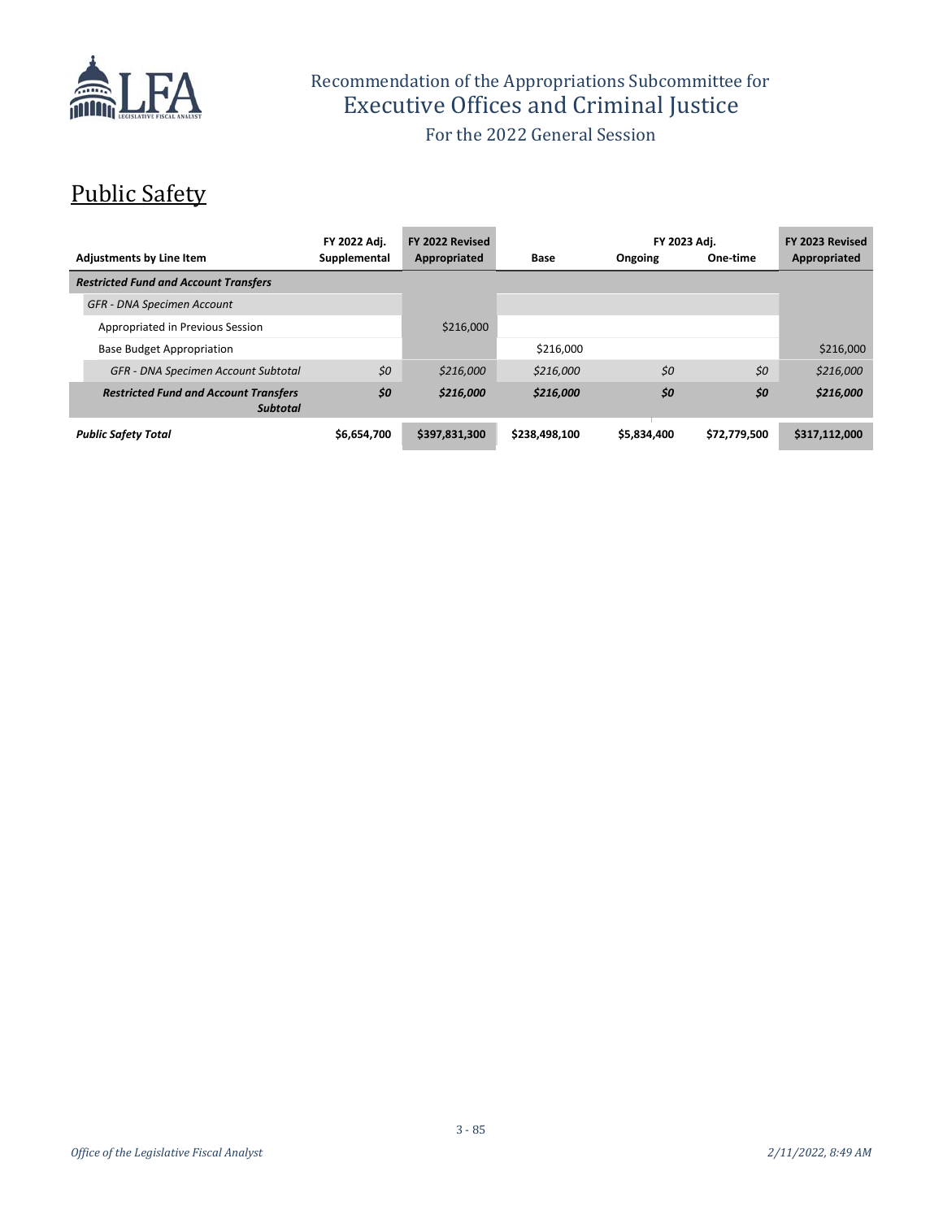# Public Safety

| Adjustments by Line Item | FY 2022 Adj. Supplemental | FY 2022 Revised Appropriated | Base | FY 2023 Adj. Ongoing | FY 2023 Adj. One-time | FY 2023 Revised Appropriated |
|---|---|---|---|---|---|---|
| ***Restricted Fund and Account Transfers*** | | | | | | |
| *GFR - DNA Specimen Account* | | | | | | |
| Appropriated in Previous Session | | $216,000 | | | | |
| Base Budget Appropriation | | | $216,000 | | | $216,000 |
| *GFR - DNA Specimen Account Subtotal* | *$0* | *$216,000* | *$216,000* | *$0* | *$0* | *$216,000* |
| ***Restricted Fund and Account Transfers Subtotal*** | ***$0*** | ***$216,000*** | ***$216,000*** | ***$0*** | ***$0*** | ***$216,000*** |
| ***Public Safety Total*** | **$6,654,700** | **$397,831,300** | **$238,498,100** | **$5,834,400** | **$72,779,500** | **$317,112,000** |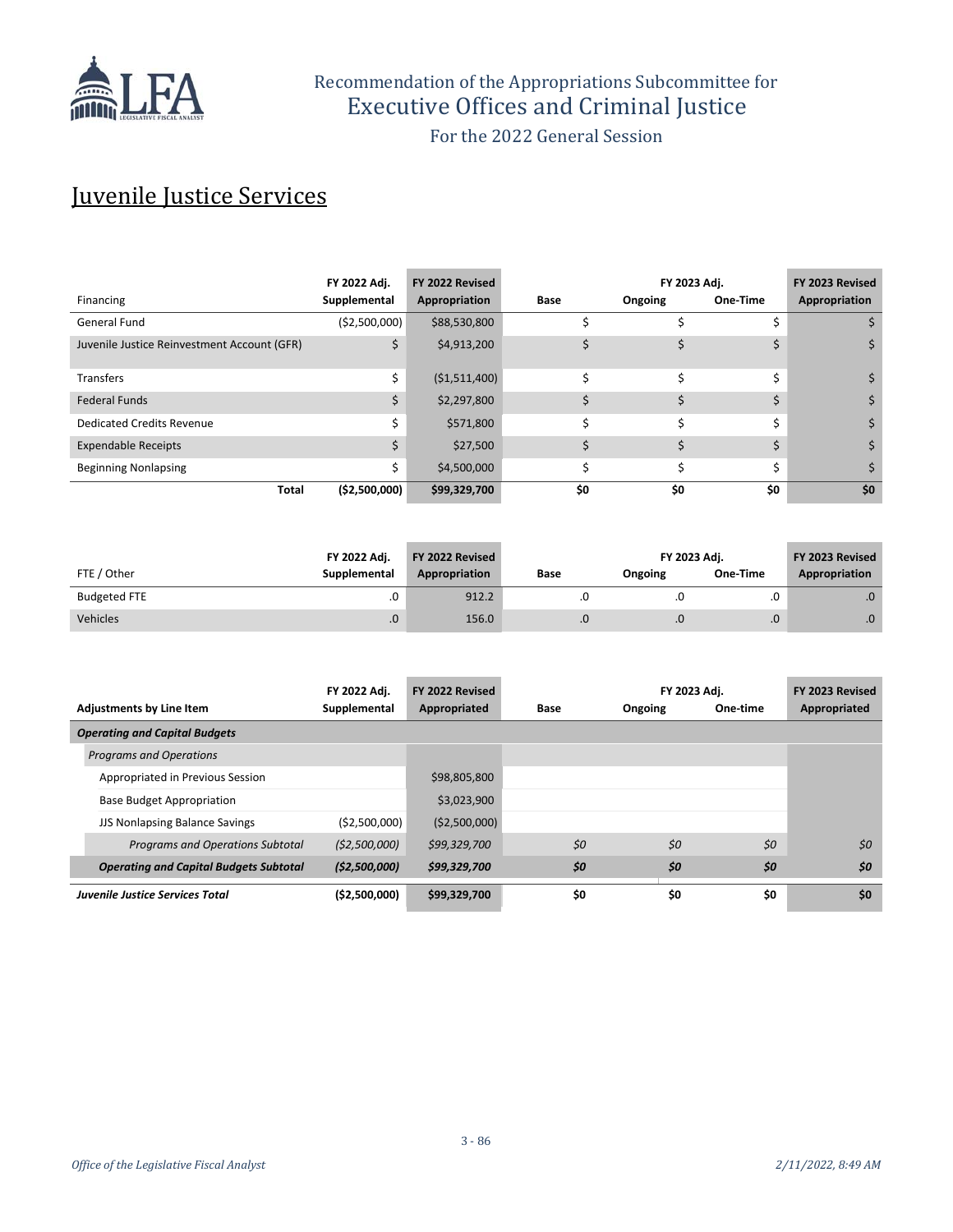Recommendation of the Appropriations Subcommittee for
Executive Offices and Criminal Justice
For the 2022 General Session

## Juvenile Justice Services

| Financing | FY 2022 Adj. Supplemental | FY 2022 Revised Appropriation | Base | FY 2023 Adj. Ongoing | One-Time | FY 2023 Revised Appropriation |
|---|---|---|---|---|---|---|
| General Fund | ($2,500,000) | $88,530,800 | $ | $ | $ | $ |
| Juvenile Justice Reinvestment Account (GFR) | $ | $4,913,200 | $ | $ | $ | $ |
| Transfers | $ | ($1,511,400) | $ | $ | $ | $ |
| Federal Funds | $ | $2,297,800 | $ | $ | $ | $ |
| Dedicated Credits Revenue | $ | $571,800 | $ | $ | $ | $ |
| Expendable Receipts | $ | $27,500 | $ | $ | $ | $ |
| Beginning Nonlapsing | $ | $4,500,000 | $ | $ | $ | $ |
| **Total** | **($2,500,000)** | **$99,329,700** | **$0** | **$0** | **$0** | **$0** |

| FTE / Other | FY 2022 Adj. Supplemental | FY 2022 Revised Appropriation | Base | FY 2023 Adj. Ongoing | One-Time | FY 2023 Revised Appropriation |
|---|---|---|---|---|---|---|
| Budgeted FTE | .0 | 912.2 | .0 | .0 | .0 | .0 |
| Vehicles | .0 | 156.0 | .0 | .0 | .0 | .0 |

| Adjustments by Line Item | FY 2022 Adj. Supplemental | FY 2022 Revised Appropriated | Base | FY 2023 Adj. Ongoing | One-time | FY 2023 Revised Appropriated |
|---|---|---|---|---|---|---|
| ***Operating and Capital Budgets*** | | | | | | |
| *Programs and Operations* | | | | | | |
| Appropriated in Previous Session | | $98,805,800 | | | | |
| Base Budget Appropriation | | $3,023,900 | | | | |
| JJS Nonlapsing Balance Savings | ($2,500,000) | ($2,500,000) | | | | |
| *Programs and Operations Subtotal* | *($2,500,000)* | *$99,329,700* | *$0* | *$0* | *$0* | *$0* |
| ***Operating and Capital Budgets Subtotal*** | ***($2,500,000)*** | ***$99,329,700*** | ***$0*** | ***$0*** | ***$0*** | ***$0*** |
| ***Juvenile Justice Services Total*** | **($2,500,000)** | **$99,329,700** | **$0** | **$0** | **$0** | **$0** |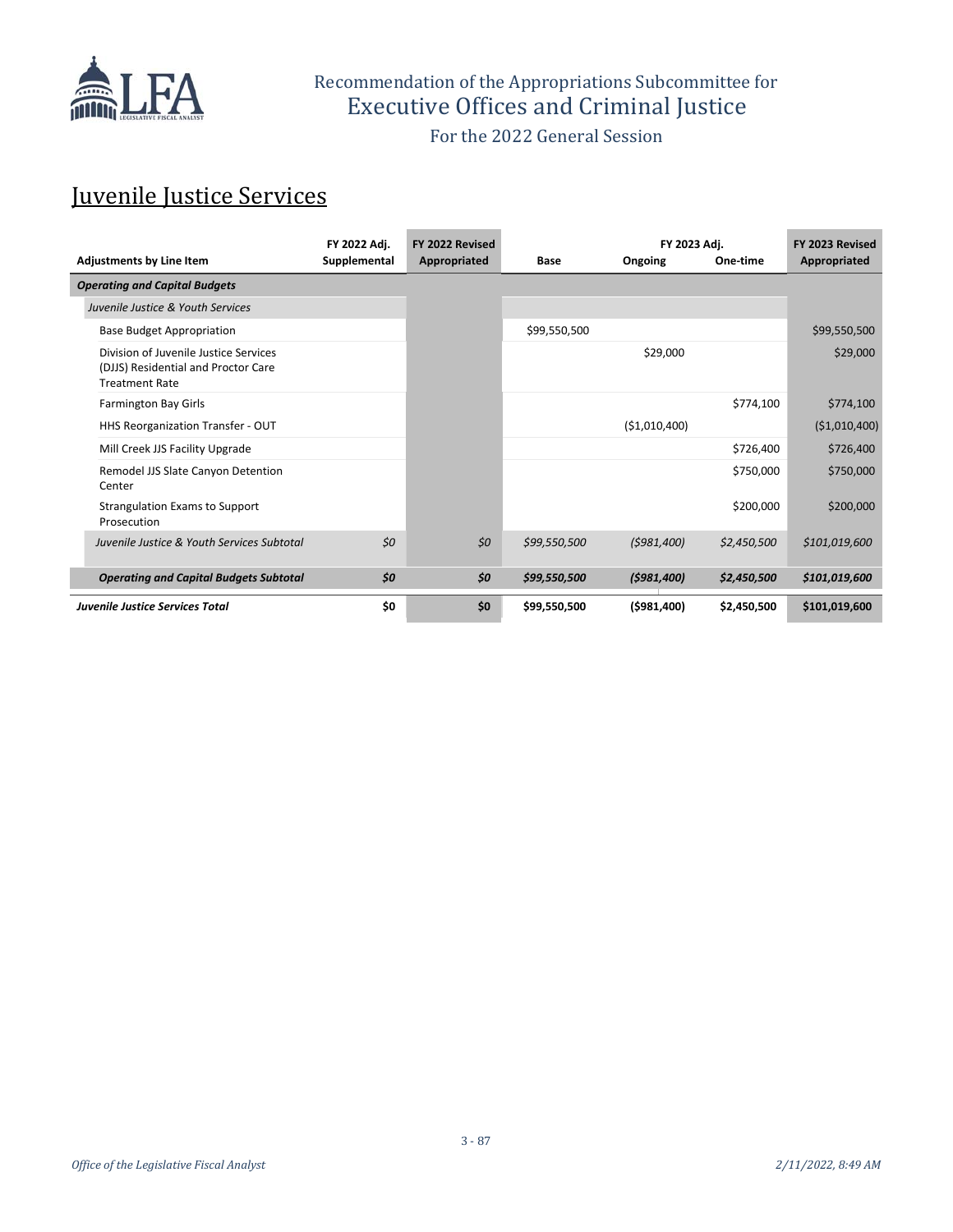Recommendation of the Appropriations Subcommittee for
Executive Offices and Criminal Justice

For the 2022 General Session

# Juvenile Justice Services

| Adjustments by Line Item | FY 2022 Adj. Supplemental | FY 2022 Revised Appropriated | Base | FY 2023 Adj. Ongoing | FY 2023 Adj. One-time | FY 2023 Revised Appropriated |
|---|---|---|---|---|---|---|
| ***Operating and Capital Budgets*** | | | | | | |
| *Juvenile Justice & Youth Services* | | | | | | |
| Base Budget Appropriation | | | $99,550,500 | | | $99,550,500 |
| Division of Juvenile Justice Services (DJJS) Residential and Proctor Care Treatment Rate | | | | $29,000 | | $29,000 |
| Farmington Bay Girls | | | | | $774,100 | $774,100 |
| HHS Reorganization Transfer - OUT | | | | ($1,010,400) | | ($1,010,400) |
| Mill Creek JJS Facility Upgrade | | | | | $726,400 | $726,400 |
| Remodel JJS Slate Canyon Detention Center | | | | | $750,000 | $750,000 |
| Strangulation Exams to Support Prosecution | | | | | $200,000 | $200,000 |
| *Juvenile Justice & Youth Services Subtotal* | *$0* | *$0* | *$99,550,500* | *($981,400)* | *$2,450,500* | *$101,019,600* |
| ***Operating and Capital Budgets Subtotal*** | ***$0*** | ***$0*** | ***$99,550,500*** | ***($981,400)*** | ***$2,450,500*** | ***$101,019,600*** |
| ***Juvenile Justice Services Total*** | **$0** | **$0** | **$99,550,500** | **($981,400)** | **$2,450,500** | **$101,019,600** |

*Office of the Legislative Fiscal Analyst* *2/11/2022, 8:49 AM*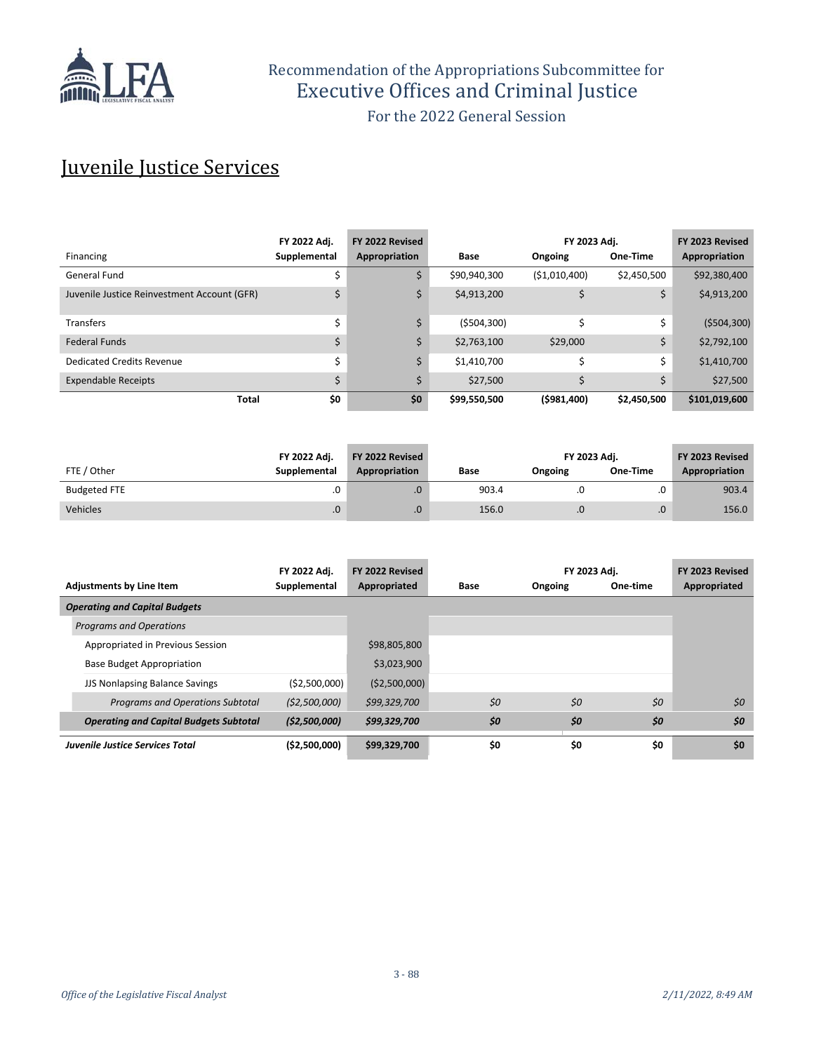# Recommendation of the Appropriations Subcommittee for Executive Offices and Criminal Justice

For the 2022 General Session

## Juvenile Justice Services

| Financing | FY 2022 Adj. Supplemental | FY 2022 Revised Appropriation | Base | FY 2023 Adj. Ongoing | FY 2023 Adj. One-Time | FY 2023 Revised Appropriation |
|---|---|---|---|---|---|---|
| General Fund | $ | $ | $90,940,300 | ($1,010,400) | $2,450,500 | $92,380,400 |
| Juvenile Justice Reinvestment Account (GFR) | $ | $ | $4,913,200 | $ | $ | $4,913,200 |
| Transfers | $ | $ | ($504,300) | $ | $ | ($504,300) |
| Federal Funds | $ | $ | $2,763,100 | $29,000 | $ | $2,792,100 |
| Dedicated Credits Revenue | $ | $ | $1,410,700 | $ | $ | $1,410,700 |
| Expendable Receipts | $ | $ | $27,500 | $ | $ | $27,500 |
| **Total** | **$0** | **$0** | **$99,550,500** | **($981,400)** | **$2,450,500** | **$101,019,600** |

| FTE / Other | FY 2022 Adj. Supplemental | FY 2022 Revised Appropriation | Base | FY 2023 Adj. Ongoing | FY 2023 Adj. One-Time | FY 2023 Revised Appropriation |
|---|---|---|---|---|---|---|
| Budgeted FTE | .0 | .0 | 903.4 | .0 | .0 | 903.4 |
| Vehicles | .0 | .0 | 156.0 | .0 | .0 | 156.0 |

| Adjustments by Line Item | FY 2022 Adj. Supplemental | FY 2022 Revised Appropriated | Base | FY 2023 Adj. Ongoing | FY 2023 Adj. One-time | FY 2023 Revised Appropriated |
|---|---|---|---|---|---|---|
| ***Operating and Capital Budgets*** | | | | | | |
| *Programs and Operations* | | | | | | |
| Appropriated in Previous Session | | $98,805,800 | | | | |
| Base Budget Appropriation | | $3,023,900 | | | | |
| JJS Nonlapsing Balance Savings | ($2,500,000) | ($2,500,000) | | | | |
| *Programs and Operations Subtotal* | *($2,500,000)* | *$99,329,700* | *$0* | *$0* | *$0* | *$0* |
| ***Operating and Capital Budgets Subtotal*** | ***($2,500,000)*** | ***$99,329,700*** | ***$0*** | ***$0*** | ***$0*** | ***$0*** |
| ***Juvenile Justice Services Total*** | **($2,500,000)** | **$99,329,700** | **$0** | **$0** | **$0** | **$0** |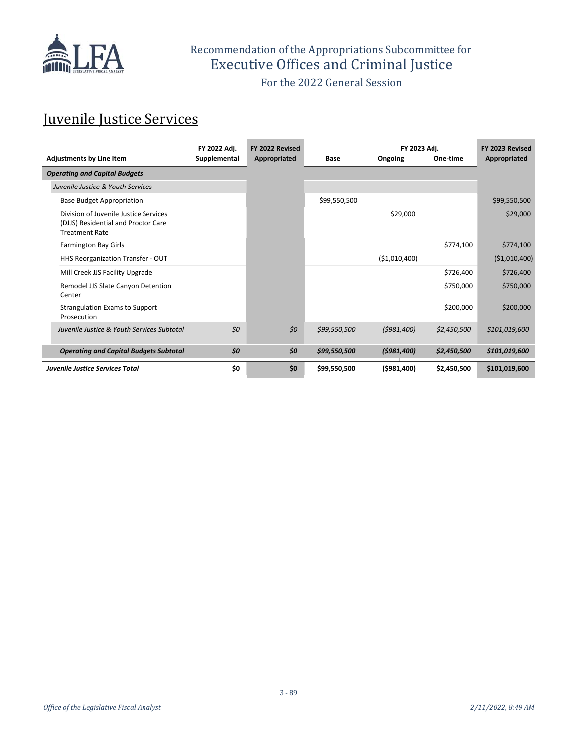Recommendation of the Appropriations Subcommittee for
Executive Offices and Criminal Justice
For the 2022 General Session

# Juvenile Justice Services

| Adjustments by Line Item | FY 2022 Adj. Supplemental | FY 2022 Revised Appropriated | Base | FY 2023 Adj. Ongoing | FY 2023 Adj. One-time | FY 2023 Revised Appropriated |
|---|---|---|---|---|---|---|
| ***Operating and Capital Budgets*** | | | | | | |
| *Juvenile Justice & Youth Services* | | | | | | |
| Base Budget Appropriation | | | $99,550,500 | | | $99,550,500 |
| Division of Juvenile Justice Services (DJJS) Residential and Proctor Care Treatment Rate | | | | $29,000 | | $29,000 |
| Farmington Bay Girls | | | | | $774,100 | $774,100 |
| HHS Reorganization Transfer - OUT | | | | ($1,010,400) | | ($1,010,400) |
| Mill Creek JJS Facility Upgrade | | | | | $726,400 | $726,400 |
| Remodel JJS Slate Canyon Detention Center | | | | | $750,000 | $750,000 |
| Strangulation Exams to Support Prosecution | | | | | $200,000 | $200,000 |
| *Juvenile Justice & Youth Services Subtotal* | *$0* | *$0* | *$99,550,500* | *($981,400)* | *$2,450,500* | *$101,019,600* |
| ***Operating and Capital Budgets Subtotal*** | ***$0*** | ***$0*** | ***$99,550,500*** | ***($981,400)*** | ***$2,450,500*** | ***$101,019,600*** |
| ***Juvenile Justice Services Total*** | **$0** | **$0** | **$99,550,500** | **($981,400)** | **$2,450,500** | **$101,019,600** |

*Office of the Legislative Fiscal Analyst* *2/11/2022, 8:49 AM*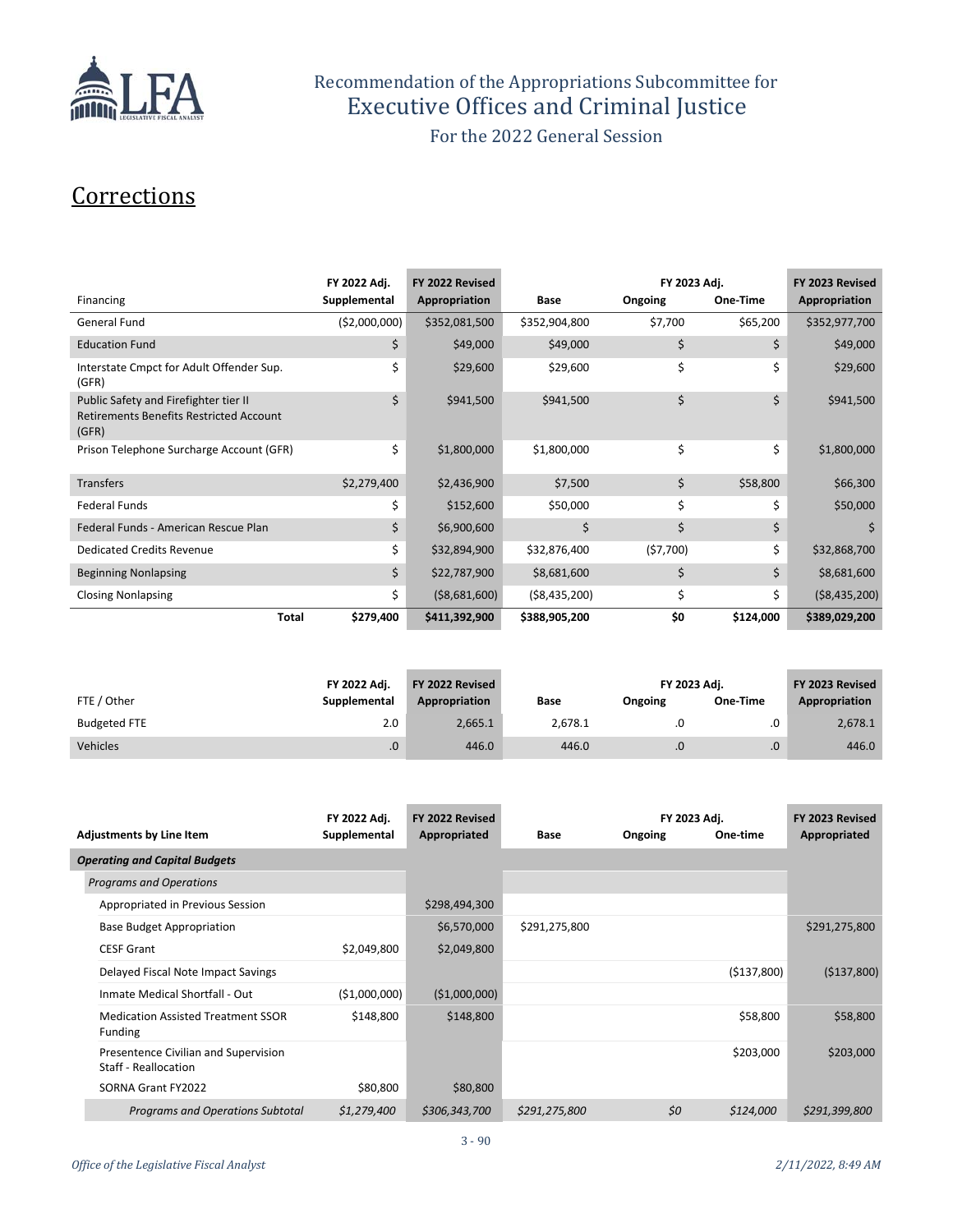Recommendation of the Appropriations Subcommittee for
Executive Offices and Criminal Justice
For the 2022 General Session

## Corrections

| Financing | FY 2022 Adj. Supplemental | FY 2022 Revised Appropriation | Base | FY 2023 Adj. Ongoing | FY 2023 Adj. One-Time | FY 2023 Revised Appropriation |
|---|---|---|---|---|---|---|
| General Fund | ($2,000,000) | $352,081,500 | $352,904,800 | $7,700 | $65,200 | $352,977,700 |
| Education Fund | $ | $49,000 | $49,000 | $ | $ | $49,000 |
| Interstate Cmpct for Adult Offender Sup. (GFR) | $ | $29,600 | $29,600 | $ | $ | $29,600 |
| Public Safety and Firefighter tier II Retirements Benefits Restricted Account (GFR) | $ | $941,500 | $941,500 | $ | $ | $941,500 |
| Prison Telephone Surcharge Account (GFR) | $ | $1,800,000 | $1,800,000 | $ | $ | $1,800,000 |
| Transfers | $2,279,400 | $2,436,900 | $7,500 | $ | $58,800 | $66,300 |
| Federal Funds | $ | $152,600 | $50,000 | $ | $ | $50,000 |
| Federal Funds - American Rescue Plan | $ | $6,900,600 | $ | $ | $ | $ |
| Dedicated Credits Revenue | $ | $32,894,900 | $32,876,400 | ($7,700) | $ | $32,868,700 |
| Beginning Nonlapsing | $ | $22,787,900 | $8,681,600 | $ | $ | $8,681,600 |
| Closing Nonlapsing | $ | ($8,681,600) | ($8,435,200) | $ | $ | ($8,435,200) |
| **Total** | **$279,400** | **$411,392,900** | **$388,905,200** | **$0** | **$124,000** | **$389,029,200** |

| FTE / Other | FY 2022 Adj. Supplemental | FY 2022 Revised Appropriation | Base | FY 2023 Adj. Ongoing | FY 2023 Adj. One-Time | FY 2023 Revised Appropriation |
|---|---|---|---|---|---|---|
| Budgeted FTE | 2.0 | 2,665.1 | 2,678.1 | .0 | .0 | 2,678.1 |
| Vehicles | .0 | 446.0 | 446.0 | .0 | .0 | 446.0 |

| Adjustments by Line Item | FY 2022 Adj. Supplemental | FY 2022 Revised Appropriated | Base | FY 2023 Adj. Ongoing | FY 2023 Adj. One-time | FY 2023 Revised Appropriated |
|---|---|---|---|---|---|---|
| ***Operating and Capital Budgets*** | | | | | | |
| *Programs and Operations* | | | | | | |
| Appropriated in Previous Session | | $298,494,300 | | | | |
| Base Budget Appropriation | | $6,570,000 | $291,275,800 | | | $291,275,800 |
| CESF Grant | $2,049,800 | $2,049,800 | | | | |
| Delayed Fiscal Note Impact Savings | | | | | ($137,800) | ($137,800) |
| Inmate Medical Shortfall - Out | ($1,000,000) | ($1,000,000) | | | | |
| Medication Assisted Treatment SSOR Funding | $148,800 | $148,800 | | | $58,800 | $58,800 |
| Presentence Civilian and Supervision Staff - Reallocation | | | | | $203,000 | $203,000 |
| SORNA Grant FY2022 | $80,800 | $80,800 | | | | |
| *Programs and Operations Subtotal* | *$1,279,400* | *$306,343,700* | *$291,275,800* | *$0* | *$124,000* | *$291,399,800* |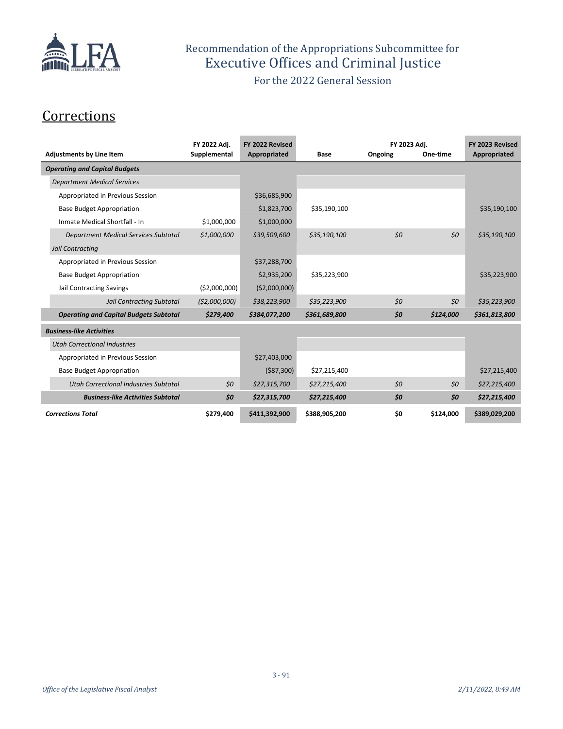Recommendation of the Appropriations Subcommittee for
Executive Offices and Criminal Justice
For the 2022 General Session

## Corrections

| Adjustments by Line Item | FY 2022 Adj. Supplemental | FY 2022 Revised Appropriated | Base | FY 2023 Adj. Ongoing | FY 2023 Adj. One-time | FY 2023 Revised Appropriated |
|---|---|---|---|---|---|---|
| ***Operating and Capital Budgets*** | | | | | | |
| *Department Medical Services* | | | | | | |
| Appropriated in Previous Session | | $36,685,900 | | | | |
| Base Budget Appropriation | | $1,823,700 | $35,190,100 | | | $35,190,100 |
| Inmate Medical Shortfall - In | $1,000,000 | $1,000,000 | | | | |
| *Department Medical Services Subtotal* | *$1,000,000* | *$39,509,600* | *$35,190,100* | *$0* | *$0* | *$35,190,100* |
| *Jail Contracting* | | | | | | |
| Appropriated in Previous Session | | $37,288,700 | | | | |
| Base Budget Appropriation | | $2,935,200 | $35,223,900 | | | $35,223,900 |
| Jail Contracting Savings | ($2,000,000) | ($2,000,000) | | | | |
| *Jail Contracting Subtotal* | *($2,000,000)* | *$38,223,900* | *$35,223,900* | *$0* | *$0* | *$35,223,900* |
| ***Operating and Capital Budgets Subtotal*** | ***$279,400*** | ***$384,077,200*** | ***$361,689,800*** | ***$0*** | ***$124,000*** | ***$361,813,800*** |
| ***Business-like Activities*** | | | | | | |
| *Utah Correctional Industries* | | | | | | |
| Appropriated in Previous Session | | $27,403,000 | | | | |
| Base Budget Appropriation | | ($87,300) | $27,215,400 | | | $27,215,400 |
| *Utah Correctional Industries Subtotal* | *$0* | *$27,315,700* | *$27,215,400* | *$0* | *$0* | *$27,215,400* |
| ***Business-like Activities Subtotal*** | ***$0*** | ***$27,315,700*** | ***$27,215,400*** | ***$0*** | ***$0*** | ***$27,215,400*** |
| ***Corrections Total*** | **$279,400** | **$411,392,900** | **$388,905,200** | **$0** | **$124,000** | **$389,029,200** |

*Office of the Legislative Fiscal Analyst* *2/11/2022, 8:49 AM*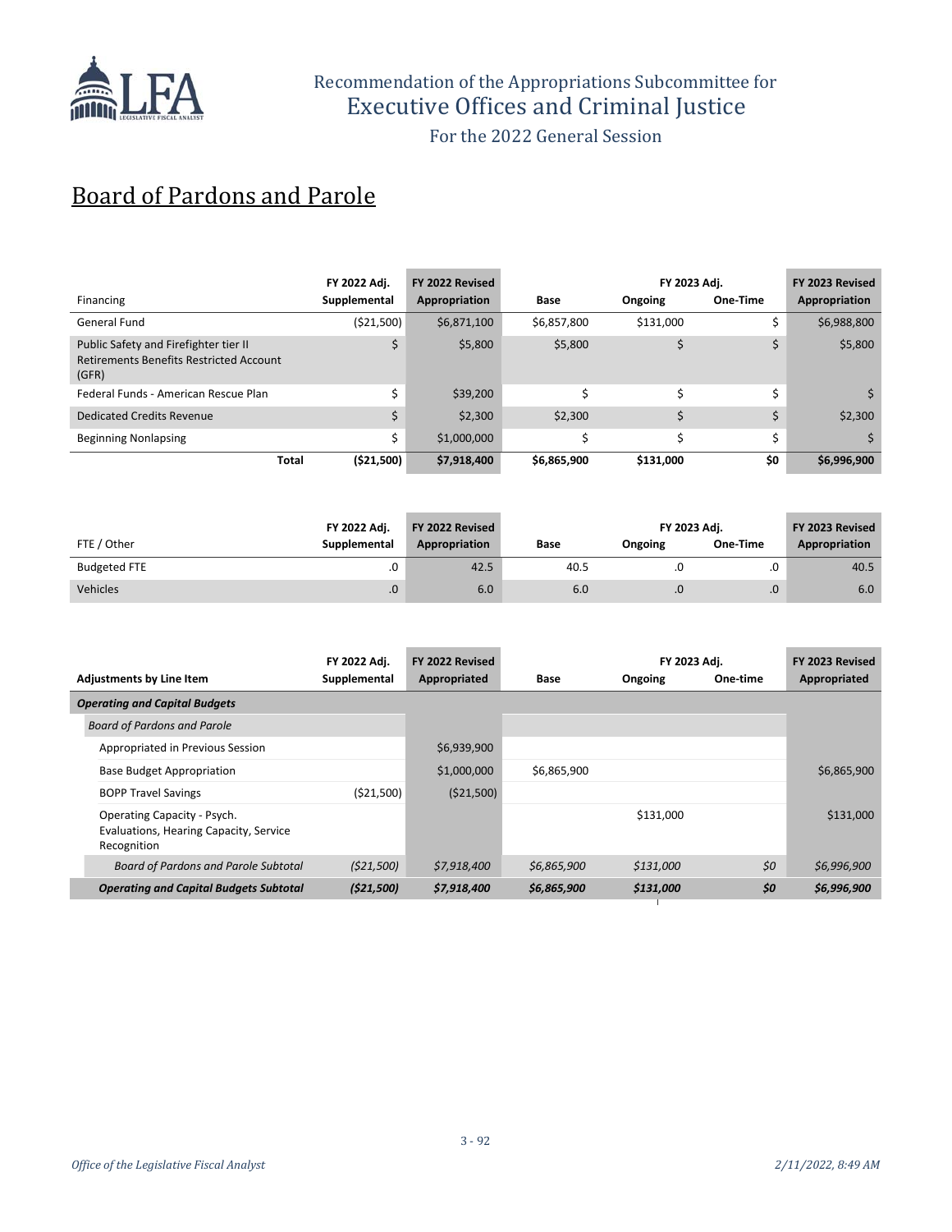Recommendation of the Appropriations Subcommittee for
Executive Offices and Criminal Justice
For the 2022 General Session

# Board of Pardons and Parole

| Financing | FY 2022 Adj. Supplemental | FY 2022 Revised Appropriation | Base | FY 2023 Adj. Ongoing | FY 2023 Adj. One-Time | FY 2023 Revised Appropriation |
|---|---|---|---|---|---|---|
| General Fund | ($21,500) | $6,871,100 | $6,857,800 | $131,000 | $ | $6,988,800 |
| Public Safety and Firefighter tier II Retirements Benefits Restricted Account (GFR) | $ | $5,800 | $5,800 | $ | $ | $5,800 |
| Federal Funds - American Rescue Plan | $ | $39,200 | $ | $ | $ | $ |
| Dedicated Credits Revenue | $ | $2,300 | $2,300 | $ | $ | $2,300 |
| Beginning Nonlapsing | $ | $1,000,000 | $ | $ | $ | $ |
| **Total** | **($21,500)** | **$7,918,400** | **$6,865,900** | **$131,000** | **$0** | **$6,996,900** |

| FTE / Other | FY 2022 Adj. Supplemental | FY 2022 Revised Appropriation | Base | FY 2023 Adj. Ongoing | FY 2023 Adj. One-Time | FY 2023 Revised Appropriation |
|---|---|---|---|---|---|---|
| Budgeted FTE | .0 | 42.5 | 40.5 | .0 | .0 | 40.5 |
| Vehicles | .0 | 6.0 | 6.0 | .0 | .0 | 6.0 |

| Adjustments by Line Item | FY 2022 Adj. Supplemental | FY 2022 Revised Appropriated | Base | FY 2023 Adj. Ongoing | FY 2023 Adj. One-time | FY 2023 Revised Appropriated |
|---|---|---|---|---|---|---|
| ***Operating and Capital Budgets*** | | | | | | |
| *Board of Pardons and Parole* | | | | | | |
| Appropriated in Previous Session | | $6,939,900 | | | | |
| Base Budget Appropriation | | $1,000,000 | $6,865,900 | | | $6,865,900 |
| BOPP Travel Savings | ($21,500) | ($21,500) | | | | |
| Operating Capacity - Psych. Evaluations, Hearing Capacity, Service Recognition | | | | $131,000 | | $131,000 |
| *Board of Pardons and Parole Subtotal* | *($21,500)* | *$7,918,400* | *$6,865,900* | *$131,000* | *$0* | *$6,996,900* |
| ***Operating and Capital Budgets Subtotal*** | ***($21,500)*** | ***$7,918,400*** | ***$6,865,900*** | ***$131,000*** | ***$0*** | ***$6,996,900*** |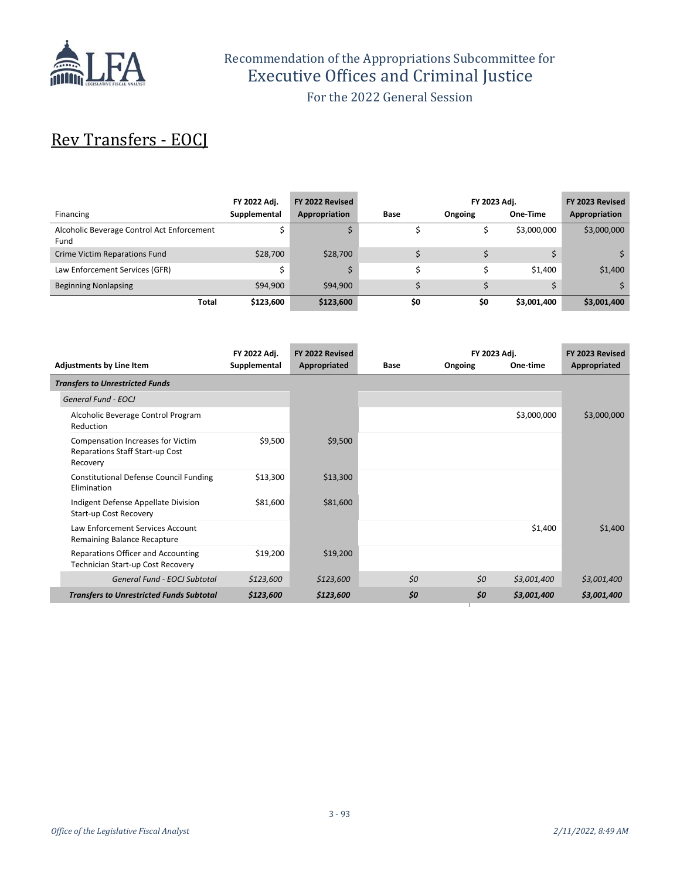# Rev Transfers - EOCJ

| Financing | FY 2022 Adj. Supplemental | FY 2022 Revised Appropriation | Base | FY 2023 Adj. Ongoing | FY 2023 Adj. One-Time | FY 2023 Revised Appropriation |
|---|---|---|---|---|---|---|
| Alcoholic Beverage Control Act Enforcement Fund | $ | $ | $ | $ | $3,000,000 | $3,000,000 |
| Crime Victim Reparations Fund | $28,700 | $28,700 | $ | $ | $ | $ |
| Law Enforcement Services (GFR) | $ | $ | $ | $ | $1,400 | $1,400 |
| Beginning Nonlapsing | $94,900 | $94,900 | $ | $ | $ | $ |
| **Total** | **$123,600** | **$123,600** | **$0** | **$0** | **$3,001,400** | **$3,001,400** |

| Adjustments by Line Item | FY 2022 Adj. Supplemental | FY 2022 Revised Appropriated | Base | FY 2023 Adj. Ongoing | FY 2023 Adj. One-time | FY 2023 Revised Appropriated |
|---|---|---|---|---|---|---|
| ***Transfers to Unrestricted Funds*** | | | | | | |
| *General Fund - EOCJ* | | | | | | |
| Alcoholic Beverage Control Program Reduction | | | | | $3,000,000 | $3,000,000 |
| Compensation Increases for Victim Reparations Staff Start-up Cost Recovery | $9,500 | $9,500 | | | | |
| Constitutional Defense Council Funding Elimination | $13,300 | $13,300 | | | | |
| Indigent Defense Appellate Division Start-up Cost Recovery | $81,600 | $81,600 | | | | |
| Law Enforcement Services Account Remaining Balance Recapture | | | | | $1,400 | $1,400 |
| Reparations Officer and Accounting Technician Start-up Cost Recovery | $19,200 | $19,200 | | | | |
| *General Fund - EOCJ Subtotal* | *$123,600* | *$123,600* | *$0* | *$0* | *$3,001,400* | *$3,001,400* |
| ***Transfers to Unrestricted Funds Subtotal*** | ***$123,600*** | ***$123,600*** | ***$0*** | ***$0*** | ***$3,001,400*** | ***$3,001,400*** |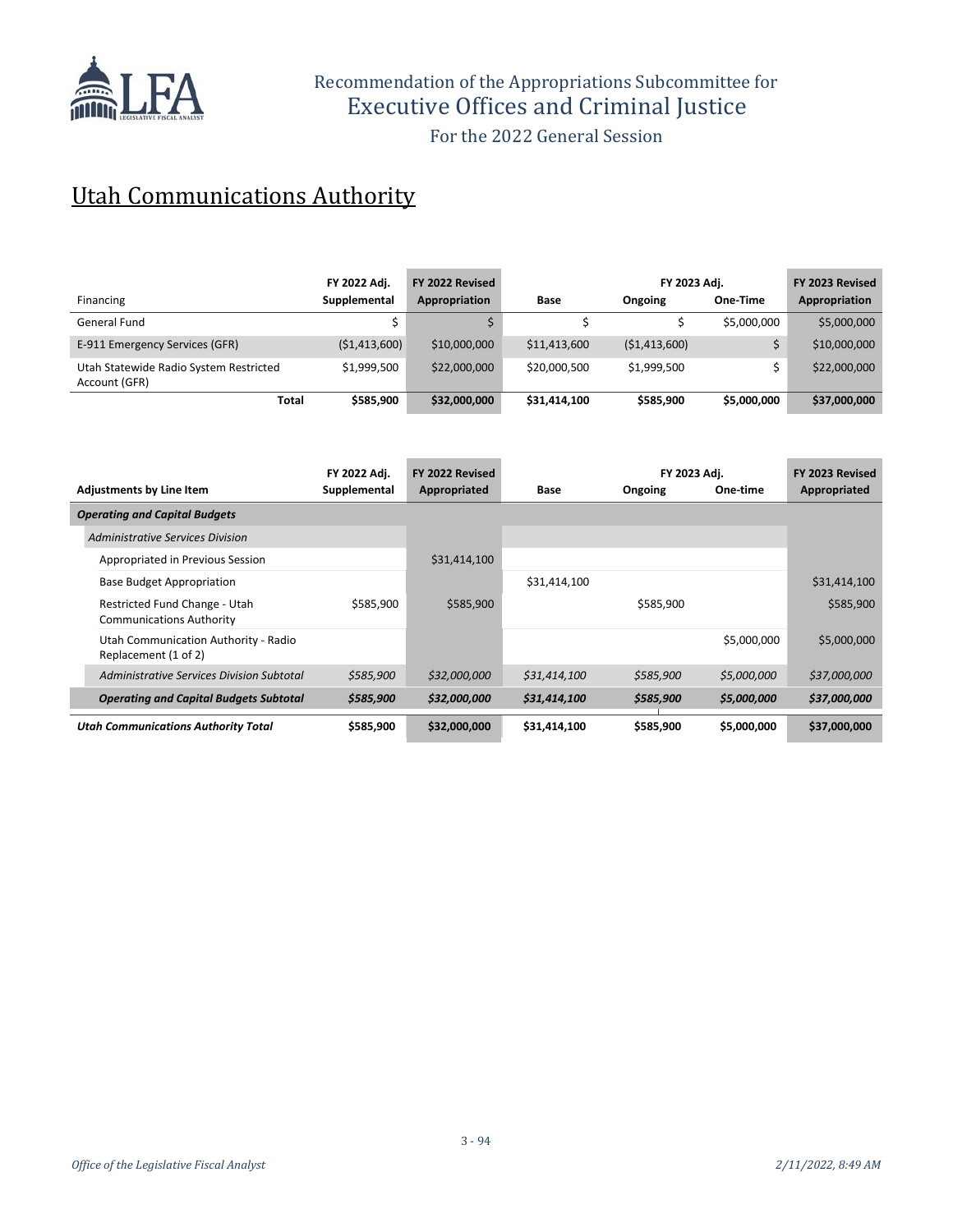# Utah Communications Authority

| Financing | FY 2022 Adj. Supplemental | FY 2022 Revised Appropriation | Base | FY 2023 Adj. Ongoing | FY 2023 Adj. One-Time | FY 2023 Revised Appropriation |
|---|---|---|---|---|---|---|
| General Fund | $ | $ | $ | $ | $5,000,000 | $5,000,000 |
| E-911 Emergency Services (GFR) | ($1,413,600) | $10,000,000 | $11,413,600 | ($1,413,600) | $ | $10,000,000 |
| Utah Statewide Radio System Restricted Account (GFR) | $1,999,500 | $22,000,000 | $20,000,500 | $1,999,500 | $ | $22,000,000 |
| **Total** | **$585,900** | **$32,000,000** | **$31,414,100** | **$585,900** | **$5,000,000** | **$37,000,000** |

| Adjustments by Line Item | FY 2022 Adj. Supplemental | FY 2022 Revised Appropriated | Base | FY 2023 Adj. Ongoing | FY 2023 Adj. One-time | FY 2023 Revised Appropriated |
|---|---|---|---|---|---|---|
| ***Operating and Capital Budgets*** | | | | | | |
| *Administrative Services Division* | | | | | | |
| Appropriated in Previous Session | | $31,414,100 | | | | |
| Base Budget Appropriation | | | $31,414,100 | | | $31,414,100 |
| Restricted Fund Change - Utah Communications Authority | $585,900 | $585,900 | | $585,900 | | $585,900 |
| Utah Communication Authority - Radio Replacement (1 of 2) | | | | | $5,000,000 | $5,000,000 |
| *Administrative Services Division Subtotal* | *$585,900* | *$32,000,000* | *$31,414,100* | *$585,900* | *$5,000,000* | *$37,000,000* |
| ***Operating and Capital Budgets Subtotal*** | ***$585,900*** | ***$32,000,000*** | ***$31,414,100*** | ***$585,900*** | ***$5,000,000*** | ***$37,000,000*** |
| ***Utah Communications Authority Total*** | **$585,900** | **$32,000,000** | **$31,414,100** | **$585,900** | **$5,000,000** | **$37,000,000** |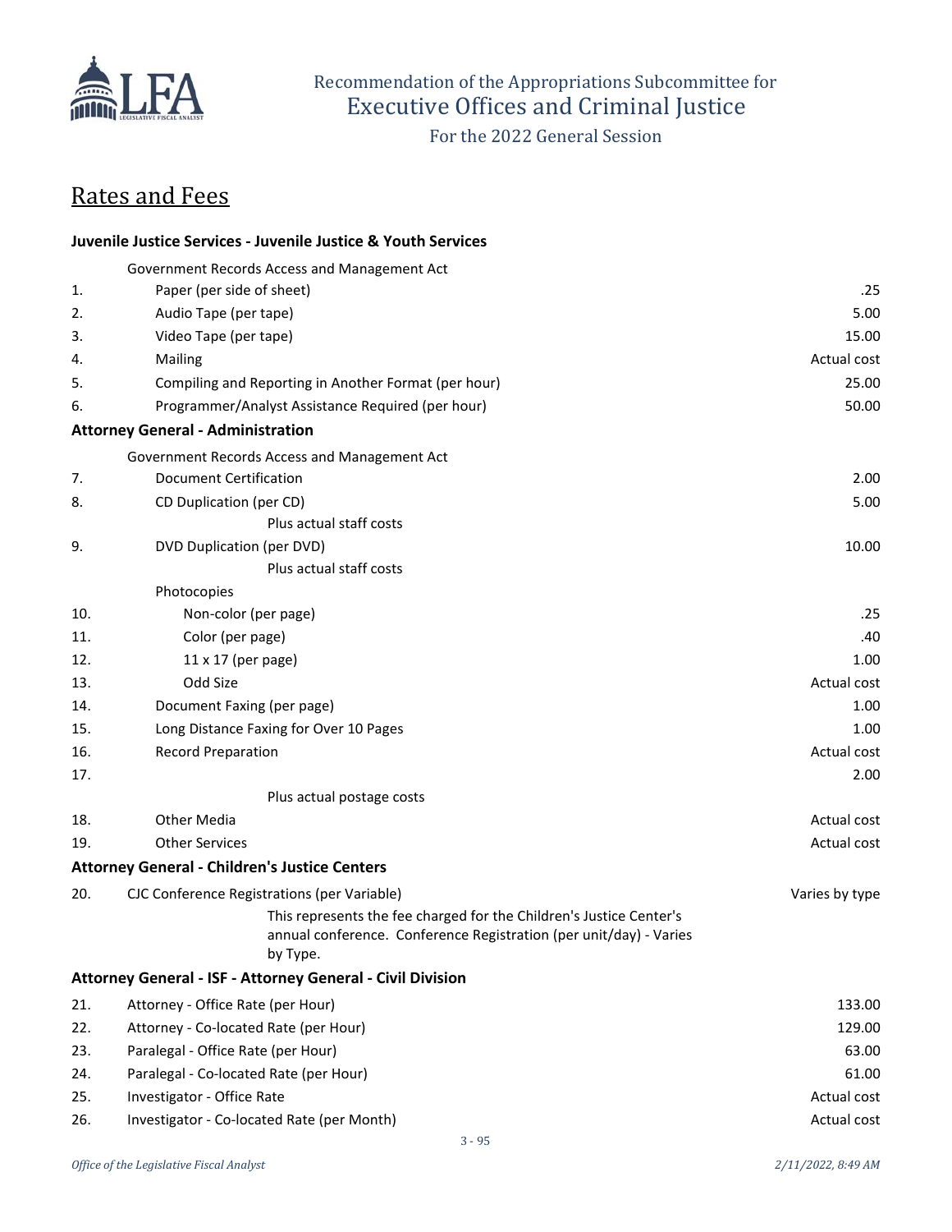Recommendation of the Appropriations Subcommittee for
Executive Offices and Criminal Justice
For the 2022 General Session

## Rates and Fees

| # | Description | Fee |
|---|---|---|
| | **Juvenile Justice Services - Juvenile Justice & Youth Services** | |
| | Government Records Access and Management Act | |
| 1. | Paper (per side of sheet) | .25 |
| 2. | Audio Tape (per tape) | 5.00 |
| 3. | Video Tape (per tape) | 15.00 |
| 4. | Mailing | Actual cost |
| 5. | Compiling and Reporting in Another Format (per hour) | 25.00 |
| 6. | Programmer/Analyst Assistance Required (per hour) | 50.00 |
| | **Attorney General - Administration** | |
| | Government Records Access and Management Act | |
| 7. | Document Certification | 2.00 |
| 8. | CD Duplication (per CD) | 5.00 |
| | Plus actual staff costs | |
| 9. | DVD Duplication (per DVD) | 10.00 |
| | Plus actual staff costs | |
| | Photocopies | |
| 10. | Non-color (per page) | .25 |
| 11. | Color (per page) | .40 |
| 12. | 11 x 17 (per page) | 1.00 |
| 13. | Odd Size | Actual cost |
| 14. | Document Faxing (per page) | 1.00 |
| 15. | Long Distance Faxing for Over 10 Pages | 1.00 |
| 16. | Record Preparation | Actual cost |
| 17. | | 2.00 |
| | Plus actual postage costs | |
| 18. | Other Media | Actual cost |
| 19. | Other Services | Actual cost |
| | **Attorney General - Children's Justice Centers** | |
| 20. | CJC Conference Registrations (per Variable) | Varies by type |
| | This represents the fee charged for the Children's Justice Center's annual conference. Conference Registration (per unit/day) - Varies by Type. | |
| | **Attorney General - ISF - Attorney General - Civil Division** | |
| 21. | Attorney - Office Rate (per Hour) | 133.00 |
| 22. | Attorney - Co-located Rate (per Hour) | 129.00 |
| 23. | Paralegal - Office Rate (per Hour) | 63.00 |
| 24. | Paralegal - Co-located Rate (per Hour) | 61.00 |
| 25. | Investigator - Office Rate | Actual cost |
| 26. | Investigator - Co-located Rate (per Month) | Actual cost |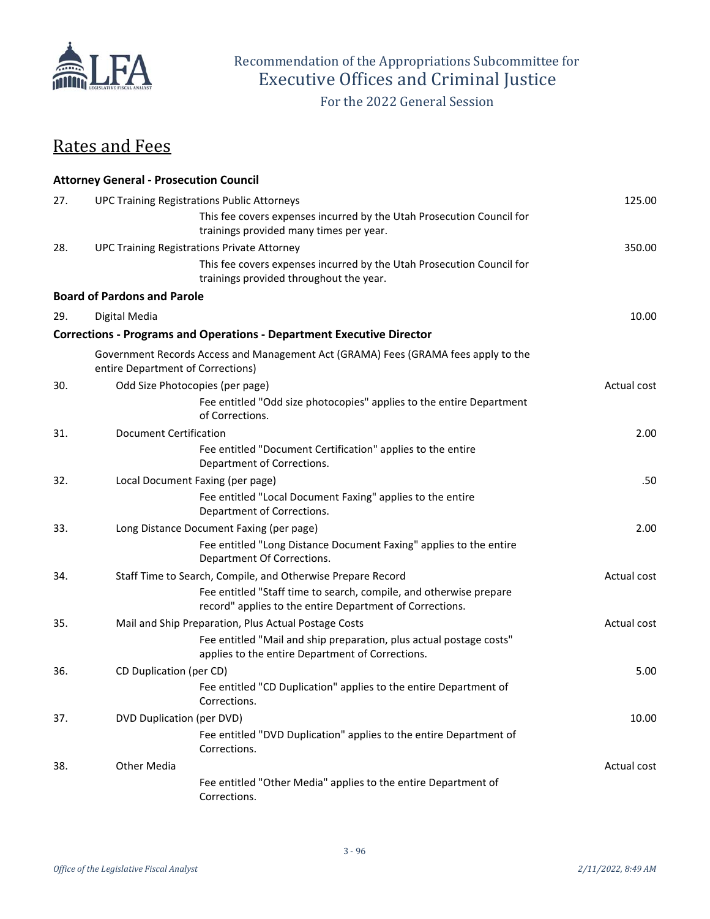## Rates and Fees

| | | |
|---|---|---|
| | **Attorney General - Prosecution Council** | |
| 27. | UPC Training Registrations Public Attorneys | 125.00 |
| | This fee covers expenses incurred by the Utah Prosecution Council for trainings provided many times per year. | |
| 28. | UPC Training Registrations Private Attorney | 350.00 |
| | This fee covers expenses incurred by the Utah Prosecution Council for trainings provided throughout the year. | |
| | **Board of Pardons and Parole** | |
| 29. | Digital Media | 10.00 |
| | **Corrections - Programs and Operations - Department Executive Director** | |
| | Government Records Access and Management Act (GRAMA) Fees (GRAMA fees apply to the entire Department of Corrections) | |
| 30. | Odd Size Photocopies (per page) | Actual cost |
| | Fee entitled "Odd size photocopies" applies to the entire Department of Corrections. | |
| 31. | Document Certification | 2.00 |
| | Fee entitled "Document Certification" applies to the entire Department of Corrections. | |
| 32. | Local Document Faxing (per page) | .50 |
| | Fee entitled "Local Document Faxing" applies to the entire Department of Corrections. | |
| 33. | Long Distance Document Faxing (per page) | 2.00 |
| | Fee entitled "Long Distance Document Faxing" applies to the entire Department Of Corrections. | |
| 34. | Staff Time to Search, Compile, and Otherwise Prepare Record | Actual cost |
| | Fee entitled "Staff time to search, compile, and otherwise prepare record" applies to the entire Department of Corrections. | |
| 35. | Mail and Ship Preparation, Plus Actual Postage Costs | Actual cost |
| | Fee entitled "Mail and ship preparation, plus actual postage costs" applies to the entire Department of Corrections. | |
| 36. | CD Duplication (per CD) | 5.00 |
| | Fee entitled "CD Duplication" applies to the entire Department of Corrections. | |
| 37. | DVD Duplication (per DVD) | 10.00 |
| | Fee entitled "DVD Duplication" applies to the entire Department of Corrections. | |
| 38. | Other Media | Actual cost |
| | Fee entitled "Other Media" applies to the entire Department of Corrections. | |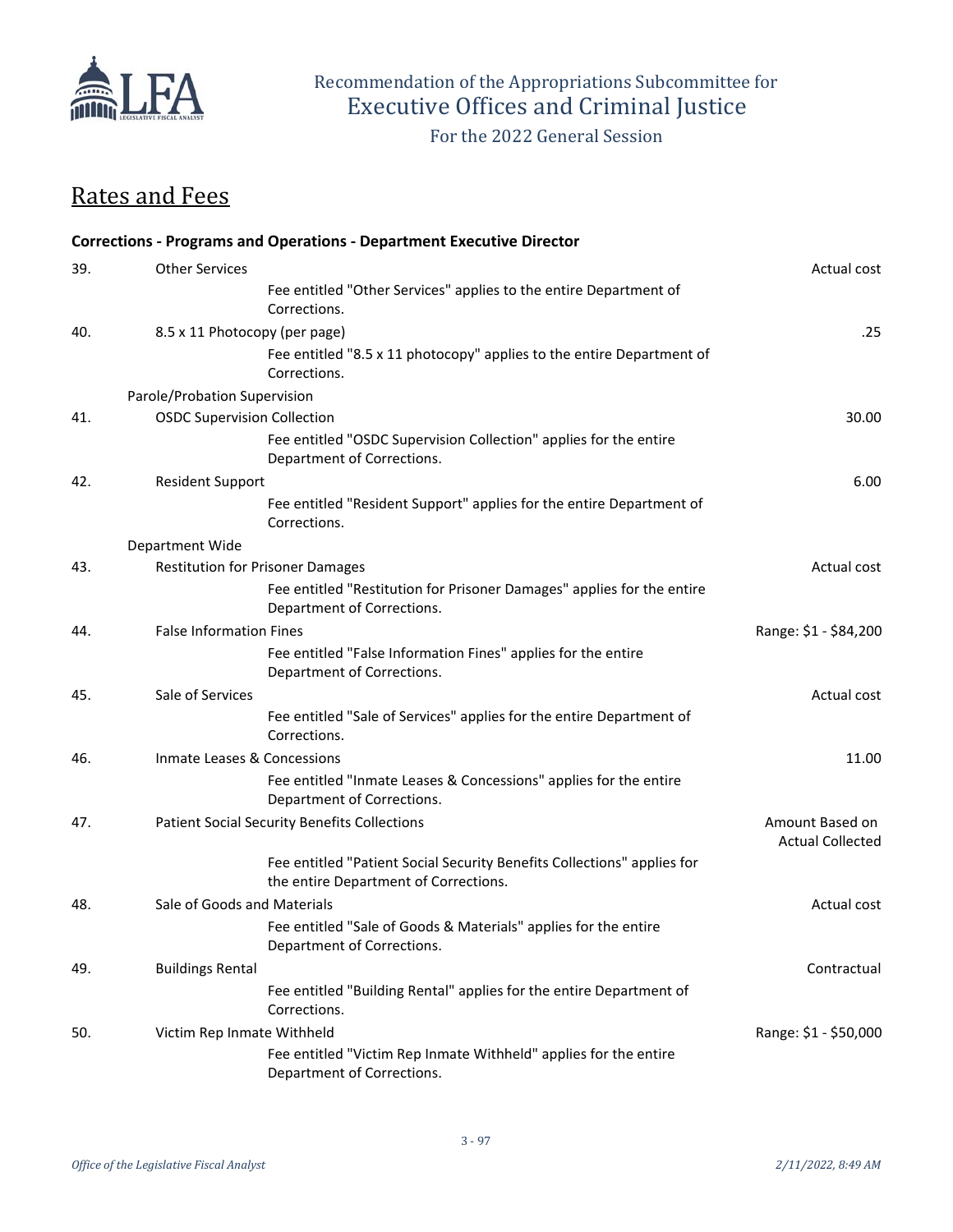## Rates and Fees

**Corrections - Programs and Operations - Department Executive Director**

| | | |
|---|---|---|
| 39. | Other Services | Actual cost |
| | Fee entitled "Other Services" applies to the entire Department of Corrections. | |
| 40. | 8.5 x 11 Photocopy (per page) | .25 |
| | Fee entitled "8.5 x 11 photocopy" applies to the entire Department of Corrections. | |
| | **Parole/Probation Supervision** | |
| 41. | OSDC Supervision Collection | 30.00 |
| | Fee entitled "OSDC Supervision Collection" applies for the entire Department of Corrections. | |
| 42. | Resident Support | 6.00 |
| | Fee entitled "Resident Support" applies for the entire Department of Corrections. | |
| | **Department Wide** | |
| 43. | Restitution for Prisoner Damages | Actual cost |
| | Fee entitled "Restitution for Prisoner Damages" applies for the entire Department of Corrections. | |
| 44. | False Information Fines | Range: $1 - $84,200 |
| | Fee entitled "False Information Fines" applies for the entire Department of Corrections. | |
| 45. | Sale of Services | Actual cost |
| | Fee entitled "Sale of Services" applies for the entire Department of Corrections. | |
| 46. | Inmate Leases & Concessions | 11.00 |
| | Fee entitled "Inmate Leases & Concessions" applies for the entire Department of Corrections. | |
| 47. | Patient Social Security Benefits Collections | Amount Based on Actual Collected |
| | Fee entitled "Patient Social Security Benefits Collections" applies for the entire Department of Corrections. | |
| 48. | Sale of Goods and Materials | Actual cost |
| | Fee entitled "Sale of Goods & Materials" applies for the entire Department of Corrections. | |
| 49. | Buildings Rental | Contractual |
| | Fee entitled "Building Rental" applies for the entire Department of Corrections. | |
| 50. | Victim Rep Inmate Withheld | Range: $1 - $50,000 |
| | Fee entitled "Victim Rep Inmate Withheld" applies for the entire Department of Corrections. | |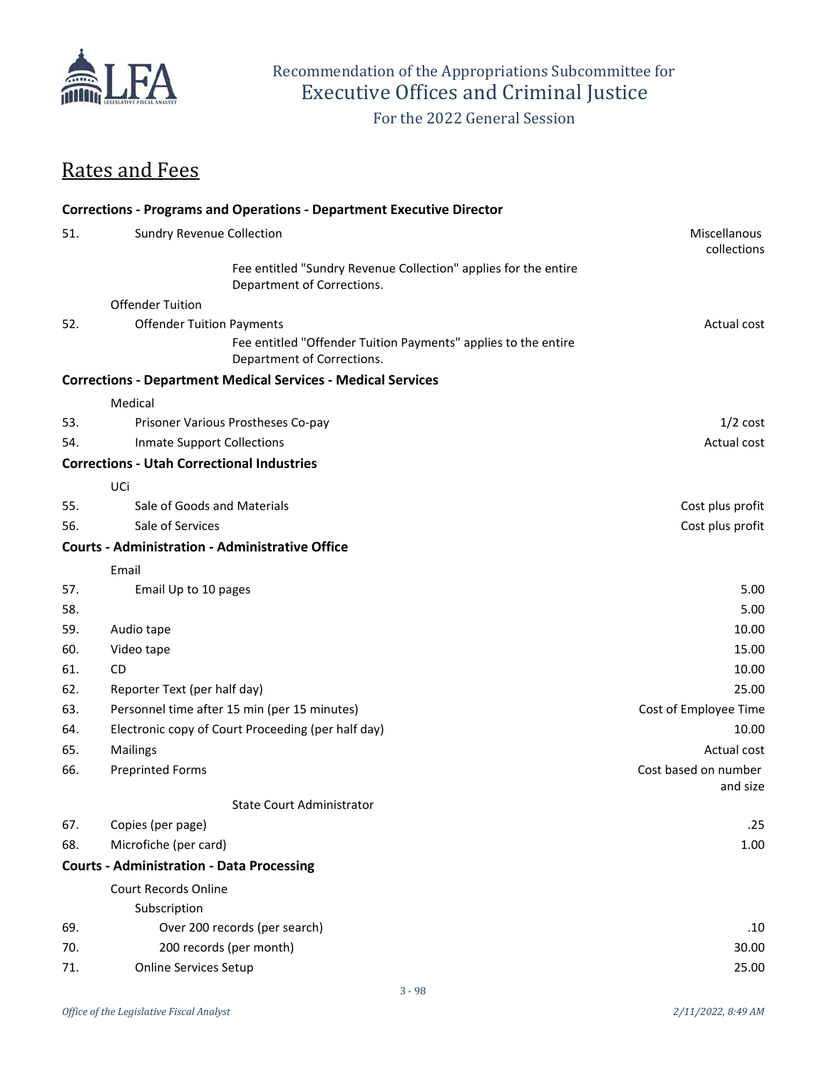## Rates and Fees

| | | |
|---|---|---|
| **Corrections - Programs and Operations - Department Executive Director** | | |
| 51. | Sundry Revenue Collection | Miscellanous collections |
| | Fee entitled "Sundry Revenue Collection" applies for the entire Department of Corrections. | |
| | Offender Tuition | |
| 52. | Offender Tuition Payments | Actual cost |
| | Fee entitled "Offender Tuition Payments" applies to the entire Department of Corrections. | |
| **Corrections - Department Medical Services - Medical Services** | | |
| | Medical | |
| 53. | Prisoner Various Prostheses Co-pay | 1/2 cost |
| 54. | Inmate Support Collections | Actual cost |
| **Corrections - Utah Correctional Industries** | | |
| | UCi | |
| 55. | Sale of Goods and Materials | Cost plus profit |
| 56. | Sale of Services | Cost plus profit |
| **Courts - Administration - Administrative Office** | | |
| | Email | |
| 57. | Email Up to 10 pages | 5.00 |
| 58. | | 5.00 |
| 59. | Audio tape | 10.00 |
| 60. | Video tape | 15.00 |
| 61. | CD | 10.00 |
| 62. | Reporter Text (per half day) | 25.00 |
| 63. | Personnel time after 15 min (per 15 minutes) | Cost of Employee Time |
| 64. | Electronic copy of Court Proceeding (per half day) | 10.00 |
| 65. | Mailings | Actual cost |
| 66. | Preprinted Forms | Cost based on number and size |
| | State Court Administrator | |
| 67. | Copies (per page) | .25 |
| 68. | Microfiche (per card) | 1.00 |
| **Courts - Administration - Data Processing** | | |
| | Court Records Online | |
| | Subscription | |
| 69. | Over 200 records (per search) | .10 |
| 70. | 200 records (per month) | 30.00 |
| 71. | Online Services Setup | 25.00 |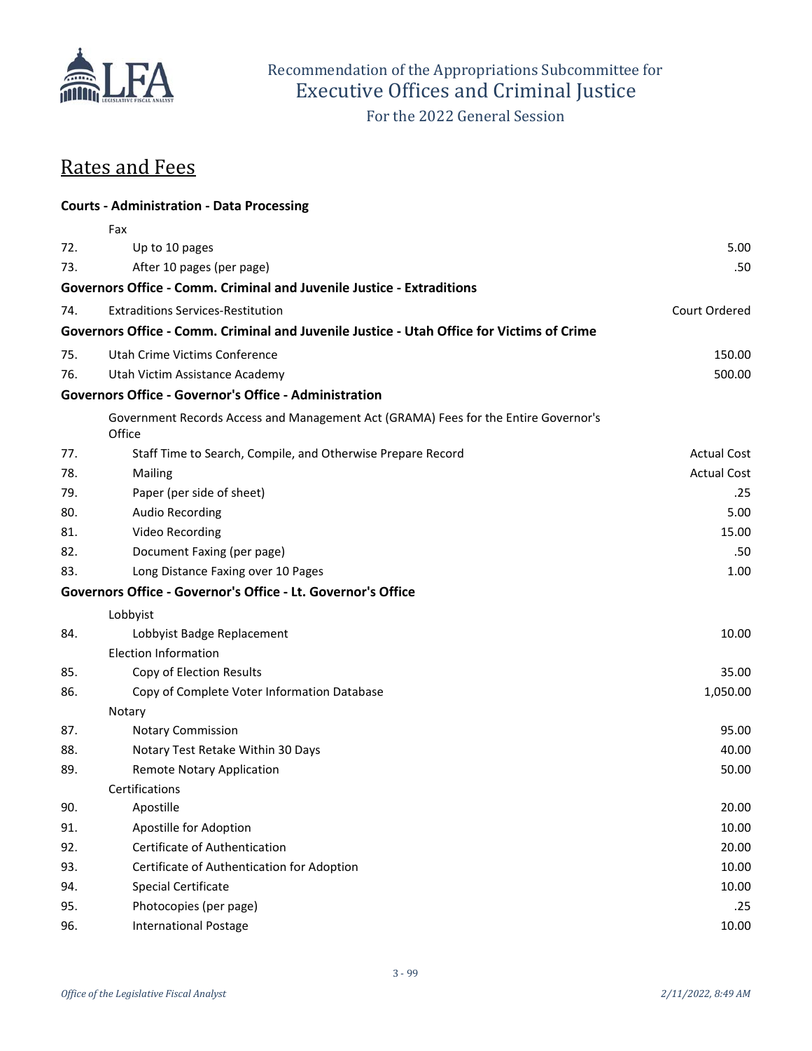# Recommendation of the Appropriations Subcommittee for Executive Offices and Criminal Justice

For the 2022 General Session

## Rates and Fees

| # | Item | Fee |
|---|---|---|
| | **Courts - Administration - Data Processing** | |
| | Fax | |
| 72. | Up to 10 pages | 5.00 |
| 73. | After 10 pages (per page) | .50 |
| | **Governors Office - Comm. Criminal and Juvenile Justice - Extraditions** | |
| 74. | Extraditions Services-Restitution | Court Ordered |
| | **Governors Office - Comm. Criminal and Juvenile Justice - Utah Office for Victims of Crime** | |
| 75. | Utah Crime Victims Conference | 150.00 |
| 76. | Utah Victim Assistance Academy | 500.00 |
| | **Governors Office - Governor's Office - Administration** | |
| | Government Records Access and Management Act (GRAMA) Fees for the Entire Governor's Office | |
| 77. | Staff Time to Search, Compile, and Otherwise Prepare Record | Actual Cost |
| 78. | Mailing | Actual Cost |
| 79. | Paper (per side of sheet) | .25 |
| 80. | Audio Recording | 5.00 |
| 81. | Video Recording | 15.00 |
| 82. | Document Faxing (per page) | .50 |
| 83. | Long Distance Faxing over 10 Pages | 1.00 |
| | **Governors Office - Governor's Office - Lt. Governor's Office** | |
| | Lobbyist | |
| 84. | Lobbyist Badge Replacement | 10.00 |
| | Election Information | |
| 85. | Copy of Election Results | 35.00 |
| 86. | Copy of Complete Voter Information Database | 1,050.00 |
| | Notary | |
| 87. | Notary Commission | 95.00 |
| 88. | Notary Test Retake Within 30 Days | 40.00 |
| 89. | Remote Notary Application | 50.00 |
| | Certifications | |
| 90. | Apostille | 20.00 |
| 91. | Apostille for Adoption | 10.00 |
| 92. | Certificate of Authentication | 20.00 |
| 93. | Certificate of Authentication for Adoption | 10.00 |
| 94. | Special Certificate | 10.00 |
| 95. | Photocopies (per page) | .25 |
| 96. | International Postage | 10.00 |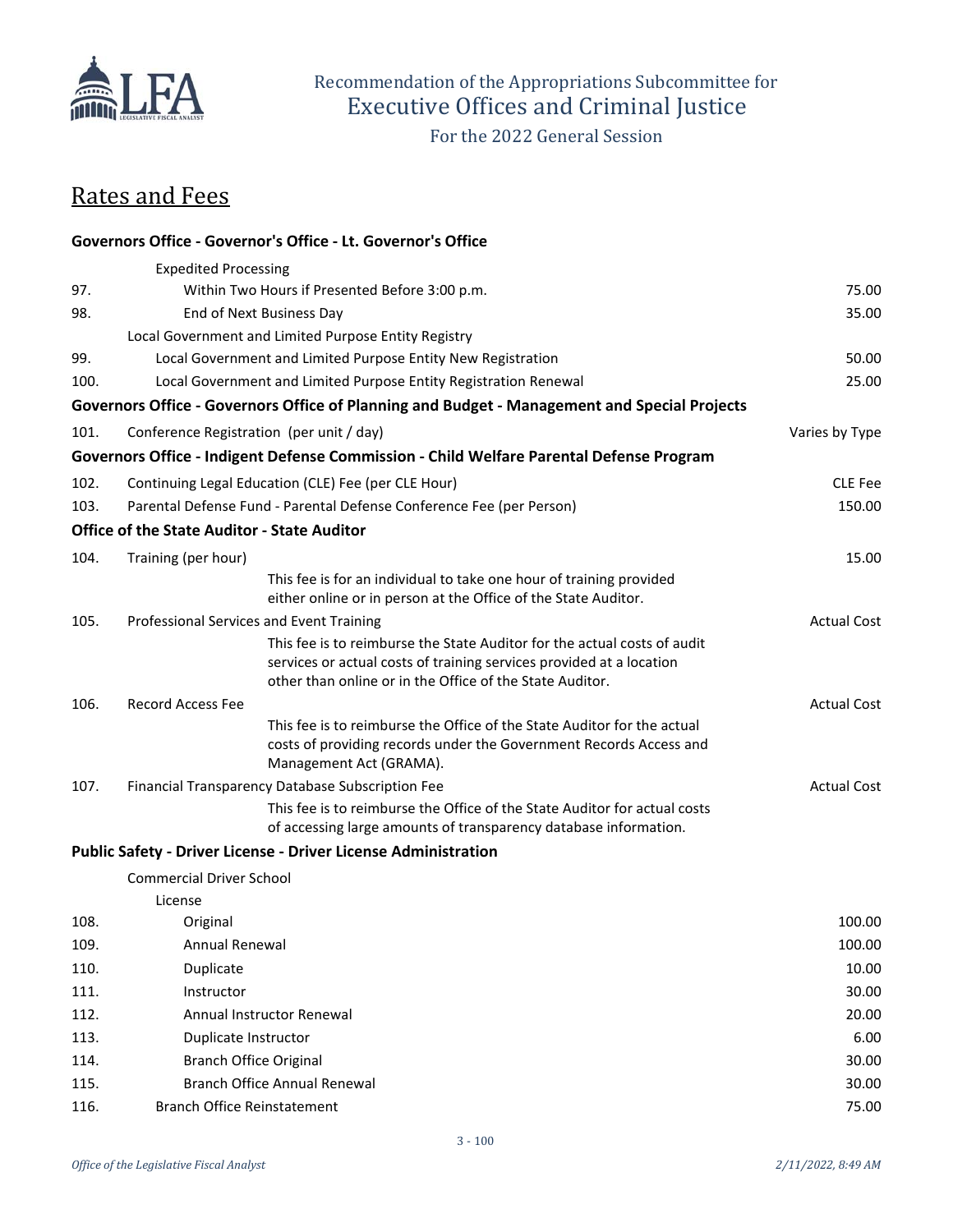Recommendation of the Appropriations Subcommittee for
Executive Offices and Criminal Justice
For the 2022 General Session

## Rates and Fees

| | | |
|---|---|---|
| | **Governors Office - Governor's Office - Lt. Governor's Office** | |
| | Expedited Processing | |
| 97. | Within Two Hours if Presented Before 3:00 p.m. | 75.00 |
| 98. | End of Next Business Day | 35.00 |
| | Local Government and Limited Purpose Entity Registry | |
| 99. | Local Government and Limited Purpose Entity New Registration | 50.00 |
| 100. | Local Government and Limited Purpose Entity Registration Renewal | 25.00 |
| | **Governors Office - Governors Office of Planning and Budget - Management and Special Projects** | |
| 101. | Conference Registration (per unit / day) | Varies by Type |
| | **Governors Office - Indigent Defense Commission - Child Welfare Parental Defense Program** | |
| 102. | Continuing Legal Education (CLE) Fee (per CLE Hour) | CLE Fee |
| 103. | Parental Defense Fund - Parental Defense Conference Fee (per Person) | 150.00 |
| | **Office of the State Auditor - State Auditor** | |
| 104. | Training (per hour)<br>This fee is for an individual to take one hour of training provided either online or in person at the Office of the State Auditor. | 15.00 |
| 105. | Professional Services and Event Training<br>This fee is to reimburse the State Auditor for the actual costs of audit services or actual costs of training services provided at a location other than online or in the Office of the State Auditor. | Actual Cost |
| 106. | Record Access Fee<br>This fee is to reimburse the Office of the State Auditor for the actual costs of providing records under the Government Records Access and Management Act (GRAMA). | Actual Cost |
| 107. | Financial Transparency Database Subscription Fee<br>This fee is to reimburse the Office of the State Auditor for actual costs of accessing large amounts of transparency database information. | Actual Cost |
| | **Public Safety - Driver License - Driver License Administration** | |
| | Commercial Driver School | |
| | License | |
| 108. | Original | 100.00 |
| 109. | Annual Renewal | 100.00 |
| 110. | Duplicate | 10.00 |
| 111. | Instructor | 30.00 |
| 112. | Annual Instructor Renewal | 20.00 |
| 113. | Duplicate Instructor | 6.00 |
| 114. | Branch Office Original | 30.00 |
| 115. | Branch Office Annual Renewal | 30.00 |
| 116. | Branch Office Reinstatement | 75.00 |

*Office of the Legislative Fiscal Analyst* *2/11/2022, 8:49 AM*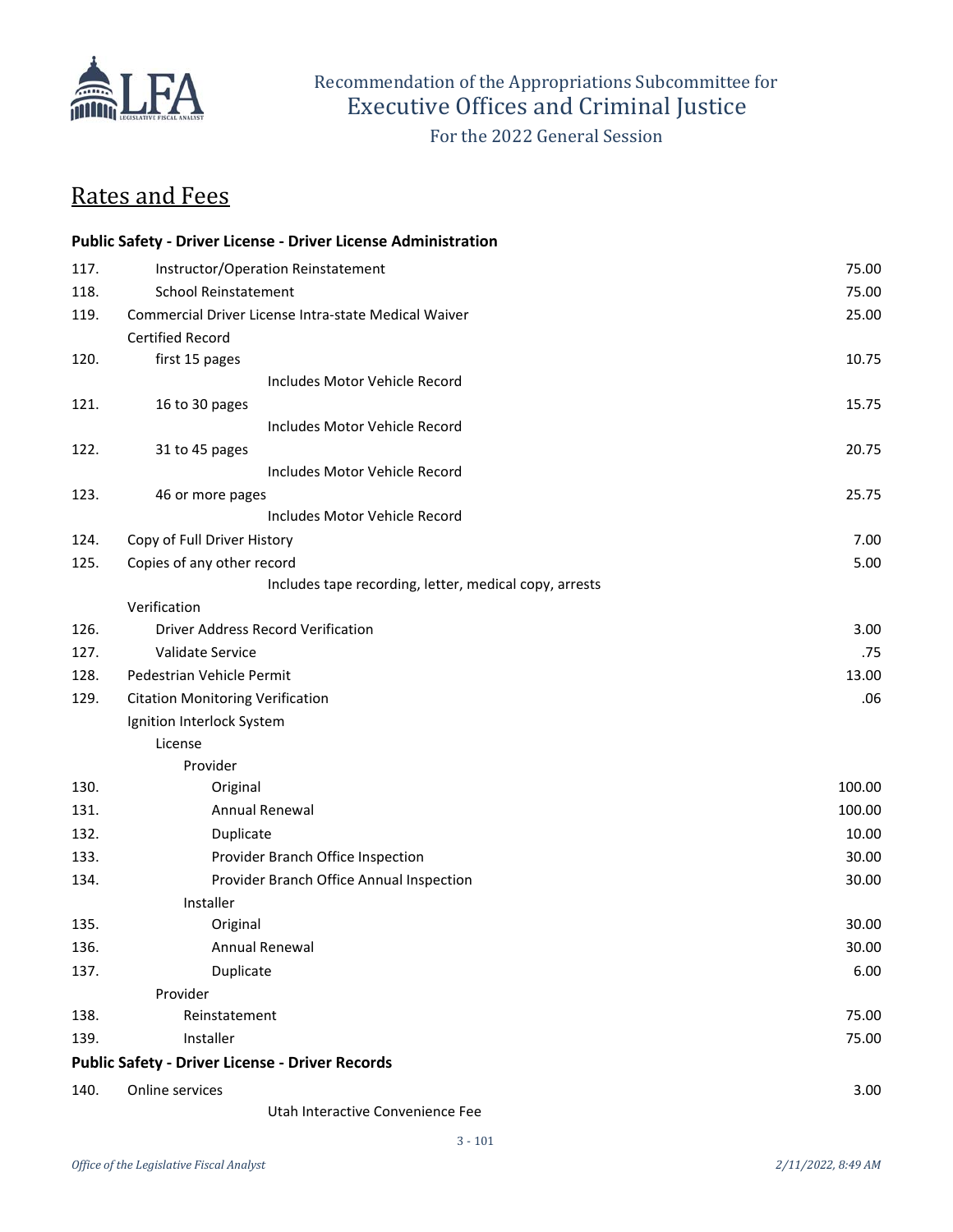## Rates and Fees

**Public Safety - Driver License - Driver License Administration**

| No. | Description | Amount |
|---|---|---|
| 117. | Instructor/Operation Reinstatement | 75.00 |
| 118. | School Reinstatement | 75.00 |
| 119. | Commercial Driver License Intra-state Medical Waiver | 25.00 |
| | Certified Record | |
| 120. | first 15 pages | 10.75 |
| | Includes Motor Vehicle Record | |
| 121. | 16 to 30 pages | 15.75 |
| | Includes Motor Vehicle Record | |
| 122. | 31 to 45 pages | 20.75 |
| | Includes Motor Vehicle Record | |
| 123. | 46 or more pages | 25.75 |
| | Includes Motor Vehicle Record | |
| 124. | Copy of Full Driver History | 7.00 |
| 125. | Copies of any other record | 5.00 |
| | Includes tape recording, letter, medical copy, arrests | |
| | Verification | |
| 126. | Driver Address Record Verification | 3.00 |
| 127. | Validate Service | .75 |
| 128. | Pedestrian Vehicle Permit | 13.00 |
| 129. | Citation Monitoring Verification | .06 |
| | Ignition Interlock System | |
| | License | |
| | Provider | |
| 130. | Original | 100.00 |
| 131. | Annual Renewal | 100.00 |
| 132. | Duplicate | 10.00 |
| 133. | Provider Branch Office Inspection | 30.00 |
| 134. | Provider Branch Office Annual Inspection | 30.00 |
| | Installer | |
| 135. | Original | 30.00 |
| 136. | Annual Renewal | 30.00 |
| 137. | Duplicate | 6.00 |
| | Provider | |
| 138. | Reinstatement | 75.00 |
| 139. | Installer | 75.00 |

**Public Safety - Driver License - Driver Records**

| No. | Description | Amount |
|---|---|---|
| 140. | Online services | 3.00 |
| | Utah Interactive Convenience Fee | |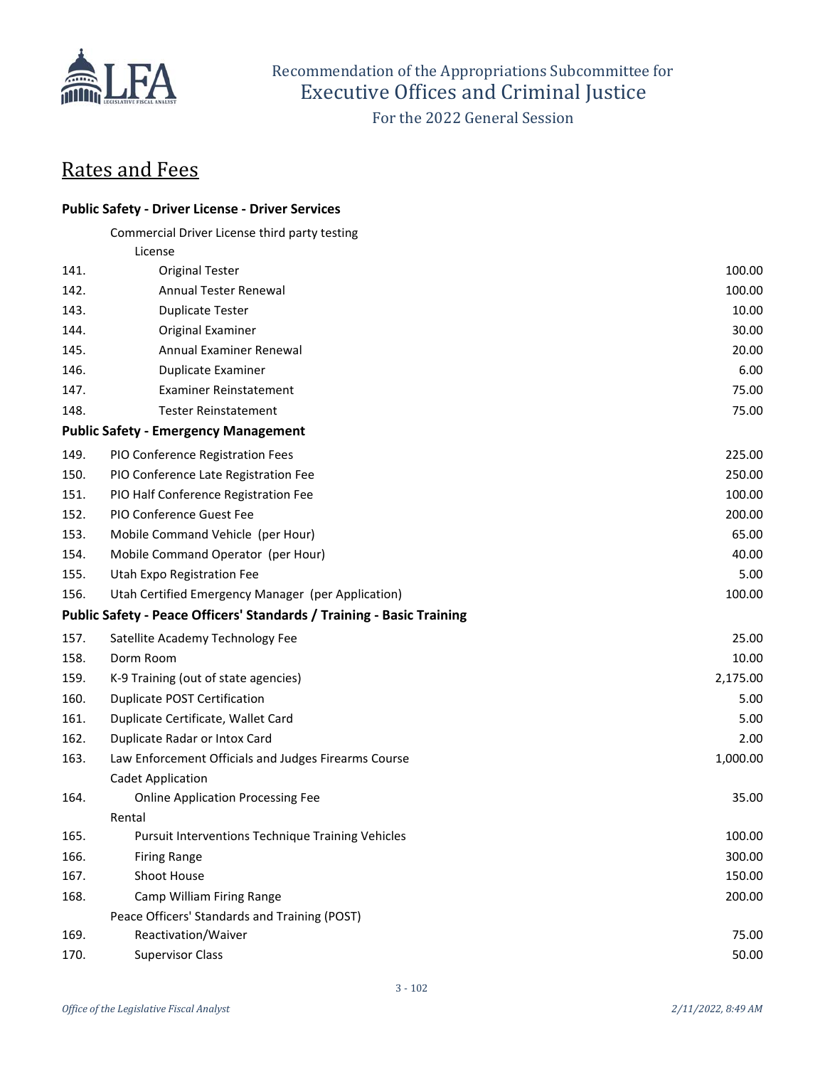# Recommendation of the Appropriations Subcommittee for Executive Offices and Criminal Justice

For the 2022 General Session

## Rates and Fees

| | | |
|---|---|---|
| | **Public Safety - Driver License - Driver Services** | |
| | Commercial Driver License third party testing | |
| | License | |
| 141. | Original Tester | 100.00 |
| 142. | Annual Tester Renewal | 100.00 |
| 143. | Duplicate Tester | 10.00 |
| 144. | Original Examiner | 30.00 |
| 145. | Annual Examiner Renewal | 20.00 |
| 146. | Duplicate Examiner | 6.00 |
| 147. | Examiner Reinstatement | 75.00 |
| 148. | Tester Reinstatement | 75.00 |
| | **Public Safety - Emergency Management** | |
| 149. | PIO Conference Registration Fees | 225.00 |
| 150. | PIO Conference Late Registration Fee | 250.00 |
| 151. | PIO Half Conference Registration Fee | 100.00 |
| 152. | PIO Conference Guest Fee | 200.00 |
| 153. | Mobile Command Vehicle (per Hour) | 65.00 |
| 154. | Mobile Command Operator (per Hour) | 40.00 |
| 155. | Utah Expo Registration Fee | 5.00 |
| 156. | Utah Certified Emergency Manager (per Application) | 100.00 |
| | **Public Safety - Peace Officers' Standards / Training - Basic Training** | |
| 157. | Satellite Academy Technology Fee | 25.00 |
| 158. | Dorm Room | 10.00 |
| 159. | K-9 Training (out of state agencies) | 2,175.00 |
| 160. | Duplicate POST Certification | 5.00 |
| 161. | Duplicate Certificate, Wallet Card | 5.00 |
| 162. | Duplicate Radar or Intox Card | 2.00 |
| 163. | Law Enforcement Officials and Judges Firearms Course | 1,000.00 |
| | Cadet Application | |
| 164. | Online Application Processing Fee | 35.00 |
| | Rental | |
| 165. | Pursuit Interventions Technique Training Vehicles | 100.00 |
| 166. | Firing Range | 300.00 |
| 167. | Shoot House | 150.00 |
| 168. | Camp William Firing Range | 200.00 |
| | Peace Officers' Standards and Training (POST) | |
| 169. | Reactivation/Waiver | 75.00 |
| 170. | Supervisor Class | 50.00 |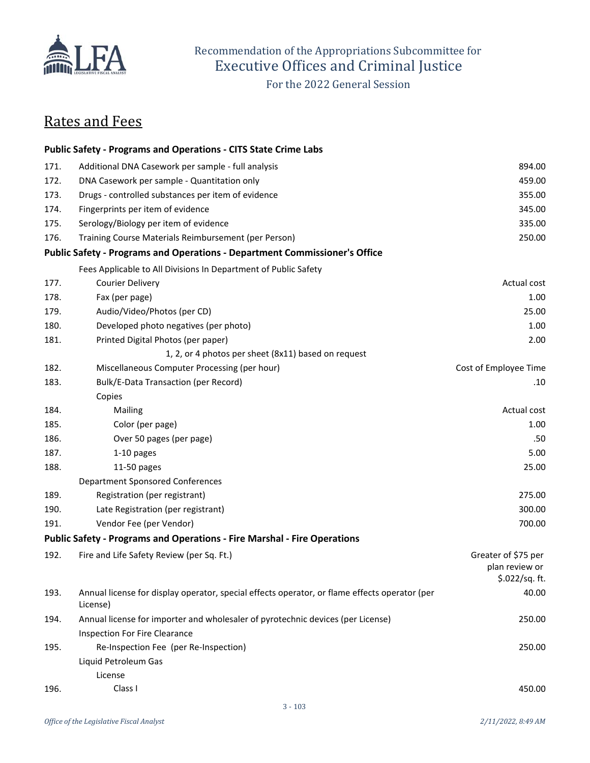Recommendation of the Appropriations Subcommittee for
Executive Offices and Criminal Justice
For the 2022 General Session

## Rates and Fees

| | | |
|---|---|---|
| | **Public Safety - Programs and Operations - CITS State Crime Labs** | |
| 171. | Additional DNA Casework per sample - full analysis | 894.00 |
| 172. | DNA Casework per sample - Quantitation only | 459.00 |
| 173. | Drugs - controlled substances per item of evidence | 355.00 |
| 174. | Fingerprints per item of evidence | 345.00 |
| 175. | Serology/Biology per item of evidence | 335.00 |
| 176. | Training Course Materials Reimbursement (per Person) | 250.00 |
| | **Public Safety - Programs and Operations - Department Commissioner's Office** | |
| | Fees Applicable to All Divisions In Department of Public Safety | |
| 177. | Courier Delivery | Actual cost |
| 178. | Fax (per page) | 1.00 |
| 179. | Audio/Video/Photos (per CD) | 25.00 |
| 180. | Developed photo negatives (per photo) | 1.00 |
| 181. | Printed Digital Photos (per paper) | 2.00 |
| | 1, 2, or 4 photos per sheet (8x11) based on request | |
| 182. | Miscellaneous Computer Processing (per hour) | Cost of Employee Time |
| 183. | Bulk/E-Data Transaction (per Record) | .10 |
| | Copies | |
| 184. | Mailing | Actual cost |
| 185. | Color (per page) | 1.00 |
| 186. | Over 50 pages (per page) | .50 |
| 187. | 1-10 pages | 5.00 |
| 188. | 11-50 pages | 25.00 |
| | Department Sponsored Conferences | |
| 189. | Registration (per registrant) | 275.00 |
| 190. | Late Registration (per registrant) | 300.00 |
| 191. | Vendor Fee (per Vendor) | 700.00 |
| | **Public Safety - Programs and Operations - Fire Marshal - Fire Operations** | |
| 192. | Fire and Life Safety Review (per Sq. Ft.) | Greater of $75 per plan review or $.022/sq. ft. |
| 193. | Annual license for display operator, special effects operator, or flame effects operator (per License) | 40.00 |
| 194. | Annual license for importer and wholesaler of pyrotechnic devices (per License) | 250.00 |
| | Inspection For Fire Clearance | |
| 195. | Re-Inspection Fee (per Re-Inspection) | 250.00 |
| | Liquid Petroleum Gas | |
| | License | |
| 196. | Class I | 450.00 |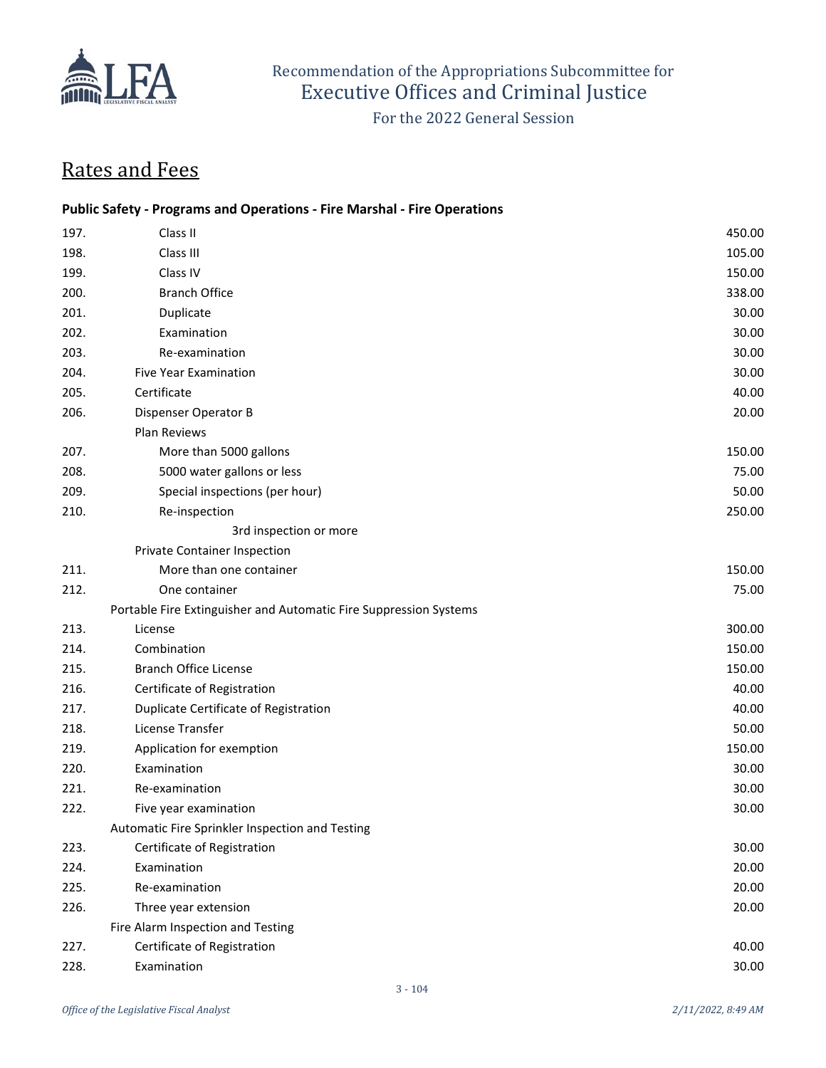# Rates and Fees

**Public Safety - Programs and Operations - Fire Marshal - Fire Operations**

| | | |
|---|---|---|
| 197. | Class II | 450.00 |
| 198. | Class III | 105.00 |
| 199. | Class IV | 150.00 |
| 200. | Branch Office | 338.00 |
| 201. | Duplicate | 30.00 |
| 202. | Examination | 30.00 |
| 203. | Re-examination | 30.00 |
| 204. | Five Year Examination | 30.00 |
| 205. | Certificate | 40.00 |
| 206. | Dispenser Operator B | 20.00 |
| | Plan Reviews | |
| 207. | More than 5000 gallons | 150.00 |
| 208. | 5000 water gallons or less | 75.00 |
| 209. | Special inspections (per hour) | 50.00 |
| 210. | Re-inspection | 250.00 |
| | 3rd inspection or more | |
| | Private Container Inspection | |
| 211. | More than one container | 150.00 |
| 212. | One container | 75.00 |
| | Portable Fire Extinguisher and Automatic Fire Suppression Systems | |
| 213. | License | 300.00 |
| 214. | Combination | 150.00 |
| 215. | Branch Office License | 150.00 |
| 216. | Certificate of Registration | 40.00 |
| 217. | Duplicate Certificate of Registration | 40.00 |
| 218. | License Transfer | 50.00 |
| 219. | Application for exemption | 150.00 |
| 220. | Examination | 30.00 |
| 221. | Re-examination | 30.00 |
| 222. | Five year examination | 30.00 |
| | Automatic Fire Sprinkler Inspection and Testing | |
| 223. | Certificate of Registration | 30.00 |
| 224. | Examination | 20.00 |
| 225. | Re-examination | 20.00 |
| 226. | Three year extension | 20.00 |
| | Fire Alarm Inspection and Testing | |
| 227. | Certificate of Registration | 40.00 |
| 228. | Examination | 30.00 |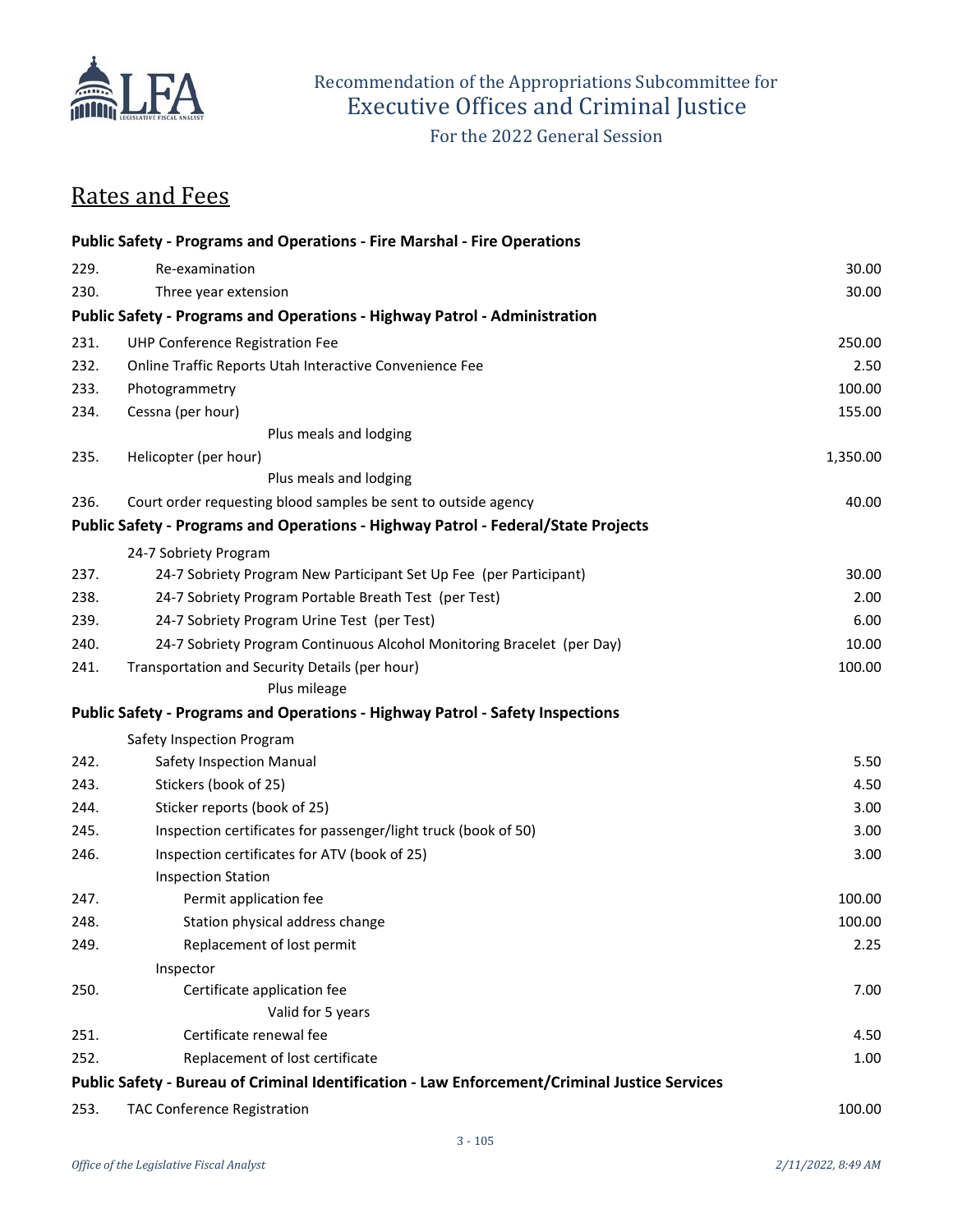## Rates and Fees

**Public Safety - Programs and Operations - Fire Marshal - Fire Operations**

| | | |
|---|---|---|
| 229. | Re-examination | 30.00 |
| 230. | Three year extension | 30.00 |

**Public Safety - Programs and Operations - Highway Patrol - Administration**

| | | |
|---|---|---|
| 231. | UHP Conference Registration Fee | 250.00 |
| 232. | Online Traffic Reports Utah Interactive Convenience Fee | 2.50 |
| 233. | Photogrammetry | 100.00 |
| 234. | Cessna (per hour) | 155.00 |
| | Plus meals and lodging | |
| 235. | Helicopter (per hour) | 1,350.00 |
| | Plus meals and lodging | |
| 236. | Court order requesting blood samples be sent to outside agency | 40.00 |

**Public Safety - Programs and Operations - Highway Patrol - Federal/State Projects**

| | | |
|---|---|---|
| | 24-7 Sobriety Program | |
| 237. | 24-7 Sobriety Program New Participant Set Up Fee (per Participant) | 30.00 |
| 238. | 24-7 Sobriety Program Portable Breath Test (per Test) | 2.00 |
| 239. | 24-7 Sobriety Program Urine Test (per Test) | 6.00 |
| 240. | 24-7 Sobriety Program Continuous Alcohol Monitoring Bracelet (per Day) | 10.00 |
| 241. | Transportation and Security Details (per hour) | 100.00 |
| | Plus mileage | |

**Public Safety - Programs and Operations - Highway Patrol - Safety Inspections**

| | | |
|---|---|---|
| | Safety Inspection Program | |
| 242. | Safety Inspection Manual | 5.50 |
| 243. | Stickers (book of 25) | 4.50 |
| 244. | Sticker reports (book of 25) | 3.00 |
| 245. | Inspection certificates for passenger/light truck (book of 50) | 3.00 |
| 246. | Inspection certificates for ATV (book of 25) | 3.00 |
| | Inspection Station | |
| 247. | Permit application fee | 100.00 |
| 248. | Station physical address change | 100.00 |
| 249. | Replacement of lost permit | 2.25 |
| | Inspector | |
| 250. | Certificate application fee | 7.00 |
| | Valid for 5 years | |
| 251. | Certificate renewal fee | 4.50 |
| 252. | Replacement of lost certificate | 1.00 |

**Public Safety - Bureau of Criminal Identification - Law Enforcement/Criminal Justice Services**

| | | |
|---|---|---|
| 253. | TAC Conference Registration | 100.00 |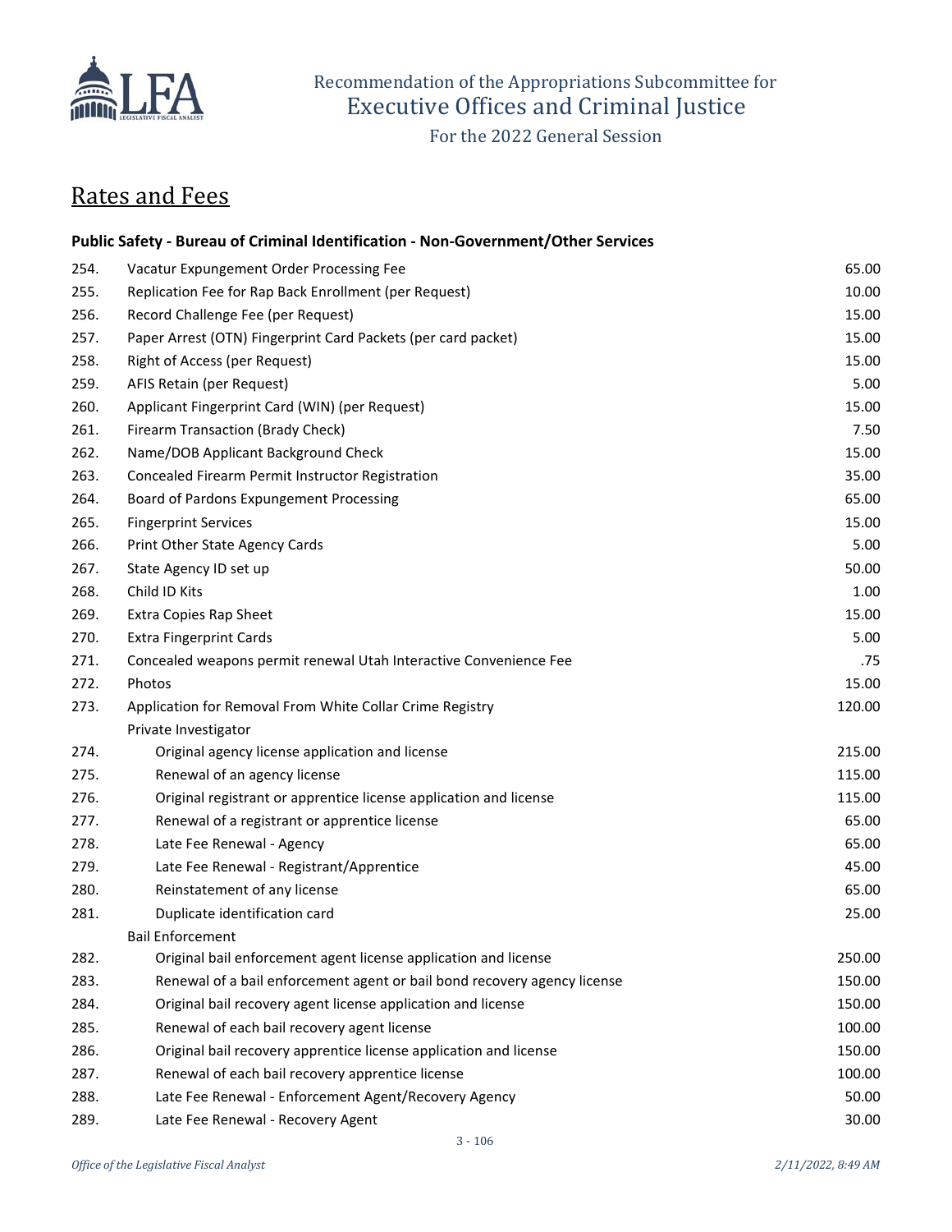Recommendation of the Appropriations Subcommittee for
Executive Offices and Criminal Justice
For the 2022 General Session

## Rates and Fees

### Public Safety - Bureau of Criminal Identification - Non-Government/Other Services

| No. | Description | Fee |
|---|---|---|
| 254. | Vacatur Expungement Order Processing Fee | 65.00 |
| 255. | Replication Fee for Rap Back Enrollment (per Request) | 10.00 |
| 256. | Record Challenge Fee (per Request) | 15.00 |
| 257. | Paper Arrest (OTN) Fingerprint Card Packets (per card packet) | 15.00 |
| 258. | Right of Access (per Request) | 15.00 |
| 259. | AFIS Retain (per Request) | 5.00 |
| 260. | Applicant Fingerprint Card (WIN) (per Request) | 15.00 |
| 261. | Firearm Transaction (Brady Check) | 7.50 |
| 262. | Name/DOB Applicant Background Check | 15.00 |
| 263. | Concealed Firearm Permit Instructor Registration | 35.00 |
| 264. | Board of Pardons Expungement Processing | 65.00 |
| 265. | Fingerprint Services | 15.00 |
| 266. | Print Other State Agency Cards | 5.00 |
| 267. | State Agency ID set up | 50.00 |
| 268. | Child ID Kits | 1.00 |
| 269. | Extra Copies Rap Sheet | 15.00 |
| 270. | Extra Fingerprint Cards | 5.00 |
| 271. | Concealed weapons permit renewal Utah Interactive Convenience Fee | .75 |
| 272. | Photos | 15.00 |
| 273. | Application for Removal From White Collar Crime Registry | 120.00 |
| | Private Investigator | |
| 274. | Original agency license application and license | 215.00 |
| 275. | Renewal of an agency license | 115.00 |
| 276. | Original registrant or apprentice license application and license | 115.00 |
| 277. | Renewal of a registrant or apprentice license | 65.00 |
| 278. | Late Fee Renewal - Agency | 65.00 |
| 279. | Late Fee Renewal - Registrant/Apprentice | 45.00 |
| 280. | Reinstatement of any license | 65.00 |
| 281. | Duplicate identification card | 25.00 |
| | Bail Enforcement | |
| 282. | Original bail enforcement agent license application and license | 250.00 |
| 283. | Renewal of a bail enforcement agent or bail bond recovery agency license | 150.00 |
| 284. | Original bail recovery agent license application and license | 150.00 |
| 285. | Renewal of each bail recovery agent license | 100.00 |
| 286. | Original bail recovery apprentice license application and license | 150.00 |
| 287. | Renewal of each bail recovery apprentice license | 100.00 |
| 288. | Late Fee Renewal - Enforcement Agent/Recovery Agency | 50.00 |
| 289. | Late Fee Renewal - Recovery Agent | 30.00 |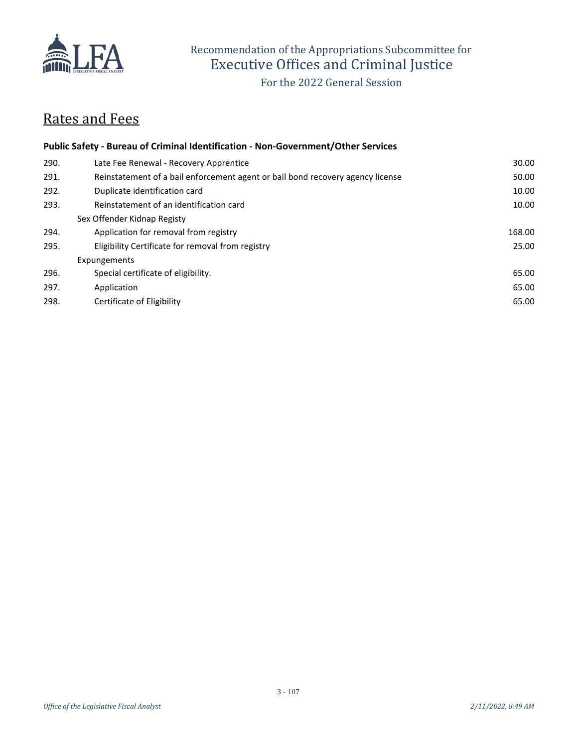## Rates and Fees

**Public Safety - Bureau of Criminal Identification - Non-Government/Other Services**

| | | |
|---|---|---|
| 290. | Late Fee Renewal - Recovery Apprentice | 30.00 |
| 291. | Reinstatement of a bail enforcement agent or bail bond recovery agency license | 50.00 |
| 292. | Duplicate identification card | 10.00 |
| 293. | Reinstatement of an identification card | 10.00 |
| | Sex Offender Kidnap Registy | |
| 294. | Application for removal from registry | 168.00 |
| 295. | Eligibility Certificate for removal from registry | 25.00 |
| | Expungements | |
| 296. | Special certificate of eligibility. | 65.00 |
| 297. | Application | 65.00 |
| 298. | Certificate of Eligibility | 65.00 |